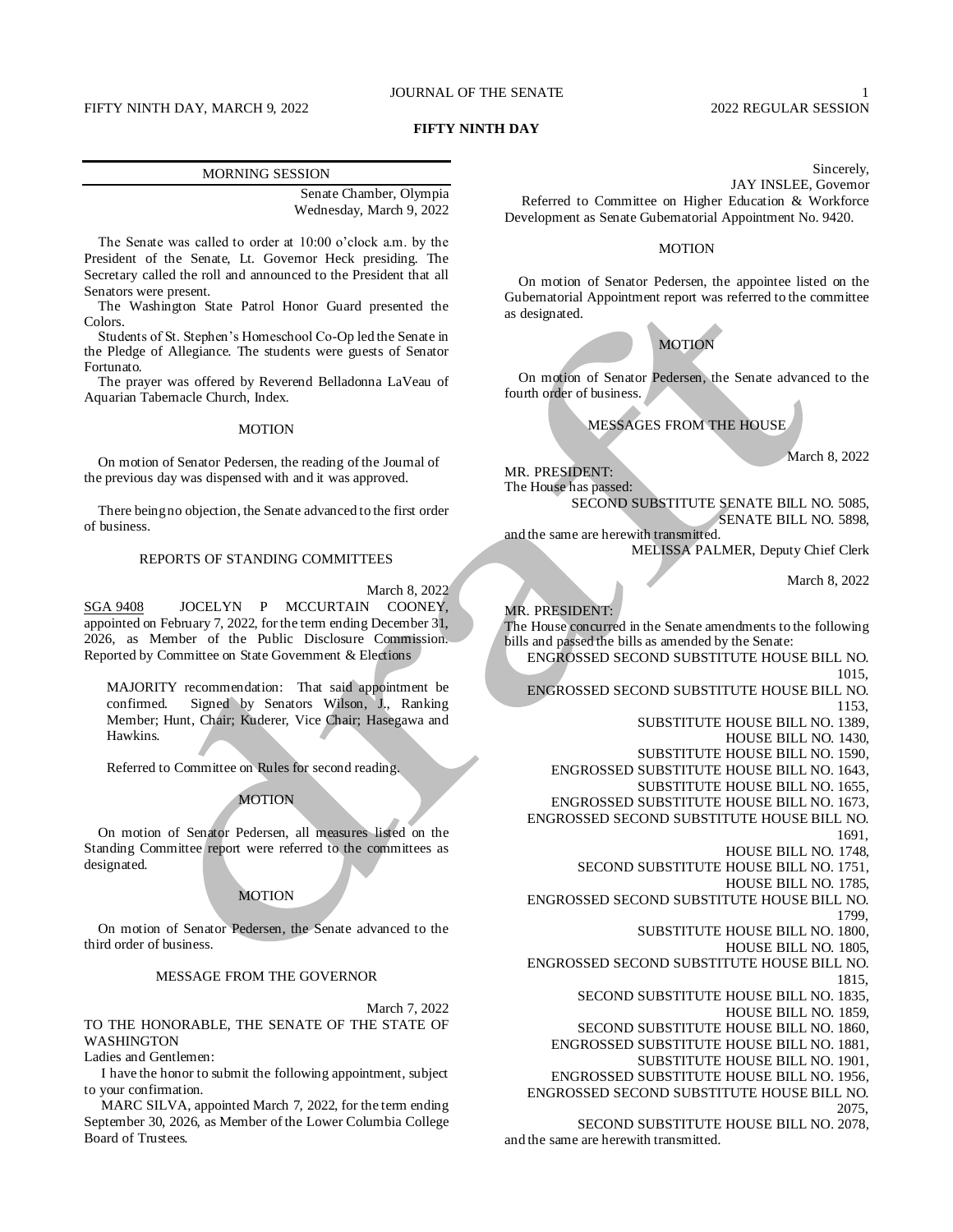# FIFTY NINTH DAY

## MORNING SESSION

Senate Chamber, Olympia
Wednesday, March 9, 2022

The Senate was called to order at 10:00 o'clock a.m. by the President of the Senate, Lt. Governor Heck presiding. The Secretary called the roll and announced to the President that all Senators were present.

The Washington State Patrol Honor Guard presented the Colors.

Students of St. Stephen's Homeschool Co-Op led the Senate in the Pledge of Allegiance. The students were guests of Senator Fortunato.

The prayer was offered by Reverend Belladonna LaVeau of Aquarian Tabernacle Church, Index.

### MOTION

On motion of Senator Pedersen, the reading of the Journal of the previous day was dispensed with and it was approved.

There being no objection, the Senate advanced to the first order of business.

### REPORTS OF STANDING COMMITTEES

March 8, 2022

SGA 9408 JOCELYN P MCCURTAIN COONEY, appointed on February 7, 2022, for the term ending December 31, 2026, as Member of the Public Disclosure Commission. Reported by Committee on State Government & Elections

MAJORITY recommendation: That said appointment be confirmed. Signed by Senators Wilson, J., Ranking Member; Hunt, Chair; Kuderer, Vice Chair; Hasegawa and Hawkins.

Referred to Committee on Rules for second reading.

### MOTION

On motion of Senator Pedersen, all measures listed on the Standing Committee report were referred to the committees as designated.

### MOTION

On motion of Senator Pedersen, the Senate advanced to the third order of business.

### MESSAGE FROM THE GOVERNOR

March 7, 2022

TO THE HONORABLE, THE SENATE OF THE STATE OF WASHINGTON

Ladies and Gentlemen:

I have the honor to submit the following appointment, subject to your confirmation.

MARC SILVA, appointed March 7, 2022, for the term ending September 30, 2026, as Member of the Lower Columbia College Board of Trustees.

Sincerely,
JAY INSLEE, Governor

Referred to Committee on Higher Education & Workforce Development as Senate Gubernatorial Appointment No. 9420.

### MOTION

On motion of Senator Pedersen, the appointee listed on the Gubernatorial Appointment report was referred to the committee as designated.

### MOTION

On motion of Senator Pedersen, the Senate advanced to the fourth order of business.

### MESSAGES FROM THE HOUSE

March 8, 2022

MR. PRESIDENT:

The House has passed:

SECOND SUBSTITUTE SENATE BILL NO. 5085,
SENATE BILL NO. 5898,

and the same are herewith transmitted.

MELISSA PALMER, Deputy Chief Clerk

March 8, 2022

MR. PRESIDENT:

The House concurred in the Senate amendments to the following bills and passed the bills as amended by the Senate:

ENGROSSED SECOND SUBSTITUTE HOUSE BILL NO. 1015,
ENGROSSED SECOND SUBSTITUTE HOUSE BILL NO. 1153,
SUBSTITUTE HOUSE BILL NO. 1389,
HOUSE BILL NO. 1430,
SUBSTITUTE HOUSE BILL NO. 1590,
ENGROSSED SUBSTITUTE HOUSE BILL NO. 1643,
SUBSTITUTE HOUSE BILL NO. 1655,
ENGROSSED SUBSTITUTE HOUSE BILL NO. 1673,
ENGROSSED SECOND SUBSTITUTE HOUSE BILL NO. 1691,
HOUSE BILL NO. 1748,
SECOND SUBSTITUTE HOUSE BILL NO. 1751,
HOUSE BILL NO. 1785,
ENGROSSED SECOND SUBSTITUTE HOUSE BILL NO. 1799,
SUBSTITUTE HOUSE BILL NO. 1800,
HOUSE BILL NO. 1805,
ENGROSSED SECOND SUBSTITUTE HOUSE BILL NO. 1815,
SECOND SUBSTITUTE HOUSE BILL NO. 1835,
HOUSE BILL NO. 1859,
SECOND SUBSTITUTE HOUSE BILL NO. 1860,
ENGROSSED SUBSTITUTE HOUSE BILL NO. 1881,
SUBSTITUTE HOUSE BILL NO. 1901,
ENGROSSED SUBSTITUTE HOUSE BILL NO. 1956,
ENGROSSED SECOND SUBSTITUTE HOUSE BILL NO. 2075,
SECOND SUBSTITUTE HOUSE BILL NO. 2078,

and the same are herewith transmitted.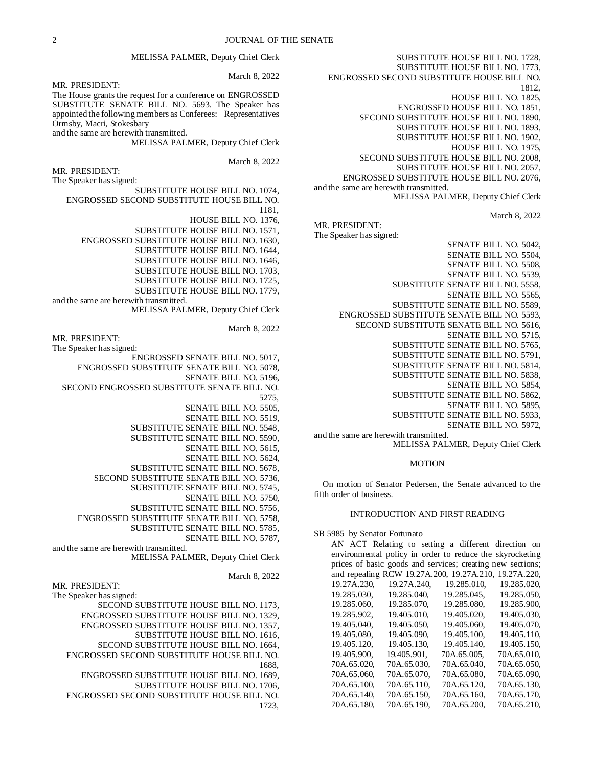MELISSA PALMER, Deputy Chief Clerk

March 8, 2022

MR. PRESIDENT:
The House grants the request for a conference on ENGROSSED SUBSTITUTE SENATE BILL NO. 5693. The Speaker has appointed the following members as Conferees: Representatives Ormsby, Macri, Stokesbary
and the same are herewith transmitted.

MELISSA PALMER, Deputy Chief Clerk

March 8, 2022

MR. PRESIDENT:
The Speaker has signed:

SUBSTITUTE HOUSE BILL NO. 1074,
ENGROSSED SECOND SUBSTITUTE HOUSE BILL NO. 1181,
HOUSE BILL NO. 1376,
SUBSTITUTE HOUSE BILL NO. 1571,
ENGROSSED SUBSTITUTE HOUSE BILL NO. 1630,
SUBSTITUTE HOUSE BILL NO. 1644,
SUBSTITUTE HOUSE BILL NO. 1646,
SUBSTITUTE HOUSE BILL NO. 1703,
SUBSTITUTE HOUSE BILL NO. 1725,
SUBSTITUTE HOUSE BILL NO. 1779,

and the same are herewith transmitted.

MELISSA PALMER, Deputy Chief Clerk

March 8, 2022

MR. PRESIDENT:
The Speaker has signed:

ENGROSSED SENATE BILL NO. 5017,
ENGROSSED SUBSTITUTE SENATE BILL NO. 5078,
SENATE BILL NO. 5196,
SECOND ENGROSSED SUBSTITUTE SENATE BILL NO. 5275,
SENATE BILL NO. 5505,
SENATE BILL NO. 5519,
SUBSTITUTE SENATE BILL NO. 5548,
SUBSTITUTE SENATE BILL NO. 5590,
SENATE BILL NO. 5615,
SENATE BILL NO. 5624,
SUBSTITUTE SENATE BILL NO. 5678,
SECOND SUBSTITUTE SENATE BILL NO. 5736,
SUBSTITUTE SENATE BILL NO. 5745,
SENATE BILL NO. 5750,
SUBSTITUTE SENATE BILL NO. 5756,
ENGROSSED SUBSTITUTE SENATE BILL NO. 5758,
SUBSTITUTE SENATE BILL NO. 5785,
SENATE BILL NO. 5787,

and the same are herewith transmitted.

MELISSA PALMER, Deputy Chief Clerk

March 8, 2022

MR. PRESIDENT:
The Speaker has signed:

SECOND SUBSTITUTE HOUSE BILL NO. 1173,
ENGROSSED SUBSTITUTE HOUSE BILL NO. 1329,
ENGROSSED SUBSTITUTE HOUSE BILL NO. 1357,
SUBSTITUTE HOUSE BILL NO. 1616,
SECOND SUBSTITUTE HOUSE BILL NO. 1664,
ENGROSSED SECOND SUBSTITUTE HOUSE BILL NO. 1688,
ENGROSSED SUBSTITUTE HOUSE BILL NO. 1689,
SUBSTITUTE HOUSE BILL NO. 1706,
ENGROSSED SECOND SUBSTITUTE HOUSE BILL NO. 1723,
SUBSTITUTE HOUSE BILL NO. 1728,
SUBSTITUTE HOUSE BILL NO. 1773,
ENGROSSED SECOND SUBSTITUTE HOUSE BILL NO. 1812,
HOUSE BILL NO. 1825,
ENGROSSED HOUSE BILL NO. 1851,
SECOND SUBSTITUTE HOUSE BILL NO. 1890,
SUBSTITUTE HOUSE BILL NO. 1893,
SUBSTITUTE HOUSE BILL NO. 1902,
HOUSE BILL NO. 1975,
SECOND SUBSTITUTE HOUSE BILL NO. 2008,
SUBSTITUTE HOUSE BILL NO. 2057,
ENGROSSED SUBSTITUTE HOUSE BILL NO. 2076,

and the same are herewith transmitted.

MELISSA PALMER, Deputy Chief Clerk

March 8, 2022

MR. PRESIDENT:
The Speaker has signed:

SENATE BILL NO. 5042,
SENATE BILL NO. 5504,
SENATE BILL NO. 5508,
SENATE BILL NO. 5539,
SUBSTITUTE SENATE BILL NO. 5558,
SENATE BILL NO. 5565,
SUBSTITUTE SENATE BILL NO. 5589,
ENGROSSED SUBSTITUTE SENATE BILL NO. 5593,
SECOND SUBSTITUTE SENATE BILL NO. 5616,
SENATE BILL NO. 5715,
SUBSTITUTE SENATE BILL NO. 5765,
SUBSTITUTE SENATE BILL NO. 5791,
SUBSTITUTE SENATE BILL NO. 5814,
SUBSTITUTE SENATE BILL NO. 5838,
SENATE BILL NO. 5854,
SUBSTITUTE SENATE BILL NO. 5862,
SENATE BILL NO. 5895,
SUBSTITUTE SENATE BILL NO. 5933,
SENATE BILL NO. 5972,

and the same are herewith transmitted.

MELISSA PALMER, Deputy Chief Clerk

## MOTION

On motion of Senator Pedersen, the Senate advanced to the fifth order of business.

## INTRODUCTION AND FIRST READING

SB 5985 by Senator Fortunato

AN ACT Relating to setting a different direction on environmental policy in order to reduce the skyrocketing prices of basic goods and services; creating new sections; and repealing RCW 19.27A.200, 19.27A.210, 19.27A.220, 19.27A.230, 19.27A.240, 19.285.010, 19.285.020, 19.285.030, 19.285.040, 19.285.045, 19.285.050, 19.285.060, 19.285.070, 19.285.080, 19.285.900, 19.285.902, 19.405.010, 19.405.020, 19.405.030, 19.405.040, 19.405.050, 19.405.060, 19.405.070, 19.405.080, 19.405.090, 19.405.100, 19.405.110, 19.405.120, 19.405.130, 19.405.140, 19.405.150, 19.405.900, 19.405.901, 70A.65.005, 70A.65.010, 70A.65.020, 70A.65.030, 70A.65.040, 70A.65.050, 70A.65.060, 70A.65.070, 70A.65.080, 70A.65.090, 70A.65.100, 70A.65.110, 70A.65.120, 70A.65.130, 70A.65.140, 70A.65.150, 70A.65.160, 70A.65.170, 70A.65.180, 70A.65.190, 70A.65.200, 70A.65.210,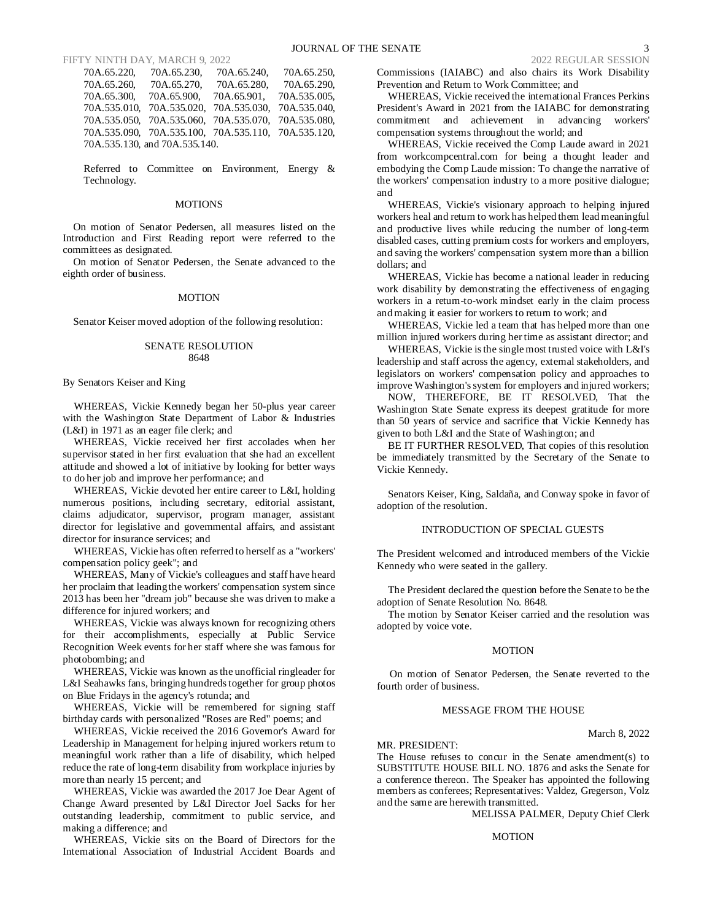70A.65.220, 70A.65.230, 70A.65.240, 70A.65.250, 70A.65.260, 70A.65.270, 70A.65.280, 70A.65.290, 70A.65.300, 70A.65.900, 70A.65.901, 70A.535.005, 70A.535.010, 70A.535.020, 70A.535.030, 70A.535.040, 70A.535.050, 70A.535.060, 70A.535.070, 70A.535.080, 70A.535.090, 70A.535.100, 70A.535.110, 70A.535.120, 70A.535.130, and 70A.535.140.

Referred to Committee on Environment, Energy & Technology.

MOTIONS

On motion of Senator Pedersen, all measures listed on the Introduction and First Reading report were referred to the committees as designated.

On motion of Senator Pedersen, the Senate advanced to the eighth order of business.

MOTION

Senator Keiser moved adoption of the following resolution:

SENATE RESOLUTION
8648

By Senators Keiser and King

WHEREAS, Vickie Kennedy began her 50-plus year career with the Washington State Department of Labor & Industries (L&I) in 1971 as an eager file clerk; and

WHEREAS, Vickie received her first accolades when her supervisor stated in her first evaluation that she had an excellent attitude and showed a lot of initiative by looking for better ways to do her job and improve her performance; and

WHEREAS, Vickie devoted her entire career to L&I, holding numerous positions, including secretary, editorial assistant, claims adjudicator, supervisor, program manager, assistant director for legislative and governmental affairs, and assistant director for insurance services; and

WHEREAS, Vickie has often referred to herself as a "workers' compensation policy geek"; and

WHEREAS, Many of Vickie's colleagues and staff have heard her proclaim that leading the workers' compensation system since 2013 has been her "dream job" because she was driven to make a difference for injured workers; and

WHEREAS, Vickie was always known for recognizing others for their accomplishments, especially at Public Service Recognition Week events for her staff where she was famous for photobombing; and

WHEREAS, Vickie was known as the unofficial ringleader for L&I Seahawks fans, bringing hundreds together for group photos on Blue Fridays in the agency's rotunda; and

WHEREAS, Vickie will be remembered for signing staff birthday cards with personalized "Roses are Red" poems; and

WHEREAS, Vickie received the 2016 Governor's Award for Leadership in Management for helping injured workers return to meaningful work rather than a life of disability, which helped reduce the rate of long-term disability from workplace injuries by more than nearly 15 percent; and

WHEREAS, Vickie was awarded the 2017 Joe Dear Agent of Change Award presented by L&I Director Joel Sacks for her outstanding leadership, commitment to public service, and making a difference; and

WHEREAS, Vickie sits on the Board of Directors for the International Association of Industrial Accident Boards and Commissions (IAIABC) and also chairs its Work Disability Prevention and Return to Work Committee; and

WHEREAS, Vickie received the international Frances Perkins President's Award in 2021 from the IAIABC for demonstrating commitment and achievement in advancing workers' compensation systems throughout the world; and

WHEREAS, Vickie received the Comp Laude award in 2021 from workcompcentral.com for being a thought leader and embodying the Comp Laude mission: To change the narrative of the workers' compensation industry to a more positive dialogue; and

WHEREAS, Vickie's visionary approach to helping injured workers heal and return to work has helped them lead meaningful and productive lives while reducing the number of long-term disabled cases, cutting premium costs for workers and employers, and saving the workers' compensation system more than a billion dollars; and

WHEREAS, Vickie has become a national leader in reducing work disability by demonstrating the effectiveness of engaging workers in a return-to-work mindset early in the claim process and making it easier for workers to return to work; and

WHEREAS, Vickie led a team that has helped more than one million injured workers during her time as assistant director; and

WHEREAS, Vickie is the single most trusted voice with L&I's leadership and staff across the agency, external stakeholders, and legislators on workers' compensation policy and approaches to improve Washington's system for employers and injured workers;

NOW, THEREFORE, BE IT RESOLVED, That the Washington State Senate express its deepest gratitude for more than 50 years of service and sacrifice that Vickie Kennedy has given to both L&I and the State of Washington; and

BE IT FURTHER RESOLVED, That copies of this resolution be immediately transmitted by the Secretary of the Senate to Vickie Kennedy.

Senators Keiser, King, Saldaña, and Conway spoke in favor of adoption of the resolution.

INTRODUCTION OF SPECIAL GUESTS

The President welcomed and introduced members of the Vickie Kennedy who were seated in the gallery.

The President declared the question before the Senate to be the adoption of Senate Resolution No. 8648.

The motion by Senator Keiser carried and the resolution was adopted by voice vote.

MOTION

On motion of Senator Pedersen, the Senate reverted to the fourth order of business.

MESSAGE FROM THE HOUSE

March 8, 2022

MR. PRESIDENT:

The House refuses to concur in the Senate amendment(s) to SUBSTITUTE HOUSE BILL NO. 1876 and asks the Senate for a conference thereon. The Speaker has appointed the following members as conferees; Representatives: Valdez, Gregerson, Volz and the same are herewith transmitted.

MELISSA PALMER, Deputy Chief Clerk

MOTION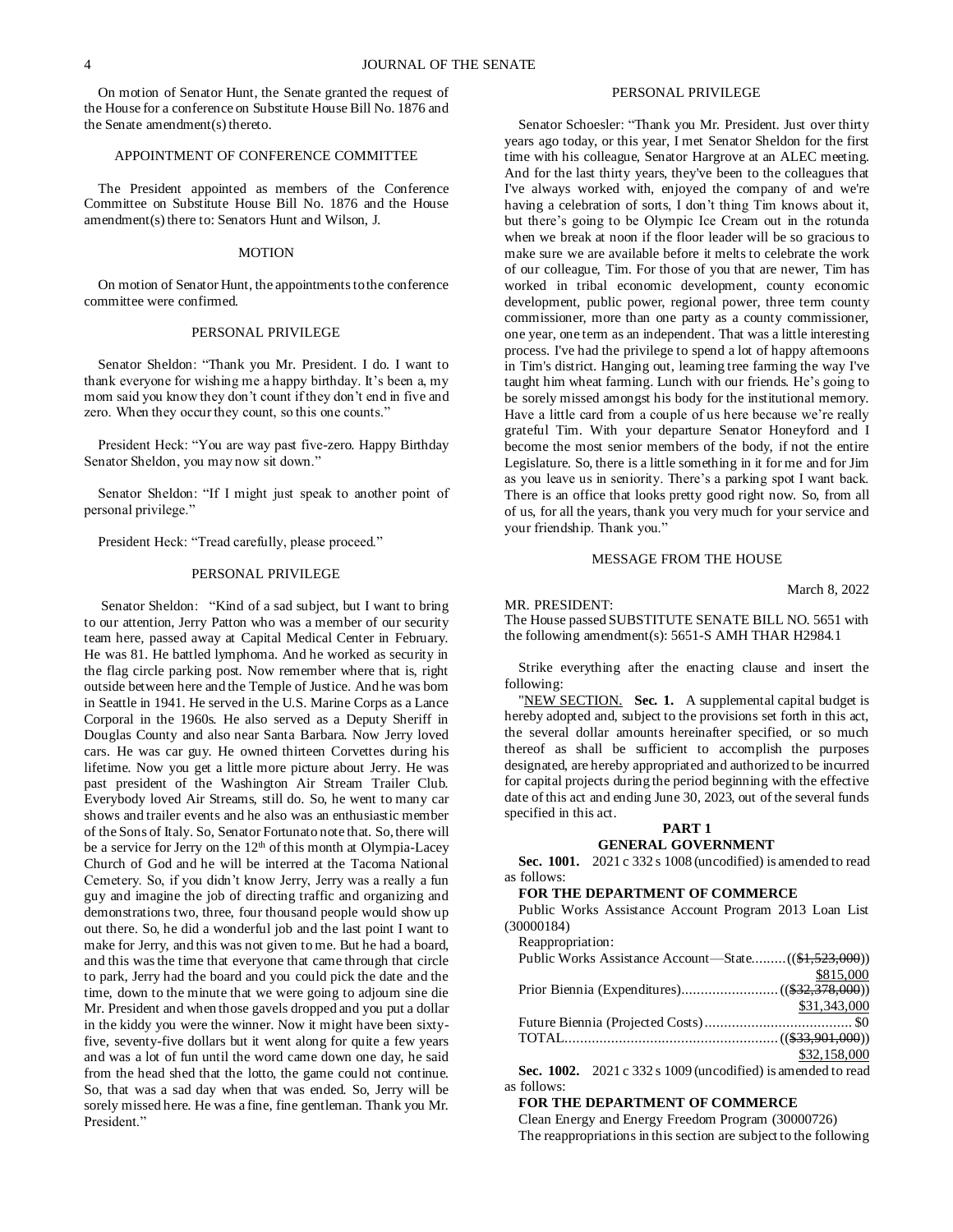On motion of Senator Hunt, the Senate granted the request of the House for a conference on Substitute House Bill No. 1876 and the Senate amendment(s) thereto.

### APPOINTMENT OF CONFERENCE COMMITTEE

The President appointed as members of the Conference Committee on Substitute House Bill No. 1876 and the House amendment(s) there to: Senators Hunt and Wilson, J.

### MOTION

On motion of Senator Hunt, the appointments to the conference committee were confirmed.

### PERSONAL PRIVILEGE

Senator Sheldon: "Thank you Mr. President. I do. I want to thank everyone for wishing me a happy birthday. It's been a, my mom said you know they don't count if they don't end in five and zero. When they occur they count, so this one counts."

President Heck: "You are way past five-zero. Happy Birthday Senator Sheldon, you may now sit down."

Senator Sheldon: "If I might just speak to another point of personal privilege."

President Heck: "Tread carefully, please proceed."

### PERSONAL PRIVILEGE

Senator Sheldon: "Kind of a sad subject, but I want to bring to our attention, Jerry Patton who was a member of our security team here, passed away at Capital Medical Center in February. He was 81. He battled lymphoma. And he worked as security in the flag circle parking post. Now remember where that is, right outside between here and the Temple of Justice. And he was born in Seattle in 1941. He served in the U.S. Marine Corps as a Lance Corporal in the 1960s. He also served as a Deputy Sheriff in Douglas County and also near Santa Barbara. Now Jerry loved cars. He was car guy. He owned thirteen Corvettes during his lifetime. Now you get a little more picture about Jerry. He was past president of the Washington Air Stream Trailer Club. Everybody loved Air Streams, still do. So, he went to many car shows and trailer events and he also was an enthusiastic member of the Sons of Italy. So, Senator Fortunato note that. So, there will be a service for Jerry on the 12th of this month at Olympia-Lacey Church of God and he will be interred at the Tacoma National Cemetery. So, if you didn't know Jerry, Jerry was a really a fun guy and imagine the job of directing traffic and organizing and demonstrations two, three, four thousand people would show up out there. So, he did a wonderful job and the last point I want to make for Jerry, and this was not given to me. But he had a board, and this was the time that everyone that came through that circle to park, Jerry had the board and you could pick the date and the time, down to the minute that we were going to adjourn sine die Mr. President and when those gavels dropped and you put a dollar in the kiddy you were the winner. Now it might have been sixty-five, seventy-five dollars but it went along for quite a few years and was a lot of fun until the word came down one day, he said from the head shed that the lotto, the game could not continue. So, that was a sad day when that was ended. So, Jerry will be sorely missed here. He was a fine, fine gentleman. Thank you Mr. President."

### PERSONAL PRIVILEGE

Senator Schoesler: "Thank you Mr. President. Just over thirty years ago today, or this year, I met Senator Sheldon for the first time with his colleague, Senator Hargrove at an ALEC meeting. And for the last thirty years, they've been to the colleagues that I've always worked with, enjoyed the company of and we're having a celebration of sorts, I don't thing Tim knows about it, but there's going to be Olympic Ice Cream out in the rotunda when we break at noon if the floor leader will be so gracious to make sure we are available before it melts to celebrate the work of our colleague, Tim. For those of you that are newer, Tim has worked in tribal economic development, county economic development, public power, regional power, three term county commissioner, more than one party as a county commissioner, one year, one term as an independent. That was a little interesting process. I've had the privilege to spend a lot of happy afternoons in Tim's district. Hanging out, learning tree farming the way I've taught him wheat farming. Lunch with our friends. He's going to be sorely missed amongst his body for the institutional memory. Have a little card from a couple of us here because we're really grateful Tim. With your departure Senator Honeyford and I become the most senior members of the body, if not the entire Legislature. So, there is a little something in it for me and for Jim as you leave us in seniority. There's a parking spot I want back. There is an office that looks pretty good right now. So, from all of us, for all the years, thank you very much for your service and your friendship. Thank you."

### MESSAGE FROM THE HOUSE

March 8, 2022

MR. PRESIDENT:
The House passed SUBSTITUTE SENATE BILL NO. 5651 with the following amendment(s): 5651-S AMH THAR H2984.1

Strike everything after the enacting clause and insert the following:

"NEW SECTION. **Sec. 1.** A supplemental capital budget is hereby adopted and, subject to the provisions set forth in this act, the several dollar amounts hereinafter specified, or so much thereof as shall be sufficient to accomplish the purposes designated, are hereby appropriated and authorized to be incurred for capital projects during the period beginning with the effective date of this act and ending June 30, 2023, out of the several funds specified in this act.

**PART 1**
**GENERAL GOVERNMENT**

**Sec. 1001.** 2021 c 332 s 1008 (uncodified) is amended to read as follows:

**FOR THE DEPARTMENT OF COMMERCE**

Public Works Assistance Account Program 2013 Loan List (30000184)

Reappropriation:

Public Works Assistance Account—State ......... (($1,523,000)) $815,000

Prior Biennia (Expenditures) ......... (($32,378,000)) $31,343,000

Future Biennia (Projected Costs) ......... $0

TOTAL ......... (($33,901,000)) $32,158,000

**Sec. 1002.** 2021 c 332 s 1009 (uncodified) is amended to read as follows:

**FOR THE DEPARTMENT OF COMMERCE**

Clean Energy and Energy Freedom Program (30000726)

The reappropriations in this section are subject to the following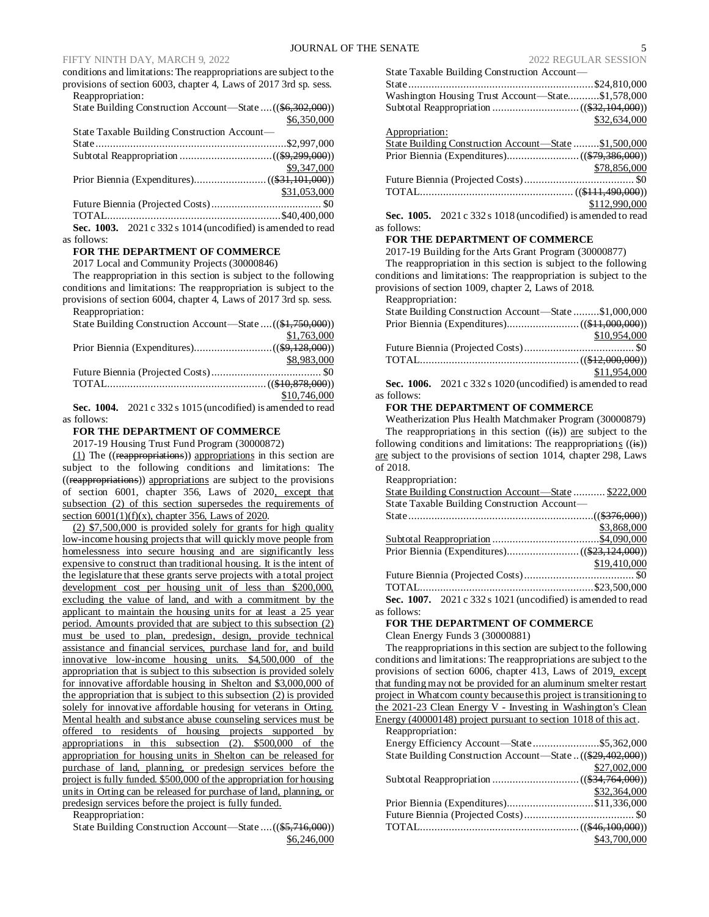conditions and limitations: The reappropriations are subject to the provisions of section 6003, chapter 4, Laws of 2017 3rd sp. sess.

Reappropriation:

State Building Construction Account—State .... (($6,302,000)) $6,350,000

State Taxable Building Construction Account—State ....... $2,997,000

Subtotal Reappropriation .... (($9,299,000)) $9,347,000

Prior Biennia (Expenditures) .... (($31,101,000)) $31,053,000

Future Biennia (Projected Costs) .... $0

TOTAL .... $40,400,000

**Sec. 1003.** 2021 c 332 s 1014 (uncodified) is amended to read as follows:

**FOR THE DEPARTMENT OF COMMERCE**

2017 Local and Community Projects (30000846)

The reappropriation in this section is subject to the following conditions and limitations: The reappropriation is subject to the provisions of section 6004, chapter 4, Laws of 2017 3rd sp. sess.

Reappropriation:

State Building Construction Account—State .... (($1,750,000)) $1,763,000

Prior Biennia (Expenditures) .... (($9,128,000)) $8,983,000

Future Biennia (Projected Costs) .... $0

TOTAL .... (($10,878,000)) $10,746,000

**Sec. 1004.** 2021 c 332 s 1015 (uncodified) is amended to read as follows:

**FOR THE DEPARTMENT OF COMMERCE**

2017-19 Housing Trust Fund Program (30000872)

(1) The ((reappropriations)) appropriations in this section are subject to the following conditions and limitations: The ((reappropriations)) appropriations are subject to the provisions of section 6001, chapter 356, Laws of 2020, except that subsection (2) of this section supersedes the requirements of section 6001(1)(f)(x), chapter 356, Laws of 2020.

(2) $7,500,000 is provided solely for grants for high quality low-income housing projects that will quickly move people from homelessness into secure housing and are significantly less expensive to construct than traditional housing. It is the intent of the legislature that these grants serve projects with a total project development cost per housing unit of less than $200,000, excluding the value of land, and with a commitment by the applicant to maintain the housing units for at least a 25 year period. Amounts provided that are subject to this subsection (2) must be used to plan, predesign, design, provide technical assistance and financial services, purchase land for, and build innovative low-income housing units. $4,500,000 of the appropriation that is subject to this subsection is provided solely for innovative affordable housing in Shelton and $3,000,000 of the appropriation that is subject to this subsection (2) is provided solely for innovative affordable housing for veterans in Orting. Mental health and substance abuse counseling services must be offered to residents of housing projects supported by appropriations in this subsection (2). $500,000 of the appropriation for housing units in Shelton can be released for purchase of land, planning, or predesign services before the project is fully funded. $500,000 of the appropriation for housing units in Orting can be released for purchase of land, planning, or predesign services before the project is fully funded.

Reappropriation:

State Building Construction Account—State .... (($5,716,000)) $6,246,000

State Taxable Building Construction Account—State .... $24,810,000

Washington Housing Trust Account—State .... $1,578,000

Subtotal Reappropriation .... (($32,104,000)) $32,634,000

Appropriation:

State Building Construction Account—State .... $1,500,000

Prior Biennia (Expenditures) .... (($79,386,000)) $78,856,000

Future Biennia (Projected Costs) .... $0

TOTAL .... (($111,490,000)) $112,990,000

**Sec. 1005.** 2021 c 332 s 1018 (uncodified) is amended to read as follows:

**FOR THE DEPARTMENT OF COMMERCE**

2017-19 Building for the Arts Grant Program (30000877)

The reappropriation in this section is subject to the following conditions and limitations: The reappropriation is subject to the provisions of section 1009, chapter 2, Laws of 2018.

Reappropriation:

State Building Construction Account—State .... $1,000,000

Prior Biennia (Expenditures) .... (($11,000,000)) $10,954,000

Future Biennia (Projected Costs) .... $0

TOTAL .... (($12,000,000)) $11,954,000

**Sec. 1006.** 2021 c 332 s 1020 (uncodified) is amended to read as follows:

**FOR THE DEPARTMENT OF COMMERCE**

Weatherization Plus Health Matchmaker Program (30000879)

The reappropriations in this section ((is)) are subject to the following conditions and limitations: The reappropriations ((is)) are subject to the provisions of section 1014, chapter 298, Laws of 2018.

Reappropriation:

State Building Construction Account—State .... $222,000

State Taxable Building Construction Account—State .... (($376,000)) $3,868,000

Subtotal Reappropriation .... $4,090,000

Prior Biennia (Expenditures) .... (($23,124,000)) $19,410,000

Future Biennia (Projected Costs) .... $0

TOTAL .... $23,500,000

**Sec. 1007.** 2021 c 332 s 1021 (uncodified) is amended to read as follows:

**FOR THE DEPARTMENT OF COMMERCE**

Clean Energy Funds 3 (30000881)

The reappropriations in this section are subject to the following conditions and limitations: The reappropriations are subject to the provisions of section 6006, chapter 413, Laws of 2019, except that funding may not be provided for an aluminum smelter restart project in Whatcom county because this project is transitioning to the 2021-23 Clean Energy V - Investing in Washington's Clean Energy (40000148) project pursuant to section 1018 of this act.

Reappropriation:

Energy Efficiency Account—State .... $5,362,000

State Building Construction Account—State .. (($29,402,000)) $27,002,000

Subtotal Reappropriation .... (($34,764,000)) $32,364,000

Prior Biennia (Expenditures) .... $11,336,000

Future Biennia (Projected Costs) .... $0

TOTAL .... (($46,100,000)) $43,700,000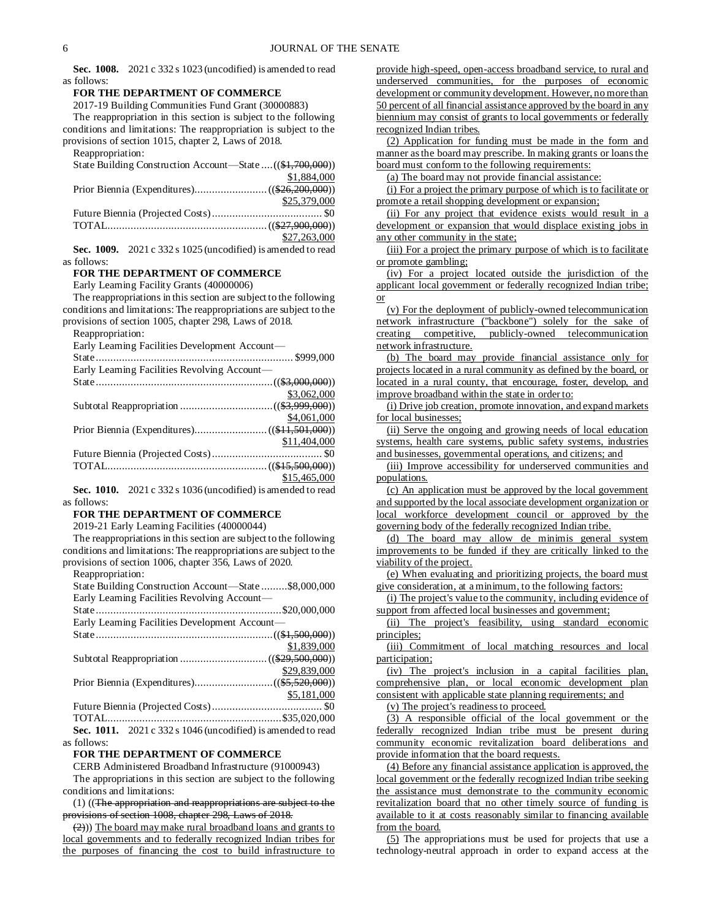**Sec. 1008.** 2021 c 332 s 1023 (uncodified) is amended to read as follows:

**FOR THE DEPARTMENT OF COMMERCE**

2017-19 Building Communities Fund Grant (30000883)

The reappropriation in this section is subject to the following conditions and limitations: The reappropriation is subject to the provisions of section 1015, chapter 2, Laws of 2018.

Reappropriation:

State Building Construction Account—State .... ((~~$1,700,000~~)) $1,884,000

Prior Biennia (Expenditures) ........................ ((~~$26,200,000~~)) $25,379,000

Future Biennia (Projected Costs) ...................................... $0

TOTAL ....................................................... ((~~$27,900,000~~)) $27,263,000

**Sec. 1009.** 2021 c 332 s 1025 (uncodified) is amended to read as follows:

**FOR THE DEPARTMENT OF COMMERCE**

Early Learning Facility Grants (40000006)

The reappropriations in this section are subject to the following conditions and limitations: The reappropriations are subject to the provisions of section 1005, chapter 298, Laws of 2018.

Reappropriation:

Early Learning Facilities Development Account—State .................................................................. $999,000

Early Learning Facilities Revolving Account—State ............................................................ ((~~$3,000,000~~)) $3,062,000

Subtotal Reappropriation ............................... ((~~$3,999,000~~)) $4,061,000

Prior Biennia (Expenditures) ........................ ((~~$11,501,000~~)) $11,404,000

Future Biennia (Projected Costs) ...................................... $0

TOTAL ....................................................... ((~~$15,500,000~~)) $15,465,000

**Sec. 1010.** 2021 c 332 s 1036 (uncodified) is amended to read as follows:

**FOR THE DEPARTMENT OF COMMERCE**

2019-21 Early Learning Facilities (40000044)

The reappropriations in this section are subject to the following conditions and limitations: The reappropriations are subject to the provisions of section 1006, chapter 356, Laws of 2020.

Reappropriation:

State Building Construction Account—State .........$8,000,000

Early Learning Facilities Revolving Account—State ...............................................................$20,000,000

Early Learning Facilities Development Account—State ............................................................ ((~~$1,500,000~~)) $1,839,000

Subtotal Reappropriation ............................. ((~~$29,500,000~~)) $29,839,000

Prior Biennia (Expenditures) .......................... ((~~$5,520,000~~)) $5,181,000

Future Biennia (Projected Costs) ...................................... $0

TOTAL ...........................................................$35,020,000

**Sec. 1011.** 2021 c 332 s 1046 (uncodified) is amended to read as follows:

**FOR THE DEPARTMENT OF COMMERCE**

CERB Administered Broadband Infrastructure (91000943)

The appropriations in this section are subject to the following conditions and limitations:

(1) ((~~The appropriation and reappropriations are subject to the provisions of section 1008, chapter 298, Laws of 2018.~~

~~(2)~~)) <u>The board may make rural broadband loans and grants to local governments and to federally recognized Indian tribes for the purposes of financing the cost to build infrastructure to provide high-speed, open-access broadband service, to rural and underserved communities, for the purposes of economic development or community development. However, no more than 50 percent of all financial assistance approved by the board in any biennium may consist of grants to local governments or federally recognized Indian tribes.</u>

<u>(2) Application for funding must be made in the form and manner as the board may prescribe. In making grants or loans the board must conform to the following requirements:</u>

<u>(a) The board may not provide financial assistance:</u>

<u>(i) For a project the primary purpose of which is to facilitate or promote a retail shopping development or expansion;</u>

<u>(ii) For any project that evidence exists would result in a development or expansion that would displace existing jobs in any other community in the state;</u>

<u>(iii) For a project the primary purpose of which is to facilitate or promote gambling;</u>

<u>(iv) For a project located outside the jurisdiction of the applicant local government or federally recognized Indian tribe; or</u>

<u>(v) For the deployment of publicly-owned telecommunication network infrastructure ("backbone") solely for the sake of creating competitive, publicly-owned telecommunication network infrastructure.</u>

<u>(b) The board may provide financial assistance only for projects located in a rural community as defined by the board, or located in a rural county, that encourage, foster, develop, and improve broadband within the state in order to:</u>

<u>(i) Drive job creation, promote innovation, and expand markets for local businesses;</u>

<u>(ii) Serve the ongoing and growing needs of local education systems, health care systems, public safety systems, industries and businesses, governmental operations, and citizens; and</u>

<u>(iii) Improve accessibility for underserved communities and populations.</u>

<u>(c) An application must be approved by the local government and supported by the local associate development organization or local workforce development council or approved by the governing body of the federally recognized Indian tribe.</u>

<u>(d) The board may allow de minimis general system improvements to be funded if they are critically linked to the viability of the project.</u>

<u>(e) When evaluating and prioritizing projects, the board must give consideration, at a minimum, to the following factors:</u>

<u>(i) The project's value to the community, including evidence of support from affected local businesses and government;</u>

<u>(ii) The project's feasibility, using standard economic principles;</u>

<u>(iii) Commitment of local matching resources and local participation;</u>

<u>(iv) The project's inclusion in a capital facilities plan, comprehensive plan, or local economic development plan consistent with applicable state planning requirements; and</u>

<u>(v) The project's readiness to proceed.</u>

<u>(3) A responsible official of the local government or the federally recognized Indian tribe must be present during community economic revitalization board deliberations and provide information that the board requests.</u>

<u>(4) Before any financial assistance application is approved, the local government or the federally recognized Indian tribe seeking the assistance must demonstrate to the community economic revitalization board that no other timely source of funding is available to it at costs reasonably similar to financing available from the board.</u>

<u>(5)</u> The appropriations must be used for projects that use a technology-neutral approach in order to expand access at the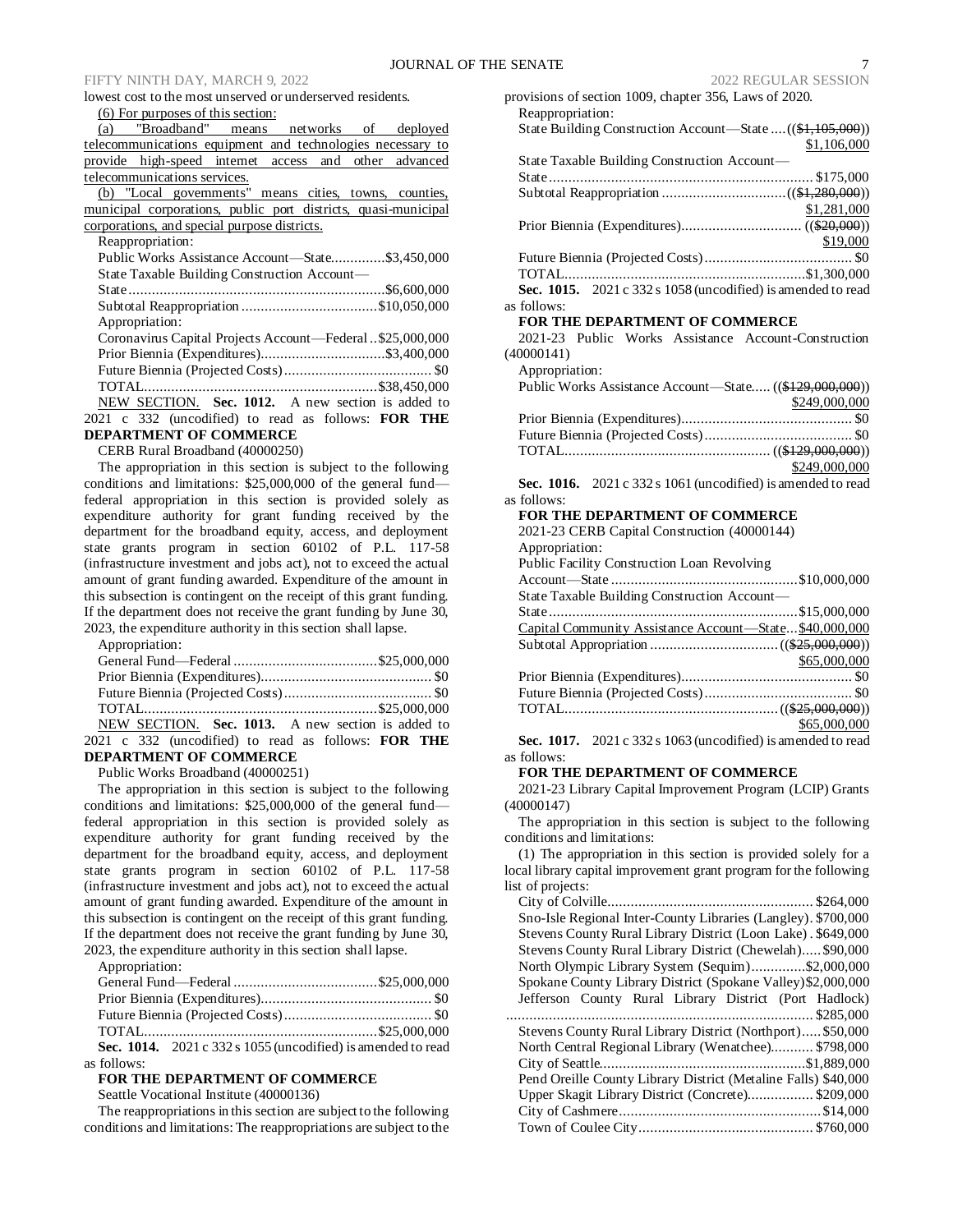lowest cost to the most unserved or underserved residents.

(6) For purposes of this section:

(a) "Broadband" means networks of deployed telecommunications equipment and technologies necessary to provide high-speed internet access and other advanced telecommunications services.

(b) "Local governments" means cities, towns, counties, municipal corporations, public port districts, quasi-municipal corporations, and special purpose districts.

Reappropriation:

Public Works Assistance Account—State..............$3,450,000

State Taxable Building Construction Account—

State..................................................................$6,600,000

Subtotal Reappropriation ...................................$10,050,000

Appropriation:

Coronavirus Capital Projects Account—Federal ..$25,000,000

Prior Biennia (Expenditures)................................$3,400,000

Future Biennia (Projected Costs)...................................... $0

TOTAL............................................................$38,450,000

NEW SECTION. **Sec. 1012.** A new section is added to 2021 c 332 (uncodified) to read as follows: **FOR THE DEPARTMENT OF COMMERCE**

CERB Rural Broadband (40000250)

The appropriation in this section is subject to the following conditions and limitations: $25,000,000 of the general fund—federal appropriation in this section is provided solely as expenditure authority for grant funding received by the department for the broadband equity, access, and deployment state grants program in section 60102 of P.L. 117-58 (infrastructure investment and jobs act), not to exceed the actual amount of grant funding awarded. Expenditure of the amount in this subsection is contingent on the receipt of this grant funding. If the department does not receive the grant funding by June 30, 2023, the expenditure authority in this section shall lapse.

Appropriation:

General Fund—Federal .....................................$25,000,000

Prior Biennia (Expenditures)............................................ $0

Future Biennia (Projected Costs)...................................... $0

TOTAL............................................................$25,000,000

NEW SECTION. **Sec. 1013.** A new section is added to 2021 c 332 (uncodified) to read as follows: **FOR THE DEPARTMENT OF COMMERCE**

Public Works Broadband (40000251)

The appropriation in this section is subject to the following conditions and limitations: $25,000,000 of the general fund—federal appropriation in this section is provided solely as expenditure authority for grant funding received by the department for the broadband equity, access, and deployment state grants program in section 60102 of P.L. 117-58 (infrastructure investment and jobs act), not to exceed the actual amount of grant funding awarded. Expenditure of the amount in this subsection is contingent on the receipt of this grant funding. If the department does not receive the grant funding by June 30, 2023, the expenditure authority in this section shall lapse.

Appropriation:

General Fund—Federal .....................................$25,000,000

Prior Biennia (Expenditures)............................................ $0

Future Biennia (Projected Costs)...................................... $0

TOTAL............................................................$25,000,000

**Sec. 1014.** 2021 c 332 s 1055 (uncodified) is amended to read as follows:

**FOR THE DEPARTMENT OF COMMERCE**

Seattle Vocational Institute (40000136)

The reappropriations in this section are subject to the following conditions and limitations: The reappropriations are subject to the provisions of section 1009, chapter 356, Laws of 2020.

Reappropriation:

State Building Construction Account—State ....(($1,105,000)) $1,106,000

State Taxable Building Construction Account—

State................................................................... $175,000

Subtotal Reappropriation ................................(($1,280,000)) $1,281,000

Prior Biennia (Expenditures)............................... (($20,000)) $19,000

Future Biennia (Projected Costs)...................................... $0

TOTAL..............................................................$1,300,000

**Sec. 1015.** 2021 c 332 s 1058 (uncodified) is amended to read as follows:

**FOR THE DEPARTMENT OF COMMERCE**

2021-23 Public Works Assistance Account-Construction (40000141)

Appropriation:

Public Works Assistance Account—State..... (($129,000,000)) $249,000,000

Prior Biennia (Expenditures)............................................ $0

Future Biennia (Projected Costs)...................................... $0

TOTAL..................................................... (($129,000,000)) $249,000,000

**Sec. 1016.** 2021 c 332 s 1061 (uncodified) is amended to read as follows:

**FOR THE DEPARTMENT OF COMMERCE**

2021-23 CERB Capital Construction (40000144)

Appropriation:

Public Facility Construction Loan Revolving

Account—State ................................................$10,000,000

State Taxable Building Construction Account—

State................................................................$15,000,000

Capital Community Assistance Account—State...$40,000,000

Subtotal Appropriation ................................ (($25,000,000)) $65,000,000

Prior Biennia (Expenditures)............................................ $0

Future Biennia (Projected Costs)...................................... $0

TOTAL...................................................... (($25,000,000)) $65,000,000

**Sec. 1017.** 2021 c 332 s 1063 (uncodified) is amended to read as follows:

**FOR THE DEPARTMENT OF COMMERCE**

2021-23 Library Capital Improvement Program (LCIP) Grants (40000147)

The appropriation in this section is subject to the following conditions and limitations:

(1) The appropriation in this section is provided solely for a local library capital improvement grant program for the following list of projects:

City of Colville..................................................... $264,000

Sno-Isle Regional Inter-County Libraries (Langley). $700,000

Stevens County Rural Library District (Loon Lake) . $649,000

Stevens County Rural Library District (Chewelah)..... $90,000

North Olympic Library System (Sequim)..............$2,000,000

Spokane County Library District (Spokane Valley)$2,000,000

Jefferson County Rural Library District (Port Hadlock) .............................................................................. $285,000

Stevens County Rural Library District (Northport)..... $50,000

North Central Regional Library (Wenatchee)........... $798,000

City of Seattle.....................................................$1,889,000

Pend Oreille County Library District (Metaline Falls) $40,000

Upper Skagit Library District (Concrete)................. $209,000

City of Cashmere.................................................... $14,000

Town of Coulee City............................................. $760,000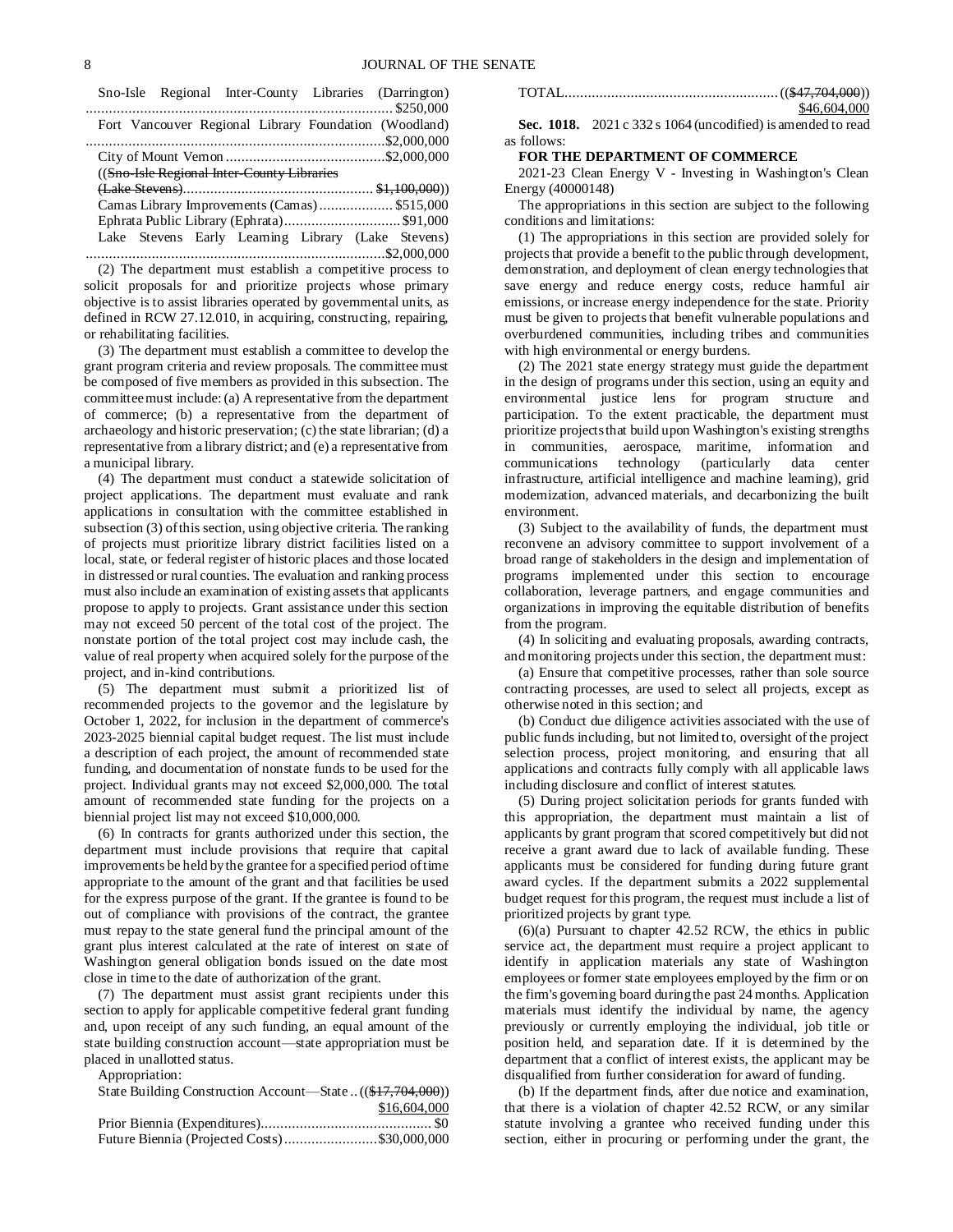Sno-Isle Regional Inter-County Libraries (Darrington) ............................................................................... $250,000

Fort Vancouver Regional Library Foundation (Woodland) .............................................................................$2,000,000

City of Mount Vernon .........................................$2,000,000

((~~Sno-Isle Regional Inter-County Libraries (Lake Stevens)~~................................................. ~~$1,100,000~~))

Camas Library Improvements (Camas) .................. $515,000

Ephrata Public Library (Ephrata).............................. $91,000

Lake Stevens Early Learning Library (Lake Stevens) .............................................................................$2,000,000

(2) The department must establish a competitive process to solicit proposals for and prioritize projects whose primary objective is to assist libraries operated by governmental units, as defined in RCW 27.12.010, in acquiring, constructing, repairing, or rehabilitating facilities.

(3) The department must establish a committee to develop the grant program criteria and review proposals. The committee must be composed of five members as provided in this subsection. The committee must include: (a) A representative from the department of commerce; (b) a representative from the department of archaeology and historic preservation; (c) the state librarian; (d) a representative from a library district; and (e) a representative from a municipal library.

(4) The department must conduct a statewide solicitation of project applications. The department must evaluate and rank applications in consultation with the committee established in subsection (3) of this section, using objective criteria. The ranking of projects must prioritize library district facilities listed on a local, state, or federal register of historic places and those located in distressed or rural counties. The evaluation and ranking process must also include an examination of existing assets that applicants propose to apply to projects. Grant assistance under this section may not exceed 50 percent of the total cost of the project. The nonstate portion of the total project cost may include cash, the value of real property when acquired solely for the purpose of the project, and in-kind contributions.

(5) The department must submit a prioritized list of recommended projects to the governor and the legislature by October 1, 2022, for inclusion in the department of commerce's 2023-2025 biennial capital budget request. The list must include a description of each project, the amount of recommended state funding, and documentation of nonstate funds to be used for the project. Individual grants may not exceed $2,000,000. The total amount of recommended state funding for the projects on a biennial project list may not exceed $10,000,000.

(6) In contracts for grants authorized under this section, the department must include provisions that require that capital improvements be held by the grantee for a specified period of time appropriate to the amount of the grant and that facilities be used for the express purpose of the grant. If the grantee is found to be out of compliance with provisions of the contract, the grantee must repay to the state general fund the principal amount of the grant plus interest calculated at the rate of interest on state of Washington general obligation bonds issued on the date most close in time to the date of authorization of the grant.

(7) The department must assist grant recipients under this section to apply for applicable competitive federal grant funding and, upon receipt of any such funding, an equal amount of the state building construction account—state appropriation must be placed in unallotted status.

Appropriation:

State Building Construction Account—State .. ((~~$17,704,000~~)) <u>$16,604,000</u>

Prior Biennia (Expenditures)............................................ $0

Future Biennia (Projected Costs)........................$30,000,000

TOTAL....................................................... ((~~$47,704,000~~)) <u>$46,604,000</u>

**Sec. 1018.** 2021 c 332 s 1064 (uncodified) is amended to read as follows:

**FOR THE DEPARTMENT OF COMMERCE**

2021-23 Clean Energy V - Investing in Washington's Clean Energy (40000148)

The appropriations in this section are subject to the following conditions and limitations:

(1) The appropriations in this section are provided solely for projects that provide a benefit to the public through development, demonstration, and deployment of clean energy technologies that save energy and reduce energy costs, reduce harmful air emissions, or increase energy independence for the state. Priority must be given to projects that benefit vulnerable populations and overburdened communities, including tribes and communities with high environmental or energy burdens.

(2) The 2021 state energy strategy must guide the department in the design of programs under this section, using an equity and environmental justice lens for program structure and participation. To the extent practicable, the department must prioritize projects that build upon Washington's existing strengths in communities, aerospace, maritime, information and communications technology (particularly data center infrastructure, artificial intelligence and machine learning), grid modernization, advanced materials, and decarbonizing the built environment.

(3) Subject to the availability of funds, the department must reconvene an advisory committee to support involvement of a broad range of stakeholders in the design and implementation of programs implemented under this section to encourage collaboration, leverage partners, and engage communities and organizations in improving the equitable distribution of benefits from the program.

(4) In soliciting and evaluating proposals, awarding contracts, and monitoring projects under this section, the department must:

(a) Ensure that competitive processes, rather than sole source contracting processes, are used to select all projects, except as otherwise noted in this section; and

(b) Conduct due diligence activities associated with the use of public funds including, but not limited to, oversight of the project selection process, project monitoring, and ensuring that all applications and contracts fully comply with all applicable laws including disclosure and conflict of interest statutes.

(5) During project solicitation periods for grants funded with this appropriation, the department must maintain a list of applicants by grant program that scored competitively but did not receive a grant award due to lack of available funding. These applicants must be considered for funding during future grant award cycles. If the department submits a 2022 supplemental budget request for this program, the request must include a list of prioritized projects by grant type.

(6)(a) Pursuant to chapter 42.52 RCW, the ethics in public service act, the department must require a project applicant to identify in application materials any state of Washington employees or former state employees employed by the firm or on the firm's governing board during the past 24 months. Application materials must identify the individual by name, the agency previously or currently employing the individual, job title or position held, and separation date. If it is determined by the department that a conflict of interest exists, the applicant may be disqualified from further consideration for award of funding.

(b) If the department finds, after due notice and examination, that there is a violation of chapter 42.52 RCW, or any similar statute involving a grantee who received funding under this section, either in procuring or performing under the grant, the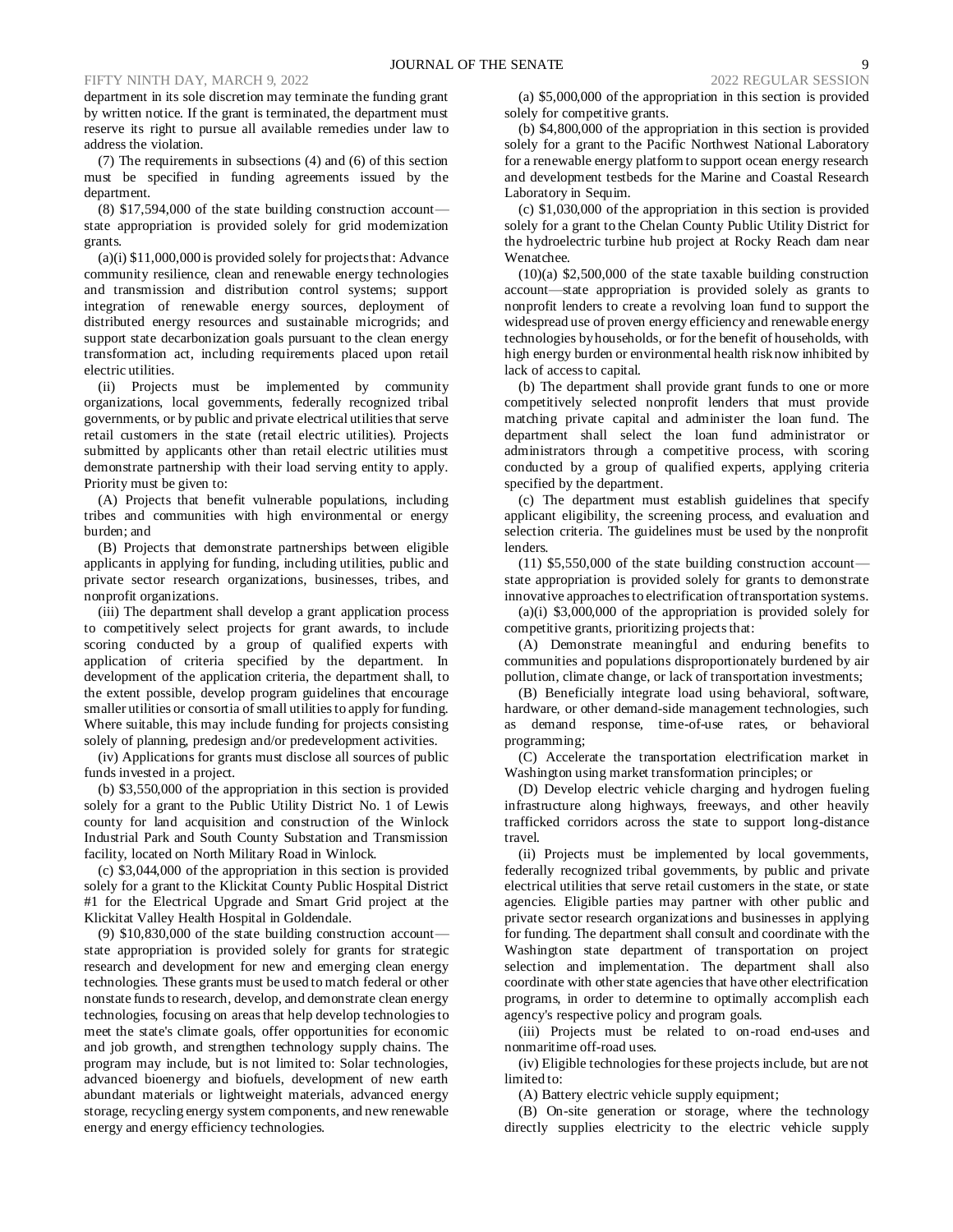department in its sole discretion may terminate the funding grant by written notice. If the grant is terminated, the department must reserve its right to pursue all available remedies under law to address the violation.

(7) The requirements in subsections (4) and (6) of this section must be specified in funding agreements issued by the department.

(8) $17,594,000 of the state building construction account—state appropriation is provided solely for grid modernization grants.

(a)(i) $11,000,000 is provided solely for projects that: Advance community resilience, clean and renewable energy technologies and transmission and distribution control systems; support integration of renewable energy sources, deployment of distributed energy resources and sustainable microgrids; and support state decarbonization goals pursuant to the clean energy transformation act, including requirements placed upon retail electric utilities.

(ii) Projects must be implemented by community organizations, local governments, federally recognized tribal governments, or by public and private electrical utilities that serve retail customers in the state (retail electric utilities). Projects submitted by applicants other than retail electric utilities must demonstrate partnership with their load serving entity to apply. Priority must be given to:

(A) Projects that benefit vulnerable populations, including tribes and communities with high environmental or energy burden; and

(B) Projects that demonstrate partnerships between eligible applicants in applying for funding, including utilities, public and private sector research organizations, businesses, tribes, and nonprofit organizations.

(iii) The department shall develop a grant application process to competitively select projects for grant awards, to include scoring conducted by a group of qualified experts with application of criteria specified by the department. In development of the application criteria, the department shall, to the extent possible, develop program guidelines that encourage smaller utilities or consortia of small utilities to apply for funding. Where suitable, this may include funding for projects consisting solely of planning, predesign and/or predevelopment activities.

(iv) Applications for grants must disclose all sources of public funds invested in a project.

(b) $3,550,000 of the appropriation in this section is provided solely for a grant to the Public Utility District No. 1 of Lewis county for land acquisition and construction of the Winlock Industrial Park and South County Substation and Transmission facility, located on North Military Road in Winlock.

(c) $3,044,000 of the appropriation in this section is provided solely for a grant to the Klickitat County Public Hospital District #1 for the Electrical Upgrade and Smart Grid project at the Klickitat Valley Health Hospital in Goldendale.

(9) $10,830,000 of the state building construction account—state appropriation is provided solely for grants for strategic research and development for new and emerging clean energy technologies. These grants must be used to match federal or other nonstate funds to research, develop, and demonstrate clean energy technologies, focusing on areas that help develop technologies to meet the state's climate goals, offer opportunities for economic and job growth, and strengthen technology supply chains. The program may include, but is not limited to: Solar technologies, advanced bioenergy and biofuels, development of new earth abundant materials or lightweight materials, advanced energy storage, recycling energy system components, and new renewable energy and energy efficiency technologies.

(a) $5,000,000 of the appropriation in this section is provided solely for competitive grants.

(b) $4,800,000 of the appropriation in this section is provided solely for a grant to the Pacific Northwest National Laboratory for a renewable energy platform to support ocean energy research and development testbeds for the Marine and Coastal Research Laboratory in Sequim.

(c) $1,030,000 of the appropriation in this section is provided solely for a grant to the Chelan County Public Utility District for the hydroelectric turbine hub project at Rocky Reach dam near Wenatchee.

(10)(a) $2,500,000 of the state taxable building construction account—state appropriation is provided solely as grants to nonprofit lenders to create a revolving loan fund to support the widespread use of proven energy efficiency and renewable energy technologies by households, or for the benefit of households, with high energy burden or environmental health risk now inhibited by lack of access to capital.

(b) The department shall provide grant funds to one or more competitively selected nonprofit lenders that must provide matching private capital and administer the loan fund. The department shall select the loan fund administrator or administrators through a competitive process, with scoring conducted by a group of qualified experts, applying criteria specified by the department.

(c) The department must establish guidelines that specify applicant eligibility, the screening process, and evaluation and selection criteria. The guidelines must be used by the nonprofit lenders.

(11) $5,550,000 of the state building construction account—state appropriation is provided solely for grants to demonstrate innovative approaches to electrification of transportation systems.

(a)(i) $3,000,000 of the appropriation is provided solely for competitive grants, prioritizing projects that:

(A) Demonstrate meaningful and enduring benefits to communities and populations disproportionately burdened by air pollution, climate change, or lack of transportation investments;

(B) Beneficially integrate load using behavioral, software, hardware, or other demand-side management technologies, such as demand response, time-of-use rates, or behavioral programming;

(C) Accelerate the transportation electrification market in Washington using market transformation principles; or

(D) Develop electric vehicle charging and hydrogen fueling infrastructure along highways, freeways, and other heavily trafficked corridors across the state to support long-distance travel.

(ii) Projects must be implemented by local governments, federally recognized tribal governments, by public and private electrical utilities that serve retail customers in the state, or state agencies. Eligible parties may partner with other public and private sector research organizations and businesses in applying for funding. The department shall consult and coordinate with the Washington state department of transportation on project selection and implementation. The department shall also coordinate with other state agencies that have other electrification programs, in order to determine to optimally accomplish each agency's respective policy and program goals.

(iii) Projects must be related to on-road end-uses and nonmaritime off-road uses.

(iv) Eligible technologies for these projects include, but are not limited to:

(A) Battery electric vehicle supply equipment;

(B) On-site generation or storage, where the technology directly supplies electricity to the electric vehicle supply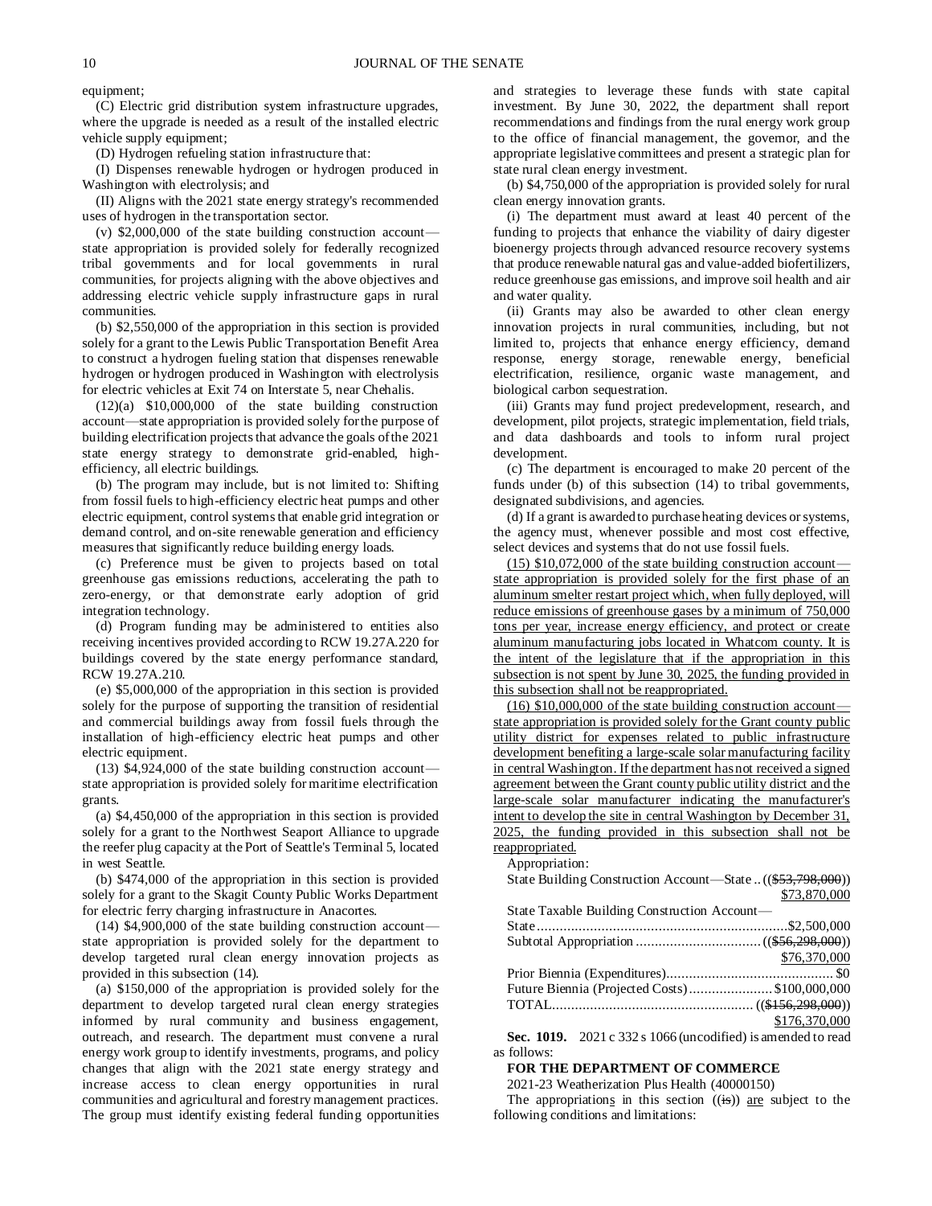equipment;

(C) Electric grid distribution system infrastructure upgrades, where the upgrade is needed as a result of the installed electric vehicle supply equipment;

(D) Hydrogen refueling station infrastructure that:

(I) Dispenses renewable hydrogen or hydrogen produced in Washington with electrolysis; and

(II) Aligns with the 2021 state energy strategy's recommended uses of hydrogen in the transportation sector.

(v) $2,000,000 of the state building construction account—state appropriation is provided solely for federally recognized tribal governments and for local governments in rural communities, for projects aligning with the above objectives and addressing electric vehicle supply infrastructure gaps in rural communities.

(b) $2,550,000 of the appropriation in this section is provided solely for a grant to the Lewis Public Transportation Benefit Area to construct a hydrogen fueling station that dispenses renewable hydrogen or hydrogen produced in Washington with electrolysis for electric vehicles at Exit 74 on Interstate 5, near Chehalis.

(12)(a) $10,000,000 of the state building construction account—state appropriation is provided solely for the purpose of building electrification projects that advance the goals of the 2021 state energy strategy to demonstrate grid-enabled, high-efficiency, all electric buildings.

(b) The program may include, but is not limited to: Shifting from fossil fuels to high-efficiency electric heat pumps and other electric equipment, control systems that enable grid integration or demand control, and on-site renewable generation and efficiency measures that significantly reduce building energy loads.

(c) Preference must be given to projects based on total greenhouse gas emissions reductions, accelerating the path to zero-energy, or that demonstrate early adoption of grid integration technology.

(d) Program funding may be administered to entities also receiving incentives provided according to RCW 19.27A.220 for buildings covered by the state energy performance standard, RCW 19.27A.210.

(e) $5,000,000 of the appropriation in this section is provided solely for the purpose of supporting the transition of residential and commercial buildings away from fossil fuels through the installation of high-efficiency electric heat pumps and other electric equipment.

(13) $4,924,000 of the state building construction account—state appropriation is provided solely for maritime electrification grants.

(a) $4,450,000 of the appropriation in this section is provided solely for a grant to the Northwest Seaport Alliance to upgrade the reefer plug capacity at the Port of Seattle's Terminal 5, located in west Seattle.

(b) $474,000 of the appropriation in this section is provided solely for a grant to the Skagit County Public Works Department for electric ferry charging infrastructure in Anacortes.

(14) $4,900,000 of the state building construction account—state appropriation is provided solely for the department to develop targeted rural clean energy innovation projects as provided in this subsection (14).

(a) $150,000 of the appropriation is provided solely for the department to develop targeted rural clean energy strategies informed by rural community and business engagement, outreach, and research. The department must convene a rural energy work group to identify investments, programs, and policy changes that align with the 2021 state energy strategy and increase access to clean energy opportunities in rural communities and agricultural and forestry management practices. The group must identify existing federal funding opportunities and strategies to leverage these funds with state capital investment. By June 30, 2022, the department shall report recommendations and findings from the rural energy work group to the office of financial management, the governor, and the appropriate legislative committees and present a strategic plan for state rural clean energy investment.

(b) $4,750,000 of the appropriation is provided solely for rural clean energy innovation grants.

(i) The department must award at least 40 percent of the funding to projects that enhance the viability of dairy digester bioenergy projects through advanced resource recovery systems that produce renewable natural gas and value-added biofertilizers, reduce greenhouse gas emissions, and improve soil health and air and water quality.

(ii) Grants may also be awarded to other clean energy innovation projects in rural communities, including, but not limited to, projects that enhance energy efficiency, demand response, energy storage, renewable energy, beneficial electrification, resilience, organic waste management, and biological carbon sequestration.

(iii) Grants may fund project predevelopment, research, and development, pilot projects, strategic implementation, field trials, and data dashboards and tools to inform rural project development.

(c) The department is encouraged to make 20 percent of the funds under (b) of this subsection (14) to tribal governments, designated subdivisions, and agencies.

(d) If a grant is awarded to purchase heating devices or systems, the agency must, whenever possible and most cost effective, select devices and systems that do not use fossil fuels.

(15) $10,072,000 of the state building construction account—state appropriation is provided solely for the first phase of an aluminum smelter restart project which, when fully deployed, will reduce emissions of greenhouse gases by a minimum of 750,000 tons per year, increase energy efficiency, and protect or create aluminum manufacturing jobs located in Whatcom county. It is the intent of the legislature that if the appropriation in this subsection is not spent by June 30, 2025, the funding provided in this subsection shall not be reappropriated.

(16) $10,000,000 of the state building construction account—state appropriation is provided solely for the Grant county public utility district for expenses related to public infrastructure development benefiting a large-scale solar manufacturing facility in central Washington. If the department has not received a signed agreement between the Grant county public utility district and the large-scale solar manufacturer indicating the manufacturer's intent to develop the site in central Washington by December 31, 2025, the funding provided in this subsection shall not be reappropriated.

Appropriation:

State Building Construction Account—State .. (($53,798,000)) $73,870,000

State Taxable Building Construction Account—State .......... $2,500,000

Subtotal Appropriation .......... (($56,298,000)) $76,370,000

Prior Biennia (Expenditures) .......... $0

Future Biennia (Projected Costs) .......... $100,000,000

TOTAL .......... (($156,298,000)) $176,370,000

**Sec. 1019.** 2021 c 332 s 1066 (uncodified) is amended to read as follows:

**FOR THE DEPARTMENT OF COMMERCE**

2021-23 Weatherization Plus Health (40000150)

The appropriations in this section ((is)) are subject to the following conditions and limitations: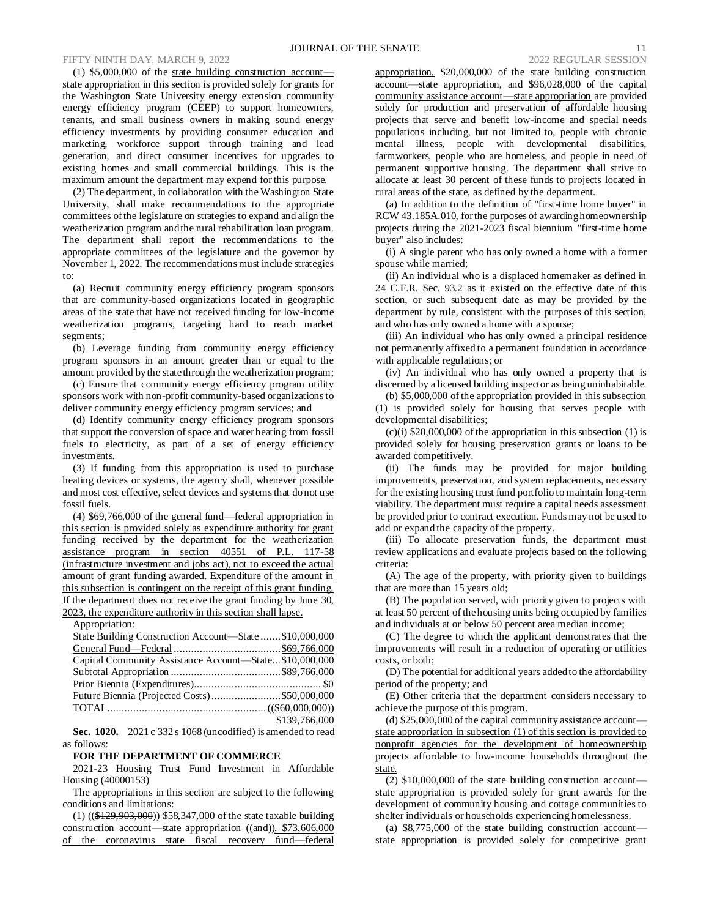(1) $5,000,000 of the state building construction account—state appropriation in this section is provided solely for grants for the Washington State University energy extension community energy efficiency program (CEEP) to support homeowners, tenants, and small business owners in making sound energy efficiency investments by providing consumer education and marketing, workforce support through training and lead generation, and direct consumer incentives for upgrades to existing homes and small commercial buildings. This is the maximum amount the department may expend for this purpose.

(2) The department, in collaboration with the Washington State University, shall make recommendations to the appropriate committees of the legislature on strategies to expand and align the weatherization program and the rural rehabilitation loan program. The department shall report the recommendations to the appropriate committees of the legislature and the governor by November 1, 2022. The recommendations must include strategies to:

(a) Recruit community energy efficiency program sponsors that are community-based organizations located in geographic areas of the state that have not received funding for low-income weatherization programs, targeting hard to reach market segments;

(b) Leverage funding from community energy efficiency program sponsors in an amount greater than or equal to the amount provided by the state through the weatherization program;

(c) Ensure that community energy efficiency program utility sponsors work with non-profit community-based organizations to deliver community energy efficiency program services; and

(d) Identify community energy efficiency program sponsors that support the conversion of space and water heating from fossil fuels to electricity, as part of a set of energy efficiency investments.

(3) If funding from this appropriation is used to purchase heating devices or systems, the agency shall, whenever possible and most cost effective, select devices and systems that do not use fossil fuels.

(4) $69,766,000 of the general fund—federal appropriation in this section is provided solely as expenditure authority for grant funding received by the department for the weatherization assistance program in section 40551 of P.L. 117-58 (infrastructure investment and jobs act), not to exceed the actual amount of grant funding awarded. Expenditure of the amount in this subsection is contingent on the receipt of this grant funding. If the department does not receive the grant funding by June 30, 2023, the expenditure authority in this section shall lapse.

Appropriation:

| | |
|---|---|
| State Building Construction Account—State | $10,000,000 |
| General Fund—Federal | $69,766,000 |
| Capital Community Assistance Account—State | $10,000,000 |
| Subtotal Appropriation | $89,766,000 |
| Prior Biennia (Expenditures) | $0 |
| Future Biennia (Projected Costs) | $50,000,000 |
| TOTAL | (($60,000,000)) $139,766,000 |

**Sec. 1020.** 2021 c 332 s 1068 (uncodified) is amended to read as follows:

**FOR THE DEPARTMENT OF COMMERCE**

2021-23 Housing Trust Fund Investment in Affordable Housing (40000153)

The appropriations in this section are subject to the following conditions and limitations:

(1) (($129,903,000)) $58,347,000 of the state taxable building construction account—state appropriation ((and)), $73,606,000 of the coronavirus state fiscal recovery fund—federal appropriation, $20,000,000 of the state building construction account—state appropriation, and $96,028,000 of the capital community assistance account—state appropriation are provided solely for production and preservation of affordable housing projects that serve and benefit low-income and special needs populations including, but not limited to, people with chronic mental illness, people with developmental disabilities, farmworkers, people who are homeless, and people in need of permanent supportive housing. The department shall strive to allocate at least 30 percent of these funds to projects located in rural areas of the state, as defined by the department.

(a) In addition to the definition of "first-time home buyer" in RCW 43.185A.010, for the purposes of awarding homeownership projects during the 2021-2023 fiscal biennium "first-time home buyer" also includes:

(i) A single parent who has only owned a home with a former spouse while married;

(ii) An individual who is a displaced homemaker as defined in 24 C.F.R. Sec. 93.2 as it existed on the effective date of this section, or such subsequent date as may be provided by the department by rule, consistent with the purposes of this section, and who has only owned a home with a spouse;

(iii) An individual who has only owned a principal residence not permanently affixed to a permanent foundation in accordance with applicable regulations; or

(iv) An individual who has only owned a property that is discerned by a licensed building inspector as being uninhabitable.

(b) $5,000,000 of the appropriation provided in this subsection (1) is provided solely for housing that serves people with developmental disabilities;

(c)(i) $20,000,000 of the appropriation in this subsection (1) is provided solely for housing preservation grants or loans to be awarded competitively.

(ii) The funds may be provided for major building improvements, preservation, and system replacements, necessary for the existing housing trust fund portfolio to maintain long-term viability. The department must require a capital needs assessment be provided prior to contract execution. Funds may not be used to add or expand the capacity of the property.

(iii) To allocate preservation funds, the department must review applications and evaluate projects based on the following criteria:

(A) The age of the property, with priority given to buildings that are more than 15 years old;

(B) The population served, with priority given to projects with at least 50 percent of the housing units being occupied by families and individuals at or below 50 percent area median income;

(C) The degree to which the applicant demonstrates that the improvements will result in a reduction of operating or utilities costs, or both;

(D) The potential for additional years added to the affordability period of the property; and

(E) Other criteria that the department considers necessary to achieve the purpose of this program.

(d) $25,000,000 of the capital community assistance account—state appropriation in subsection (1) of this section is provided to nonprofit agencies for the development of homeownership projects affordable to low-income households throughout the state.

(2) $10,000,000 of the state building construction account—state appropriation is provided solely for grant awards for the development of community housing and cottage communities to shelter individuals or households experiencing homelessness.

(a) $8,775,000 of the state building construction account—state appropriation is provided solely for competitive grant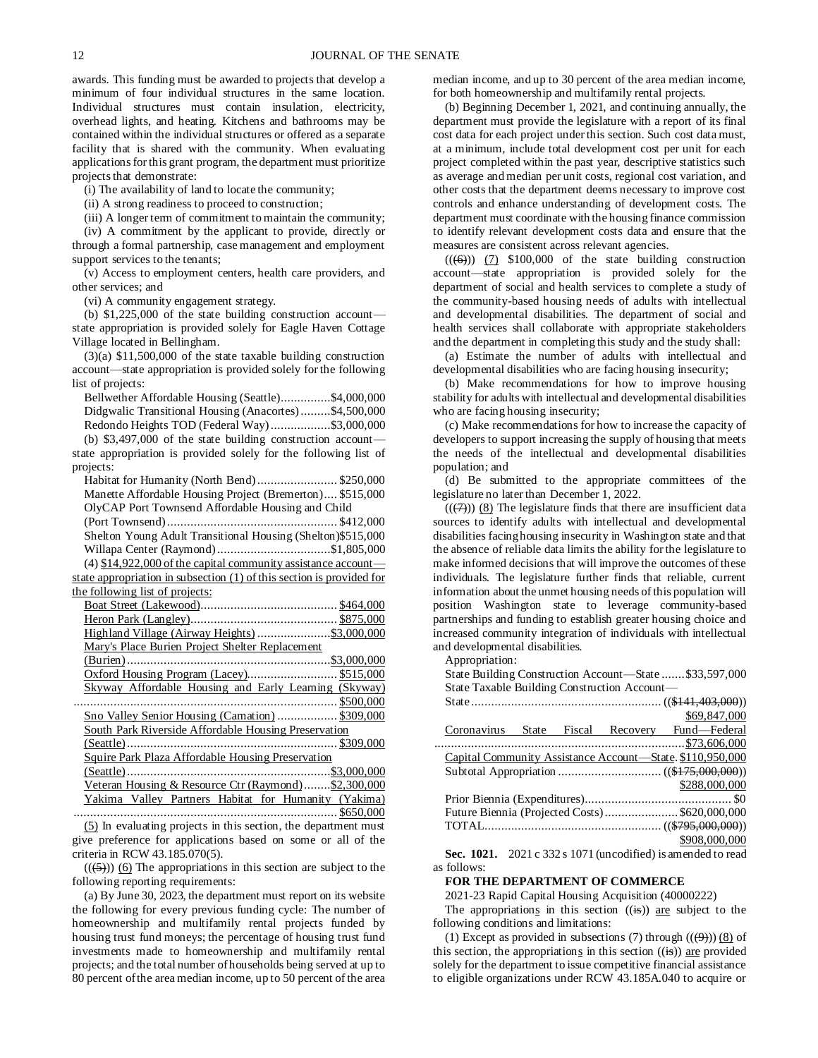awards. This funding must be awarded to projects that develop a minimum of four individual structures in the same location. Individual structures must contain insulation, electricity, overhead lights, and heating. Kitchens and bathrooms may be contained within the individual structures or offered as a separate facility that is shared with the community. When evaluating applications for this grant program, the department must prioritize projects that demonstrate:

(i) The availability of land to locate the community;

(ii) A strong readiness to proceed to construction;

(iii) A longer term of commitment to maintain the community;

(iv) A commitment by the applicant to provide, directly or through a formal partnership, case management and employment support services to the tenants;

(v) Access to employment centers, health care providers, and other services; and

(vi) A community engagement strategy.

(b) $1,225,000 of the state building construction account—state appropriation is provided solely for Eagle Haven Cottage Village located in Bellingham.

(3)(a) $11,500,000 of the state taxable building construction account—state appropriation is provided solely for the following list of projects:

Bellwether Affordable Housing (Seattle)...............$4,000,000
Didgwalic Transitional Housing (Anacortes).........$4,500,000
Redondo Heights TOD (Federal Way)..................$3,000,000

(b) $3,497,000 of the state building construction account—state appropriation is provided solely for the following list of projects:

Habitat for Humanity (North Bend)........................ $250,000
Manette Affordable Housing Project (Bremerton).... $515,000
OlyCAP Port Townsend Affordable Housing and Child (Port Townsend)................................................... $412,000
Shelton Young Adult Transitional Housing (Shelton)$515,000
Willapa Center (Raymond)..................................$1,805,000

(4) $14,922,000 of the capital community assistance account—state appropriation in subsection (1) of this section is provided for the following list of projects:

Boat Street (Lakewood)......................................... $464,000
Heron Park (Langley)............................................ $875,000
Highland Village (Airway Heights)......................$3,000,000
Mary's Place Burien Project Shelter Replacement (Burien).............................................................$3,000,000
Oxford Housing Program (Lacey).......................... $515,000
Skyway Affordable Housing and Early Learning (Skyway) ............................................................................ $500,000
Sno Valley Senior Housing (Carnation).................. $309,000
South Park Riverside Affordable Housing Preservation (Seattle).............................................................. $309,000
Squire Park Plaza Affordable Housing Preservation (Seattle).............................................................$3,000,000
Veteran Housing & Resource Ctr (Raymond)........$2,300,000
Yakima Valley Partners Habitat for Humanity (Yakima) ............................................................................ $650,000

(5) In evaluating projects in this section, the department must give preference for applications based on some or all of the criteria in RCW 43.185.070(5).

(((5))) (6) The appropriations in this section are subject to the following reporting requirements:

(a) By June 30, 2023, the department must report on its website the following for every previous funding cycle: The number of homeownership and multifamily rental projects funded by housing trust fund moneys; the percentage of housing trust fund investments made to homeownership and multifamily rental projects; and the total number of households being served at up to 80 percent of the area median income, up to 50 percent of the area median income, and up to 30 percent of the area median income, for both homeownership and multifamily rental projects.

(b) Beginning December 1, 2021, and continuing annually, the department must provide the legislature with a report of its final cost data for each project under this section. Such cost data must, at a minimum, include total development cost per unit for each project completed within the past year, descriptive statistics such as average and median per unit costs, regional cost variation, and other costs that the department deems necessary to improve cost controls and enhance understanding of development costs. The department must coordinate with the housing finance commission to identify relevant development costs data and ensure that the measures are consistent across relevant agencies.

(((6))) (7) $100,000 of the state building construction account—state appropriation is provided solely for the department of social and health services to complete a study of the community-based housing needs of adults with intellectual and developmental disabilities. The department of social and health services shall collaborate with appropriate stakeholders and the department in completing this study and the study shall:

(a) Estimate the number of adults with intellectual and developmental disabilities who are facing housing insecurity;

(b) Make recommendations for how to improve housing stability for adults with intellectual and developmental disabilities who are facing housing insecurity;

(c) Make recommendations for how to increase the capacity of developers to support increasing the supply of housing that meets the needs of the intellectual and developmental disabilities population; and

(d) Be submitted to the appropriate committees of the legislature no later than December 1, 2022.

(((7))) (8) The legislature finds that there are insufficient data sources to identify adults with intellectual and developmental disabilities facing housing insecurity in Washington state and that the absence of reliable data limits the ability for the legislature to make informed decisions that will improve the outcomes of these individuals. The legislature further finds that reliable, current information about the unmet housing needs of this population will position Washington state to leverage community-based partnerships and funding to establish greater housing choice and increased community integration of individuals with intellectual and developmental disabilities.

Appropriation:

State Building Construction Account—State .......$33,597,000
State Taxable Building Construction Account—State........................................................ (($141,403,000)) $69,847,000
Coronavirus State Fiscal Recovery Fund—Federal ..........................................................................$73,606,000
Capital Community Assistance Account—State. $110,950,000
Subtotal Appropriation ............................... (($175,000,000)) $288,000,000
Prior Biennia (Expenditures)............................................ $0
Future Biennia (Projected Costs)......................$620,000,000
TOTAL..................................................... (($795,000,000)) $908,000,000

**Sec. 1021.** 2021 c 332 s 1071 (uncodified) is amended to read as follows:

**FOR THE DEPARTMENT OF COMMERCE**

2021-23 Rapid Capital Housing Acquisition (40000222)

The appropriations in this section ((is)) are subject to the following conditions and limitations:

(1) Except as provided in subsections (7) through (((9))) (8) of this section, the appropriations in this section ((is)) are provided solely for the department to issue competitive financial assistance to eligible organizations under RCW 43.185A.040 to acquire or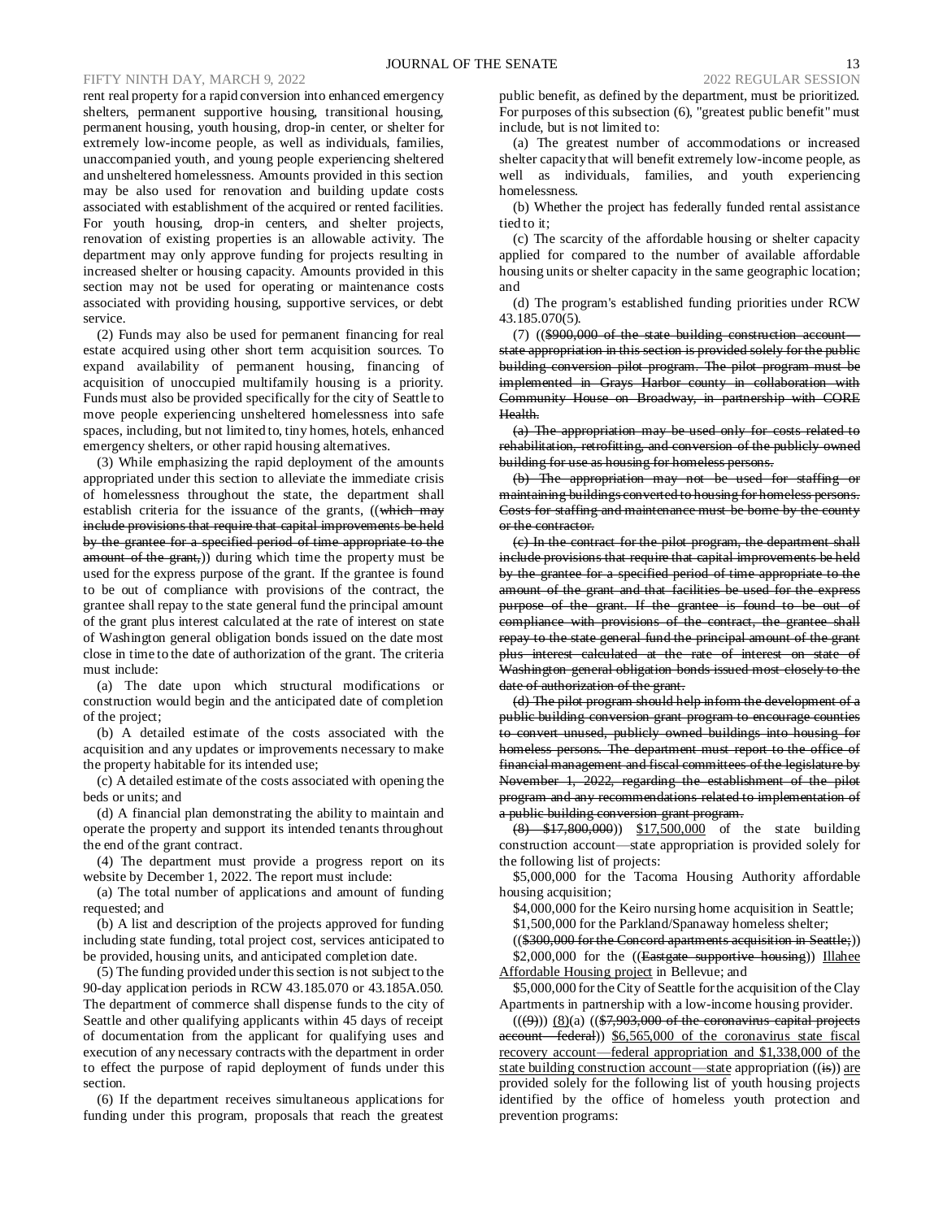rent real property for a rapid conversion into enhanced emergency shelters, permanent supportive housing, transitional housing, permanent housing, youth housing, drop-in center, or shelter for extremely low-income people, as well as individuals, families, unaccompanied youth, and young people experiencing sheltered and unsheltered homelessness. Amounts provided in this section may be also used for renovation and building update costs associated with establishment of the acquired or rented facilities. For youth housing, drop-in centers, and shelter projects, renovation of existing properties is an allowable activity. The department may only approve funding for projects resulting in increased shelter or housing capacity. Amounts provided in this section may not be used for operating or maintenance costs associated with providing housing, supportive services, or debt service.

(2) Funds may also be used for permanent financing for real estate acquired using other short term acquisition sources. To expand availability of permanent housing, financing of acquisition of unoccupied multifamily housing is a priority. Funds must also be provided specifically for the city of Seattle to move people experiencing unsheltered homelessness into safe spaces, including, but not limited to, tiny homes, hotels, enhanced emergency shelters, or other rapid housing alternatives.

(3) While emphasizing the rapid deployment of the amounts appropriated under this section to alleviate the immediate crisis of homelessness throughout the state, the department shall establish criteria for the issuance of the grants, ((~~which may include provisions that require that capital improvements be held by the grantee for a specified period of time appropriate to the amount of the grant,~~)) during which time the property must be used for the express purpose of the grant. If the grantee is found to be out of compliance with provisions of the contract, the grantee shall repay to the state general fund the principal amount of the grant plus interest calculated at the rate of interest on state of Washington general obligation bonds issued on the date most close in time to the date of authorization of the grant. The criteria must include:

(a) The date upon which structural modifications or construction would begin and the anticipated date of completion of the project;

(b) A detailed estimate of the costs associated with the acquisition and any updates or improvements necessary to make the property habitable for its intended use;

(c) A detailed estimate of the costs associated with opening the beds or units; and

(d) A financial plan demonstrating the ability to maintain and operate the property and support its intended tenants throughout the end of the grant contract.

(4) The department must provide a progress report on its website by December 1, 2022. The report must include:

(a) The total number of applications and amount of funding requested; and

(b) A list and description of the projects approved for funding including state funding, total project cost, services anticipated to be provided, housing units, and anticipated completion date.

(5) The funding provided under this section is not subject to the 90-day application periods in RCW 43.185.070 or 43.185A.050. The department of commerce shall dispense funds to the city of Seattle and other qualifying applicants within 45 days of receipt of documentation from the applicant for qualifying uses and execution of any necessary contracts with the department in order to effect the purpose of rapid deployment of funds under this section.

(6) If the department receives simultaneous applications for funding under this program, proposals that reach the greatest public benefit, as defined by the department, must be prioritized. For purposes of this subsection (6), "greatest public benefit" must include, but is not limited to:

(a) The greatest number of accommodations or increased shelter capacity that will benefit extremely low-income people, as well as individuals, families, and youth experiencing homelessness.

(b) Whether the project has federally funded rental assistance tied to it;

(c) The scarcity of the affordable housing or shelter capacity applied for compared to the number of available affordable housing units or shelter capacity in the same geographic location; and

(d) The program's established funding priorities under RCW 43.185.070(5).

(7) ((~~$900,000 of the state building construction account—state appropriation in this section is provided solely for the public building conversion pilot program. The pilot program must be implemented in Grays Harbor county in collaboration with Community House on Broadway, in partnership with CORE Health.~~

~~(a) The appropriation may be used only for costs related to rehabilitation, retrofitting, and conversion of the publicly owned building for use as housing for homeless persons.~~

~~(b) The appropriation may not be used for staffing or maintaining buildings converted to housing for homeless persons. Costs for staffing and maintenance must be borne by the county or the contractor.~~

~~(c) In the contract for the pilot program, the department shall include provisions that require that capital improvements be held by the grantee for a specified period of time appropriate to the amount of the grant and that facilities be used for the express purpose of the grant. If the grantee is found to be out of compliance with provisions of the contract, the grantee shall repay to the state general fund the principal amount of the grant plus interest calculated at the rate of interest on state of Washington general obligation bonds issued most closely to the date of authorization of the grant.~~

~~(d) The pilot program should help inform the development of a public building conversion grant program to encourage counties to convert unused, publicly owned buildings into housing for homeless persons. The department must report to the office of financial management and fiscal committees of the legislature by November 1, 2022, regarding the establishment of the pilot program and any recommendations related to implementation of a public building conversion grant program.~~

~~(8) $17,800,000~~)) <u>$17,500,000</u> of the state building construction account—state appropriation is provided solely for the following list of projects:

$5,000,000 for the Tacoma Housing Authority affordable housing acquisition;

$4,000,000 for the Keiro nursing home acquisition in Seattle;

$1,500,000 for the Parkland/Spanaway homeless shelter;

((~~$300,000 for the Concord apartments acquisition in Seattle;~~))

$2,000,000 for the ((~~Eastgate supportive housing~~)) <u>Illahee Affordable Housing project</u> in Bellevue; and

$5,000,000 for the City of Seattle for the acquisition of the Clay Apartments in partnership with a low-income housing provider.

((~~(9)~~)) <u>(8)</u>(a) ((~~$7,903,000 of the coronavirus capital projects account—federal~~)) <u>$6,565,000 of the coronavirus state fiscal recovery account—federal appropriation and $1,338,000 of the state building construction account—state</u> appropriation ((~~is~~)) <u>are</u> provided solely for the following list of youth housing projects identified by the office of homeless youth protection and prevention programs: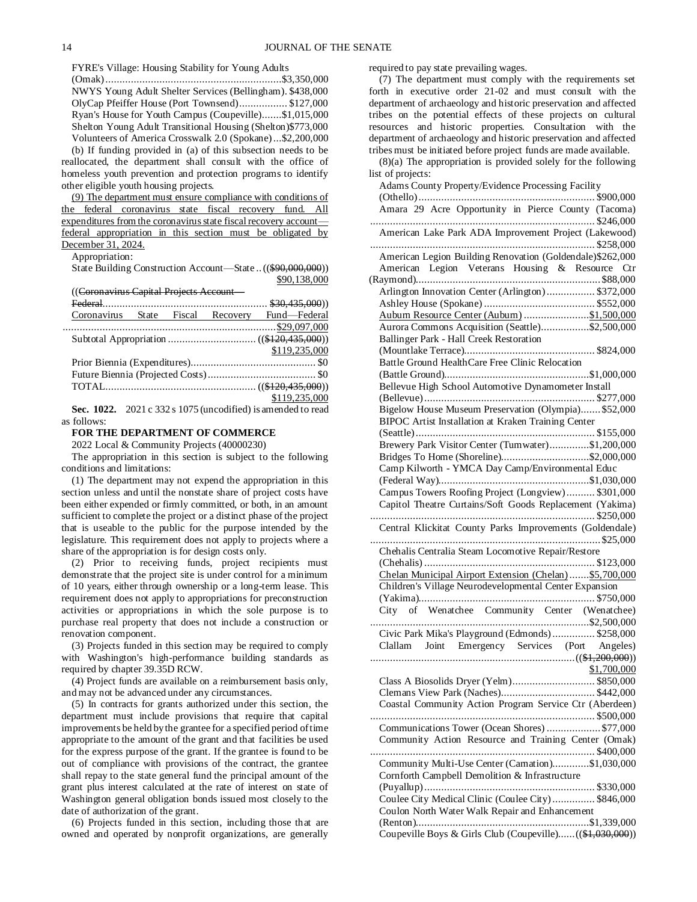FYRE's Village: Housing Stability for Young Adults (Omak) ....$3,350,000
NWYS Young Adult Shelter Services (Bellingham). $438,000
OlyCap Pfeiffer House (Port Townsend)....... $127,000
Ryan's House for Youth Campus (Coupeville).......$1,015,000
Shelton Young Adult Transitional Housing (Shelton)$773,000
Volunteers of America Crosswalk 2.0 (Spokane)...$2,200,000

(b) If funding provided in (a) of this subsection needs to be reallocated, the department shall consult with the office of homeless youth prevention and protection programs to identify other eligible youth housing projects.

(9) The department must ensure compliance with conditions of the federal coronavirus state fiscal recovery fund. All expenditures from the coronavirus state fiscal recovery account—federal appropriation in this section must be obligated by December 31, 2024.

Appropriation:

State Building Construction Account—State .. ((~~$90,000,000~~)) $90,138,000
((~~Coronavirus Capital Projects Account—Federal~~ .... ~~$30,435,000~~))
Coronavirus State Fiscal Recovery Fund—Federal .... $29,097,000
Subtotal Appropriation .... ((~~$120,435,000~~)) $119,235,000

Prior Biennia (Expenditures) .... $0
Future Biennia (Projected Costs) .... $0
TOTAL .... ((~~$120,435,000~~)) $119,235,000

**Sec. 1022.** 2021 c 332 s 1075 (uncodified) is amended to read as follows:

**FOR THE DEPARTMENT OF COMMERCE**

2022 Local & Community Projects (40000230)

The appropriation in this section is subject to the following conditions and limitations:

(1) The department may not expend the appropriation in this section unless and until the nonstate share of project costs have been either expended or firmly committed, or both, in an amount sufficient to complete the project or a distinct phase of the project that is useable to the public for the purpose intended by the legislature. This requirement does not apply to projects where a share of the appropriation is for design costs only.

(2) Prior to receiving funds, project recipients must demonstrate that the project site is under control for a minimum of 10 years, either through ownership or a long-term lease. This requirement does not apply to appropriations for preconstruction activities or appropriations in which the sole purpose is to purchase real property that does not include a construction or renovation component.

(3) Projects funded in this section may be required to comply with Washington's high-performance building standards as required by chapter 39.35D RCW.

(4) Project funds are available on a reimbursement basis only, and may not be advanced under any circumstances.

(5) In contracts for grants authorized under this section, the department must include provisions that require that capital improvements be held by the grantee for a specified period of time appropriate to the amount of the grant and that facilities be used for the express purpose of the grant. If the grantee is found to be out of compliance with provisions of the contract, the grantee shall repay to the state general fund the principal amount of the grant plus interest calculated at the rate of interest on state of Washington general obligation bonds issued most closely to the date of authorization of the grant.

(6) Projects funded in this section, including those that are owned and operated by nonprofit organizations, are generally required to pay state prevailing wages.

(7) The department must comply with the requirements set forth in executive order 21-02 and must consult with the department of archaeology and historic preservation and affected tribes on the potential effects of these projects on cultural resources and historic properties. Consultation with the department of archaeology and historic preservation and affected tribes must be initiated before project funds are made available.

(8)(a) The appropriation is provided solely for the following list of projects:

Adams County Property/Evidence Processing Facility (Othello) .... $900,000
Amara 29 Acre Opportunity in Pierce County (Tacoma) .... $246,000
American Lake Park ADA Improvement Project (Lakewood) .... $258,000
American Legion Building Renovation (Goldendale)$262,000
American Legion Veterans Housing & Resource Ctr (Raymond) .... $88,000
Arlington Innovation Center (Arlington) .... $372,000
Ashley House (Spokane) .... $552,000
Auburn Resource Center (Auburn) .... $1,500,000
Aurora Commons Acquisition (Seattle) .... $2,500,000
Ballinger Park - Hall Creek Restoration (Mountlake Terrace) .... $824,000
Battle Ground HealthCare Free Clinic Relocation (Battle Ground) .... $1,000,000
Bellevue High School Automotive Dynamometer Install (Bellevue) .... $277,000
Bigelow House Museum Preservation (Olympia) .... $52,000
BIPOC Artist Installation at Kraken Training Center (Seattle) .... $155,000
Brewery Park Visitor Center (Tumwater) .... $1,200,000
Bridges To Home (Shoreline) .... $2,000,000
Camp Kilworth - YMCA Day Camp/Environmental Educ (Federal Way) .... $1,030,000
Campus Towers Roofing Project (Longview) .... $301,000
Capitol Theatre Curtains/Soft Goods Replacement (Yakima) .... $250,000
Central Klickitat County Parks Improvements (Goldendale) .... $25,000
Chehalis Centralia Steam Locomotive Repair/Restore (Chehalis) .... $123,000
Chelan Municipal Airport Extension (Chelan) .... $5,700,000
Children's Village Neurodevelopmental Center Expansion (Yakima) .... $750,000
City of Wenatchee Community Center (Wenatchee) .... $2,500,000
Civic Park Mika's Playground (Edmonds) .... $258,000
Clallam Joint Emergency Services (Port Angeles) .... ((~~$1,200,000~~)) $1,700,000
Class A Biosolids Dryer (Yelm) .... $850,000
Clemans View Park (Naches) .... $442,000
Coastal Community Action Program Service Ctr (Aberdeen) .... $500,000
Communications Tower (Ocean Shores) .... $77,000
Community Action Resource and Training Center (Omak) .... $400,000
Community Multi-Use Center (Carnation) .... $1,030,000
Cornforth Campbell Demolition & Infrastructure (Puyallup) .... $330,000
Coulee City Medical Clinic (Coulee City) .... $846,000
Coulon North Water Walk Repair and Enhancement (Renton) .... $1,339,000
Coupeville Boys & Girls Club (Coupeville) .... ((~~$1,030,000~~))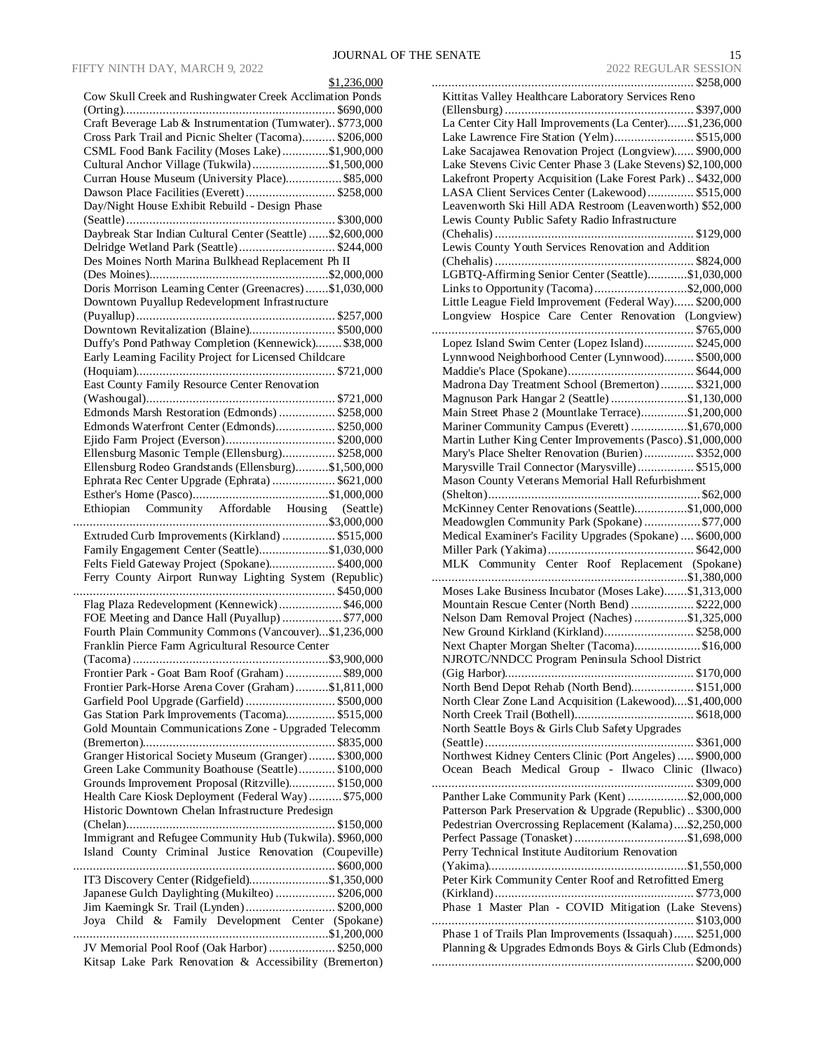$1,236,000

Cow Skull Creek and Rushingwater Creek Acclimation Ponds (Orting)................................................................ $690,000
Craft Beverage Lab & Instrumentation (Tumwater).. $773,000
Cross Park Trail and Picnic Shelter (Tacoma).......... $206,000
CSML Food Bank Facility (Moses Lake)..............$1,900,000
Cultural Anchor Village (Tukwila).......................$1,500,000
Curran House Museum (University Place)................. $85,000
Dawson Place Facilities (Everett)........................... $258,000
Day/Night House Exhibit Rebuild - Design Phase (Seattle)............................................................... $300,000
Daybreak Star Indian Cultural Center (Seattle) ......$2,600,000
Delridge Wetland Park (Seattle)............................. $244,000
Des Moines North Marina Bulkhead Replacement Ph II (Des Moines)......................................................$2,000,000
Doris Morrison Learning Center (Greenacres).......$1,030,000
Downtown Puyallup Redevelopment Infrastructure (Puyallup)............................................................ $257,000
Downtown Revitalization (Blaine).......................... $500,000
Duffy's Pond Pathway Completion (Kennewick)........ $38,000
Early Learning Facility Project for Licensed Childcare (Hoquiam)............................................................ $721,000
East County Family Resource Center Renovation (Washougal)......................................................... $721,000
Edmonds Marsh Restoration (Edmonds) ................. $258,000
Edmonds Waterfront Center (Edmonds).................. $250,000
Ejido Farm Project (Everson)................................. $200,000
Ellensburg Masonic Temple (Ellensburg)................ $258,000
Ellensburg Rodeo Grandstands (Ellensburg)..........$1,500,000
Ephrata Rec Center Upgrade (Ephrata) ................... $621,000
Esther's Home (Pasco).........................................$1,000,000
Ethiopian Community Affordable Housing (Seattle) ............................................................................$3,000,000
Extruded Curb Improvements (Kirkland) ................ $515,000
Family Engagement Center (Seattle).....................$1,030,000
Felts Field Gateway Project (Spokane).................... $400,000
Ferry County Airport Runway Lighting System (Republic) ............................................................................... $450,000
Flag Plaza Redevelopment (Kennewick)................... $46,000
FOE Meeting and Dance Hall (Puyallup) .................. $77,000
Fourth Plain Community Commons (Vancouver)...$1,236,000
Franklin Pierce Farm Agricultural Resource Center (Tacoma) ...........................................................$3,900,000
Frontier Park - Goat Barn Roof (Graham) ................. $89,000
Frontier Park-Horse Arena Cover (Graham)..........$1,811,000
Garfield Pool Upgrade (Garfield) ........................... $500,000
Gas Station Park Improvements (Tacoma)............... $515,000
Gold Mountain Communications Zone - Upgraded Telecomm (Bremerton).......................................................... $835,000
Granger Historical Society Museum (Granger)......... $300,000
Green Lake Community Boathouse (Seattle)........... $100,000
Grounds Improvement Proposal (Ritzville).............. $150,000
Health Care Kiosk Deployment (Federal Way).......... $75,000
Historic Downtown Chelan Infrastructure Predesign (Chelan)............................................................... $150,000
Immigrant and Refugee Community Hub (Tukwila). $960,000
Island County Criminal Justice Renovation (Coupeville) ............................................................................... $600,000
IT3 Discovery Center (Ridgefield)........................$1,350,000
Japanese Gulch Daylighting (Mukilteo) .................. $206,000
Jim Kaemingk Sr. Trail (Lynden)........................... $200,000
Joya Child & Family Development Center (Spokane) ............................................................................$1,200,000
JV Memorial Pool Roof (Oak Harbor) .................... $250,000
Kitsap Lake Park Renovation & Accessibility (Bremerton) ............................................................................... $258,000
Kittitas Valley Healthcare Laboratory Services Reno (Ellensburg) ......................................................... $397,000
La Center City Hall Improvements (La Center)......$1,236,000
Lake Lawrence Fire Station (Yelm)........................ $515,000
Lake Sacajawea Renovation Project (Longview)...... $900,000
Lake Stevens Civic Center Phase 3 (Lake Stevens) $2,100,000
Lakefront Property Acquisition (Lake Forest Park) .. $432,000
LASA Client Services Center (Lakewood).............. $515,000
Leavenworth Ski Hill ADA Restroom (Leavenworth) $52,000
Lewis County Public Safety Radio Infrastructure (Chehalis) ............................................................ $129,000
Lewis County Youth Services Renovation and Addition (Chehalis) ............................................................ $824,000
LGBTQ-Affirming Senior Center (Seattle)............$1,030,000
Links to Opportunity (Tacoma)............................$2,000,000
Little League Field Improvement (Federal Way)...... $200,000
Longview Hospice Care Center Renovation (Longview) ............................................................................... $765,000
Lopez Island Swim Center (Lopez Island)............... $245,000
Lynnwood Neighborhood Center (Lynnwood)......... $500,000
Maddie's Place (Spokane)...................................... $644,000
Madrona Day Treatment School (Bremerton).......... $321,000
Magnuson Park Hangar 2 (Seattle) .......................$1,130,000
Main Street Phase 2 (Mountlake Terrace)..............$1,200,000
Mariner Community Campus (Everett) .................$1,670,000
Martin Luther King Center Improvements (Pasco) .$1,000,000
Mary's Place Shelter Renovation (Burien) ............... $352,000
Marysville Trail Connector (Marysville)................. $515,000
Mason County Veterans Memorial Hall Refurbishment (Shelton)................................................................ $62,000
McKinney Center Renovations (Seattle)................$1,000,000
Meadowglen Community Park (Spokane) ................. $77,000
Medical Examiner's Facility Upgrades (Spokane) .... $600,000
Miller Park (Yakima)............................................ $642,000
MLK Community Center Roof Replacement (Spokane) ............................................................................$1,380,000
Moses Lake Business Incubator (Moses Lake).......$1,313,000
Mountain Rescue Center (North Bend) ................... $222,000
Nelson Dam Removal Project (Naches) ................$1,325,000
New Ground Kirkland (Kirkland)........................... $258,000
Next Chapter Morgan Shelter (Tacoma).................... $16,000
NJROTC/NNDCC Program Peninsula School District (Gig Harbor)......................................................... $170,000
North Bend Depot Rehab (North Bend)................... $151,000
North Clear Zone Land Acquisition (Lakewood)....$1,400,000
North Creek Trail (Bothell).................................... $618,000
North Seattle Boys & Girls Club Safety Upgrades (Seattle)............................................................... $361,000
Northwest Kidney Centers Clinic (Port Angeles) ..... $900,000
Ocean Beach Medical Group - Ilwaco Clinic (Ilwaco) ............................................................................... $309,000
Panther Lake Community Park (Kent) ..................$2,000,000
Patterson Park Preservation & Upgrade (Republic) .. $300,000
Pedestrian Overcrossing Replacement (Kalama)....$2,250,000
Perfect Passage (Tonasket) ..................................$1,698,000
Perry Technical Institute Auditorium Renovation (Yakima)...........................................................$1,550,000
Peter Kirk Community Center Roof and Retrofitted Emerg (Kirkland)............................................................ $773,000
Phase 1 Master Plan - COVID Mitigation (Lake Stevens) ............................................................................... $103,000
Phase 1 of Trails Plan Improvements (Issaquah)...... $251,000
Planning & Upgrades Edmonds Boys & Girls Club (Edmonds) ............................................................................... $200,000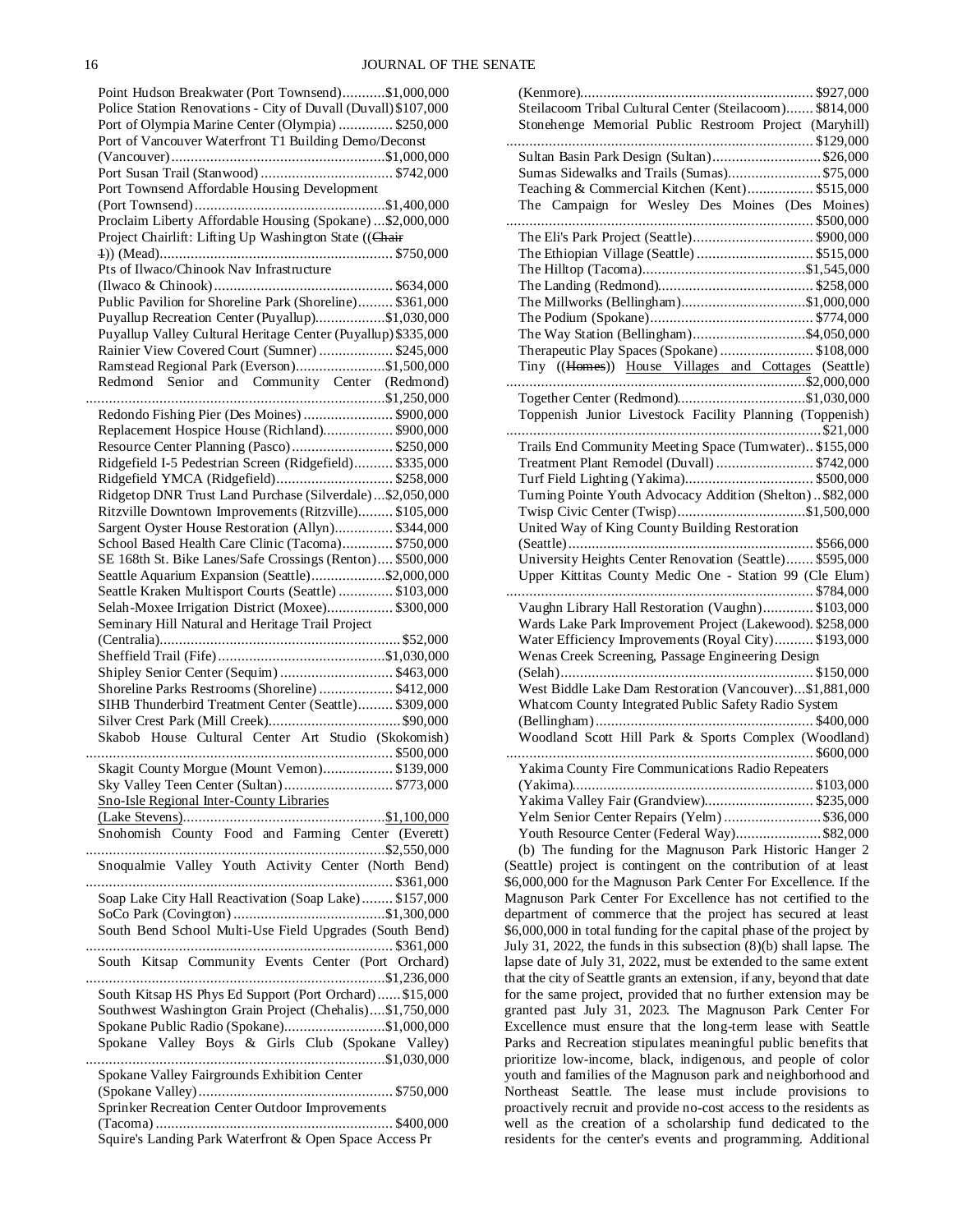Point Hudson Breakwater (Port Townsend)...........$1,000,000
Police Station Renovations - City of Duvall (Duvall)$107,000
Port of Olympia Marine Center (Olympia) .............. $250,000
Port of Vancouver Waterfront T1 Building Demo/Deconst (Vancouver)........................................................$1,000,000
Port Susan Trail (Stanwood) .................................. $742,000
Port Townsend Affordable Housing Development (Port Townsend).................................................$1,400,000
Proclaim Liberty Affordable Housing (Spokane) ...$2,000,000
Project Chairlift: Lifting Up Washington State ((~~Chair 1~~)) (Mead)........................................................... $750,000
Pts of Ilwaco/Chinook Nav Infrastructure (Ilwaco & Chinook).............................................. $634,000
Public Pavilion for Shoreline Park (Shoreline)......... $361,000
Puyallup Recreation Center (Puyallup)..................$1,030,000
Puyallup Valley Cultural Heritage Center (Puyallup)$335,000
Rainier View Covered Court (Sumner) ................... $245,000
Ramstead Regional Park (Everson).......................$1,500,000
Redmond Senior and Community Center (Redmond) .............................................................................$1,250,000
Redondo Fishing Pier (Des Moines) ....................... $900,000
Replacement Hospice House (Richland).................. $900,000
Resource Center Planning (Pasco).......................... $250,000
Ridgefield I-5 Pedestrian Screen (Ridgefield).......... $335,000
Ridgefield YMCA (Ridgefield).............................. $258,000
Ridgetop DNR Trust Land Purchase (Silverdale) ...$2,050,000
Ritzville Downtown Improvements (Ritzville)......... $105,000
Sargent Oyster House Restoration (Allyn)............... $344,000
School Based Health Care Clinic (Tacoma)............. $750,000
SE 168th St. Bike Lanes/Safe Crossings (Renton).... $500,000
Seattle Aquarium Expansion (Seattle)...................$2,000,000
Seattle Kraken Multisport Courts (Seattle) .............. $103,000
Selah-Moxee Irrigation District (Moxee)................. $300,000
Seminary Hill Natural and Heritage Trail Project (Centralia)............................................................... $52,000
Sheffield Trail (Fife)...........................................$1,030,000
Shipley Senior Center (Sequim) ............................. $463,000
Shoreline Parks Restrooms (Shoreline) ................... $412,000
SIHB Thunderbird Treatment Center (Seattle)......... $309,000
Silver Crest Park (Mill Creek).................................. $90,000
Skabob House Cultural Center Art Studio (Skokomish) ............................................................................... $500,000
Skagit County Morgue (Mount Vernon).................. $139,000
Sky Valley Teen Center (Sultan)............................ $773,000
<u>Sno-Isle Regional Inter-County Libraries (Lake Stevens)....................................................$1,100,000</u>
Snohomish County Food and Farming Center (Everett) .............................................................................$2,550,000
Snoqualmie Valley Youth Activity Center (North Bend) ............................................................................... $361,000
Soap Lake City Hall Reactivation (Soap Lake)......... $157,000
SoCo Park (Covington) ........................................$1,300,000
South Bend School Multi-Use Field Upgrades (South Bend) ............................................................................... $361,000
South Kitsap Community Events Center (Port Orchard) .............................................................................$1,236,000
South Kitsap HS Phys Ed Support (Port Orchard)...... $15,000
Southwest Washington Grain Project (Chehalis)....$1,750,000
Spokane Public Radio (Spokane)..........................$1,000,000
Spokane Valley Boys & Girls Club (Spokane Valley) .............................................................................$1,030,000
Spokane Valley Fairgrounds Exhibition Center (Spokane Valley).................................................. $750,000
Sprinker Recreation Center Outdoor Improvements (Tacoma) ............................................................. $400,000
Squire's Landing Park Waterfront & Open Space Access Pr (Kenmore)............................................................ $927,000
Steilacoom Tribal Cultural Center (Steilacoom)....... $814,000
Stonehenge Memorial Public Restroom Project (Maryhill) ............................................................................... $129,000
Sultan Basin Park Design (Sultan)............................ $26,000
Sumas Sidewalks and Trails (Sumas)........................ $75,000
Teaching & Commercial Kitchen (Kent)................. $515,000
The Campaign for Wesley Des Moines (Des Moines) ............................................................................... $500,000
The Eli's Park Project (Seattle)............................... $900,000
The Ethiopian Village (Seattle) .............................. $515,000
The Hilltop (Tacoma)..........................................$1,545,000
The Landing (Redmond)........................................ $258,000
The Millworks (Bellingham)................................$1,000,000
The Podium (Spokane).......................................... $774,000
The Way Station (Bellingham).............................$4,050,000
Therapeutic Play Spaces (Spokane) ........................ $108,000
Tiny ((~~Homes~~)) <u>House Villages and Cottages</u> (Seattle) .............................................................................$2,000,000
Together Center (Redmond).................................$1,030,000
Toppenish Junior Livestock Facility Planning (Toppenish) ................................................................................. $21,000
Trails End Community Meeting Space (Tumwater).. $155,000
Treatment Plant Remodel (Duvall) ......................... $742,000
Turf Field Lighting (Yakima)................................. $500,000
Turning Pointe Youth Advocacy Addition (Shelton) .. $82,000
Twisp Civic Center (Twisp).................................$1,500,000
United Way of King County Building Restoration (Seattle)............................................................... $566,000
University Heights Center Renovation (Seattle)....... $595,000
Upper Kittitas County Medic One - Station 99 (Cle Elum) ............................................................................... $784,000
Vaughn Library Hall Restoration (Vaughn)............. $103,000
Wards Lake Park Improvement Project (Lakewood). $258,000
Water Efficiency Improvements (Royal City).......... $193,000
Wenas Creek Screening, Passage Engineering Design (Selah)................................................................. $150,000
West Biddle Lake Dam Restoration (Vancouver)...$1,881,000
Whatcom County Integrated Public Safety Radio System (Bellingham)........................................................ $400,000
Woodland Scott Hill Park & Sports Complex (Woodland) ............................................................................... $600,000
Yakima County Fire Communications Radio Repeaters (Yakima)............................................................. $103,000
Yakima Valley Fair (Grandview)............................ $235,000
Yelm Senior Center Repairs (Yelm) ......................... $36,000
Youth Resource Center (Federal Way)...................... $82,000

(b) The funding for the Magnuson Park Historic Hanger 2 (Seattle) project is contingent on the contribution of at least $6,000,000 for the Magnuson Park Center For Excellence. If the Magnuson Park Center For Excellence has not certified to the department of commerce that the project has secured at least $6,000,000 in total funding for the capital phase of the project by July 31, 2022, the funds in this subsection (8)(b) shall lapse. The lapse date of July 31, 2022, must be extended to the same extent that the city of Seattle grants an extension, if any, beyond that date for the same project, provided that no further extension may be granted past July 31, 2023. The Magnuson Park Center For Excellence must ensure that the long-term lease with Seattle Parks and Recreation stipulates meaningful public benefits that prioritize low-income, black, indigenous, and people of color youth and families of the Magnuson park and neighborhood and Northeast Seattle. The lease must include provisions to proactively recruit and provide no-cost access to the residents as well as the creation of a scholarship fund dedicated to the residents for the center's events and programming. Additional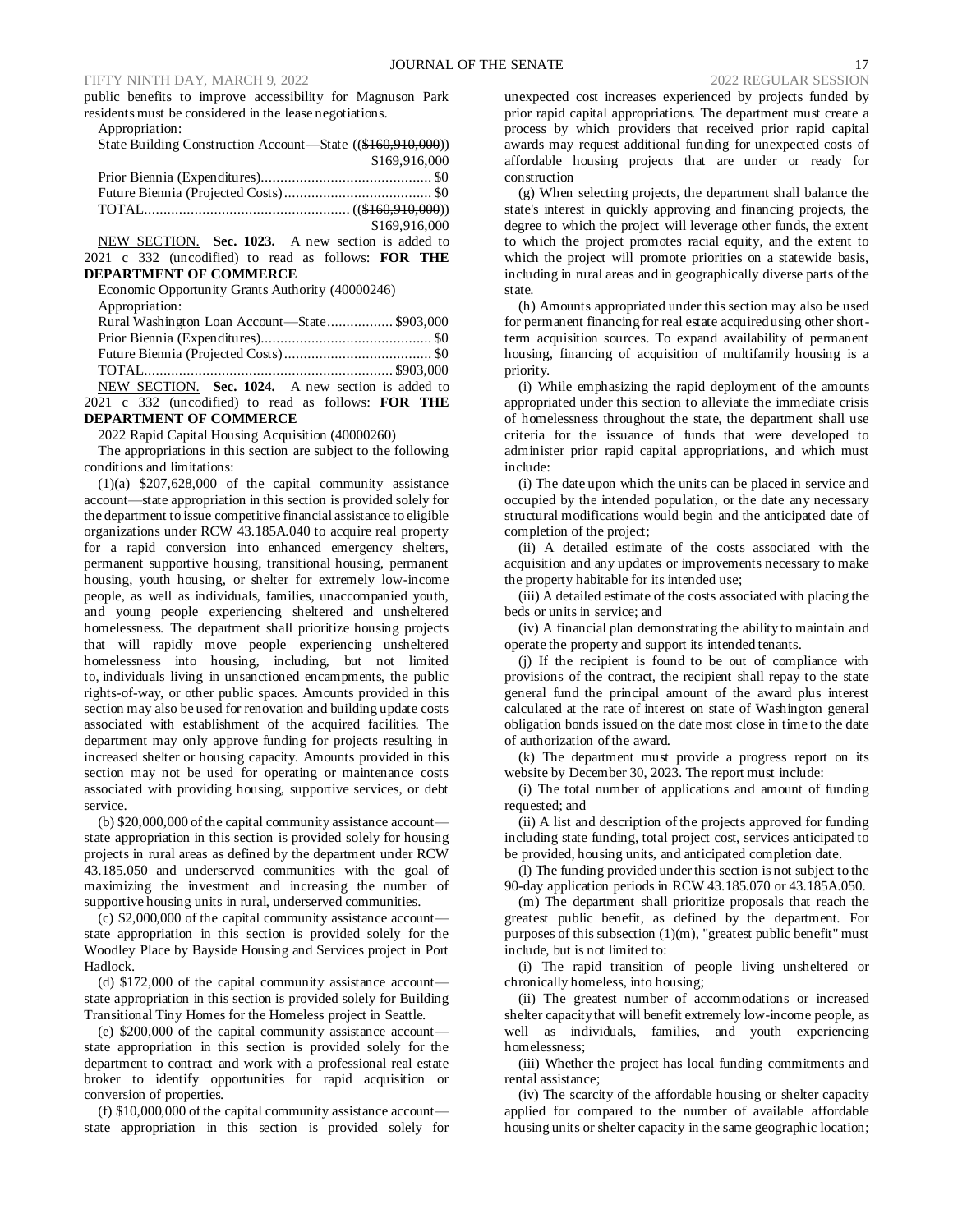public benefits to improve accessibility for Magnuson Park residents must be considered in the lease negotiations.

Appropriation:

State Building Construction Account—State ((~~$160,910,000~~)) $169,916,000

Prior Biennia (Expenditures)............................................ $0

Future Biennia (Projected Costs)...................................... $0

TOTAL..................................................... ((~~$160,910,000~~)) $169,916,000

NEW SECTION. **Sec. 1023.** A new section is added to 2021 c 332 (uncodified) to read as follows: **FOR THE DEPARTMENT OF COMMERCE**

Economic Opportunity Grants Authority (40000246)

Appropriation:

Rural Washington Loan Account—State................. $903,000

Prior Biennia (Expenditures)............................................ $0

Future Biennia (Projected Costs)...................................... $0

TOTAL................................................................ $903,000

NEW SECTION. **Sec. 1024.** A new section is added to 2021 c 332 (uncodified) to read as follows: **FOR THE DEPARTMENT OF COMMERCE**

2022 Rapid Capital Housing Acquisition (40000260)

The appropriations in this section are subject to the following conditions and limitations:

(1)(a) $207,628,000 of the capital community assistance account—state appropriation in this section is provided solely for the department to issue competitive financial assistance to eligible organizations under RCW 43.185A.040 to acquire real property for a rapid conversion into enhanced emergency shelters, permanent supportive housing, transitional housing, permanent housing, youth housing, or shelter for extremely low-income people, as well as individuals, families, unaccompanied youth, and young people experiencing sheltered and unsheltered homelessness. The department shall prioritize housing projects that will rapidly move people experiencing unsheltered homelessness into housing, including, but not limited to, individuals living in unsanctioned encampments, the public rights-of-way, or other public spaces. Amounts provided in this section may also be used for renovation and building update costs associated with establishment of the acquired facilities. The department may only approve funding for projects resulting in increased shelter or housing capacity. Amounts provided in this section may not be used for operating or maintenance costs associated with providing housing, supportive services, or debt service.

(b) $20,000,000 of the capital community assistance account—state appropriation in this section is provided solely for housing projects in rural areas as defined by the department under RCW 43.185.050 and underserved communities with the goal of maximizing the investment and increasing the number of supportive housing units in rural, underserved communities.

(c) $2,000,000 of the capital community assistance account—state appropriation in this section is provided solely for the Woodley Place by Bayside Housing and Services project in Port Hadlock.

(d) $172,000 of the capital community assistance account—state appropriation in this section is provided solely for Building Transitional Tiny Homes for the Homeless project in Seattle.

(e) $200,000 of the capital community assistance account—state appropriation in this section is provided solely for the department to contract and work with a professional real estate broker to identify opportunities for rapid acquisition or conversion of properties.

(f) $10,000,000 of the capital community assistance account—state appropriation in this section is provided solely for unexpected cost increases experienced by projects funded by prior rapid capital appropriations. The department must create a process by which providers that received prior rapid capital awards may request additional funding for unexpected costs of affordable housing projects that are under or ready for construction

(g) When selecting projects, the department shall balance the state's interest in quickly approving and financing projects, the degree to which the project will leverage other funds, the extent to which the project promotes racial equity, and the extent to which the project will promote priorities on a statewide basis, including in rural areas and in geographically diverse parts of the state.

(h) Amounts appropriated under this section may also be used for permanent financing for real estate acquired using other short-term acquisition sources. To expand availability of permanent housing, financing of acquisition of multifamily housing is a priority.

(i) While emphasizing the rapid deployment of the amounts appropriated under this section to alleviate the immediate crisis of homelessness throughout the state, the department shall use criteria for the issuance of funds that were developed to administer prior rapid capital appropriations, and which must include:

(i) The date upon which the units can be placed in service and occupied by the intended population, or the date any necessary structural modifications would begin and the anticipated date of completion of the project;

(ii) A detailed estimate of the costs associated with the acquisition and any updates or improvements necessary to make the property habitable for its intended use;

(iii) A detailed estimate of the costs associated with placing the beds or units in service; and

(iv) A financial plan demonstrating the ability to maintain and operate the property and support its intended tenants.

(j) If the recipient is found to be out of compliance with provisions of the contract, the recipient shall repay to the state general fund the principal amount of the award plus interest calculated at the rate of interest on state of Washington general obligation bonds issued on the date most close in time to the date of authorization of the award.

(k) The department must provide a progress report on its website by December 30, 2023. The report must include:

(i) The total number of applications and amount of funding requested; and

(ii) A list and description of the projects approved for funding including state funding, total project cost, services anticipated to be provided, housing units, and anticipated completion date.

(l) The funding provided under this section is not subject to the 90-day application periods in RCW 43.185.070 or 43.185A.050.

(m) The department shall prioritize proposals that reach the greatest public benefit, as defined by the department. For purposes of this subsection (1)(m), "greatest public benefit" must include, but is not limited to:

(i) The rapid transition of people living unsheltered or chronically homeless, into housing;

(ii) The greatest number of accommodations or increased shelter capacity that will benefit extremely low-income people, as well as individuals, families, and youth experiencing homelessness;

(iii) Whether the project has local funding commitments and rental assistance;

(iv) The scarcity of the affordable housing or shelter capacity applied for compared to the number of available affordable housing units or shelter capacity in the same geographic location;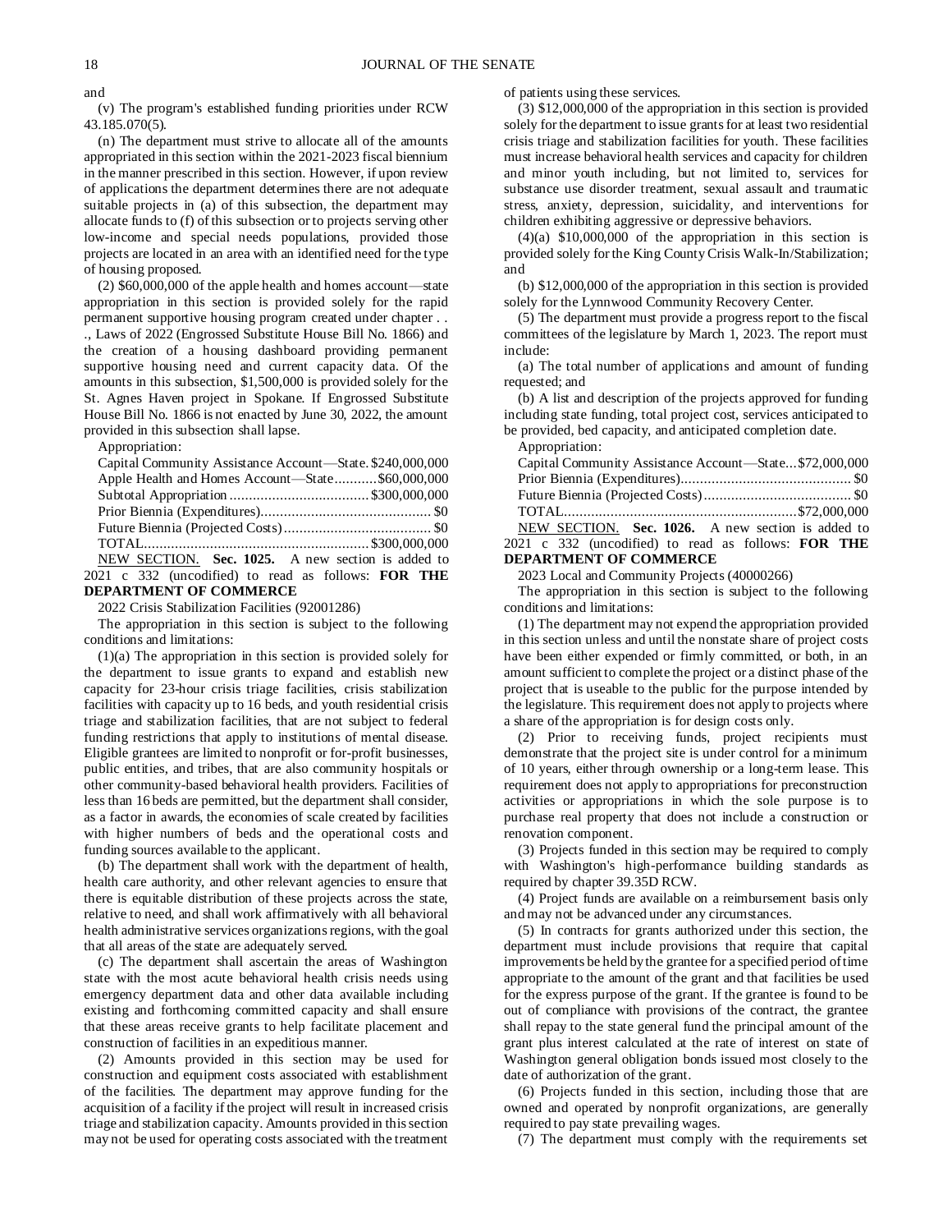and

(v) The program's established funding priorities under RCW 43.185.070(5).

(n) The department must strive to allocate all of the amounts appropriated in this section within the 2021-2023 fiscal biennium in the manner prescribed in this section. However, if upon review of applications the department determines there are not adequate suitable projects in (a) of this subsection, the department may allocate funds to (f) of this subsection or to projects serving other low-income and special needs populations, provided those projects are located in an area with an identified need for the type of housing proposed.

(2) $60,000,000 of the apple health and homes account—state appropriation in this section is provided solely for the rapid permanent supportive housing program created under chapter . . ., Laws of 2022 (Engrossed Substitute House Bill No. 1866) and the creation of a housing dashboard providing permanent supportive housing need and current capacity data. Of the amounts in this subsection, $1,500,000 is provided solely for the St. Agnes Haven project in Spokane. If Engrossed Substitute House Bill No. 1866 is not enacted by June 30, 2022, the amount provided in this subsection shall lapse.

Appropriation:

| | |
|---|---|
| Capital Community Assistance Account—State | $240,000,000 |
| Apple Health and Homes Account—State | $60,000,000 |
| Subtotal Appropriation | $300,000,000 |
| Prior Biennia (Expenditures) | $0 |
| Future Biennia (Projected Costs) | $0 |
| TOTAL | $300,000,000 |

NEW SECTION. **Sec. 1025.** A new section is added to 2021 c 332 (uncodified) to read as follows: **FOR THE DEPARTMENT OF COMMERCE**

2022 Crisis Stabilization Facilities (92001286)

The appropriation in this section is subject to the following conditions and limitations:

(1)(a) The appropriation in this section is provided solely for the department to issue grants to expand and establish new capacity for 23-hour crisis triage facilities, crisis stabilization facilities with capacity up to 16 beds, and youth residential crisis triage and stabilization facilities, that are not subject to federal funding restrictions that apply to institutions of mental disease. Eligible grantees are limited to nonprofit or for-profit businesses, public entities, and tribes, that are also community hospitals or other community-based behavioral health providers. Facilities of less than 16 beds are permitted, but the department shall consider, as a factor in awards, the economies of scale created by facilities with higher numbers of beds and the operational costs and funding sources available to the applicant.

(b) The department shall work with the department of health, health care authority, and other relevant agencies to ensure that there is equitable distribution of these projects across the state, relative to need, and shall work affirmatively with all behavioral health administrative services organizations regions, with the goal that all areas of the state are adequately served.

(c) The department shall ascertain the areas of Washington state with the most acute behavioral health crisis needs using emergency department data and other data available including existing and forthcoming committed capacity and shall ensure that these areas receive grants to help facilitate placement and construction of facilities in an expeditious manner.

(2) Amounts provided in this section may be used for construction and equipment costs associated with establishment of the facilities. The department may approve funding for the acquisition of a facility if the project will result in increased crisis triage and stabilization capacity. Amounts provided in this section may not be used for operating costs associated with the treatment of patients using these services.

(3) $12,000,000 of the appropriation in this section is provided solely for the department to issue grants for at least two residential crisis triage and stabilization facilities for youth. These facilities must increase behavioral health services and capacity for children and minor youth including, but not limited to, services for substance use disorder treatment, sexual assault and traumatic stress, anxiety, depression, suicidality, and interventions for children exhibiting aggressive or depressive behaviors.

(4)(a) $10,000,000 of the appropriation in this section is provided solely for the King County Crisis Walk-In/Stabilization; and

(b) $12,000,000 of the appropriation in this section is provided solely for the Lynnwood Community Recovery Center.

(5) The department must provide a progress report to the fiscal committees of the legislature by March 1, 2023. The report must include:

(a) The total number of applications and amount of funding requested; and

(b) A list and description of the projects approved for funding including state funding, total project cost, services anticipated to be provided, bed capacity, and anticipated completion date.

Appropriation:

| | |
|---|---|
| Capital Community Assistance Account—State | $72,000,000 |
| Prior Biennia (Expenditures) | $0 |
| Future Biennia (Projected Costs) | $0 |
| TOTAL | $72,000,000 |

NEW SECTION. **Sec. 1026.** A new section is added to 2021 c 332 (uncodified) to read as follows: **FOR THE DEPARTMENT OF COMMERCE**

2023 Local and Community Projects (40000266)

The appropriation in this section is subject to the following conditions and limitations:

(1) The department may not expend the appropriation provided in this section unless and until the nonstate share of project costs have been either expended or firmly committed, or both, in an amount sufficient to complete the project or a distinct phase of the project that is useable to the public for the purpose intended by the legislature. This requirement does not apply to projects where a share of the appropriation is for design costs only.

(2) Prior to receiving funds, project recipients must demonstrate that the project site is under control for a minimum of 10 years, either through ownership or a long-term lease. This requirement does not apply to appropriations for preconstruction activities or appropriations in which the sole purpose is to purchase real property that does not include a construction or renovation component.

(3) Projects funded in this section may be required to comply with Washington's high-performance building standards as required by chapter 39.35D RCW.

(4) Project funds are available on a reimbursement basis only and may not be advanced under any circumstances.

(5) In contracts for grants authorized under this section, the department must include provisions that require that capital improvements be held by the grantee for a specified period of time appropriate to the amount of the grant and that facilities be used for the express purpose of the grant. If the grantee is found to be out of compliance with provisions of the contract, the grantee shall repay to the state general fund the principal amount of the grant plus interest calculated at the rate of interest on state of Washington general obligation bonds issued most closely to the date of authorization of the grant.

(6) Projects funded in this section, including those that are owned and operated by nonprofit organizations, are generally required to pay state prevailing wages.

(7) The department must comply with the requirements set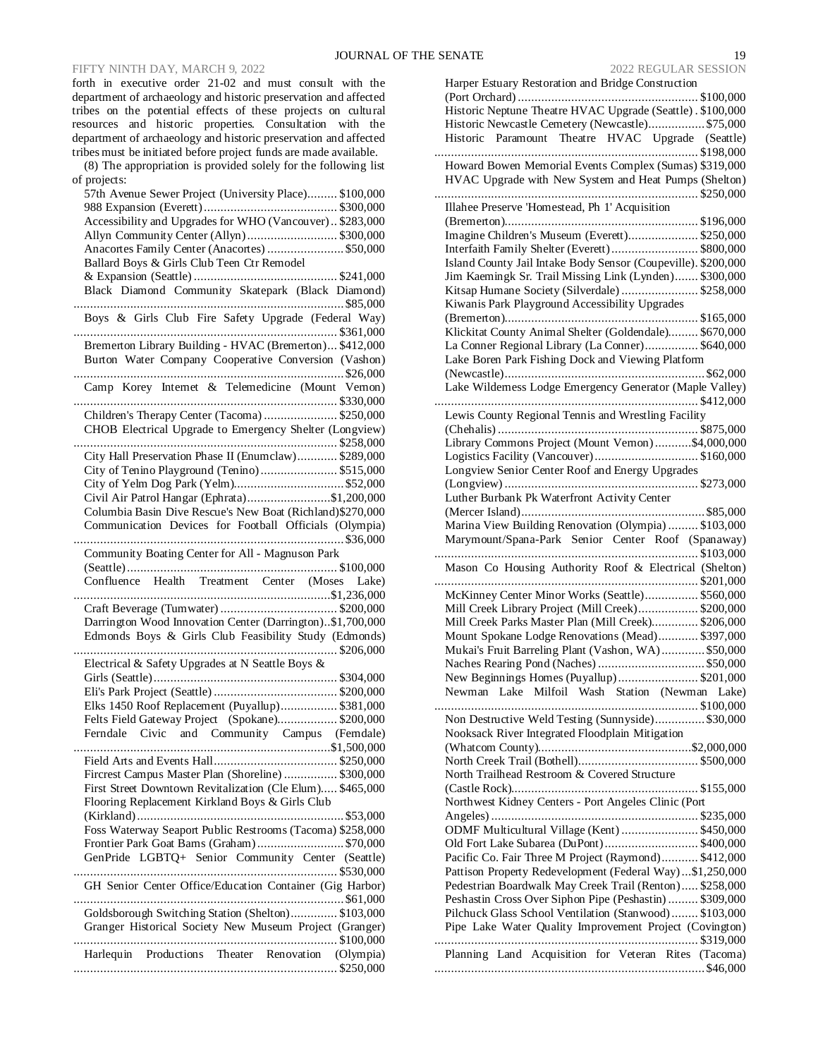forth in executive order 21-02 and must consult with the department of archaeology and historic preservation and affected tribes on the potential effects of these projects on cultural resources and historic properties. Consultation with the department of archaeology and historic preservation and affected tribes must be initiated before project funds are made available.

(8) The appropriation is provided solely for the following list of projects:

57th Avenue Sewer Project (University Place) ......... $100,000
988 Expansion (Everett) ........................................ $300,000
Accessibility and Upgrades for WHO (Vancouver) .. $283,000
Allyn Community Center (Allyn) ........................... $300,000
Anacortes Family Center (Anacortes) ....................... $50,000
Ballard Boys & Girls Club Teen Ctr Remodel & Expansion (Seattle) ........................................... $241,000
Black Diamond Community Skatepark (Black Diamond) ........................................................................ $85,000
Boys & Girls Club Fire Safety Upgrade (Federal Way) ........................................................................ $361,000
Bremerton Library Building - HVAC (Bremerton) ... $412,000
Burton Water Company Cooperative Conversion (Vashon) ........................................................................ $26,000
Camp Korey Internet & Telemedicine (Mount Vernon) ........................................................................ $330,000
Children's Therapy Center (Tacoma) ...................... $250,000
CHOB Electrical Upgrade to Emergency Shelter (Longview) ........................................................................ $258,000
City Hall Preservation Phase II (Enumclaw) ............ $289,000
City of Tenino Playground (Tenino) ....................... $515,000
City of Yelm Dog Park (Yelm) ................................ $52,000
Civil Air Patrol Hangar (Ephrata) ......................... $1,200,000
Columbia Basin Dive Rescue's New Boat (Richland) $270,000
Communication Devices for Football Officials (Olympia) ........................................................................ $36,000
Community Boating Center for All - Magnuson Park (Seattle) ............................................................... $100,000
Confluence Health Treatment Center (Moses Lake) ........................................................................ $1,236,000
Craft Beverage (Tumwater) .................................... $200,000
Darrington Wood Innovation Center (Darrington) .. $1,700,000
Edmonds Boys & Girls Club Feasibility Study (Edmonds) ........................................................................ $206,000
Electrical & Safety Upgrades at N Seattle Boys & Girls (Seattle) ....................................................... $304,000
Eli's Park Project (Seattle) ..................................... $200,000
Elks 1450 Roof Replacement (Puyallup) ................. $381,000
Felts Field Gateway Project (Spokane) .................. $200,000
Ferndale Civic and Community Campus (Ferndale) ........................................................................ $1,500,000
Field Arts and Events Hall ..................................... $250,000
Fircrest Campus Master Plan (Shoreline) ................ $300,000
First Street Downtown Revitalization (Cle Elum) ..... $465,000
Flooring Replacement Kirkland Boys & Girls Club (Kirkland) .............................................................. $53,000
Foss Waterway Seaport Public Restrooms (Tacoma) $258,000
Frontier Park Goat Barns (Graham) .......................... $70,000
GenPride LGBTQ+ Senior Community Center (Seattle) ........................................................................ $530,000
GH Senior Center Office/Education Container (Gig Harbor) ........................................................................ $61,000
Goldsborough Switching Station (Shelton) .............. $103,000
Granger Historical Society New Museum Project (Granger) ........................................................................ $100,000
Harlequin Productions Theater Renovation (Olympia) ........................................................................ $250,000
Harper Estuary Restoration and Bridge Construction (Port Orchard) ..................................................... $100,000
Historic Neptune Theatre HVAC Upgrade (Seattle) . $100,000
Historic Newcastle Cemetery (Newcastle) ................. $75,000
Historic Paramount Theatre HVAC Upgrade (Seattle) ........................................................................ $198,000
Howard Bowen Memorial Events Complex (Sumas) $319,000
HVAC Upgrade with New System and Heat Pumps (Shelton) ........................................................................ $250,000
Illahee Preserve 'Homestead, Ph 1' Acquisition (Bremerton) .......................................................... $196,000
Imagine Children's Museum (Everett) ..................... $250,000
Interfaith Family Shelter (Everett) .......................... $800,000
Island County Jail Intake Body Sensor (Coupeville). $200,000
Jim Kaemingk Sr. Trail Missing Link (Lynden) ....... $300,000
Kitsap Humane Society (Silverdale) ....................... $258,000
Kiwanis Park Playground Accessibility Upgrades (Bremerton) .......................................................... $165,000
Klickitat County Animal Shelter (Goldendale) ......... $670,000
La Conner Regional Library (La Conner) ................ $640,000
Lake Boren Park Fishing Dock and Viewing Platform (Newcastle) ............................................................ $62,000
Lake Wilderness Lodge Emergency Generator (Maple Valley) ........................................................................ $412,000
Lewis County Regional Tennis and Wrestling Facility (Chehalis) ............................................................ $875,000
Library Commons Project (Mount Vernon) ........... $4,000,000
Logistics Facility (Vancouver) ............................... $160,000
Longview Senior Center Roof and Energy Upgrades (Longview) .......................................................... $273,000
Luther Burbank Pk Waterfront Activity Center (Mercer Island) ....................................................... $85,000
Marina View Building Renovation (Olympia) ......... $103,000
Marymount/Spana-Park Senior Center Roof (Spanaway) ........................................................................ $103,000
Mason Co Housing Authority Roof & Electrical (Shelton) ........................................................................ $201,000
McKinney Center Minor Works (Seattle) ................ $560,000
Mill Creek Library Project (Mill Creek) .................. $200,000
Mill Creek Parks Master Plan (Mill Creek) .............. $206,000
Mount Spokane Lodge Renovations (Mead) ............ $397,000
Mukai's Fruit Barreling Plant (Vashon, WA) ............. $50,000
Naches Rearing Pond (Naches) ................................ $50,000
New Beginnings Homes (Puyallup) ........................ $201,000
Newman Lake Milfoil Wash Station (Newman Lake) ........................................................................ $100,000
Non Destructive Weld Testing (Sunnyside) ............... $30,000
Nooksack River Integrated Floodplain Mitigation (Whatcom County) ............................................. $2,000,000
North Creek Trail (Bothell) .................................... $500,000
North Trailhead Restroom & Covered Structure (Castle Rock) ........................................................ $155,000
Northwest Kidney Centers - Port Angeles Clinic (Port Angeles) .............................................................. $235,000
ODMF Multicultural Village (Kent) ....................... $450,000
Old Fort Lake Subarea (DuPont) ............................ $400,000
Pacific Co. Fair Three M Project (Raymond) ........... $412,000
Pattison Property Redevelopment (Federal Way) ... $1,250,000
Pedestrian Boardwalk May Creek Trail (Renton) ..... $258,000
Peshastin Cross Over Siphon Pipe (Peshastin) ......... $309,000
Pilchuck Glass School Ventilation (Stanwood) ........ $103,000
Pipe Lake Water Quality Improvement Project (Covington) ........................................................................ $319,000
Planning Land Acquisition for Veteran Rites (Tacoma) ........................................................................ $46,000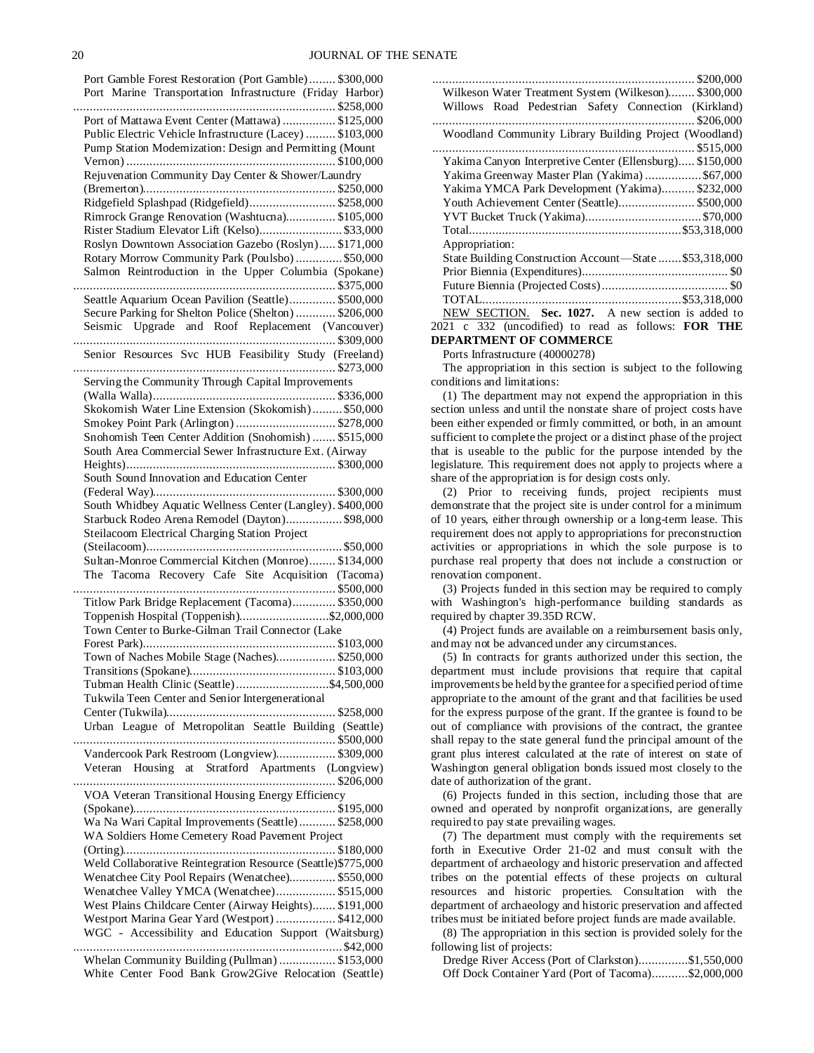Port Gamble Forest Restoration (Port Gamble) ........ $300,000
Port Marine Transportation Infrastructure (Friday Harbor) ............................................................................... $258,000
Port of Mattawa Event Center (Mattawa) ................ $125,000
Public Electric Vehicle Infrastructure (Lacey) ......... $103,000
Pump Station Modernization: Design and Permitting (Mount Vernon) ............................................................... $100,000
Rejuvenation Community Day Center & Shower/Laundry (Bremerton).......................................................... $250,000
Ridgefield Splashpad (Ridgefield).......................... $258,000
Rimrock Grange Renovation (Washtucna)............... $105,000
Rister Stadium Elevator Lift (Kelso)......................... $33,000
Roslyn Downtown Association Gazebo (Roslyn)..... $171,000
Rotary Morrow Community Park (Poulsbo) .............. $50,000
Salmon Reintroduction in the Upper Columbia (Spokane) ............................................................................... $375,000
Seattle Aquarium Ocean Pavilion (Seattle).............. $500,000
Secure Parking for Shelton Police (Shelton) ............ $206,000
Seismic Upgrade and Roof Replacement (Vancouver) ............................................................................... $309,000
Senior Resources Svc HUB Feasibility Study (Freeland) ............................................................................... $273,000
Serving the Community Through Capital Improvements (Walla Walla)....................................................... $336,000
Skokomish Water Line Extension (Skokomish)......... $50,000
Smokey Point Park (Arlington) .............................. $278,000
Snohomish Teen Center Addition (Snohomish) ....... $515,000
South Area Commercial Sewer Infrastructure Ext. (Airway Heights)............................................................... $300,000
South Sound Innovation and Education Center (Federal Way)....................................................... $300,000
South Whidbey Aquatic Wellness Center (Langley). $400,000
Starbuck Rodeo Arena Remodel (Dayton)................. $98,000
Steilacoom Electrical Charging Station Project (Steilacoom)........................................................... $50,000
Sultan-Monroe Commercial Kitchen (Monroe)........ $134,000
The Tacoma Recovery Cafe Site Acquisition (Tacoma) ............................................................................... $500,000
Titlow Park Bridge Replacement (Tacoma)............. $350,000
Toppenish Hospital (Toppenish)...........................$2,000,000
Town Center to Burke-Gilman Trail Connector (Lake Forest Park).......................................................... $103,000
Town of Naches Mobile Stage (Naches).................. $250,000
Transitions (Spokane)............................................ $103,000
Tubman Health Clinic (Seattle)............................$4,500,000
Tukwila Teen Center and Senior Intergenerational Center (Tukwila)................................................... $258,000
Urban League of Metropolitan Seattle Building (Seattle) ............................................................................... $500,000
Vandercook Park Restroom (Longview).................. $309,000
Veteran Housing at Stratford Apartments (Longview) ............................................................................... $206,000
VOA Veteran Transitional Housing Energy Efficiency (Spokane)............................................................. $195,000
Wa Na Wari Capital Improvements (Seattle) ........... $258,000
WA Soldiers Home Cemetery Road Pavement Project (Orting)................................................................ $180,000
Weld Collaborative Reintegration Resource (Seattle)$775,000
Wenatchee City Pool Repairs (Wenatchee).............. $550,000
Wenatchee Valley YMCA (Wenatchee).................. $515,000
West Plains Childcare Center (Airway Heights)........ $191,000
Westport Marina Gear Yard (Westport) .................. $412,000
WGC - Accessibility and Education Support (Waitsburg) ................................................................................. $42,000
Whelan Community Building (Pullman) ................. $153,000
White Center Food Bank Grow2Give Relocation (Seattle) ............................................................................... $200,000
Wilkeson Water Treatment System (Wilkeson)........ $300,000
Willows Road Pedestrian Safety Connection (Kirkland) ............................................................................... $206,000
Woodland Community Library Building Project (Woodland) ............................................................................... $515,000
Yakima Canyon Interpretive Center (Ellensburg)..... $150,000
Yakima Greenway Master Plan (Yakima) ................. $67,000
Yakima YMCA Park Development (Yakima).......... $232,000
Youth Achievement Center (Seattle)....................... $500,000
YVT Bucket Truck (Yakima).................................. $70,000
Total................................................................$53,318,000

Appropriation:
State Building Construction Account—State .......$53,318,000
Prior Biennia (Expenditures)............................................ $0
Future Biennia (Projected Costs)...................................... $0
TOTAL............................................................$53,318,000

NEW SECTION. **Sec. 1027.** A new section is added to 2021 c 332 (uncodified) to read as follows: **FOR THE DEPARTMENT OF COMMERCE**

Ports Infrastructure (40000278)

The appropriation in this section is subject to the following conditions and limitations:

(1) The department may not expend the appropriation in this section unless and until the nonstate share of project costs have been either expended or firmly committed, or both, in an amount sufficient to complete the project or a distinct phase of the project that is useable to the public for the purpose intended by the legislature. This requirement does not apply to projects where a share of the appropriation is for design costs only.

(2) Prior to receiving funds, project recipients must demonstrate that the project site is under control for a minimum of 10 years, either through ownership or a long-term lease. This requirement does not apply to appropriations for preconstruction activities or appropriations in which the sole purpose is to purchase real property that does not include a construction or renovation component.

(3) Projects funded in this section may be required to comply with Washington's high-performance building standards as required by chapter 39.35D RCW.

(4) Project funds are available on a reimbursement basis only, and may not be advanced under any circumstances.

(5) In contracts for grants authorized under this section, the department must include provisions that require that capital improvements be held by the grantee for a specified period of time appropriate to the amount of the grant and that facilities be used for the express purpose of the grant. If the grantee is found to be out of compliance with provisions of the contract, the grantee shall repay to the state general fund the principal amount of the grant plus interest calculated at the rate of interest on state of Washington general obligation bonds issued most closely to the date of authorization of the grant.

(6) Projects funded in this section, including those that are owned and operated by nonprofit organizations, are generally required to pay state prevailing wages.

(7) The department must comply with the requirements set forth in Executive Order 21-02 and must consult with the department of archaeology and historic preservation and affected tribes on the potential effects of these projects on cultural resources and historic properties. Consultation with the department of archaeology and historic preservation and affected tribes must be initiated before project funds are made available.

(8) The appropriation in this section is provided solely for the following list of projects:

Dredge River Access (Port of Clarkston)...............$1,550,000
Off Dock Container Yard (Port of Tacoma)...........$2,000,000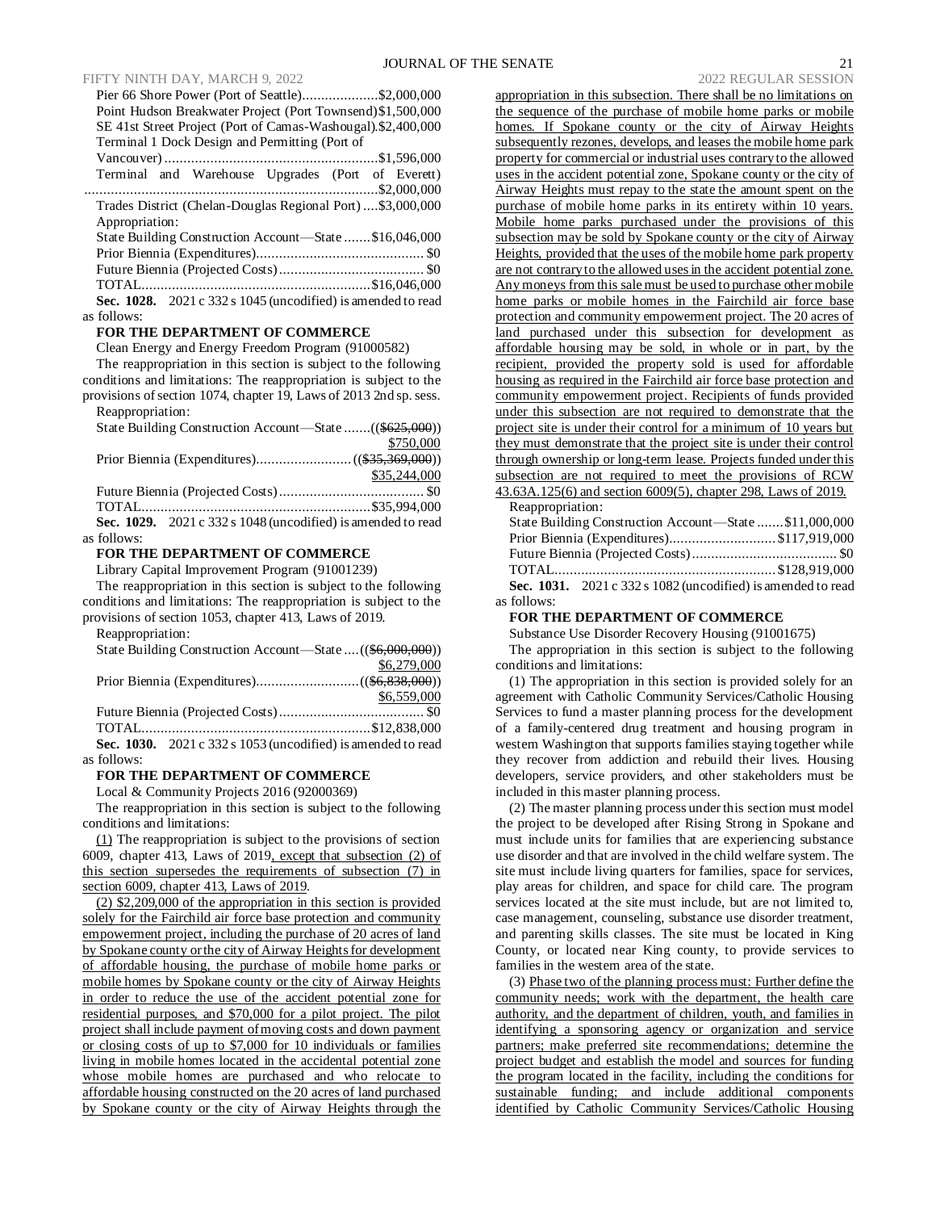Pier 66 Shore Power (Port of Seattle)....................$2,000,000
Point Hudson Breakwater Project (Port Townsend)$1,500,000
SE 41st Street Project (Port of Camas-Washougal).$2,400,000
Terminal 1 Dock Design and Permitting (Port of Vancouver)........................................................$1,596,000
Terminal and Warehouse Upgrades (Port of Everett) .............................................................................$2,000,000
Trades District (Chelan-Douglas Regional Port)....$3,000,000

Appropriation:

State Building Construction Account—State.......$16,046,000
Prior Biennia (Expenditures)............................................ $0
Future Biennia (Projected Costs)...................................... $0
TOTAL............................................................$16,046,000

**Sec. 1028.** 2021 c 332 s 1045 (uncodified) is amended to read as follows:

**FOR THE DEPARTMENT OF COMMERCE**

Clean Energy and Energy Freedom Program (91000582)

The reappropriation in this section is subject to the following conditions and limitations: The reappropriation is subject to the provisions of section 1074, chapter 19, Laws of 2013 2nd sp. sess.

Reappropriation:

State Building Construction Account—State.......(($625,000)) $750,000
Prior Biennia (Expenditures).........................(($35,369,000)) $35,244,000
Future Biennia (Projected Costs)...................................... $0
TOTAL............................................................$35,994,000

**Sec. 1029.** 2021 c 332 s 1048 (uncodified) is amended to read as follows:

**FOR THE DEPARTMENT OF COMMERCE**

Library Capital Improvement Program (91001239)

The reappropriation in this section is subject to the following conditions and limitations: The reappropriation is subject to the provisions of section 1053, chapter 413, Laws of 2019.

Reappropriation:

State Building Construction Account—State....(($6,000,000)) $6,279,000
Prior Biennia (Expenditures)...........................(($6,838,000)) $6,559,000
Future Biennia (Projected Costs)...................................... $0
TOTAL............................................................$12,838,000

**Sec. 1030.** 2021 c 332 s 1053 (uncodified) is amended to read as follows:

**FOR THE DEPARTMENT OF COMMERCE**

Local & Community Projects 2016 (92000369)

The reappropriation in this section is subject to the following conditions and limitations:

(1) The reappropriation is subject to the provisions of section 6009, chapter 413, Laws of 2019, except that subsection (2) of this section supersedes the requirements of subsection (7) in section 6009, chapter 413, Laws of 2019.

(2) $2,209,000 of the appropriation in this section is provided solely for the Fairchild air force base protection and community empowerment project, including the purchase of 20 acres of land by Spokane county or the city of Airway Heights for development of affordable housing, the purchase of mobile home parks or mobile homes by Spokane county or the city of Airway Heights in order to reduce the use of the accident potential zone for residential purposes, and $70,000 for a pilot project. The pilot project shall include payment of moving costs and down payment or closing costs of up to $7,000 for 10 individuals or families living in mobile homes located in the accidental potential zone whose mobile homes are purchased and who relocate to affordable housing constructed on the 20 acres of land purchased by Spokane county or the city of Airway Heights through the appropriation in this subsection. There shall be no limitations on the sequence of the purchase of mobile home parks or mobile homes. If Spokane county or the city of Airway Heights subsequently rezones, develops, and leases the mobile home park property for commercial or industrial uses contrary to the allowed uses in the accident potential zone, Spokane county or the city of Airway Heights must repay to the state the amount spent on the purchase of mobile home parks in its entirety within 10 years. Mobile home parks purchased under the provisions of this subsection may be sold by Spokane county or the city of Airway Heights, provided that the uses of the mobile home park property are not contrary to the allowed uses in the accident potential zone. Any moneys from this sale must be used to purchase other mobile home parks or mobile homes in the Fairchild air force base protection and community empowerment project. The 20 acres of land purchased under this subsection for development as affordable housing may be sold, in whole or in part, by the recipient, provided the property sold is used for affordable housing as required in the Fairchild air force base protection and community empowerment project. Recipients of funds provided under this subsection are not required to demonstrate that the project site is under their control for a minimum of 10 years but they must demonstrate that the project site is under their control through ownership or long-term lease. Projects funded under this subsection are not required to meet the provisions of RCW 43.63A.125(6) and section 6009(5), chapter 298, Laws of 2019.

Reappropriation:

State Building Construction Account—State.......$11,000,000
Prior Biennia (Expenditures)............................$117,919,000
Future Biennia (Projected Costs)...................................... $0
TOTAL..........................................................$128,919,000

**Sec. 1031.** 2021 c 332 s 1082 (uncodified) is amended to read as follows:

**FOR THE DEPARTMENT OF COMMERCE**

Substance Use Disorder Recovery Housing (91001675)

The appropriation in this section is subject to the following conditions and limitations:

(1) The appropriation in this section is provided solely for an agreement with Catholic Community Services/Catholic Housing Services to fund a master planning process for the development of a family-centered drug treatment and housing program in western Washington that supports families staying together while they recover from addiction and rebuild their lives. Housing developers, service providers, and other stakeholders must be included in this master planning process.

(2) The master planning process under this section must model the project to be developed after Rising Strong in Spokane and must include units for families that are experiencing substance use disorder and that are involved in the child welfare system. The site must include living quarters for families, space for services, play areas for children, and space for child care. The program services located at the site must include, but are not limited to, case management, counseling, substance use disorder treatment, and parenting skills classes. The site must be located in King County, or located near King county, to provide services to families in the western area of the state.

(3) Phase two of the planning process must: Further define the community needs; work with the department, the health care authority, and the department of children, youth, and families in identifying a sponsoring agency or organization and service partners; make preferred site recommendations; determine the project budget and establish the model and sources for funding the program located in the facility, including the conditions for sustainable funding; and include additional components identified by Catholic Community Services/Catholic Housing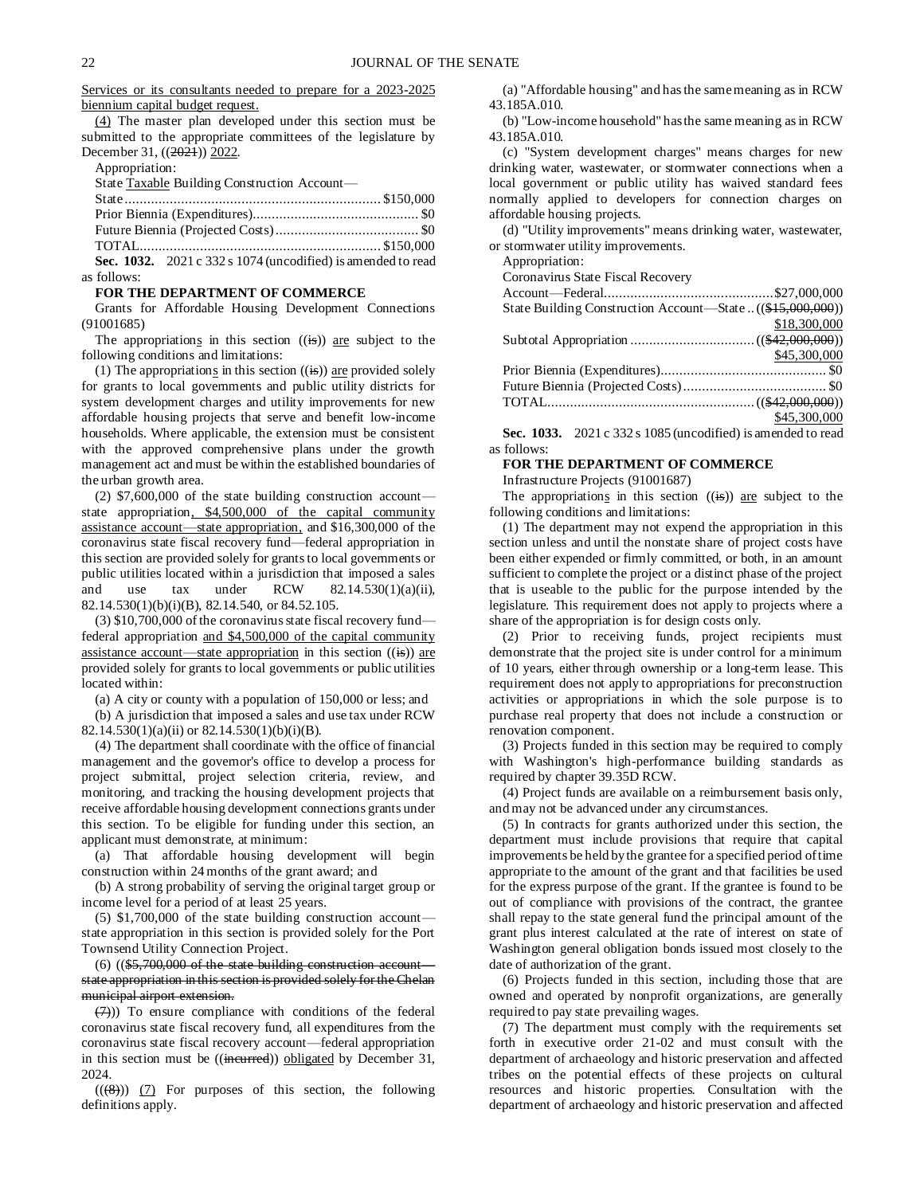Services or its consultants needed to prepare for a 2023-2025 biennium capital budget request.

(4) The master plan developed under this section must be submitted to the appropriate committees of the legislature by December 31, ((2021)) 2022.

Appropriation:

State Taxable Building Construction Account—

State .................................................................... $150,000

Prior Biennia (Expenditures) ............................................ $0

Future Biennia (Projected Costs) ...................................... $0

TOTAL ................................................................. $150,000

**Sec. 1032.** 2021 c 332 s 1074 (uncodified) is amended to read as follows:

**FOR THE DEPARTMENT OF COMMERCE**

Grants for Affordable Housing Development Connections (91001685)

The appropriations in this section ((is)) are subject to the following conditions and limitations:

(1) The appropriations in this section ((is)) are provided solely for grants to local governments and public utility districts for system development charges and utility improvements for new affordable housing projects that serve and benefit low-income households. Where applicable, the extension must be consistent with the approved comprehensive plans under the growth management act and must be within the established boundaries of the urban growth area.

(2) $7,600,000 of the state building construction account—state appropriation, $4,500,000 of the capital community assistance account—state appropriation, and $16,300,000 of the coronavirus state fiscal recovery fund—federal appropriation in this section are provided solely for grants to local governments or public utilities located within a jurisdiction that imposed a sales and use tax under RCW 82.14.530(1)(a)(ii), 82.14.530(1)(b)(i)(B), 82.14.540, or 84.52.105.

(3) $10,700,000 of the coronavirus state fiscal recovery fund—federal appropriation and $4,500,000 of the capital community assistance account—state appropriation in this section ((is)) are provided solely for grants to local governments or public utilities located within:

(a) A city or county with a population of 150,000 or less; and

(b) A jurisdiction that imposed a sales and use tax under RCW 82.14.530(1)(a)(ii) or 82.14.530(1)(b)(i)(B).

(4) The department shall coordinate with the office of financial management and the governor's office to develop a process for project submittal, project selection criteria, review, and monitoring, and tracking the housing development projects that receive affordable housing development connections grants under this section. To be eligible for funding under this section, an applicant must demonstrate, at minimum:

(a) That affordable housing development will begin construction within 24 months of the grant award; and

(b) A strong probability of serving the original target group or income level for a period of at least 25 years.

(5) $1,700,000 of the state building construction account—state appropriation in this section is provided solely for the Port Townsend Utility Connection Project.

(6) (($5,700,000 of the state building construction account—state appropriation in this section is provided solely for the Chelan municipal airport extension.

(7))) To ensure compliance with conditions of the federal coronavirus state fiscal recovery fund, all expenditures from the coronavirus state fiscal recovery account—federal appropriation in this section must be ((incurred)) obligated by December 31, 2024.

(((8))) (7) For purposes of this section, the following definitions apply.

(a) "Affordable housing" and has the same meaning as in RCW 43.185A.010.

(b) "Low-income household" has the same meaning as in RCW 43.185A.010.

(c) "System development charges" means charges for new drinking water, wastewater, or stormwater connections when a local government or public utility has waived standard fees normally applied to developers for connection charges on affordable housing projects.

(d) "Utility improvements" means drinking water, wastewater, or stormwater utility improvements.

Appropriation:

Coronavirus State Fiscal Recovery

Account—Federal ........................................... $27,000,000

State Building Construction Account—State .. (($15,000,000)) $18,300,000

Subtotal Appropriation ................................ (($42,000,000)) $45,300,000

Prior Biennia (Expenditures) ............................................ $0

Future Biennia (Projected Costs) ...................................... $0

TOTAL ..................................................... (($42,000,000)) $45,300,000

**Sec. 1033.** 2021 c 332 s 1085 (uncodified) is amended to read as follows:

**FOR THE DEPARTMENT OF COMMERCE**

Infrastructure Projects (91001687)

The appropriations in this section ((is)) are subject to the following conditions and limitations:

(1) The department may not expend the appropriation in this section unless and until the nonstate share of project costs have been either expended or firmly committed, or both, in an amount sufficient to complete the project or a distinct phase of the project that is useable to the public for the purpose intended by the legislature. This requirement does not apply to projects where a share of the appropriation is for design costs only.

(2) Prior to receiving funds, project recipients must demonstrate that the project site is under control for a minimum of 10 years, either through ownership or a long-term lease. This requirement does not apply to appropriations for preconstruction activities or appropriations in which the sole purpose is to purchase real property that does not include a construction or renovation component.

(3) Projects funded in this section may be required to comply with Washington's high-performance building standards as required by chapter 39.35D RCW.

(4) Project funds are available on a reimbursement basis only, and may not be advanced under any circumstances.

(5) In contracts for grants authorized under this section, the department must include provisions that require that capital improvements be held by the grantee for a specified period of time appropriate to the amount of the grant and that facilities be used for the express purpose of the grant. If the grantee is found to be out of compliance with provisions of the contract, the grantee shall repay to the state general fund the principal amount of the grant plus interest calculated at the rate of interest on state of Washington general obligation bonds issued most closely to the date of authorization of the grant.

(6) Projects funded in this section, including those that are owned and operated by nonprofit organizations, are generally required to pay state prevailing wages.

(7) The department must comply with the requirements set forth in executive order 21-02 and must consult with the department of archaeology and historic preservation and affected tribes on the potential effects of these projects on cultural resources and historic properties. Consultation with the department of archaeology and historic preservation and affected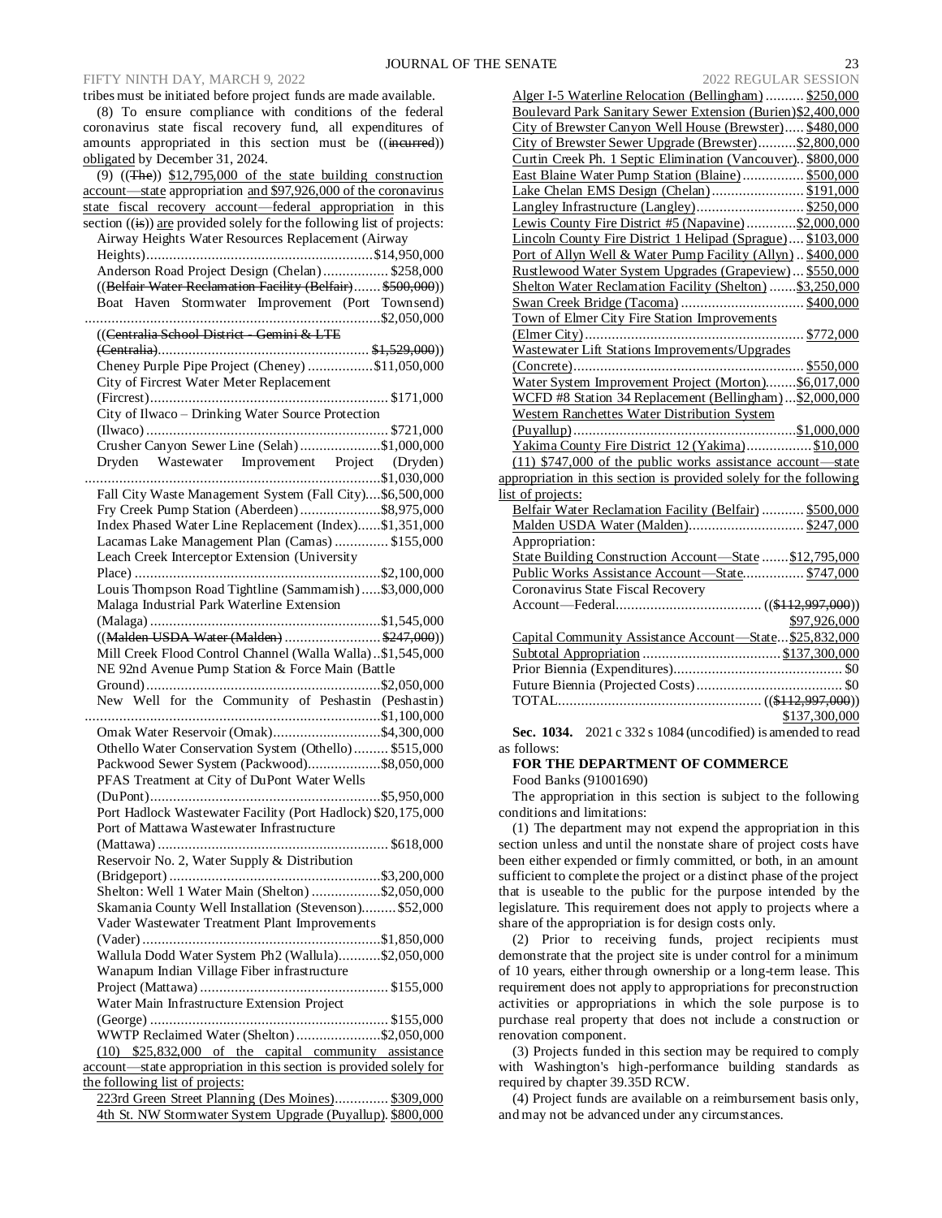tribes must be initiated before project funds are made available.

(8) To ensure compliance with conditions of the federal coronavirus state fiscal recovery fund, all expenditures of amounts appropriated in this section must be ((~~incurred~~)) obligated by December 31, 2024.

(9) ((~~The~~)) $12,795,000 of the state building construction account—state appropriation and $97,926,000 of the coronavirus state fiscal recovery account—federal appropriation in this section ((~~is~~)) are provided solely for the following list of projects:

Airway Heights Water Resources Replacement (Airway Heights) .......... $14,950,000
Anderson Road Project Design (Chelan) .......... $258,000
((~~Belfair Water Reclamation Facility (Belfair) .......... $500,000~~))
Boat Haven Stormwater Improvement (Port Townsend) .......... $2,050,000
((~~Centralia School District - Gemini & LTE (Centralia) .......... $1,529,000~~))
Cheney Purple Pipe Project (Cheney) .......... $11,050,000
City of Fircrest Water Meter Replacement (Fircrest) .......... $171,000
City of Ilwaco – Drinking Water Source Protection (Ilwaco) .......... $721,000
Crusher Canyon Sewer Line (Selah) .......... $1,000,000
Dryden Wastewater Improvement Project (Dryden) .......... $1,030,000
Fall City Waste Management System (Fall City) .......... $6,500,000
Fry Creek Pump Station (Aberdeen) .......... $8,975,000
Index Phased Water Line Replacement (Index) .......... $1,351,000
Lacamas Lake Management Plan (Camas) .......... $155,000
Leach Creek Interceptor Extension (University Place) .......... $2,100,000
Louis Thompson Road Tightline (Sammamish) .......... $3,000,000
Malaga Industrial Park Waterline Extension (Malaga) .......... $1,545,000
((~~Malden USDA Water (Malden) .......... $247,000~~))
Mill Creek Flood Control Channel (Walla Walla) .......... $1,545,000
NE 92nd Avenue Pump Station & Force Main (Battle Ground) .......... $2,050,000
New Well for the Community of Peshastin (Peshastin) .......... $1,100,000
Omak Water Reservoir (Omak) .......... $4,300,000
Othello Water Conservation System (Othello) .......... $515,000
Packwood Sewer System (Packwood) .......... $8,050,000
PFAS Treatment at City of DuPont Water Wells (DuPont) .......... $5,950,000
Port Hadlock Wastewater Facility (Port Hadlock) .......... $20,175,000
Port of Mattawa Wastewater Infrastructure (Mattawa) .......... $618,000
Reservoir No. 2, Water Supply & Distribution (Bridgeport) .......... $3,200,000
Shelton: Well 1 Water Main (Shelton) .......... $2,050,000
Skamania County Well Installation (Stevenson) .......... $52,000
Vader Wastewater Treatment Plant Improvements (Vader) .......... $1,850,000
Wallula Dodd Water System Ph2 (Wallula) .......... $2,050,000
Wanapum Indian Village Fiber infrastructure Project (Mattawa) .......... $155,000
Water Main Infrastructure Extension Project (George) .......... $155,000
WWTP Reclaimed Water (Shelton) .......... $2,050,000

(10) $25,832,000 of the capital community assistance account—state appropriation in this section is provided solely for the following list of projects:

223rd Green Street Planning (Des Moines) .......... $309,000
4th St. NW Stormwater System Upgrade (Puyallup) .......... $800,000
Alger I-5 Waterline Relocation (Bellingham) .......... $250,000
Boulevard Park Sanitary Sewer Extension (Burien) .......... $2,400,000
City of Brewster Canyon Well House (Brewster) .......... $480,000
City of Brewster Sewer Upgrade (Brewster) .......... $2,800,000
Curtin Creek Ph. 1 Septic Elimination (Vancouver) .......... $800,000
East Blaine Water Pump Station (Blaine) .......... $500,000
Lake Chelan EMS Design (Chelan) .......... $191,000
Langley Infrastructure (Langley) .......... $250,000
Lewis County Fire District #5 (Napavine) .......... $2,000,000
Lincoln County Fire District 1 Helipad (Sprague) .......... $103,000
Port of Allyn Well & Water Pump Facility (Allyn) .......... $400,000
Rustlewood Water System Upgrades (Grapeview) .......... $550,000
Shelton Water Reclamation Facility (Shelton) .......... $3,250,000
Swan Creek Bridge (Tacoma) .......... $400,000
Town of Elmer City Fire Station Improvements (Elmer City) .......... $772,000
Wastewater Lift Stations Improvements/Upgrades (Concrete) .......... $550,000
Water System Improvement Project (Morton) .......... $6,017,000
WCFD #8 Station 34 Replacement (Bellingham) .......... $2,000,000
Western Ranchettes Water Distribution System (Puyallup) .......... $1,000,000
Yakima County Fire District 12 (Yakima) .......... $10,000

(11) $747,000 of the public works assistance account—state appropriation in this section is provided solely for the following list of projects:

Belfair Water Reclamation Facility (Belfair) .......... $500,000
Malden USDA Water (Malden) .......... $247,000

Appropriation:

State Building Construction Account—State .......... $12,795,000
Public Works Assistance Account—State .......... $747,000
Coronavirus State Fiscal Recovery Account—Federal .......... ((~~$112,997,000~~)) $97,926,000
Capital Community Assistance Account—State .......... $25,832,000
Subtotal Appropriation .......... $137,300,000
Prior Biennia (Expenditures) .......... $0
Future Biennia (Projected Costs) .......... $0
TOTAL .......... ((~~$112,997,000~~)) $137,300,000

**Sec. 1034.** 2021 c 332 s 1084 (uncodified) is amended to read as follows:

**FOR THE DEPARTMENT OF COMMERCE**

Food Banks (91001690)

The appropriation in this section is subject to the following conditions and limitations:

(1) The department may not expend the appropriation in this section unless and until the nonstate share of project costs have been either expended or firmly committed, or both, in an amount sufficient to complete the project or a distinct phase of the project that is useable to the public for the purpose intended by the legislature. This requirement does not apply to projects where a share of the appropriation is for design costs only.

(2) Prior to receiving funds, project recipients must demonstrate that the project site is under control for a minimum of 10 years, either through ownership or a long-term lease. This requirement does not apply to appropriations for preconstruction activities or appropriations in which the sole purpose is to purchase real property that does not include a construction or renovation component.

(3) Projects funded in this section may be required to comply with Washington's high-performance building standards as required by chapter 39.35D RCW.

(4) Project funds are available on a reimbursement basis only, and may not be advanced under any circumstances.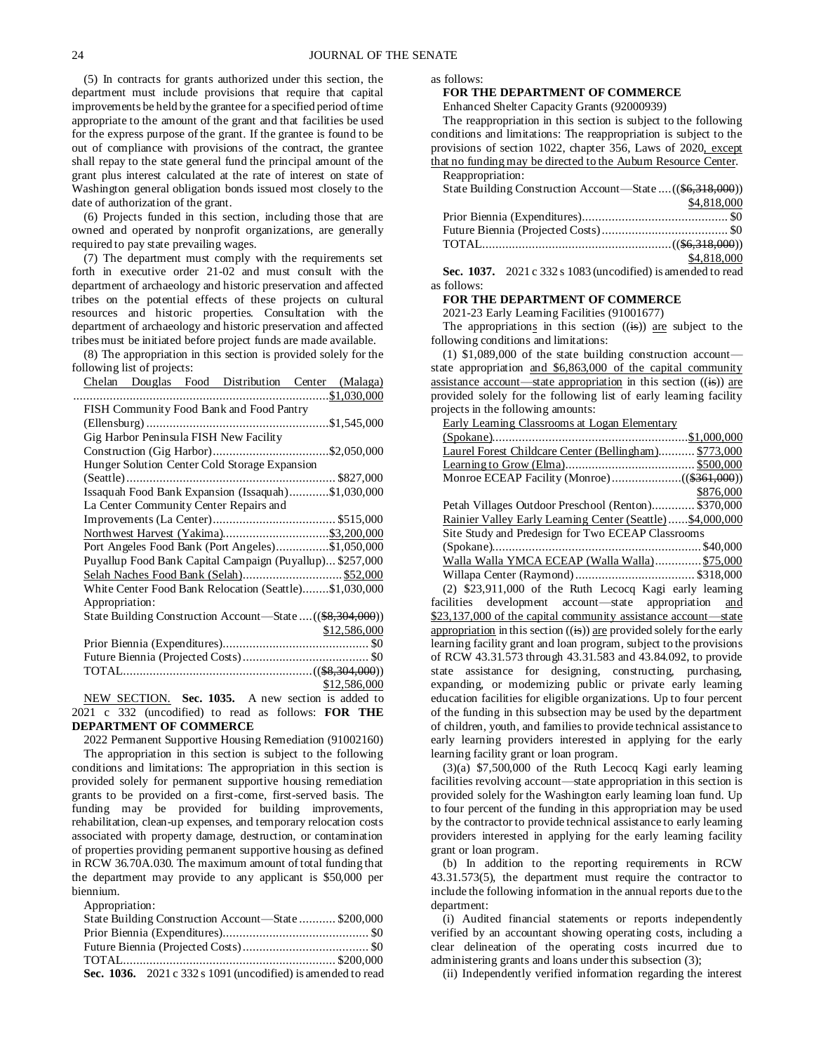(5) In contracts for grants authorized under this section, the department must include provisions that require that capital improvements be held by the grantee for a specified period of time appropriate to the amount of the grant and that facilities be used for the express purpose of the grant. If the grantee is found to be out of compliance with provisions of the contract, the grantee shall repay to the state general fund the principal amount of the grant plus interest calculated at the rate of interest on state of Washington general obligation bonds issued most closely to the date of authorization of the grant.

(6) Projects funded in this section, including those that are owned and operated by nonprofit organizations, are generally required to pay state prevailing wages.

(7) The department must comply with the requirements set forth in executive order 21-02 and must consult with the department of archaeology and historic preservation and affected tribes on the potential effects of these projects on cultural resources and historic properties. Consultation with the department of archaeology and historic preservation and affected tribes must be initiated before project funds are made available.

(8) The appropriation in this section is provided solely for the following list of projects:

Chelan Douglas Food Distribution Center (Malaga) ....... $1,030,000
FISH Community Food Bank and Food Pantry (Ellensburg) ....... $1,545,000
Gig Harbor Peninsula FISH New Facility Construction (Gig Harbor) ....... $2,050,000
Hunger Solution Center Cold Storage Expansion (Seattle) ....... $827,000
Issaquah Food Bank Expansion (Issaquah) ....... $1,030,000
La Center Community Center Repairs and Improvements (La Center) ....... $515,000
Northwest Harvest (Yakima) ....... $3,200,000
Port Angeles Food Bank (Port Angeles) ....... $1,050,000
Puyallup Food Bank Capital Campaign (Puyallup) ... $257,000
Selah Naches Food Bank (Selah) ....... $52,000
White Center Food Bank Relocation (Seattle) ....... $1,030,000

Appropriation:
State Building Construction Account—State .... (($8,304,000)) $12,586,000
Prior Biennia (Expenditures) ....... $0
Future Biennia (Projected Costs) ....... $0
TOTAL ....... (($8,304,000)) $12,586,000

NEW SECTION. **Sec. 1035.** A new section is added to 2021 c 332 (uncodified) to read as follows: **FOR THE DEPARTMENT OF COMMERCE**

2022 Permanent Supportive Housing Remediation (91002160)

The appropriation in this section is subject to the following conditions and limitations: The appropriation in this section is provided solely for permanent supportive housing remediation grants to be provided on a first-come, first-served basis. The funding may be provided for building improvements, rehabilitation, clean-up expenses, and temporary relocation costs associated with property damage, destruction, or contamination of properties providing permanent supportive housing as defined in RCW 36.70A.030. The maximum amount of total funding that the department may provide to any applicant is $50,000 per biennium.

Appropriation:
State Building Construction Account—State ....... $200,000
Prior Biennia (Expenditures) ....... $0
Future Biennia (Projected Costs) ....... $0
TOTAL ....... $200,000

**Sec. 1036.** 2021 c 332 s 1091 (uncodified) is amended to read as follows:

**FOR THE DEPARTMENT OF COMMERCE**

Enhanced Shelter Capacity Grants (92000939)

The reappropriation in this section is subject to the following conditions and limitations: The reappropriation is subject to the provisions of section 1022, chapter 356, Laws of 2020, except that no funding may be directed to the Auburn Resource Center.

Reappropriation:
State Building Construction Account—State .... (($6,318,000)) $4,818,000
Prior Biennia (Expenditures) ....... $0
Future Biennia (Projected Costs) ....... $0
TOTAL ....... (($6,318,000)) $4,818,000

**Sec. 1037.** 2021 c 332 s 1083 (uncodified) is amended to read as follows:

**FOR THE DEPARTMENT OF COMMERCE**

2021-23 Early Learning Facilities (91001677)

The appropriations in this section ((is)) are subject to the following conditions and limitations:

(1) $1,089,000 of the state building construction account—state appropriation and $6,863,000 of the capital community assistance account—state appropriation in this section ((is)) are provided solely for the following list of early learning facility projects in the following amounts:

Early Learning Classrooms at Logan Elementary (Spokane) ....... $1,000,000
Laurel Forest Childcare Center (Bellingham) ....... $773,000
Learning to Grow (Elma) ....... $500,000
Monroe ECEAP Facility (Monroe) ....... (($361,000)) $876,000
Petah Villages Outdoor Preschool (Renton) ....... $370,000
Rainier Valley Early Learning Center (Seattle) ...... $4,000,000
Site Study and Predesign for Two ECEAP Classrooms (Spokane) ....... $40,000
Walla Walla YMCA ECEAP (Walla Walla) ....... $75,000
Willapa Center (Raymond) ....... $318,000

(2) $23,911,000 of the Ruth Lecocq Kagi early learning facilities development account—state appropriation and $23,137,000 of the capital community assistance account—state appropriation in this section ((is)) are provided solely for the early learning facility grant and loan program, subject to the provisions of RCW 43.31.573 through 43.31.583 and 43.84.092, to provide state assistance for designing, constructing, purchasing, expanding, or modernizing public or private early learning education facilities for eligible organizations. Up to four percent of the funding in this section may be used by the department of children, youth, and families to provide technical assistance to early learning providers interested in applying for the early learning facility grant or loan program.

(3)(a) $7,500,000 of the Ruth Lecocq Kagi early learning facilities revolving account—state appropriation in this section is provided solely for the Washington early learning loan fund. Up to four percent of the funding in this appropriation may be used by the contractor to provide technical assistance to early learning providers interested in applying for the early learning facility grant or loan program.

(b) In addition to the reporting requirements in RCW 43.31.573(5), the department must require the contractor to include the following information in the annual reports due to the department:

(i) Audited financial statements or reports independently verified by an accountant showing operating costs, including a clear delineation of the operating costs incurred due to administering grants and loans under this subsection (3);

(ii) Independently verified information regarding the interest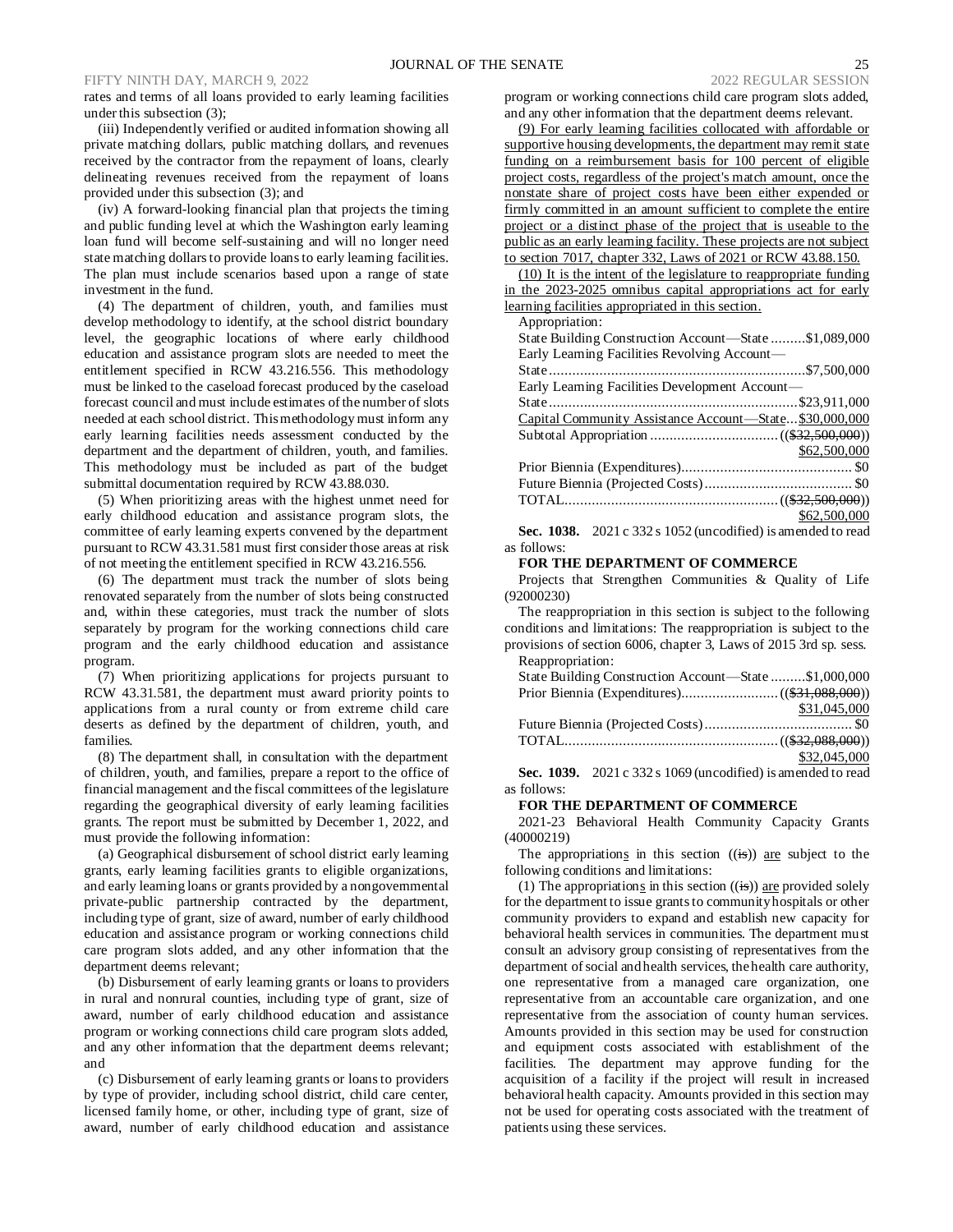rates and terms of all loans provided to early learning facilities under this subsection (3);

(iii) Independently verified or audited information showing all private matching dollars, public matching dollars, and revenues received by the contractor from the repayment of loans, clearly delineating revenues received from the repayment of loans provided under this subsection (3); and

(iv) A forward-looking financial plan that projects the timing and public funding level at which the Washington early learning loan fund will become self-sustaining and will no longer need state matching dollars to provide loans to early learning facilities. The plan must include scenarios based upon a range of state investment in the fund.

(4) The department of children, youth, and families must develop methodology to identify, at the school district boundary level, the geographic locations of where early childhood education and assistance program slots are needed to meet the entitlement specified in RCW 43.216.556. This methodology must be linked to the caseload forecast produced by the caseload forecast council and must include estimates of the number of slots needed at each school district. This methodology must inform any early learning facilities needs assessment conducted by the department and the department of children, youth, and families. This methodology must be included as part of the budget submittal documentation required by RCW 43.88.030.

(5) When prioritizing areas with the highest unmet need for early childhood education and assistance program slots, the committee of early learning experts convened by the department pursuant to RCW 43.31.581 must first consider those areas at risk of not meeting the entitlement specified in RCW 43.216.556.

(6) The department must track the number of slots being renovated separately from the number of slots being constructed and, within these categories, must track the number of slots separately by program for the working connections child care program and the early childhood education and assistance program.

(7) When prioritizing applications for projects pursuant to RCW 43.31.581, the department must award priority points to applications from a rural county or from extreme child care deserts as defined by the department of children, youth, and families.

(8) The department shall, in consultation with the department of children, youth, and families, prepare a report to the office of financial management and the fiscal committees of the legislature regarding the geographical diversity of early learning facilities grants. The report must be submitted by December 1, 2022, and must provide the following information:

(a) Geographical disbursement of school district early learning grants, early learning facilities grants to eligible organizations, and early learning loans or grants provided by a nongovernmental private-public partnership contracted by the department, including type of grant, size of award, number of early childhood education and assistance program or working connections child care program slots added, and any other information that the department deems relevant;

(b) Disbursement of early learning grants or loans to providers in rural and nonrural counties, including type of grant, size of award, number of early childhood education and assistance program or working connections child care program slots added, and any other information that the department deems relevant; and

(c) Disbursement of early learning grants or loans to providers by type of provider, including school district, child care center, licensed family home, or other, including type of grant, size of award, number of early childhood education and assistance program or working connections child care program slots added, and any other information that the department deems relevant.

(9) For early learning facilities collocated with affordable or supportive housing developments, the department may remit state funding on a reimbursement basis for 100 percent of eligible project costs, regardless of the project's match amount, once the nonstate share of project costs have been either expended or firmly committed in an amount sufficient to complete the entire project or a distinct phase of the project that is useable to the public as an early learning facility. These projects are not subject to section 7017, chapter 332, Laws of 2021 or RCW 43.88.150.

(10) It is the intent of the legislature to reappropriate funding in the 2023-2025 omnibus capital appropriations act for early learning facilities appropriated in this section.

Appropriation:

| | |
|---|---|
| State Building Construction Account—State | $1,089,000 |
| Early Learning Facilities Revolving Account—State | $7,500,000 |
| Early Learning Facilities Development Account—State | $23,911,000 |
| Capital Community Assistance Account—State | $30,000,000 |
| Subtotal Appropriation | (($32,500,000)) $62,500,000 |
| Prior Biennia (Expenditures) | $0 |
| Future Biennia (Projected Costs) | $0 |
| TOTAL | (($32,500,000)) $62,500,000 |

**Sec. 1038.** 2021 c 332 s 1052 (uncodified) is amended to read as follows:

**FOR THE DEPARTMENT OF COMMERCE**

Projects that Strengthen Communities & Quality of Life (92000230)

The reappropriation in this section is subject to the following conditions and limitations: The reappropriation is subject to the provisions of section 6006, chapter 3, Laws of 2015 3rd sp. sess.

Reappropriation:

| | |
|---|---|
| State Building Construction Account—State | $1,000,000 |
| Prior Biennia (Expenditures) | (($31,088,000)) $31,045,000 |
| Future Biennia (Projected Costs) | $0 |
| TOTAL | (($32,088,000)) $32,045,000 |

**Sec. 1039.** 2021 c 332 s 1069 (uncodified) is amended to read as follows:

**FOR THE DEPARTMENT OF COMMERCE**

2021-23 Behavioral Health Community Capacity Grants (40000219)

The appropriations in this section ((is)) are subject to the following conditions and limitations:

(1) The appropriations in this section ((is)) are provided solely for the department to issue grants to community hospitals or other community providers to expand and establish new capacity for behavioral health services in communities. The department must consult an advisory group consisting of representatives from the department of social and health services, the health care authority, one representative from a managed care organization, one representative from an accountable care organization, and one representative from the association of county human services. Amounts provided in this section may be used for construction and equipment costs associated with establishment of the facilities. The department may approve funding for the acquisition of a facility if the project will result in increased behavioral health capacity. Amounts provided in this section may not be used for operating costs associated with the treatment of patients using these services.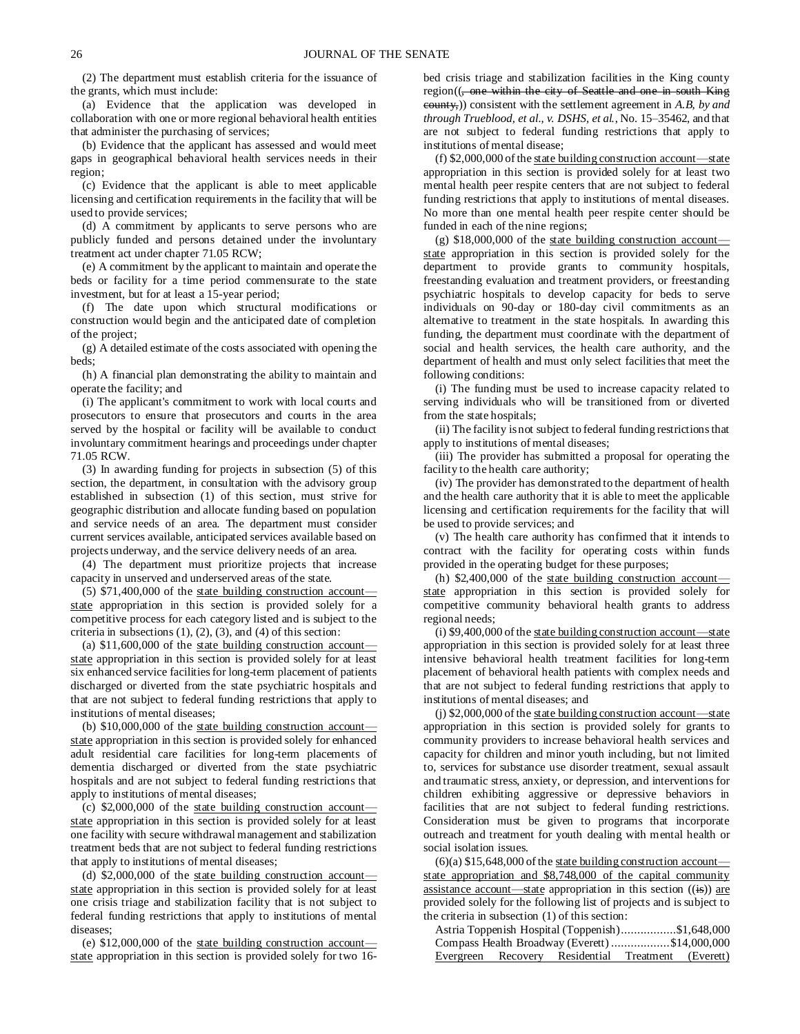(2) The department must establish criteria for the issuance of the grants, which must include:

(a) Evidence that the application was developed in collaboration with one or more regional behavioral health entities that administer the purchasing of services;

(b) Evidence that the applicant has assessed and would meet gaps in geographical behavioral health services needs in their region;

(c) Evidence that the applicant is able to meet applicable licensing and certification requirements in the facility that will be used to provide services;

(d) A commitment by applicants to serve persons who are publicly funded and persons detained under the involuntary treatment act under chapter 71.05 RCW;

(e) A commitment by the applicant to maintain and operate the beds or facility for a time period commensurate to the state investment, but for at least a 15-year period;

(f) The date upon which structural modifications or construction would begin and the anticipated date of completion of the project;

(g) A detailed estimate of the costs associated with opening the beds;

(h) A financial plan demonstrating the ability to maintain and operate the facility; and

(i) The applicant's commitment to work with local courts and prosecutors to ensure that prosecutors and courts in the area served by the hospital or facility will be available to conduct involuntary commitment hearings and proceedings under chapter 71.05 RCW.

(3) In awarding funding for projects in subsection (5) of this section, the department, in consultation with the advisory group established in subsection (1) of this section, must strive for geographic distribution and allocate funding based on population and service needs of an area. The department must consider current services available, anticipated services available based on projects underway, and the service delivery needs of an area.

(4) The department must prioritize projects that increase capacity in unserved and underserved areas of the state.

(5) $71,400,000 of the state building construction account—state appropriation in this section is provided solely for a competitive process for each category listed and is subject to the criteria in subsections (1), (2), (3), and (4) of this section:

(a) $11,600,000 of the state building construction account—state appropriation in this section is provided solely for at least six enhanced service facilities for long-term placement of patients discharged or diverted from the state psychiatric hospitals and that are not subject to federal funding restrictions that apply to institutions of mental diseases;

(b) $10,000,000 of the state building construction account—state appropriation in this section is provided solely for enhanced adult residential care facilities for long-term placements of dementia discharged or diverted from the state psychiatric hospitals and are not subject to federal funding restrictions that apply to institutions of mental diseases;

(c) $2,000,000 of the state building construction account—state appropriation in this section is provided solely for at least one facility with secure withdrawal management and stabilization treatment beds that are not subject to federal funding restrictions that apply to institutions of mental diseases;

(d) $2,000,000 of the state building construction account—state appropriation in this section is provided solely for at least one crisis triage and stabilization facility that is not subject to federal funding restrictions that apply to institutions of mental diseases;

(e) $12,000,000 of the state building construction account—state appropriation in this section is provided solely for two 16-bed crisis triage and stabilization facilities in the King county region((, one within the city of Seattle and one in south King county,)) consistent with the settlement agreement in *A.B, by and through Trueblood, et al., v. DSHS, et al.*, No. 15–35462, and that are not subject to federal funding restrictions that apply to institutions of mental disease;

(f) $2,000,000 of the state building construction account—state appropriation in this section is provided solely for at least two mental health peer respite centers that are not subject to federal funding restrictions that apply to institutions of mental diseases. No more than one mental health peer respite center should be funded in each of the nine regions;

(g) $18,000,000 of the state building construction account—state appropriation in this section is provided solely for the department to provide grants to community hospitals, freestanding evaluation and treatment providers, or freestanding psychiatric hospitals to develop capacity for beds to serve individuals on 90-day or 180-day civil commitments as an alternative to treatment in the state hospitals. In awarding this funding, the department must coordinate with the department of social and health services, the health care authority, and the department of health and must only select facilities that meet the following conditions:

(i) The funding must be used to increase capacity related to serving individuals who will be transitioned from or diverted from the state hospitals;

(ii) The facility is not subject to federal funding restrictions that apply to institutions of mental diseases;

(iii) The provider has submitted a proposal for operating the facility to the health care authority;

(iv) The provider has demonstrated to the department of health and the health care authority that it is able to meet the applicable licensing and certification requirements for the facility that will be used to provide services; and

(v) The health care authority has confirmed that it intends to contract with the facility for operating costs within funds provided in the operating budget for these purposes;

(h) $2,400,000 of the state building construction account—state appropriation in this section is provided solely for competitive community behavioral health grants to address regional needs;

(i) $9,400,000 of the state building construction account—state appropriation in this section is provided solely for at least three intensive behavioral health treatment facilities for long-term placement of behavioral health patients with complex needs and that are not subject to federal funding restrictions that apply to institutions of mental diseases; and

(j) $2,000,000 of the state building construction account—state appropriation in this section is provided solely for grants to community providers to increase behavioral health services and capacity for children and minor youth including, but not limited to, services for substance use disorder treatment, sexual assault and traumatic stress, anxiety, or depression, and interventions for children exhibiting aggressive or depressive behaviors in facilities that are not subject to federal funding restrictions. Consideration must be given to programs that incorporate outreach and treatment for youth dealing with mental health or social isolation issues.

(6)(a) $15,648,000 of the state building construction account—state appropriation and $8,748,000 of the capital community assistance account—state appropriation in this section ((is)) are provided solely for the following list of projects and is subject to the criteria in subsection (1) of this section:

Astria Toppenish Hospital (Toppenish)..................$1,648,000
Compass Health Broadway (Everett)..................$14,000,000
Evergreen Recovery Residential Treatment (Everett)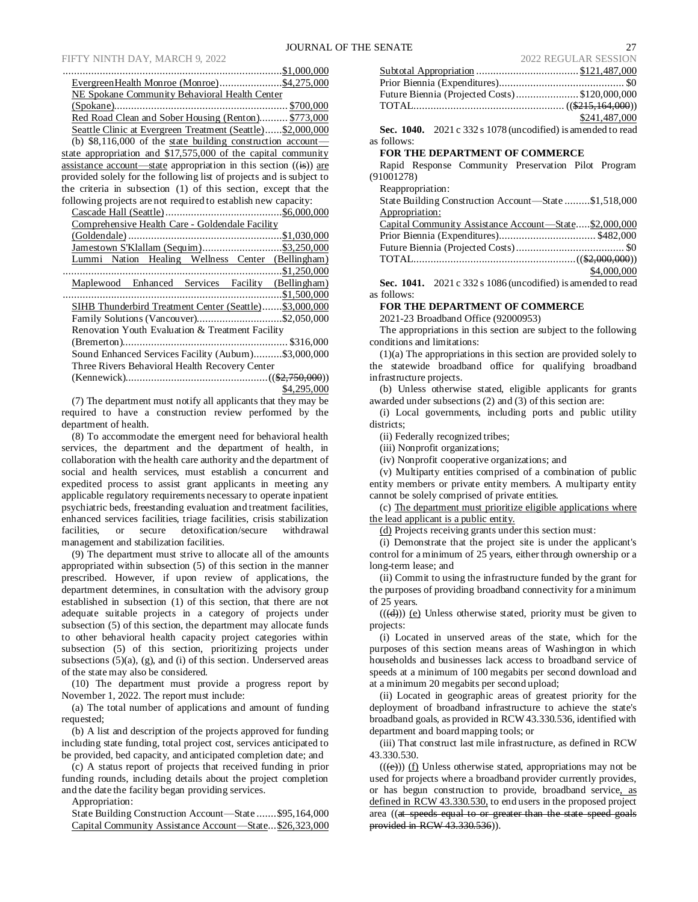..........................................................................$1,000,000
EvergreenHealth Monroe (Monroe).....................$4,275,000
NE Spokane Community Behavioral Health Center (Spokane)............................................................$700,000
Red Road Clean and Sober Housing (Renton)..........$773,000
Seattle Clinic at Evergreen Treatment (Seattle)......$2,000,000

(b) $8,116,000 of the state building construction account—state appropriation and $17,575,000 of the capital community assistance account—state appropriation in this section ((is)) are provided solely for the following list of projects and is subject to the criteria in subsection (1) of this section, except that the following projects are not required to establish new capacity:

Cascade Hall (Seattle).........................................$6,000,000
Comprehensive Health Care - Goldendale Facility (Goldendale).....................................................$1,030,000
Jamestown S'Klallam (Sequim)............................$3,250,000
Lummi Nation Healing Wellness Center (Bellingham)............................................................................$1,250,000
Maplewood Enhanced Services Facility (Bellingham)............................................................................$1,500,000
SIHB Thunderbird Treatment Center (Seattle).......$3,000,000
Family Solutions (Vancouver)..............................$2,050,000
Renovation Youth Evaluation & Treatment Facility (Bremerton)...........................................................$316,000
Sound Enhanced Services Facility (Auburn)..........$3,000,000
Three Rivers Behavioral Health Recovery Center (Kennewick)..................................................(($2,750,000)) $4,295,000

(7) The department must notify all applicants that they may be required to have a construction review performed by the department of health.

(8) To accommodate the emergent need for behavioral health services, the department and the department of health, in collaboration with the health care authority and the department of social and health services, must establish a concurrent and expedited process to assist grant applicants in meeting any applicable regulatory requirements necessary to operate inpatient psychiatric beds, freestanding evaluation and treatment facilities, enhanced services facilities, triage facilities, crisis stabilization facilities, or secure detoxification/secure withdrawal management and stabilization facilities.

(9) The department must strive to allocate all of the amounts appropriated within subsection (5) of this section in the manner prescribed. However, if upon review of applications, the department determines, in consultation with the advisory group established in subsection (1) of this section, that there are not adequate suitable projects in a category of projects under subsection (5) of this section, the department may allocate funds to other behavioral health capacity project categories within subsection (5) of this section, prioritizing projects under subsections (5)(a), (g), and (i) of this section. Underserved areas of the state may also be considered.

(10) The department must provide a progress report by November 1, 2022. The report must include:

(a) The total number of applications and amount of funding requested;

(b) A list and description of the projects approved for funding including state funding, total project cost, services anticipated to be provided, bed capacity, and anticipated completion date; and

(c) A status report of projects that received funding in prior funding rounds, including details about the project completion and the date the facility began providing services.

Appropriation:

State Building Construction Account—State.......$95,164,000
Capital Community Assistance Account—State...$26,323,000
Subtotal Appropriation....................................$121,487,000
Prior Biennia (Expenditures)............................................$0
Future Biennia (Projected Costs)......................$120,000,000
TOTAL.....................................................(($215,164,000)) $241,487,000

**Sec. 1040.** 2021 c 332 s 1078 (uncodified) is amended to read as follows:

**FOR THE DEPARTMENT OF COMMERCE**

Rapid Response Community Preservation Pilot Program (91001278)

Reappropriation:

State Building Construction Account—State.........$1,518,000

Appropriation:

Capital Community Assistance Account—State.....$2,000,000
Prior Biennia (Expenditures)..................................$482,000
Future Biennia (Projected Costs).......................................$0
TOTAL.........................................................(($2,000,000)) $4,000,000

**Sec. 1041.** 2021 c 332 s 1086 (uncodified) is amended to read as follows:

**FOR THE DEPARTMENT OF COMMERCE**

2021-23 Broadband Office (92000953)

The appropriations in this section are subject to the following conditions and limitations:

(1)(a) The appropriations in this section are provided solely to the statewide broadband office for qualifying broadband infrastructure projects.

(b) Unless otherwise stated, eligible applicants for grants awarded under subsections (2) and (3) of this section are:

(i) Local governments, including ports and public utility districts;

(ii) Federally recognized tribes;

(iii) Nonprofit organizations;

(iv) Nonprofit cooperative organizations; and

(v) Multiparty entities comprised of a combination of public entity members or private entity members. A multiparty entity cannot be solely comprised of private entities.

(c) The department must prioritize eligible applications where the lead applicant is a public entity.

(d) Projects receiving grants under this section must:

(i) Demonstrate that the project site is under the applicant's control for a minimum of 25 years, either through ownership or a long-term lease; and

(ii) Commit to using the infrastructure funded by the grant for the purposes of providing broadband connectivity for a minimum of 25 years.

(((d))) (e) Unless otherwise stated, priority must be given to projects:

(i) Located in unserved areas of the state, which for the purposes of this section means areas of Washington in which households and businesses lack access to broadband service of speeds at a minimum of 100 megabits per second download and at a minimum 20 megabits per second upload;

(ii) Located in geographic areas of greatest priority for the deployment of broadband infrastructure to achieve the state's broadband goals, as provided in RCW 43.330.536, identified with department and board mapping tools; or

(iii) That construct last mile infrastructure, as defined in RCW 43.330.530.

(((e))) (f) Unless otherwise stated, appropriations may not be used for projects where a broadband provider currently provides, or has begun construction to provide, broadband service, as defined in RCW 43.330.530, to end users in the proposed project area ((at speeds equal to or greater than the state speed goals provided in RCW 43.330.536)).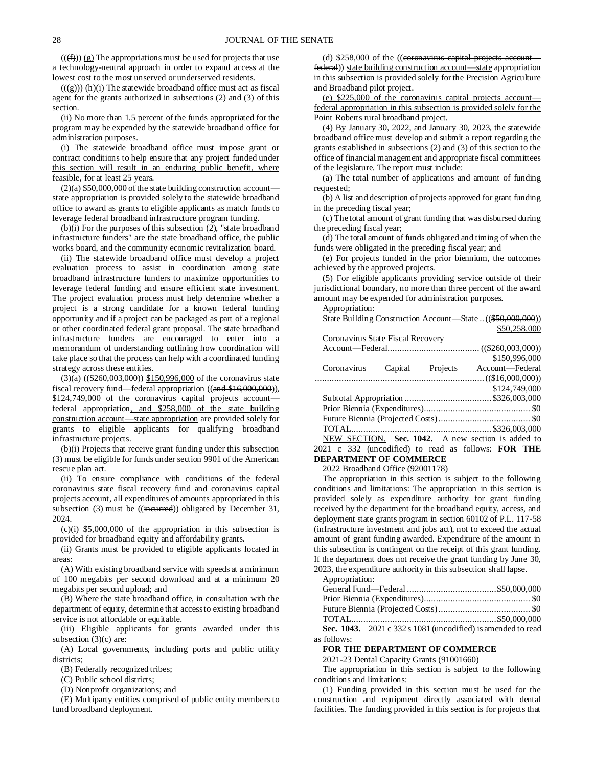(((f))) (g) The appropriations must be used for projects that use a technology-neutral approach in order to expand access at the lowest cost to the most unserved or underserved residents.

(((g))) (h)(i) The statewide broadband office must act as fiscal agent for the grants authorized in subsections (2) and (3) of this section.

(ii) No more than 1.5 percent of the funds appropriated for the program may be expended by the statewide broadband office for administration purposes.

(i) The statewide broadband office must impose grant or contract conditions to help ensure that any project funded under this section will result in an enduring public benefit, where feasible, for at least 25 years.

(2)(a) $50,000,000 of the state building construction account—state appropriation is provided solely to the statewide broadband office to award as grants to eligible applicants as match funds to leverage federal broadband infrastructure program funding.

(b)(i) For the purposes of this subsection (2), "state broadband infrastructure funders" are the state broadband office, the public works board, and the community economic revitalization board.

(ii) The statewide broadband office must develop a project evaluation process to assist in coordination among state broadband infrastructure funders to maximize opportunities to leverage federal funding and ensure efficient state investment. The project evaluation process must help determine whether a project is a strong candidate for a known federal funding opportunity and if a project can be packaged as part of a regional or other coordinated federal grant proposal. The state broadband infrastructure funders are encouraged to enter into a memorandum of understanding outlining how coordination will take place so that the process can help with a coordinated funding strategy across these entities.

(3)(a) (($260,003,000)) $150,996,000 of the coronavirus state fiscal recovery fund—federal appropriation ((and $16,000,000)), $124,749,000 of the coronavirus capital projects account—federal appropriation, and $258,000 of the state building construction account—state appropriation are provided solely for grants to eligible applicants for qualifying broadband infrastructure projects.

(b)(i) Projects that receive grant funding under this subsection (3) must be eligible for funds under section 9901 of the American rescue plan act.

(ii) To ensure compliance with conditions of the federal coronavirus state fiscal recovery fund and coronavirus capital projects account, all expenditures of amounts appropriated in this subsection (3) must be ((incurred)) obligated by December 31, 2024.

(c)(i) $5,000,000 of the appropriation in this subsection is provided for broadband equity and affordability grants.

(ii) Grants must be provided to eligible applicants located in areas:

(A) With existing broadband service with speeds at a minimum of 100 megabits per second download and at a minimum 20 megabits per second upload; and

(B) Where the state broadband office, in consultation with the department of equity, determine that access to existing broadband service is not affordable or equitable.

(iii) Eligible applicants for grants awarded under this subsection (3)(c) are:

(A) Local governments, including ports and public utility districts;

(B) Federally recognized tribes;

(C) Public school districts;

(D) Nonprofit organizations; and

(E) Multiparty entities comprised of public entity members to fund broadband deployment.

(d) $258,000 of the ((coronavirus capital projects account—federal)) state building construction account—state appropriation in this subsection is provided solely for the Precision Agriculture and Broadband pilot project.

(e) $225,000 of the coronavirus capital projects account—federal appropriation in this subsection is provided solely for the Point Roberts rural broadband project.

(4) By January 30, 2022, and January 30, 2023, the statewide broadband office must develop and submit a report regarding the grants established in subsections (2) and (3) of this section to the office of financial management and appropriate fiscal committees of the legislature. The report must include:

(a) The total number of applications and amount of funding requested;

(b) A list and description of projects approved for grant funding in the preceding fiscal year;

(c) The total amount of grant funding that was disbursed during the preceding fiscal year;

(d) The total amount of funds obligated and timing of when the funds were obligated in the preceding fiscal year; and

(e) For projects funded in the prior biennium, the outcomes achieved by the approved projects.

(5) For eligible applicants providing service outside of their jurisdictional boundary, no more than three percent of the award amount may be expended for administration purposes.

Appropriation:

| | |
|---|---|
| State Building Construction Account—State | (($50,000,000)) $50,258,000 |
| Coronavirus State Fiscal Recovery Account—Federal | (($260,003,000)) $150,996,000 |
| Coronavirus Capital Projects Account—Federal | (($16,000,000)) $124,749,000 |
| Subtotal Appropriation | $326,003,000 |
| Prior Biennia (Expenditures) | $0 |
| Future Biennia (Projected Costs) | $0 |
| TOTAL | $326,003,000 |

NEW SECTION. **Sec. 1042.** A new section is added to 2021 c 332 (uncodified) to read as follows: **FOR THE DEPARTMENT OF COMMERCE**

2022 Broadband Office (92001178)

The appropriation in this section is subject to the following conditions and limitations: The appropriation in this section is provided solely as expenditure authority for grant funding received by the department for the broadband equity, access, and deployment state grants program in section 60102 of P.L. 117-58 (infrastructure investment and jobs act), not to exceed the actual amount of grant funding awarded. Expenditure of the amount in this subsection is contingent on the receipt of this grant funding. If the department does not receive the grant funding by June 30, 2023, the expenditure authority in this subsection shall lapse.

Appropriation:

| | |
|---|---|
| General Fund—Federal | $50,000,000 |
| Prior Biennia (Expenditures) | $0 |
| Future Biennia (Projected Costs) | $0 |
| TOTAL | $50,000,000 |

**Sec. 1043.** 2021 c 332 s 1081 (uncodified) is amended to read as follows:

**FOR THE DEPARTMENT OF COMMERCE**

2021-23 Dental Capacity Grants (91001660)

The appropriation in this section is subject to the following conditions and limitations:

(1) Funding provided in this section must be used for the construction and equipment directly associated with dental facilities. The funding provided in this section is for projects that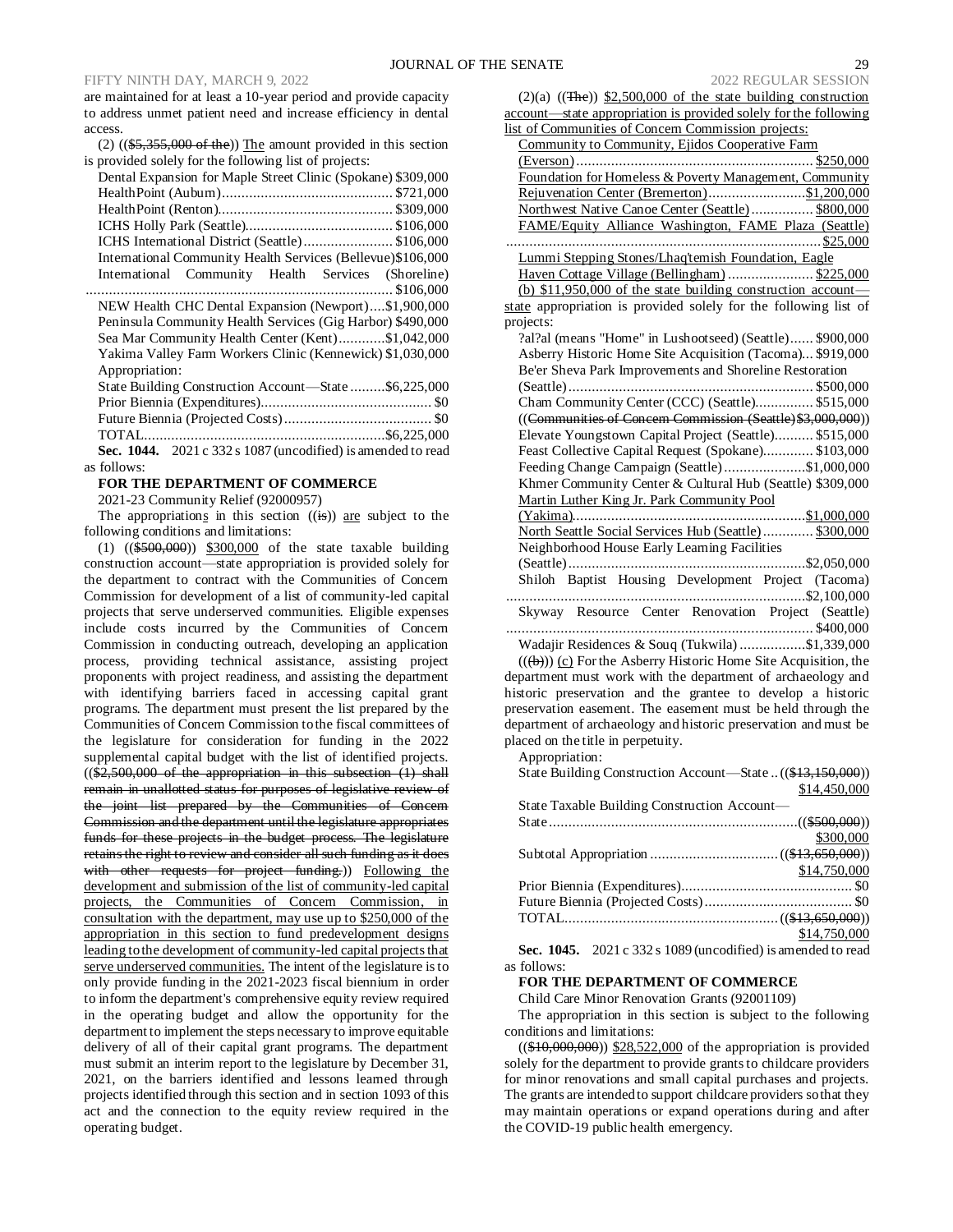are maintained for at least a 10-year period and provide capacity to address unmet patient need and increase efficiency in dental access.

(2) (($5,355,000 of the)) The amount provided in this section is provided solely for the following list of projects:

Dental Expansion for Maple Street Clinic (Spokane) $309,000
HealthPoint (Auburn) $721,000
HealthPoint (Renton) $309,000
ICHS Holly Park (Seattle) $106,000
ICHS International District (Seattle) $106,000
International Community Health Services (Bellevue) $106,000
International Community Health Services (Shoreline) $106,000
NEW Health CHC Dental Expansion (Newport) $1,900,000
Peninsula Community Health Services (Gig Harbor) $490,000
Sea Mar Community Health Center (Kent) $1,042,000
Yakima Valley Farm Workers Clinic (Kennewick) $1,030,000

Appropriation:

State Building Construction Account—State $6,225,000
Prior Biennia (Expenditures) $0
Future Biennia (Projected Costs) $0
TOTAL $6,225,000

**Sec. 1044.** 2021 c 332 s 1087 (uncodified) is amended to read as follows:

**FOR THE DEPARTMENT OF COMMERCE**

2021-23 Community Relief (92000957)

The appropriations in this section ((is)) are subject to the following conditions and limitations:

(1) (($500,000)) $300,000 of the state taxable building construction account—state appropriation is provided solely for the department to contract with the Communities of Concern Commission for development of a list of community-led capital projects that serve underserved communities. Eligible expenses include costs incurred by the Communities of Concern Commission in conducting outreach, developing an application process, providing technical assistance, assisting project proponents with project readiness, and assisting the department with identifying barriers faced in accessing capital grant programs. The department must present the list prepared by the Communities of Concern Commission to the fiscal committees of the legislature for consideration for funding in the 2022 supplemental capital budget with the list of identified projects. (($2,500,000 of the appropriation in this subsection (1) shall remain in unallotted status for purposes of legislative review of the joint list prepared by the Communities of Concern Commission and the department until the legislature appropriates funds for these projects in the budget process. The legislature retains the right to review and consider all such funding as it does with other requests for project funding.)) Following the development and submission of the list of community-led capital projects, the Communities of Concern Commission, in consultation with the department, may use up to $250,000 of the appropriation in this section to fund predevelopment designs leading to the development of community-led capital projects that serve underserved communities. The intent of the legislature is to only provide funding in the 2021-2023 fiscal biennium in order to inform the department's comprehensive equity review required in the operating budget and allow the opportunity for the department to implement the steps necessary to improve equitable delivery of all of their capital grant programs. The department must submit an interim report to the legislature by December 31, 2021, on the barriers identified and lessons learned through projects identified through this section and in section 1093 of this act and the connection to the equity review required in the operating budget.

(2)(a) ((The)) $2,500,000 of the state building construction account—state appropriation is provided solely for the following list of Communities of Concern Commission projects:

Community to Community, Ejidos Cooperative Farm (Everson) $250,000
Foundation for Homeless & Poverty Management, Community Rejuvenation Center (Bremerton) $1,200,000
Northwest Native Canoe Center (Seattle) $800,000
FAME/Equity Alliance Washington, FAME Plaza (Seattle) $25,000
Lummi Stepping Stones/Lhaq'temish Foundation, Eagle Haven Cottage Village (Bellingham) $225,000

(b) $11,950,000 of the state building construction account—state appropriation is provided solely for the following list of projects:

?al?al (means "Home" in Lushootseed) (Seattle) $900,000
Asberry Historic Home Site Acquisition (Tacoma) $919,000
Be'er Sheva Park Improvements and Shoreline Restoration (Seattle) $500,000
Cham Community Center (CCC) (Seattle) $515,000
((Communities of Concern Commission (Seattle) $3,000,000))
Elevate Youngstown Capital Project (Seattle) $515,000
Feast Collective Capital Request (Spokane) $103,000
Feeding Change Campaign (Seattle) $1,000,000
Khmer Community Center & Cultural Hub (Seattle) $309,000
Martin Luther King Jr. Park Community Pool (Yakima) $1,000,000
North Seattle Social Services Hub (Seattle) $300,000
Neighborhood House Early Learning Facilities (Seattle) $2,050,000
Shiloh Baptist Housing Development Project (Tacoma) $2,100,000
Skyway Resource Center Renovation Project (Seattle) $400,000
Wadajir Residences & Souq (Tukwila) $1,339,000

(((b))) (c) For the Asberry Historic Home Site Acquisition, the department must work with the department of archaeology and historic preservation and the grantee to develop a historic preservation easement. The easement must be held through the department of archaeology and historic preservation and must be placed on the title in perpetuity.

Appropriation:

State Building Construction Account—State (($13,150,000)) $14,450,000
State Taxable Building Construction Account—State (($500,000)) $300,000
Subtotal Appropriation (($13,650,000)) $14,750,000
Prior Biennia (Expenditures) $0
Future Biennia (Projected Costs) $0
TOTAL (($13,650,000)) $14,750,000

**Sec. 1045.** 2021 c 332 s 1089 (uncodified) is amended to read as follows:

**FOR THE DEPARTMENT OF COMMERCE**

Child Care Minor Renovation Grants (92001109)

The appropriation in this section is subject to the following conditions and limitations:

(($10,000,000)) $28,522,000 of the appropriation is provided solely for the department to provide grants to childcare providers for minor renovations and small capital purchases and projects. The grants are intended to support childcare providers so that they may maintain operations or expand operations during and after the COVID-19 public health emergency.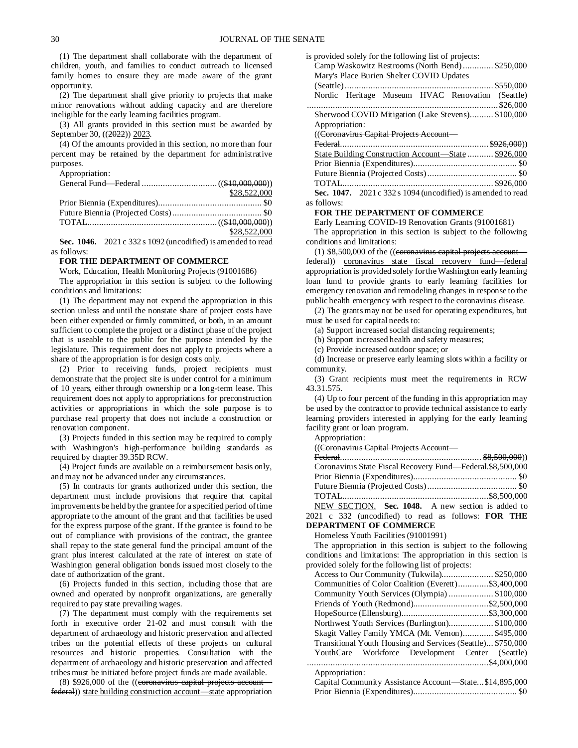(1) The department shall collaborate with the department of children, youth, and families to conduct outreach to licensed family homes to ensure they are made aware of the grant opportunity.

(2) The department shall give priority to projects that make minor renovations without adding capacity and are therefore ineligible for the early learning facilities program.

(3) All grants provided in this section must be awarded by September 30, ((~~2022~~)) 2023.

(4) Of the amounts provided in this section, no more than four percent may be retained by the department for administrative purposes.

Appropriation:

General Fund—Federal ................................ ((~~$10,000,000~~)) $28,522,000

Prior Biennia (Expenditures) ........................................... $0

Future Biennia (Projected Costs) ..................................... $0

TOTAL ....................................................... ((~~$10,000,000~~)) $28,522,000

**Sec. 1046.** 2021 c 332 s 1092 (uncodified) is amended to read as follows:

**FOR THE DEPARTMENT OF COMMERCE**

Work, Education, Health Monitoring Projects (91001686)

The appropriation in this section is subject to the following conditions and limitations:

(1) The department may not expend the appropriation in this section unless and until the nonstate share of project costs have been either expended or firmly committed, or both, in an amount sufficient to complete the project or a distinct phase of the project that is useable to the public for the purpose intended by the legislature. This requirement does not apply to projects where a share of the appropriation is for design costs only.

(2) Prior to receiving funds, project recipients must demonstrate that the project site is under control for a minimum of 10 years, either through ownership or a long-term lease. This requirement does not apply to appropriations for preconstruction activities or appropriations in which the sole purpose is to purchase real property that does not include a construction or renovation component.

(3) Projects funded in this section may be required to comply with Washington's high-performance building standards as required by chapter 39.35D RCW.

(4) Project funds are available on a reimbursement basis only, and may not be advanced under any circumstances.

(5) In contracts for grants authorized under this section, the department must include provisions that require that capital improvements be held by the grantee for a specified period of time appropriate to the amount of the grant and that facilities be used for the express purpose of the grant. If the grantee is found to be out of compliance with provisions of the contract, the grantee shall repay to the state general fund the principal amount of the grant plus interest calculated at the rate of interest on state of Washington general obligation bonds issued most closely to the date of authorization of the grant.

(6) Projects funded in this section, including those that are owned and operated by nonprofit organizations, are generally required to pay state prevailing wages.

(7) The department must comply with the requirements set forth in executive order 21-02 and must consult with the department of archaeology and historic preservation and affected tribes on the potential effects of these projects on cultural resources and historic properties. Consultation with the department of archaeology and historic preservation and affected tribes must be initiated before project funds are made available.

(8) $926,000 of the ((~~coronavirus capital projects account—federal~~)) state building construction account—state appropriation is provided solely for the following list of projects:

Camp Waskowitz Restrooms (North Bend) ............. $250,000

Mary's Place Burien Shelter COVID Updates (Seattle) ............................................................... $550,000

Nordic Heritage Museum HVAC Renovation (Seattle) ................................................................................. $26,000

Sherwood COVID Mitigation (Lake Stevens) .......... $100,000

Appropriation:

((~~Coronavirus Capital Projects Account—Federal~~ ............................................................... ~~$926,000~~))

State Building Construction Account—State ........... $926,000

Prior Biennia (Expenditures) ........................................... $0

Future Biennia (Projected Costs) ..................................... $0

TOTAL ............................................................... $926,000

**Sec. 1047.** 2021 c 332 s 1094 (uncodified) is amended to read as follows:

**FOR THE DEPARTMENT OF COMMERCE**

Early Learning COVID-19 Renovation Grants (91001681)

The appropriation in this section is subject to the following conditions and limitations:

(1) $8,500,000 of the ((~~coronavirus capital projects account—federal~~)) coronavirus state fiscal recovery fund—federal appropriation is provided solely for the Washington early learning loan fund to provide grants to early learning facilities for emergency renovation and remodeling changes in response to the public health emergency with respect to the coronavirus disease.

(2) The grants may not be used for operating expenditures, but must be used for capital needs to:

(a) Support increased social distancing requirements;

(b) Support increased health and safety measures;

(c) Provide increased outdoor space; or

(d) Increase or preserve early learning slots within a facility or community.

(3) Grant recipients must meet the requirements in RCW 43.31.575.

(4) Up to four percent of the funding in this appropriation may be used by the contractor to provide technical assistance to early learning providers interested in applying for the early learning facility grant or loan program.

Appropriation:

((~~Coronavirus Capital Projects Account—Federal~~ ........................................................... ~~$8,500,000~~))

Coronavirus State Fiscal Recovery Fund—Federal $8,500,000

Prior Biennia (Expenditures) ........................................... $0

Future Biennia (Projected Costs) ..................................... $0

TOTAL ............................................................ $8,500,000

NEW SECTION. **Sec. 1048.** A new section is added to 2021 c 332 (uncodified) to read as follows: **FOR THE DEPARTMENT OF COMMERCE**

Homeless Youth Facilities (91001991)

The appropriation in this section is subject to the following conditions and limitations: The appropriation in this section is provided solely for the following list of projects:

Access to Our Community (Tukwila) ...................... $250,000

Communities of Color Coalition (Everett) .............$3,400,000

Community Youth Services (Olympia) ................... $100,000

Friends of Youth (Redmond) .................................$2,500,000

HopeSource (Ellensburg) .....................................$3,300,000

Northwest Youth Services (Burlington) ................... $100,000

Skagit Valley Family YMCA (Mt. Vernon) ............. $495,000

Transitional Youth Housing and Services (Seattle) ... $750,000

YouthCare Workforce Development Center (Seattle) ............................................................................$4,000,000

Appropriation:

Capital Community Assistance Account—State ... $14,895,000

Prior Biennia (Expenditures) ........................................... $0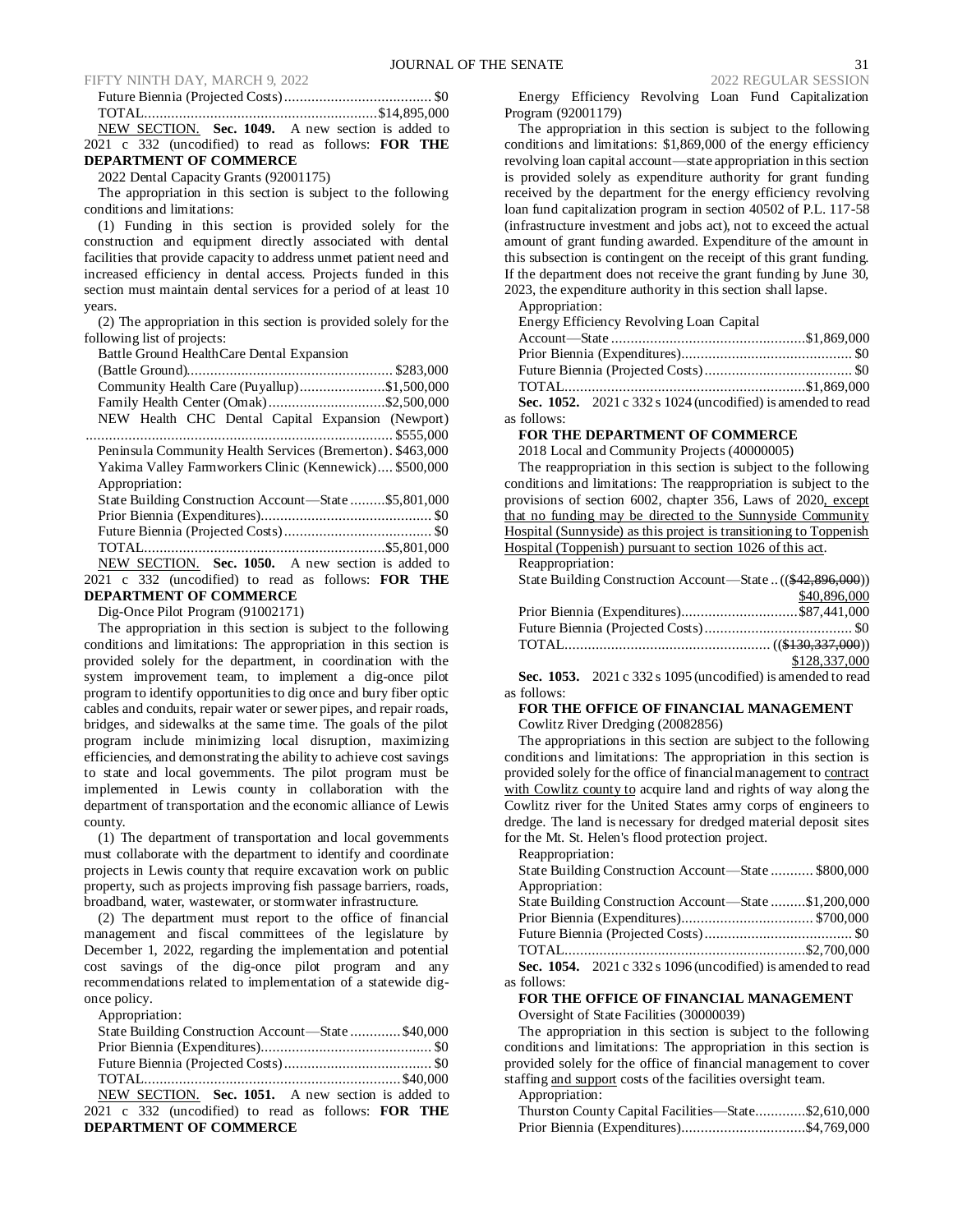Future Biennia (Projected Costs)....................................... $0

TOTAL............................................................$14,895,000

NEW SECTION. **Sec. 1049.** A new section is added to 2021 c 332 (uncodified) to read as follows: **FOR THE DEPARTMENT OF COMMERCE**

2022 Dental Capacity Grants (92001175)

The appropriation in this section is subject to the following conditions and limitations:

(1) Funding in this section is provided solely for the construction and equipment directly associated with dental facilities that provide capacity to address unmet patient need and increased efficiency in dental access. Projects funded in this section must maintain dental services for a period of at least 10 years.

(2) The appropriation in this section is provided solely for the following list of projects:

Battle Ground HealthCare Dental Expansion (Battle Ground)..................................................... $283,000

Community Health Care (Puyallup)......................$1,500,000

Family Health Center (Omak)..............................$2,500,000

NEW Health CHC Dental Capital Expansion (Newport) ................................................................................ $555,000

Peninsula Community Health Services (Bremerton). $463,000

Yakima Valley Farmworkers Clinic (Kennewick).... $500,000

Appropriation:

State Building Construction Account—State .........$5,801,000

Prior Biennia (Expenditures)............................................ $0

Future Biennia (Projected Costs)...................................... $0

TOTAL..............................................................$5,801,000

NEW SECTION. **Sec. 1050.** A new section is added to 2021 c 332 (uncodified) to read as follows: **FOR THE DEPARTMENT OF COMMERCE**

Dig-Once Pilot Program (91002171)

The appropriation in this section is subject to the following conditions and limitations: The appropriation in this section is provided solely for the department, in coordination with the system improvement team, to implement a dig-once pilot program to identify opportunities to dig once and bury fiber optic cables and conduits, repair water or sewer pipes, and repair roads, bridges, and sidewalks at the same time. The goals of the pilot program include minimizing local disruption, maximizing efficiencies, and demonstrating the ability to achieve cost savings to state and local governments. The pilot program must be implemented in Lewis county in collaboration with the department of transportation and the economic alliance of Lewis county.

(1) The department of transportation and local governments must collaborate with the department to identify and coordinate projects in Lewis county that require excavation work on public property, such as projects improving fish passage barriers, roads, broadband, water, wastewater, or stormwater infrastructure.

(2) The department must report to the office of financial management and fiscal committees of the legislature by December 1, 2022, regarding the implementation and potential cost savings of the dig-once pilot program and any recommendations related to implementation of a statewide dig-once policy.

Appropriation:

State Building Construction Account—State .............$40,000

Prior Biennia (Expenditures)............................................ $0

Future Biennia (Projected Costs)...................................... $0

TOTAL..................................................................$40,000

NEW SECTION. **Sec. 1051.** A new section is added to 2021 c 332 (uncodified) to read as follows: **FOR THE DEPARTMENT OF COMMERCE**

Energy Efficiency Revolving Loan Fund Capitalization Program (92001179)

The appropriation in this section is subject to the following conditions and limitations: $1,869,000 of the energy efficiency revolving loan capital account—state appropriation in this section is provided solely as expenditure authority for grant funding received by the department for the energy efficiency revolving loan fund capitalization program in section 40502 of P.L. 117-58 (infrastructure investment and jobs act), not to exceed the actual amount of grant funding awarded. Expenditure of the amount in this subsection is contingent on the receipt of this grant funding. If the department does not receive the grant funding by June 30, 2023, the expenditure authority in this section shall lapse.

Appropriation:

Energy Efficiency Revolving Loan Capital Account—State ..................................................$1,869,000

Prior Biennia (Expenditures)............................................ $0

Future Biennia (Projected Costs)...................................... $0

TOTAL..............................................................$1,869,000

**Sec. 1052.** 2021 c 332 s 1024 (uncodified) is amended to read as follows:

**FOR THE DEPARTMENT OF COMMERCE**

2018 Local and Community Projects (40000005)

The reappropriation in this section is subject to the following conditions and limitations: The reappropriation is subject to the provisions of section 6002, chapter 356, Laws of 2020, except that no funding may be directed to the Sunnyside Community Hospital (Sunnyside) as this project is transitioning to Toppenish Hospital (Toppenish) pursuant to section 1026 of this act.

Reappropriation:

State Building Construction Account—State .. ((~~$42,896,000~~)) $40,896,000

Prior Biennia (Expenditures)..............................$87,441,000

Future Biennia (Projected Costs)...................................... $0

TOTAL..................................................... ((~~$130,337,000~~)) $128,337,000

**Sec. 1053.** 2021 c 332 s 1095 (uncodified) is amended to read as follows:

**FOR THE OFFICE OF FINANCIAL MANAGEMENT**

Cowlitz River Dredging (20082856)

The appropriations in this section are subject to the following conditions and limitations: The appropriation in this section is provided solely for the office of financial management to contract with Cowlitz county to acquire land and rights of way along the Cowlitz river for the United States army corps of engineers to dredge. The land is necessary for dredged material deposit sites for the Mt. St. Helen's flood protection project.

Reappropriation:

State Building Construction Account—State ........... $800,000

Appropriation:

State Building Construction Account—State .........$1,200,000

Prior Biennia (Expenditures).................................. $700,000

Future Biennia (Projected Costs)...................................... $0

TOTAL..............................................................$2,700,000

**Sec. 1054.** 2021 c 332 s 1096 (uncodified) is amended to read as follows:

**FOR THE OFFICE OF FINANCIAL MANAGEMENT**

Oversight of State Facilities (30000039)

The appropriation in this section is subject to the following conditions and limitations: The appropriation in this section is provided solely for the office of financial management to cover staffing and support costs of the facilities oversight team.

Appropriation:

Thurston County Capital Facilities—State.............$2,610,000

Prior Biennia (Expenditures)................................$4,769,000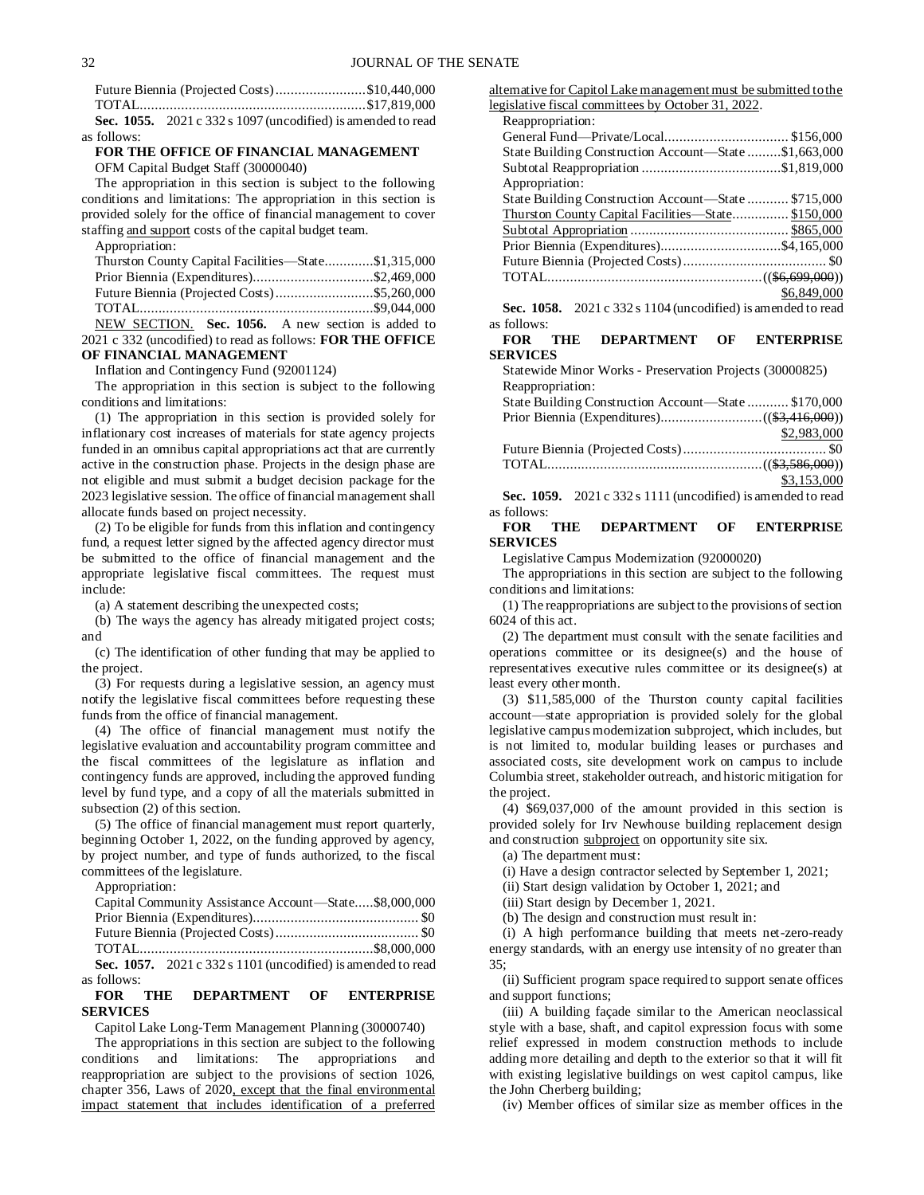Future Biennia (Projected Costs)........................$10,440,000
TOTAL............................................................$17,819,000

**Sec. 1055.** 2021 c 332 s 1097 (uncodified) is amended to read as follows:

**FOR THE OFFICE OF FINANCIAL MANAGEMENT**

OFM Capital Budget Staff (30000040)

The appropriation in this section is subject to the following conditions and limitations: The appropriation in this section is provided solely for the office of financial management to cover staffing and support costs of the capital budget team.

Appropriation:

Thurston County Capital Facilities—State.............$1,315,000
Prior Biennia (Expenditures)................................$2,469,000
Future Biennia (Projected Costs)..........................$5,260,000
TOTAL..............................................................$9,044,000

NEW SECTION. **Sec. 1056.** A new section is added to 2021 c 332 (uncodified) to read as follows: **FOR THE OFFICE OF FINANCIAL MANAGEMENT**

Inflation and Contingency Fund (92001124)

The appropriation in this section is subject to the following conditions and limitations:

(1) The appropriation in this section is provided solely for inflationary cost increases of materials for state agency projects funded in an omnibus capital appropriations act that are currently active in the construction phase. Projects in the design phase are not eligible and must submit a budget decision package for the 2023 legislative session. The office of financial management shall allocate funds based on project necessity.

(2) To be eligible for funds from this inflation and contingency fund, a request letter signed by the affected agency director must be submitted to the office of financial management and the appropriate legislative fiscal committees. The request must include:

(a) A statement describing the unexpected costs;

(b) The ways the agency has already mitigated project costs; and

(c) The identification of other funding that may be applied to the project.

(3) For requests during a legislative session, an agency must notify the legislative fiscal committees before requesting these funds from the office of financial management.

(4) The office of financial management must notify the legislative evaluation and accountability program committee and the fiscal committees of the legislature as inflation and contingency funds are approved, including the approved funding level by fund type, and a copy of all the materials submitted in subsection (2) of this section.

(5) The office of financial management must report quarterly, beginning October 1, 2022, on the funding approved by agency, by project number, and type of funds authorized, to the fiscal committees of the legislature.

Appropriation:

Capital Community Assistance Account—State.....$8,000,000
Prior Biennia (Expenditures)............................................ $0
Future Biennia (Projected Costs)...................................... $0
TOTAL..............................................................$8,000,000

**Sec. 1057.** 2021 c 332 s 1101 (uncodified) is amended to read as follows:

**FOR THE DEPARTMENT OF ENTERPRISE SERVICES**

Capitol Lake Long-Term Management Planning (30000740)

The appropriations in this section are subject to the following conditions and limitations: The appropriations and reappropriation are subject to the provisions of section 1026, chapter 356, Laws of 2020, except that the final environmental impact statement that includes identification of a preferred alternative for Capitol Lake management must be submitted to the legislative fiscal committees by October 31, 2022.

Reappropriation:

General Fund—Private/Local................................. $156,000
State Building Construction Account—State .........$1,663,000
Subtotal Reappropriation .....................................$1,819,000

Appropriation:

State Building Construction Account—State ........... $715,000
Thurston County Capital Facilities—State............... $150,000
Subtotal Appropriation .......................................... $865,000
Prior Biennia (Expenditures)................................$4,165,000
Future Biennia (Projected Costs)...................................... $0
TOTAL.........................................................(($6,699,000))
$6,849,000

**Sec. 1058.** 2021 c 332 s 1104 (uncodified) is amended to read as follows:

**FOR THE DEPARTMENT OF ENTERPRISE SERVICES**

Statewide Minor Works - Preservation Projects (30000825)

Reappropriation:

State Building Construction Account—State ........... $170,000
Prior Biennia (Expenditures)...........................(($3,416,000))
$2,983,000
Future Biennia (Projected Costs)...................................... $0
TOTAL.........................................................(($3,586,000))
$3,153,000

**Sec. 1059.** 2021 c 332 s 1111 (uncodified) is amended to read as follows:

**FOR THE DEPARTMENT OF ENTERPRISE SERVICES**

Legislative Campus Modernization (92000020)

The appropriations in this section are subject to the following conditions and limitations:

(1) The reappropriations are subject to the provisions of section 6024 of this act.

(2) The department must consult with the senate facilities and operations committee or its designee(s) and the house of representatives executive rules committee or its designee(s) at least every other month.

(3) $11,585,000 of the Thurston county capital facilities account—state appropriation is provided solely for the global legislative campus modernization subproject, which includes, but is not limited to, modular building leases or purchases and associated costs, site development work on campus to include Columbia street, stakeholder outreach, and historic mitigation for the project.

(4) $69,037,000 of the amount provided in this section is provided solely for Irv Newhouse building replacement design and construction subproject on opportunity site six.

(a) The department must:

(i) Have a design contractor selected by September 1, 2021;

(ii) Start design validation by October 1, 2021; and

(iii) Start design by December 1, 2021.

(b) The design and construction must result in:

(i) A high performance building that meets net-zero-ready energy standards, with an energy use intensity of no greater than 35;

(ii) Sufficient program space required to support senate offices and support functions;

(iii) A building façade similar to the American neoclassical style with a base, shaft, and capitol expression focus with some relief expressed in modern construction methods to include adding more detailing and depth to the exterior so that it will fit with existing legislative buildings on west capitol campus, like the John Cherberg building;

(iv) Member offices of similar size as member offices in the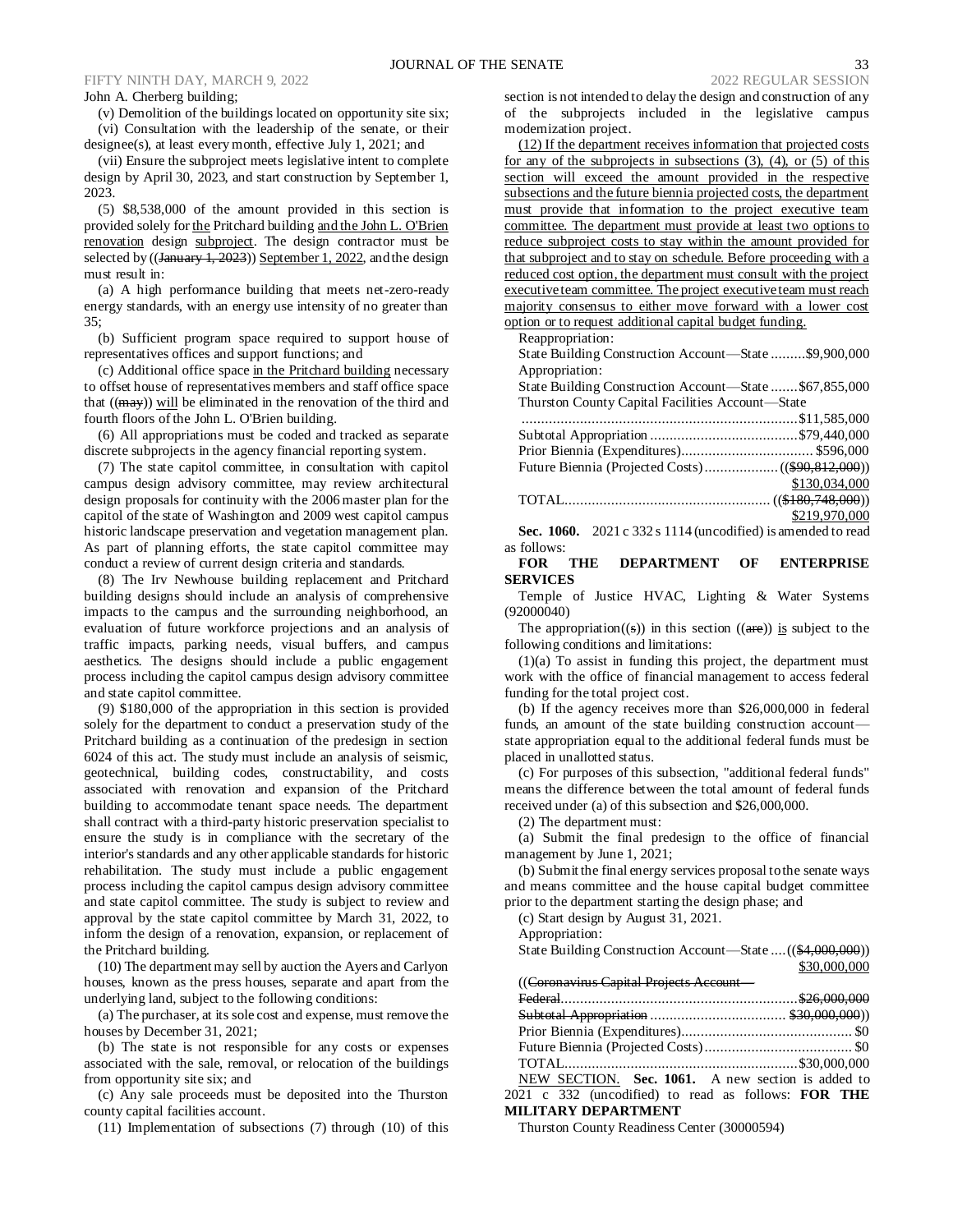John A. Cherberg building;

(v) Demolition of the buildings located on opportunity site six;

(vi) Consultation with the leadership of the senate, or their designee(s), at least every month, effective July 1, 2021; and

(vii) Ensure the subproject meets legislative intent to complete design by April 30, 2023, and start construction by September 1, 2023.

(5) $8,538,000 of the amount provided in this section is provided solely for the Pritchard building and the John L. O'Brien renovation design subproject. The design contractor must be selected by ((January 1, 2023)) September 1, 2022, and the design must result in:

(a) A high performance building that meets net-zero-ready energy standards, with an energy use intensity of no greater than 35;

(b) Sufficient program space required to support house of representatives offices and support functions; and

(c) Additional office space in the Pritchard building necessary to offset house of representatives members and staff office space that ((may)) will be eliminated in the renovation of the third and fourth floors of the John L. O'Brien building.

(6) All appropriations must be coded and tracked as separate discrete subprojects in the agency financial reporting system.

(7) The state capitol committee, in consultation with capitol campus design advisory committee, may review architectural design proposals for continuity with the 2006 master plan for the capitol of the state of Washington and 2009 west capitol campus historic landscape preservation and vegetation management plan. As part of planning efforts, the state capitol committee may conduct a review of current design criteria and standards.

(8) The Irv Newhouse building replacement and Pritchard building designs should include an analysis of comprehensive impacts to the campus and the surrounding neighborhood, an evaluation of future workforce projections and an analysis of traffic impacts, parking needs, visual buffers, and campus aesthetics. The designs should include a public engagement process including the capitol campus design advisory committee and state capitol committee.

(9) $180,000 of the appropriation in this section is provided solely for the department to conduct a preservation study of the Pritchard building as a continuation of the predesign in section 6024 of this act. The study must include an analysis of seismic, geotechnical, building codes, constructability, and costs associated with renovation and expansion of the Pritchard building to accommodate tenant space needs. The department shall contract with a third-party historic preservation specialist to ensure the study is in compliance with the secretary of the interior's standards and any other applicable standards for historic rehabilitation. The study must include a public engagement process including the capitol campus design advisory committee and state capitol committee. The study is subject to review and approval by the state capitol committee by March 31, 2022, to inform the design of a renovation, expansion, or replacement of the Pritchard building.

(10) The department may sell by auction the Ayers and Carlyon houses, known as the press houses, separate and apart from the underlying land, subject to the following conditions:

(a) The purchaser, at its sole cost and expense, must remove the houses by December 31, 2021;

(b) The state is not responsible for any costs or expenses associated with the sale, removal, or relocation of the buildings from opportunity site six; and

(c) Any sale proceeds must be deposited into the Thurston county capital facilities account.

(11) Implementation of subsections (7) through (10) of this section is not intended to delay the design and construction of any of the subprojects included in the legislative campus modernization project.

(12) If the department receives information that projected costs for any of the subprojects in subsections (3), (4), or (5) of this section will exceed the amount provided in the respective subsections and the future biennia projected costs, the department must provide that information to the project executive team committee. The department must provide at least two options to reduce subproject costs to stay within the amount provided for that subproject and to stay on schedule. Before proceeding with a reduced cost option, the department must consult with the project executive team committee. The project executive team must reach majority consensus to either move forward with a lower cost option or to request additional capital budget funding.

Reappropriation:

State Building Construction Account—State .........$9,900,000

Appropriation:

State Building Construction Account—State .......$67,855,000

Thurston County Capital Facilities Account—State ......$11,585,000

Subtotal Appropriation ......$79,440,000

Prior Biennia (Expenditures)......$596,000

Future Biennia (Projected Costs)......(($90,812,000)) $130,034,000

TOTAL......(($180,748,000)) $219,970,000

**Sec. 1060.** 2021 c 332 s 1114 (uncodified) is amended to read as follows:

**FOR THE DEPARTMENT OF ENTERPRISE SERVICES**

Temple of Justice HVAC, Lighting & Water Systems (92000040)

The appropriation((s)) in this section ((are)) is subject to the following conditions and limitations:

(1)(a) To assist in funding this project, the department must work with the office of financial management to access federal funding for the total project cost.

(b) If the agency receives more than $26,000,000 in federal funds, an amount of the state building construction account—state appropriation equal to the additional federal funds must be placed in unallotted status.

(c) For purposes of this subsection, "additional federal funds" means the difference between the total amount of federal funds received under (a) of this subsection and $26,000,000.

(2) The department must:

(a) Submit the final predesign to the office of financial management by June 1, 2021;

(b) Submit the final energy services proposal to the senate ways and means committee and the house capital budget committee prior to the department starting the design phase; and

(c) Start design by August 31, 2021.

Appropriation:

State Building Construction Account—State ....(($4,000,000)) $30,000,000

((Coronavirus Capital Projects Account—Federal......$26,000,000

Subtotal Appropriation ......$30,000,000))

Prior Biennia (Expenditures)......$0

Future Biennia (Projected Costs)......$0

TOTAL......$30,000,000

NEW SECTION. **Sec. 1061.** A new section is added to 2021 c 332 (uncodified) to read as follows: **FOR THE MILITARY DEPARTMENT**

Thurston County Readiness Center (30000594)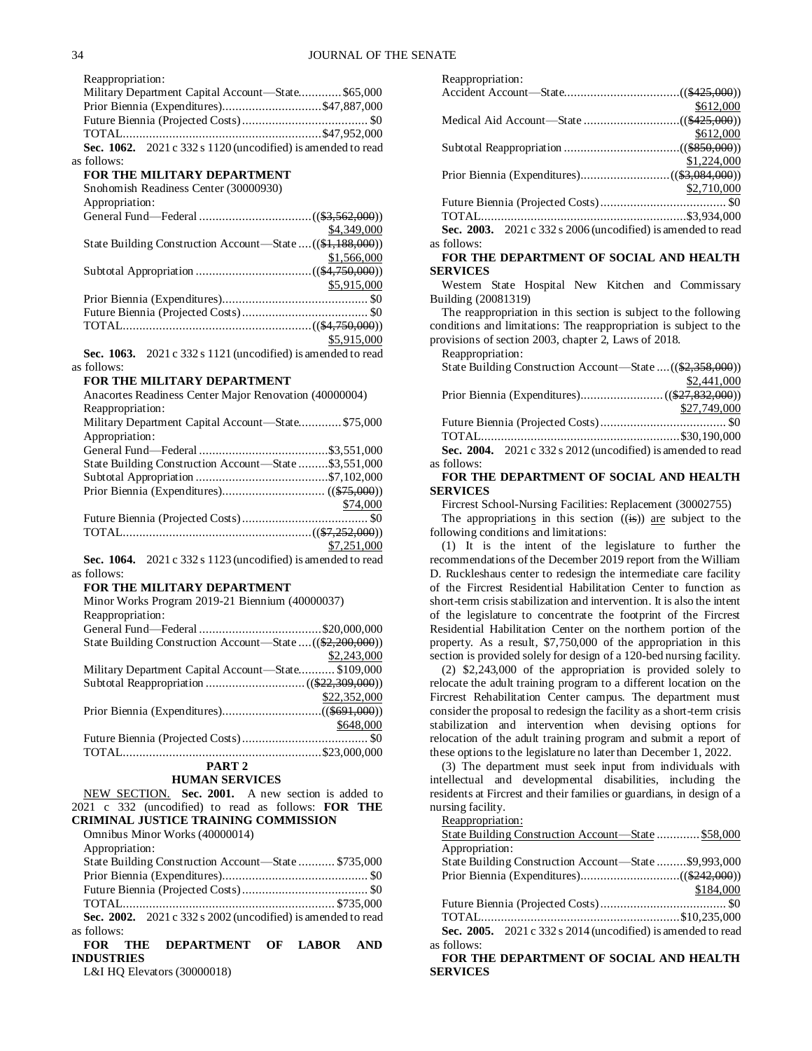Reappropriation:

Military Department Capital Account—State............. $65,000

Prior Biennia (Expenditures).............................. $47,887,000

Future Biennia (Projected Costs)...................................... $0

TOTAL............................................................ $47,952,000

**Sec. 1062.** 2021 c 332 s 1120 (uncodified) is amended to read as follows:

**FOR THE MILITARY DEPARTMENT**

Snohomish Readiness Center (30000930)

Appropriation:

General Fund—Federal .................................. ((~~$3,562,000~~))
$4,349,000

State Building Construction Account—State .... ((~~$1,188,000~~))
$1,566,000

Subtotal Appropriation ................................... ((~~$4,750,000~~))
$5,915,000

Prior Biennia (Expenditures)............................................ $0

Future Biennia (Projected Costs)...................................... $0

TOTAL......................................................... ((~~$4,750,000~~))
$5,915,000

**Sec. 1063.** 2021 c 332 s 1121 (uncodified) is amended to read as follows:

**FOR THE MILITARY DEPARTMENT**

Anacortes Readiness Center Major Renovation (40000004)

Reappropriation:

Military Department Capital Account—State............. $75,000

Appropriation:

General Fund—Federal ....................................... $3,551,000

State Building Construction Account—State ......... $3,551,000

Subtotal Appropriation ........................................ $7,102,000

Prior Biennia (Expenditures).............................. ((~~$75,000~~))
$74,000

Future Biennia (Projected Costs)...................................... $0

TOTAL......................................................... ((~~$7,252,000~~))
$7,251,000

**Sec. 1064.** 2021 c 332 s 1123 (uncodified) is amended to read as follows:

**FOR THE MILITARY DEPARTMENT**

Minor Works Program 2019-21 Biennium (40000037)

Reappropriation:

General Fund—Federal ..................................... $20,000,000

State Building Construction Account—State .... ((~~$2,200,000~~))
$2,243,000

Military Department Capital Account—State........... $109,000

Subtotal Reappropriation .............................. ((~~$22,309,000~~))
$22,352,000

Prior Biennia (Expenditures).............................. ((~~$691,000~~))
$648,000

Future Biennia (Projected Costs)...................................... $0

TOTAL............................................................ $23,000,000

## PART 2
## HUMAN SERVICES

NEW SECTION. **Sec. 2001.** A new section is added to 2021 c 332 (uncodified) to read as follows: **FOR THE CRIMINAL JUSTICE TRAINING COMMISSION**

Omnibus Minor Works (40000014)

Appropriation:

State Building Construction Account—State ........... $735,000

Prior Biennia (Expenditures)............................................ $0

Future Biennia (Projected Costs)...................................... $0

TOTAL................................................................. $735,000

**Sec. 2002.** 2021 c 332 s 2002 (uncodified) is amended to read as follows:

**FOR THE DEPARTMENT OF LABOR AND INDUSTRIES**

L&I HQ Elevators (30000018)

Reappropriation:

Accident Account—State.................................. ((~~$425,000~~))
$612,000

Medical Aid Account—State ............................ ((~~$425,000~~))
$612,000

Subtotal Reappropriation .................................. ((~~$850,000~~))
$1,224,000

Prior Biennia (Expenditures)........................... ((~~$3,084,000~~))
$2,710,000

Future Biennia (Projected Costs)...................................... $0

TOTAL.............................................................. $3,934,000

**Sec. 2003.** 2021 c 332 s 2006 (uncodified) is amended to read as follows:

**FOR THE DEPARTMENT OF SOCIAL AND HEALTH SERVICES**

Western State Hospital New Kitchen and Commissary Building (20081319)

The reappropriation in this section is subject to the following conditions and limitations: The reappropriation is subject to the provisions of section 2003, chapter 2, Laws of 2018.

Reappropriation:

State Building Construction Account—State .... ((~~$2,358,000~~))
$2,441,000

Prior Biennia (Expenditures)......................... ((~~$27,832,000~~))
$27,749,000

Future Biennia (Projected Costs)...................................... $0

TOTAL............................................................ $30,190,000

**Sec. 2004.** 2021 c 332 s 2012 (uncodified) is amended to read as follows:

**FOR THE DEPARTMENT OF SOCIAL AND HEALTH SERVICES**

Fircrest School-Nursing Facilities: Replacement (30002755)

The appropriations in this section ((~~is~~)) are subject to the following conditions and limitations:

(1) It is the intent of the legislature to further the recommendations of the December 2019 report from the William D. Ruckleshaus center to redesign the intermediate care facility of the Fircrest Residential Habilitation Center to function as short-term crisis stabilization and intervention. It is also the intent of the legislature to concentrate the footprint of the Fircrest Residential Habilitation Center on the northern portion of the property. As a result, $7,750,000 of the appropriation in this section is provided solely for design of a 120-bed nursing facility.

(2) $2,243,000 of the appropriation is provided solely to relocate the adult training program to a different location on the Fircrest Rehabilitation Center campus. The department must consider the proposal to redesign the facility as a short-term crisis stabilization and intervention when devising options for relocation of the adult training program and submit a report of these options to the legislature no later than December 1, 2022.

(3) The department must seek input from individuals with intellectual and developmental disabilities, including the residents at Fircrest and their families or guardians, in design of a nursing facility.

Reappropriation:

State Building Construction Account—State ............. $58,000

Appropriation:

State Building Construction Account—State ......... $9,993,000

Prior Biennia (Expenditures).............................. ((~~$242,000~~))
$184,000

Future Biennia (Projected Costs)...................................... $0

TOTAL............................................................ $10,235,000

**Sec. 2005.** 2021 c 332 s 2014 (uncodified) is amended to read as follows:

**FOR THE DEPARTMENT OF SOCIAL AND HEALTH SERVICES**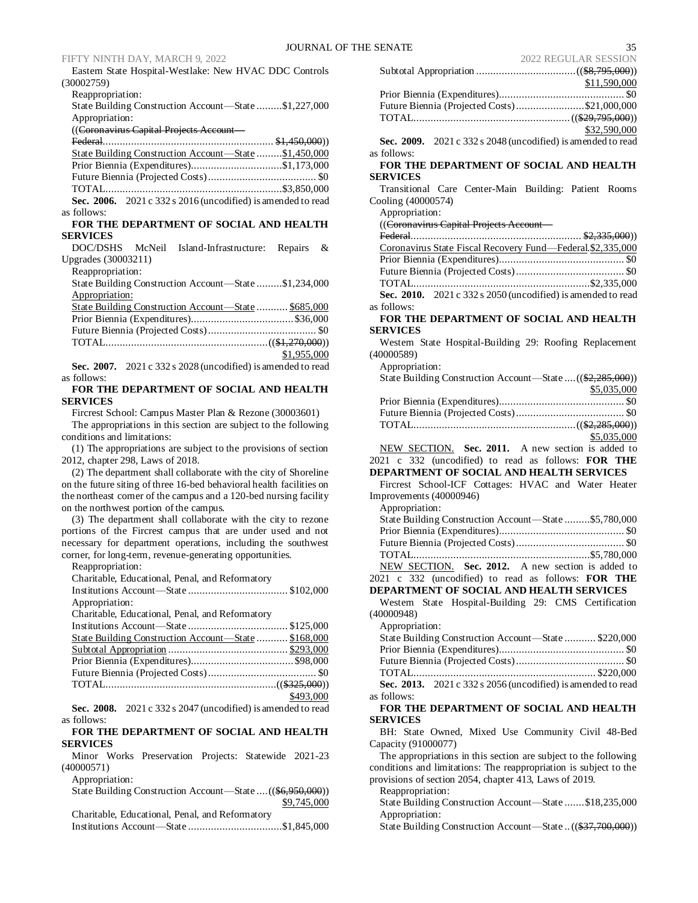Eastern State Hospital-Westlake: New HVAC DDC Controls (30002759)

Reappropriation:

State Building Construction Account—State .........$1,227,000

Appropriation:

((~~Coronavirus Capital Projects Account—~~
~~Federal............................................................ $1,450,000~~))

State Building Construction Account—State .........$1,450,000

Prior Biennia (Expenditures)................................$1,173,000

Future Biennia (Projected Costs)...................................... $0

TOTAL..............................................................$3,850,000

**Sec. 2006.** 2021 c 332 s 2016 (uncodified) is amended to read as follows:

**FOR THE DEPARTMENT OF SOCIAL AND HEALTH SERVICES**

DOC/DSHS McNeil Island-Infrastructure: Repairs & Upgrades (30003211)

Reappropriation:

State Building Construction Account—State .........$1,234,000

Appropriation:

State Building Construction Account—State ........... $685,000

Prior Biennia (Expenditures).................................... $36,000

Future Biennia (Projected Costs)...................................... $0

TOTAL.........................................................((~~$1,270,000~~))
$1,955,000

**Sec. 2007.** 2021 c 332 s 2028 (uncodified) is amended to read as follows:

**FOR THE DEPARTMENT OF SOCIAL AND HEALTH SERVICES**

Fircrest School: Campus Master Plan & Rezone (30003601)

The appropriations in this section are subject to the following conditions and limitations:

(1) The appropriations are subject to the provisions of section 2012, chapter 298, Laws of 2018.

(2) The department shall collaborate with the city of Shoreline on the future siting of three 16-bed behavioral health facilities on the northeast corner of the campus and a 120-bed nursing facility on the northwest portion of the campus.

(3) The department shall collaborate with the city to rezone portions of the Fircrest campus that are under used and not necessary for department operations, including the southwest corner, for long-term, revenue-generating opportunities.

Reappropriation:

Charitable, Educational, Penal, and Reformatory
Institutions Account—State ................................... $102,000

Appropriation:

Charitable, Educational, Penal, and Reformatory
Institutions Account—State ................................... $125,000

State Building Construction Account—State ........... $168,000

Subtotal Appropriation .......................................... $293,000

Prior Biennia (Expenditures).................................... $98,000

Future Biennia (Projected Costs)...................................... $0

TOTAL...........................................................((~~$325,000~~))
$493,000

**Sec. 2008.** 2021 c 332 s 2047 (uncodified) is amended to read as follows:

**FOR THE DEPARTMENT OF SOCIAL AND HEALTH SERVICES**

Minor Works Preservation Projects: Statewide 2021-23 (40000571)

Appropriation:

State Building Construction Account—State ....((~~$6,950,000~~))
$9,745,000

Charitable, Educational, Penal, and Reformatory
Institutions Account—State .................................$1,845,000

Subtotal Appropriation ..................................((~~$8,795,000~~))
$11,590,000

Prior Biennia (Expenditures)............................................ $0

Future Biennia (Projected Costs)........................$21,000,000

TOTAL......................................................((~~$29,795,000~~))
$32,590,000

**Sec. 2009.** 2021 c 332 s 2048 (uncodified) is amended to read as follows:

**FOR THE DEPARTMENT OF SOCIAL AND HEALTH SERVICES**

Transitional Care Center-Main Building: Patient Rooms Cooling (40000574)

Appropriation:

((~~Coronavirus Capital Projects Account—~~
~~Federal........................................................... $2,335,000~~))

Coronavirus State Fiscal Recovery Fund—Federal.$2,335,000

Prior Biennia (Expenditures)............................................ $0

Future Biennia (Projected Costs)...................................... $0

TOTAL..............................................................$2,335,000

**Sec. 2010.** 2021 c 332 s 2050 (uncodified) is amended to read as follows:

**FOR THE DEPARTMENT OF SOCIAL AND HEALTH SERVICES**

Western State Hospital-Building 29: Roofing Replacement (40000589)

Appropriation:

State Building Construction Account—State ....((~~$2,285,000~~))
$5,035,000

Prior Biennia (Expenditures)............................................ $0

Future Biennia (Projected Costs)...................................... $0

TOTAL.........................................................((~~$2,285,000~~))
$5,035,000

NEW SECTION. **Sec. 2011.** A new section is added to 2021 c 332 (uncodified) to read as follows: **FOR THE DEPARTMENT OF SOCIAL AND HEALTH SERVICES**

Fircrest School-ICF Cottages: HVAC and Water Heater Improvements (40000946)

Appropriation:

State Building Construction Account—State .........$5,780,000

Prior Biennia (Expenditures)............................................ $0

Future Biennia (Projected Costs)...................................... $0

TOTAL..............................................................$5,780,000

NEW SECTION. **Sec. 2012.** A new section is added to 2021 c 332 (uncodified) to read as follows: **FOR THE DEPARTMENT OF SOCIAL AND HEALTH SERVICES**

Western State Hospital-Building 29: CMS Certification (40000948)

Appropriation:

State Building Construction Account—State ........... $220,000

Prior Biennia (Expenditures)............................................ $0

Future Biennia (Projected Costs)...................................... $0

TOTAL................................................................ $220,000

**Sec. 2013.** 2021 c 332 s 2056 (uncodified) is amended to read as follows:

**FOR THE DEPARTMENT OF SOCIAL AND HEALTH SERVICES**

BH: State Owned, Mixed Use Community Civil 48-Bed Capacity (91000077)

The appropriations in this section are subject to the following conditions and limitations: The reappropriation is subject to the provisions of section 2054, chapter 413, Laws of 2019.

Reappropriation:

State Building Construction Account—State .......$18,235,000

Appropriation:

State Building Construction Account—State ..((~~$37,700,000~~))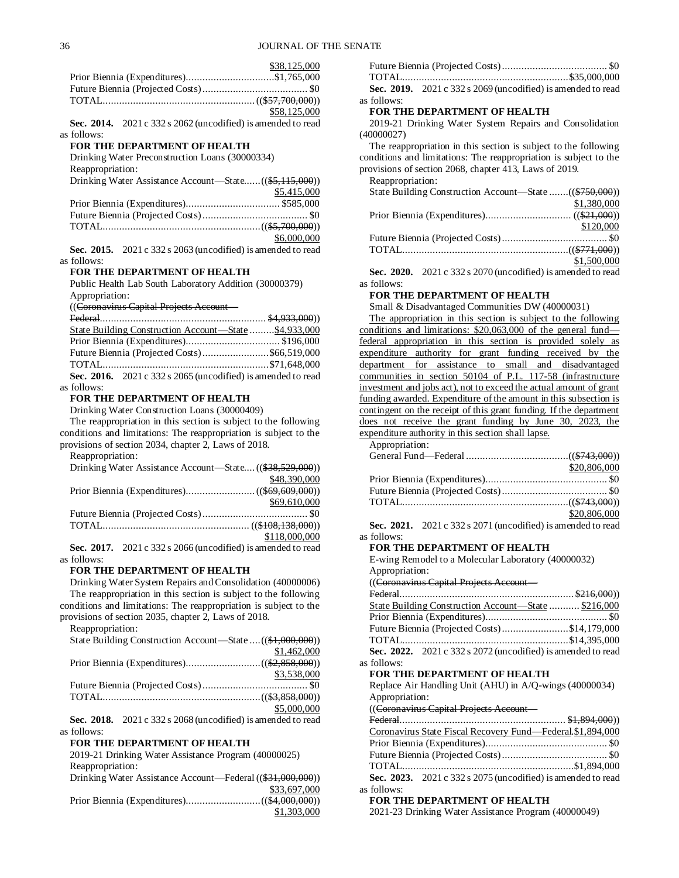$38,125,000
Prior Biennia (Expenditures)................................$1,765,000
Future Biennia (Projected Costs)...................................... $0
TOTAL....................................................... ((~~$57,700,000~~))
$58,125,000

**Sec. 2014.** 2021 c 332 s 2062 (uncodified) is amended to read as follows:

**FOR THE DEPARTMENT OF HEALTH**

Drinking Water Preconstruction Loans (30000334)

Reappropriation:

Drinking Water Assistance Account—State......((~~$5,115,000~~))
$5,415,000
Prior Biennia (Expenditures).................................. $585,000
Future Biennia (Projected Costs)...................................... $0
TOTAL.........................................................((~~$5,700,000~~))
$6,000,000

**Sec. 2015.** 2021 c 332 s 2063 (uncodified) is amended to read as follows:

**FOR THE DEPARTMENT OF HEALTH**

Public Health Lab South Laboratory Addition (30000379)

Appropriation:

((~~Coronavirus Capital Projects Account—Federal~~........................................................... ~~$4,933,000~~))
State Building Construction Account—State .........$4,933,000
Prior Biennia (Expenditures).................................. $196,000
Future Biennia (Projected Costs)........................$66,519,000
TOTAL............................................................$71,648,000

**Sec. 2016.** 2021 c 332 s 2065 (uncodified) is amended to read as follows:

**FOR THE DEPARTMENT OF HEALTH**

Drinking Water Construction Loans (30000409)

The reappropriation in this section is subject to the following conditions and limitations: The reappropriation is subject to the provisions of section 2034, chapter 2, Laws of 2018.

Reappropriation:

Drinking Water Assistance Account—State....((~~$38,529,000~~))
$48,390,000
Prior Biennia (Expenditures).........................((~~$69,609,000~~))
$69,610,000
Future Biennia (Projected Costs)...................................... $0
TOTAL.................................................... ((~~$108,138,000~~))
$118,000,000

**Sec. 2017.** 2021 c 332 s 2066 (uncodified) is amended to read as follows:

**FOR THE DEPARTMENT OF HEALTH**

Drinking Water System Repairs and Consolidation (40000006)

The reappropriation in this section is subject to the following conditions and limitations: The reappropriation is subject to the provisions of section 2035, chapter 2, Laws of 2018.

Reappropriation:

State Building Construction Account—State ....((~~$1,000,000~~))
$1,462,000
Prior Biennia (Expenditures)...........................((~~$2,858,000~~))
$3,538,000
Future Biennia (Projected Costs)...................................... $0
TOTAL.........................................................((~~$3,858,000~~))
$5,000,000

**Sec. 2018.** 2021 c 332 s 2068 (uncodified) is amended to read as follows:

**FOR THE DEPARTMENT OF HEALTH**

2019-21 Drinking Water Assistance Program (40000025)

Reappropriation:

Drinking Water Assistance Account—Federal ((~~$31,000,000~~))
$33,697,000
Prior Biennia (Expenditures)...........................((~~$4,000,000~~))
$1,303,000
Future Biennia (Projected Costs)...................................... $0
TOTAL............................................................$35,000,000

**Sec. 2019.** 2021 c 332 s 2069 (uncodified) is amended to read as follows:

**FOR THE DEPARTMENT OF HEALTH**

2019-21 Drinking Water System Repairs and Consolidation (40000027)

The reappropriation in this section is subject to the following conditions and limitations: The reappropriation is subject to the provisions of section 2068, chapter 413, Laws of 2019.

Reappropriation:

State Building Construction Account—State .......((~~$750,000~~))
$1,380,000
Prior Biennia (Expenditures)............................... ((~~$21,000~~))
$120,000
Future Biennia (Projected Costs)...................................... $0
TOTAL............................................................((~~$771,000~~))
$1,500,000

**Sec. 2020.** 2021 c 332 s 2070 (uncodified) is amended to read as follows:

**FOR THE DEPARTMENT OF HEALTH**

Small & Disadvantaged Communities DW (40000031)

<u>The appropriation in this section is subject to the following conditions and limitations: $20,063,000 of the general fund—federal appropriation in this section is provided solely as expenditure authority for grant funding received by the department for assistance to small and disadvantaged communities in section 50104 of P.L. 117-58 (infrastructure investment and jobs act), not to exceed the actual amount of grant funding awarded. Expenditure of the amount in this subsection is contingent on the receipt of this grant funding. If the department does not receive the grant funding by June 30, 2023, the expenditure authority in this section shall lapse.</u>

Appropriation:

General Fund—Federal .....................................((~~$743,000~~))
$20,806,000
Prior Biennia (Expenditures)............................................ $0
Future Biennia (Projected Costs)...................................... $0
TOTAL............................................................((~~$743,000~~))
$20,806,000

**Sec. 2021.** 2021 c 332 s 2071 (uncodified) is amended to read as follows:

**FOR THE DEPARTMENT OF HEALTH**

E-wing Remodel to a Molecular Laboratory (40000032)

Appropriation:

((~~Coronavirus Capital Projects Account—Federal~~............................................................... ~~$216,000~~))
State Building Construction Account—State ........... $216,000
Prior Biennia (Expenditures)............................................ $0
Future Biennia (Projected Costs)........................$14,179,000
TOTAL............................................................$14,395,000

**Sec. 2022.** 2021 c 332 s 2072 (uncodified) is amended to read as follows:

**FOR THE DEPARTMENT OF HEALTH**

Replace Air Handling Unit (AHU) in A/Q-wings (40000034)

Appropriation:

((~~Coronavirus Capital Projects Account—Federal~~........................................................... ~~$1,894,000~~))
Coronavirus State Fiscal Recovery Fund—Federal.$1,894,000
Prior Biennia (Expenditures)............................................ $0
Future Biennia (Projected Costs)...................................... $0
TOTAL..............................................................$1,894,000

**Sec. 2023.** 2021 c 332 s 2075 (uncodified) is amended to read as follows:

**FOR THE DEPARTMENT OF HEALTH**

2021-23 Drinking Water Assistance Program (40000049)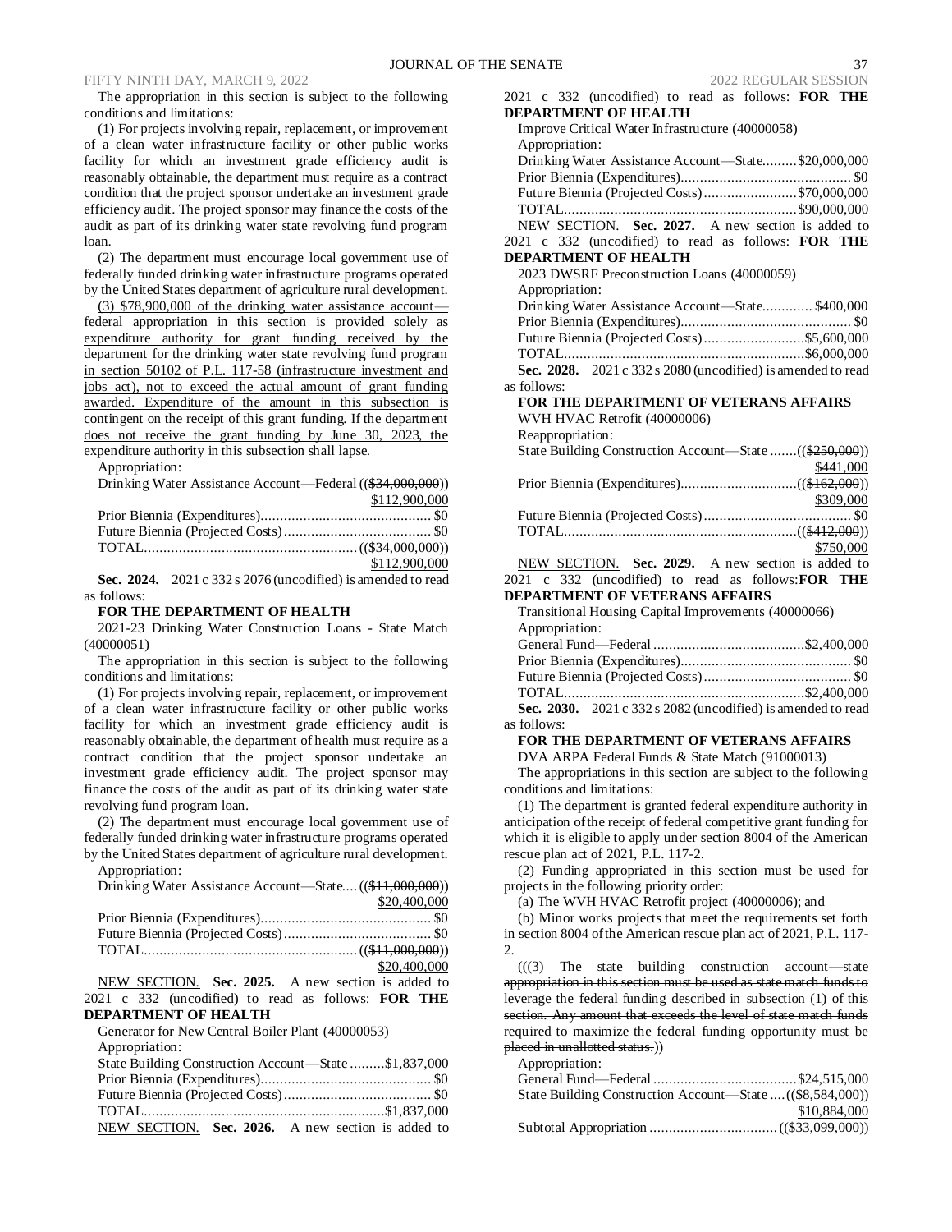The appropriation in this section is subject to the following conditions and limitations:

(1) For projects involving repair, replacement, or improvement of a clean water infrastructure facility or other public works facility for which an investment grade efficiency audit is reasonably obtainable, the department must require as a contract condition that the project sponsor undertake an investment grade efficiency audit. The project sponsor may finance the costs of the audit as part of its drinking water state revolving fund program loan.

(2) The department must encourage local government use of federally funded drinking water infrastructure programs operated by the United States department of agriculture rural development.

(3) $78,900,000 of the drinking water assistance account—federal appropriation in this section is provided solely as expenditure authority for grant funding received by the department for the drinking water state revolving fund program in section 50102 of P.L. 117-58 (infrastructure investment and jobs act), not to exceed the actual amount of grant funding awarded. Expenditure of the amount in this subsection is contingent on the receipt of this grant funding. If the department does not receive the grant funding by June 30, 2023, the expenditure authority in this subsection shall lapse.

Appropriation:

Drinking Water Assistance Account—Federal (($34,000,000)) $112,900,000
Prior Biennia (Expenditures) $0
Future Biennia (Projected Costs) $0
TOTAL (($34,000,000)) $112,900,000

**Sec. 2024.** 2021 c 332 s 2076 (uncodified) is amended to read as follows:

**FOR THE DEPARTMENT OF HEALTH**

2021-23 Drinking Water Construction Loans - State Match (40000051)

The appropriation in this section is subject to the following conditions and limitations:

(1) For projects involving repair, replacement, or improvement of a clean water infrastructure facility or other public works facility for which an investment grade efficiency audit is reasonably obtainable, the department of health must require as a contract condition that the project sponsor undertake an investment grade efficiency audit. The project sponsor may finance the costs of the audit as part of its drinking water state revolving fund program loan.

(2) The department must encourage local government use of federally funded drinking water infrastructure programs operated by the United States department of agriculture rural development.

Appropriation:

Drinking Water Assistance Account—State (($11,000,000)) $20,400,000
Prior Biennia (Expenditures) $0
Future Biennia (Projected Costs) $0
TOTAL (($11,000,000)) $20,400,000

NEW SECTION. **Sec. 2025.** A new section is added to 2021 c 332 (uncodified) to read as follows: **FOR THE DEPARTMENT OF HEALTH**

Generator for New Central Boiler Plant (40000053)

Appropriation:

State Building Construction Account—State $1,837,000
Prior Biennia (Expenditures) $0
Future Biennia (Projected Costs) $0
TOTAL $1,837,000

NEW SECTION. **Sec. 2026.** A new section is added to 2021 c 332 (uncodified) to read as follows: **FOR THE DEPARTMENT OF HEALTH**

Improve Critical Water Infrastructure (40000058)

Appropriation:

Drinking Water Assistance Account—State $20,000,000
Prior Biennia (Expenditures) $0
Future Biennia (Projected Costs) $70,000,000
TOTAL $90,000,000

NEW SECTION. **Sec. 2027.** A new section is added to 2021 c 332 (uncodified) to read as follows: **FOR THE DEPARTMENT OF HEALTH**

2023 DWSRF Preconstruction Loans (40000059)

Appropriation:

Drinking Water Assistance Account—State $400,000
Prior Biennia (Expenditures) $0
Future Biennia (Projected Costs) $5,600,000
TOTAL $6,000,000

**Sec. 2028.** 2021 c 332 s 2080 (uncodified) is amended to read as follows:

**FOR THE DEPARTMENT OF VETERANS AFFAIRS**

WVH HVAC Retrofit (40000006)

Reappropriation:

State Building Construction Account—State (($250,000)) $441,000
Prior Biennia (Expenditures) (($162,000)) $309,000
Future Biennia (Projected Costs) $0
TOTAL (($412,000)) $750,000

NEW SECTION. **Sec. 2029.** A new section is added to 2021 c 332 (uncodified) to read as follows: **FOR THE DEPARTMENT OF VETERANS AFFAIRS**

Transitional Housing Capital Improvements (40000066)

Appropriation:

General Fund—Federal $2,400,000
Prior Biennia (Expenditures) $0
Future Biennia (Projected Costs) $0
TOTAL $2,400,000

**Sec. 2030.** 2021 c 332 s 2082 (uncodified) is amended to read as follows:

**FOR THE DEPARTMENT OF VETERANS AFFAIRS**

DVA ARPA Federal Funds & State Match (91000013)

The appropriations in this section are subject to the following conditions and limitations:

(1) The department is granted federal expenditure authority in anticipation of the receipt of federal competitive grant funding for which it is eligible to apply under section 8004 of the American rescue plan act of 2021, P.L. 117-2.

(2) Funding appropriated in this section must be used for projects in the following priority order:

(a) The WVH HVAC Retrofit project (40000006); and

(b) Minor works projects that meet the requirements set forth in section 8004 of the American rescue plan act of 2021, P.L. 117-2.

(((3) The state building construction account—state appropriation in this section must be used as state match funds to leverage the federal funding described in subsection (1) of this section. Any amount that exceeds the level of state match funds required to maximize the federal funding opportunity must be placed in unallotted status.))

Appropriation:

General Fund—Federal $24,515,000
State Building Construction Account—State (($8,584,000)) $10,884,000
Subtotal Appropriation (($33,099,000))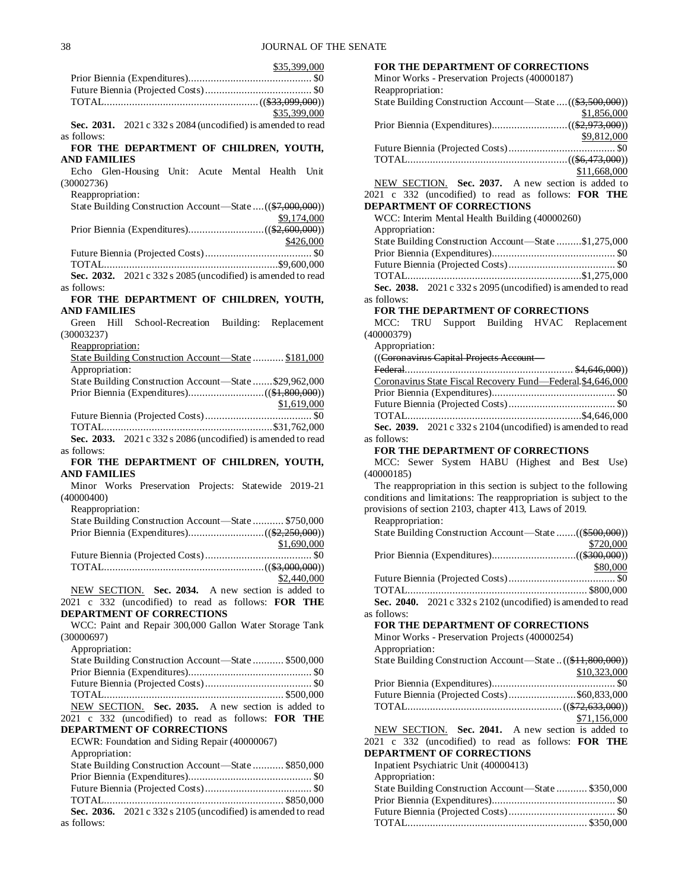$35,399,000

Prior Biennia (Expenditures)............................................ $0

Future Biennia (Projected Costs)...................................... $0

TOTAL........................................................ (($33,099,000))

$35,399,000

**Sec. 2031.** 2021 c 332 s 2084 (uncodified) is amended to read as follows:

**FOR THE DEPARTMENT OF CHILDREN, YOUTH, AND FAMILIES**

Echo Glen-Housing Unit: Acute Mental Health Unit (30002736)

Reappropriation:

State Building Construction Account—State .... (($7,000,000))

$9,174,000

Prior Biennia (Expenditures)........................... (($2,600,000))

$426,000

Future Biennia (Projected Costs)...................................... $0

TOTAL..............................................................$9,600,000

**Sec. 2032.** 2021 c 332 s 2085 (uncodified) is amended to read as follows:

**FOR THE DEPARTMENT OF CHILDREN, YOUTH, AND FAMILIES**

Green Hill School-Recreation Building: Replacement (30003237)

Reappropriation:

State Building Construction Account—State ........... $181,000

Appropriation:

State Building Construction Account—State .......$29,962,000

Prior Biennia (Expenditures)........................... (($1,800,000))

$1,619,000

Future Biennia (Projected Costs)...................................... $0

TOTAL............................................................$31,762,000

**Sec. 2033.** 2021 c 332 s 2086 (uncodified) is amended to read as follows:

**FOR THE DEPARTMENT OF CHILDREN, YOUTH, AND FAMILIES**

Minor Works Preservation Projects: Statewide 2019-21 (40000400)

Reappropriation:

State Building Construction Account—State ........... $750,000

Prior Biennia (Expenditures)........................... (($2,250,000))

$1,690,000

Future Biennia (Projected Costs)...................................... $0

TOTAL......................................................... (($3,000,000))

$2,440,000

NEW SECTION. **Sec. 2034.** A new section is added to 2021 c 332 (uncodified) to read as follows: **FOR THE DEPARTMENT OF CORRECTIONS**

WCC: Paint and Repair 300,000 Gallon Water Storage Tank (30000697)

Appropriation:

State Building Construction Account—State ........... $500,000

Prior Biennia (Expenditures)............................................ $0

Future Biennia (Projected Costs)...................................... $0

TOTAL................................................................ $500,000

NEW SECTION. **Sec. 2035.** A new section is added to 2021 c 332 (uncodified) to read as follows: **FOR THE DEPARTMENT OF CORRECTIONS**

ECWR: Foundation and Siding Repair (40000067)

Appropriation:

State Building Construction Account—State ........... $850,000

Prior Biennia (Expenditures)............................................ $0

Future Biennia (Projected Costs)...................................... $0

TOTAL................................................................ $850,000

**Sec. 2036.** 2021 c 332 s 2105 (uncodified) is amended to read as follows:

**FOR THE DEPARTMENT OF CORRECTIONS**

Minor Works - Preservation Projects (40000187)

Reappropriation:

State Building Construction Account—State .... (($3,500,000))

$1,856,000

Prior Biennia (Expenditures)........................... (($2,973,000))

$9,812,000

Future Biennia (Projected Costs)...................................... $0

TOTAL......................................................... (($6,473,000))

$11,668,000

NEW SECTION. **Sec. 2037.** A new section is added to 2021 c 332 (uncodified) to read as follows: **FOR THE DEPARTMENT OF CORRECTIONS**

WCC: Interim Mental Health Building (40000260)

Appropriation:

State Building Construction Account—State .........$1,275,000

Prior Biennia (Expenditures)............................................ $0

Future Biennia (Projected Costs)...................................... $0

TOTAL..............................................................$1,275,000

**Sec. 2038.** 2021 c 332 s 2095 (uncodified) is amended to read as follows:

**FOR THE DEPARTMENT OF CORRECTIONS**

MCC: TRU Support Building HVAC Replacement (40000379)

Appropriation:

((~~Coronavirus Capital Projects Account—~~

~~Federal~~............................................................ ~~$4,646,000~~))

Coronavirus State Fiscal Recovery Fund—Federal.$4,646,000

Prior Biennia (Expenditures)............................................ $0

Future Biennia (Projected Costs)...................................... $0

TOTAL..............................................................$4,646,000

**Sec. 2039.** 2021 c 332 s 2104 (uncodified) is amended to read as follows:

**FOR THE DEPARTMENT OF CORRECTIONS**

MCC: Sewer System HABU (Highest and Best Use) (40000185)

The reappropriation in this section is subject to the following conditions and limitations: The reappropriation is subject to the provisions of section 2103, chapter 413, Laws of 2019.

Reappropriation:

State Building Construction Account—State ....... (($500,000))

$720,000

Prior Biennia (Expenditures)............................. (($300,000))

$80,000

Future Biennia (Projected Costs)...................................... $0

TOTAL................................................................ $800,000

**Sec. 2040.** 2021 c 332 s 2102 (uncodified) is amended to read as follows:

**FOR THE DEPARTMENT OF CORRECTIONS**

Minor Works - Preservation Projects (40000254)

Appropriation:

State Building Construction Account—State .. (($11,800,000))

$10,323,000

Prior Biennia (Expenditures)............................................ $0

Future Biennia (Projected Costs)........................$60,833,000

TOTAL...................................................... (($72,633,000))

$71,156,000

NEW SECTION. **Sec. 2041.** A new section is added to 2021 c 332 (uncodified) to read as follows: **FOR THE DEPARTMENT OF CORRECTIONS**

Inpatient Psychiatric Unit (40000413)

Appropriation:

State Building Construction Account—State ........... $350,000

Prior Biennia (Expenditures)............................................ $0

Future Biennia (Projected Costs)...................................... $0

TOTAL................................................................ $350,000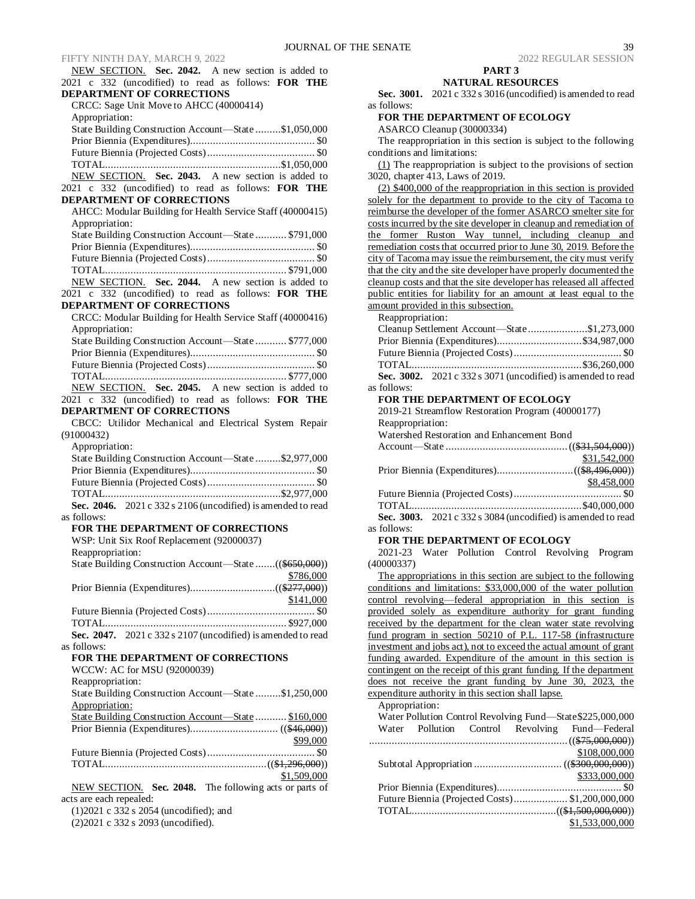NEW SECTION. **Sec. 2042.** A new section is added to 2021 c 332 (uncodified) to read as follows: **FOR THE DEPARTMENT OF CORRECTIONS**

CRCC: Sage Unit Move to AHCC (40000414)

Appropriation:

State Building Construction Account—State .........$1,050,000
Prior Biennia (Expenditures)............................................ $0
Future Biennia (Projected Costs)...................................... $0
TOTAL..............................................................$1,050,000

NEW SECTION. **Sec. 2043.** A new section is added to 2021 c 332 (uncodified) to read as follows: **FOR THE DEPARTMENT OF CORRECTIONS**

AHCC: Modular Building for Health Service Staff (40000415)

Appropriation:

State Building Construction Account—State ........... $791,000
Prior Biennia (Expenditures)............................................ $0
Future Biennia (Projected Costs)...................................... $0
TOTAL................................................................ $791,000

NEW SECTION. **Sec. 2044.** A new section is added to 2021 c 332 (uncodified) to read as follows: **FOR THE DEPARTMENT OF CORRECTIONS**

CRCC: Modular Building for Health Service Staff (40000416)

Appropriation:

State Building Construction Account—State ........... $777,000
Prior Biennia (Expenditures)............................................ $0
Future Biennia (Projected Costs)...................................... $0
TOTAL................................................................ $777,000

NEW SECTION. **Sec. 2045.** A new section is added to 2021 c 332 (uncodified) to read as follows: **FOR THE DEPARTMENT OF CORRECTIONS**

CBCC: Utilidor Mechanical and Electrical System Repair (91000432)

Appropriation:

State Building Construction Account—State .........$2,977,000
Prior Biennia (Expenditures)............................................ $0
Future Biennia (Projected Costs)...................................... $0
TOTAL..............................................................$2,977,000

**Sec. 2046.** 2021 c 332 s 2106 (uncodified) is amended to read as follows:

**FOR THE DEPARTMENT OF CORRECTIONS**

WSP: Unit Six Roof Replacement (92000037)

Reappropriation:

State Building Construction Account—State .......(($650,000)) $786,000
Prior Biennia (Expenditures)..............................(($277,000)) $141,000
Future Biennia (Projected Costs)...................................... $0
TOTAL................................................................ $927,000

**Sec. 2047.** 2021 c 332 s 2107 (uncodified) is amended to read as follows:

**FOR THE DEPARTMENT OF CORRECTIONS**

WCCW: AC for MSU (92000039)

Reappropriation:

State Building Construction Account—State .........$1,250,000

Appropriation:

State Building Construction Account—State ........... $160,000
Prior Biennia (Expenditures)............................... (($46,000)) $99,000
Future Biennia (Projected Costs)...................................... $0
TOTAL........................................................(($1,296,000)) $1,509,000

NEW SECTION. **Sec. 2048.** The following acts or parts of acts are each repealed:

(1)2021 c 332 s 2054 (uncodified); and

(2)2021 c 332 s 2093 (uncodified).

## PART 3
## NATURAL RESOURCES

**Sec. 3001.** 2021 c 332 s 3016 (uncodified) is amended to read as follows:

**FOR THE DEPARTMENT OF ECOLOGY**

ASARCO Cleanup (30000334)

The reappropriation in this section is subject to the following conditions and limitations:

(1) The reappropriation is subject to the provisions of section 3020, chapter 413, Laws of 2019.

(2) $400,000 of the reappropriation in this section is provided solely for the department to provide to the city of Tacoma to reimburse the developer of the former ASARCO smelter site for costs incurred by the site developer in cleanup and remediation of the former Ruston Way tunnel, including cleanup and remediation costs that occurred prior to June 30, 2019. Before the city of Tacoma may issue the reimbursement, the city must verify that the city and the site developer have properly documented the cleanup costs and that the site developer has released all affected public entities for liability for an amount at least equal to the amount provided in this subsection.

Reappropriation:

Cleanup Settlement Account—State .....................$1,273,000
Prior Biennia (Expenditures)..............................$34,987,000
Future Biennia (Projected Costs)...................................... $0
TOTAL............................................................$36,260,000

**Sec. 3002.** 2021 c 332 s 3071 (uncodified) is amended to read as follows:

**FOR THE DEPARTMENT OF ECOLOGY**

2019-21 Streamflow Restoration Program (40000177)

Reappropriation:

Watershed Restoration and Enhancement Bond Account—State ...........................................(($31,504,000)) $31,542,000
Prior Biennia (Expenditures)...........................(($8,496,000)) $8,458,000
Future Biennia (Projected Costs)...................................... $0
TOTAL............................................................$40,000,000

**Sec. 3003.** 2021 c 332 s 3084 (uncodified) is amended to read as follows:

**FOR THE DEPARTMENT OF ECOLOGY**

2021-23 Water Pollution Control Revolving Program (40000337)

The appropriations in this section are subject to the following conditions and limitations: $33,000,000 of the water pollution control revolving—federal appropriation in this section is provided solely as expenditure authority for grant funding received by the department for the clean water state revolving fund program in section 50210 of P.L. 117-58 (infrastructure investment and jobs act), not to exceed the actual amount of grant funding awarded. Expenditure of the amount in this section is contingent on the receipt of this grant funding. If the department does not receive the grant funding by June 30, 2023, the expenditure authority in this section shall lapse.

Appropriation:

Water Pollution Control Revolving Fund—State$225,000,000
Water Pollution Control Revolving Fund—Federal ......................................................................(($75,000,000)) $108,000,000
Subtotal Appropriation ............................... (($300,000,000)) $333,000,000
Prior Biennia (Expenditures)............................................ $0
Future Biennia (Projected Costs)................... $1,200,000,000
TOTAL...................................................(($1,500,000,000)) $1,533,000,000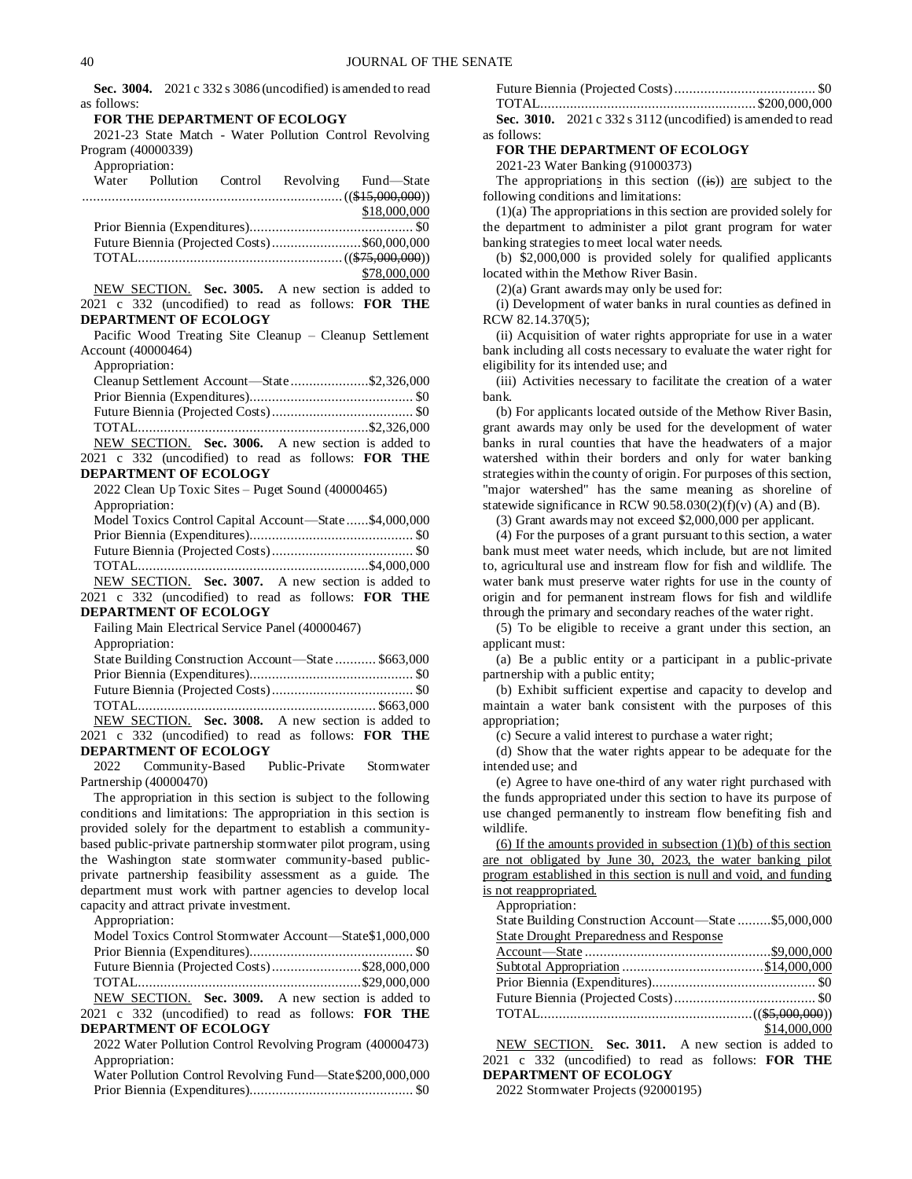**Sec. 3004.** 2021 c 332 s 3086 (uncodified) is amended to read as follows:

**FOR THE DEPARTMENT OF ECOLOGY**

2021-23 State Match - Water Pollution Control Revolving Program (40000339)

Appropriation:

Water Pollution Control Revolving Fund—State ....................................................................... ((~~$15,000,000~~)) $18,000,000

Prior Biennia (Expenditures)............................................ $0

Future Biennia (Projected Costs)........................$60,000,000

TOTAL....................................................... ((~~$75,000,000~~)) $78,000,000

NEW SECTION. **Sec. 3005.** A new section is added to 2021 c 332 (uncodified) to read as follows: **FOR THE DEPARTMENT OF ECOLOGY**

Pacific Wood Treating Site Cleanup – Cleanup Settlement Account (40000464)

Appropriation:

Cleanup Settlement Account—State.....................$2,326,000

Prior Biennia (Expenditures)............................................ $0

Future Biennia (Projected Costs)...................................... $0

TOTAL..............................................................$2,326,000

NEW SECTION. **Sec. 3006.** A new section is added to 2021 c 332 (uncodified) to read as follows: **FOR THE DEPARTMENT OF ECOLOGY**

2022 Clean Up Toxic Sites – Puget Sound (40000465)

Appropriation:

Model Toxics Control Capital Account—State......$4,000,000

Prior Biennia (Expenditures)............................................ $0

Future Biennia (Projected Costs)...................................... $0

TOTAL..............................................................$4,000,000

NEW SECTION. **Sec. 3007.** A new section is added to 2021 c 332 (uncodified) to read as follows: **FOR THE DEPARTMENT OF ECOLOGY**

Failing Main Electrical Service Panel (40000467)

Appropriation:

State Building Construction Account—State ........... $663,000

Prior Biennia (Expenditures)............................................ $0

Future Biennia (Projected Costs)...................................... $0

TOTAL................................................................ $663,000

NEW SECTION. **Sec. 3008.** A new section is added to 2021 c 332 (uncodified) to read as follows: **FOR THE DEPARTMENT OF ECOLOGY**

2022 Community-Based Public-Private Stormwater Partnership (40000470)

The appropriation in this section is subject to the following conditions and limitations: The appropriation in this section is provided solely for the department to establish a community-based public-private partnership stormwater pilot program, using the Washington state stormwater community-based public-private partnership feasibility assessment as a guide. The department must work with partner agencies to develop local capacity and attract private investment.

Appropriation:

Model Toxics Control Stormwater Account—State$1,000,000

Prior Biennia (Expenditures)............................................ $0

Future Biennia (Projected Costs)........................$28,000,000

TOTAL............................................................$29,000,000

NEW SECTION. **Sec. 3009.** A new section is added to 2021 c 332 (uncodified) to read as follows: **FOR THE DEPARTMENT OF ECOLOGY**

2022 Water Pollution Control Revolving Program (40000473)

Appropriation:

Water Pollution Control Revolving Fund—State$200,000,000

Prior Biennia (Expenditures)............................................ $0

Future Biennia (Projected Costs)...................................... $0

TOTAL..........................................................$200,000,000

**Sec. 3010.** 2021 c 332 s 3112 (uncodified) is amended to read as follows:

**FOR THE DEPARTMENT OF ECOLOGY**

2021-23 Water Banking (91000373)

The appropriation<u>s</u> in this section ((~~is~~)) <u>are</u> subject to the following conditions and limitations:

(1)(a) The appropriations in this section are provided solely for the department to administer a pilot grant program for water banking strategies to meet local water needs.

(b) $2,000,000 is provided solely for qualified applicants located within the Methow River Basin.

(2)(a) Grant awards may only be used for:

(i) Development of water banks in rural counties as defined in RCW 82.14.370(5);

(ii) Acquisition of water rights appropriate for use in a water bank including all costs necessary to evaluate the water right for eligibility for its intended use; and

(iii) Activities necessary to facilitate the creation of a water bank.

(b) For applicants located outside of the Methow River Basin, grant awards may only be used for the development of water banks in rural counties that have the headwaters of a major watershed within their borders and only for water banking strategies within the county of origin. For purposes of this section, "major watershed" has the same meaning as shoreline of statewide significance in RCW 90.58.030(2)(f)(v) (A) and (B).

(3) Grant awards may not exceed $2,000,000 per applicant.

(4) For the purposes of a grant pursuant to this section, a water bank must meet water needs, which include, but are not limited to, agricultural use and instream flow for fish and wildlife. The water bank must preserve water rights for use in the county of origin and for permanent instream flows for fish and wildlife through the primary and secondary reaches of the water right.

(5) To be eligible to receive a grant under this section, an applicant must:

(a) Be a public entity or a participant in a public-private partnership with a public entity;

(b) Exhibit sufficient expertise and capacity to develop and maintain a water bank consistent with the purposes of this appropriation;

(c) Secure a valid interest to purchase a water right;

(d) Show that the water rights appear to be adequate for the intended use; and

(e) Agree to have one-third of any water right purchased with the funds appropriated under this section to have its purpose of use changed permanently to instream flow benefiting fish and wildlife.

<u>(6) If the amounts provided in subsection (1)(b) of this section are not obligated by June 30, 2023, the water banking pilot program established in this section is null and void, and funding is not reappropriated.</u>

Appropriation:

State Building Construction Account—State .........$5,000,000

<u>State Drought Preparedness and Response</u>

<u>Account—State ..................................................$9,000,000</u>

<u>Subtotal Appropriation ......................................$14,000,000</u>

Prior Biennia (Expenditures)............................................ $0

Future Biennia (Projected Costs)...................................... $0

TOTAL......................................................... ((~~$5,000,000~~)) <u>$14,000,000</u>

NEW SECTION. **Sec. 3011.** A new section is added to 2021 c 332 (uncodified) to read as follows: **FOR THE DEPARTMENT OF ECOLOGY**

2022 Stormwater Projects (92000195)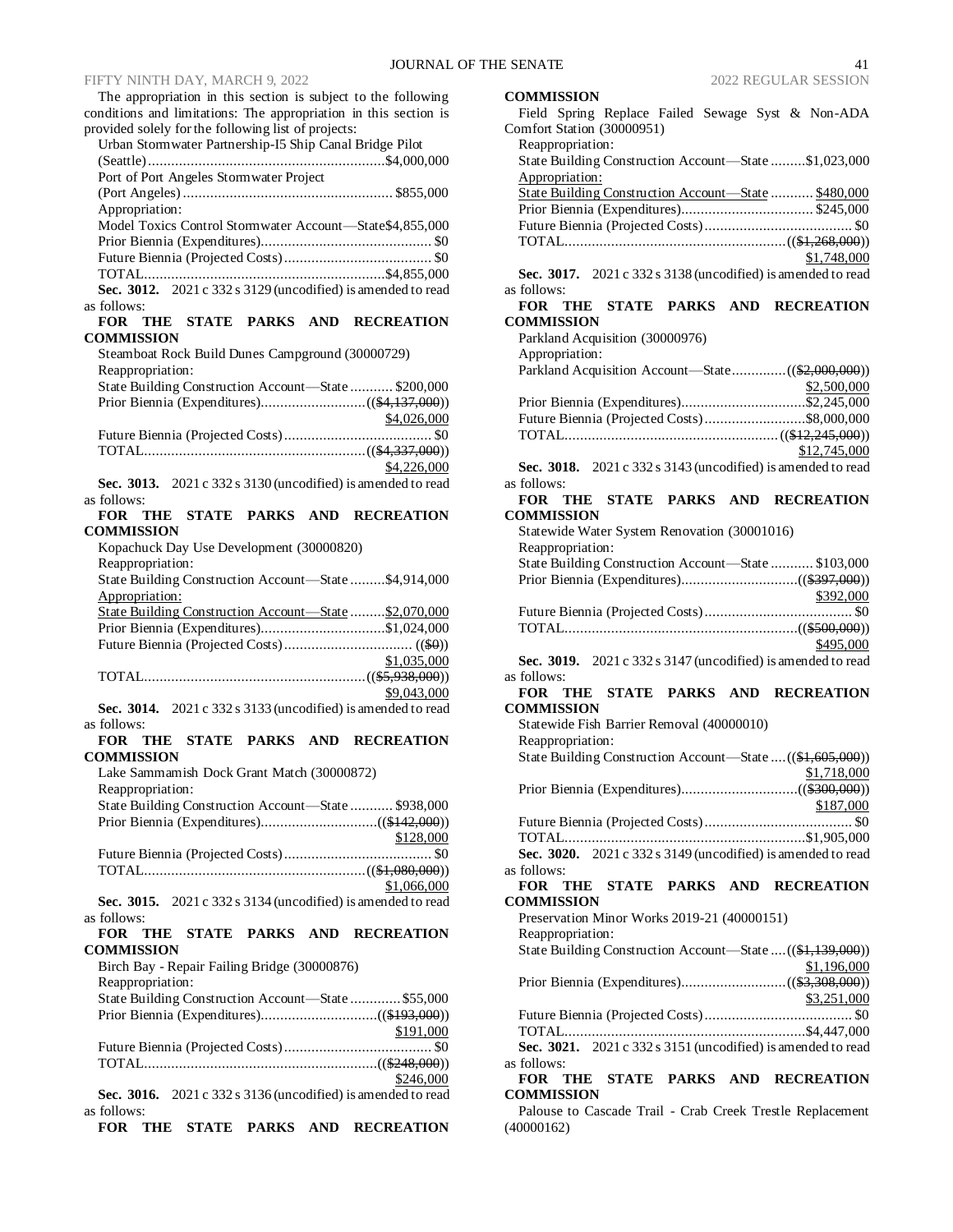The appropriation in this section is subject to the following conditions and limitations: The appropriation in this section is provided solely for the following list of projects:

Urban Stormwater Partnership-I5 Ship Canal Bridge Pilot (Seattle) .......... $4,000,000

Port of Port Angeles Stormwater Project (Port Angeles) .......... $855,000

Appropriation:

Model Toxics Control Stormwater Account—State .......... $4,855,000

Prior Biennia (Expenditures) .......... $0

Future Biennia (Projected Costs) .......... $0

TOTAL .......... $4,855,000

**Sec. 3012.** 2021 c 332 s 3129 (uncodified) is amended to read as follows:

**FOR THE STATE PARKS AND RECREATION COMMISSION**

Steamboat Rock Build Dunes Campground (30000729)

Reappropriation:

State Building Construction Account—State .......... $200,000

Prior Biennia (Expenditures) .......... (($4,137,000)) $4,026,000

Future Biennia (Projected Costs) .......... $0

TOTAL .......... (($4,337,000)) $4,226,000

**Sec. 3013.** 2021 c 332 s 3130 (uncodified) is amended to read as follows:

**FOR THE STATE PARKS AND RECREATION COMMISSION**

Kopachuck Day Use Development (30000820)

Reappropriation:

State Building Construction Account—State .......... $4,914,000

Appropriation:

State Building Construction Account—State .......... $2,070,000

Prior Biennia (Expenditures) .......... $1,024,000

Future Biennia (Projected Costs) .......... (($0)) $1,035,000

TOTAL .......... (($5,938,000)) $9,043,000

**Sec. 3014.** 2021 c 332 s 3133 (uncodified) is amended to read as follows:

**FOR THE STATE PARKS AND RECREATION COMMISSION**

Lake Sammamish Dock Grant Match (30000872)

Reappropriation:

State Building Construction Account—State .......... $938,000

Prior Biennia (Expenditures) .......... (($142,000)) $128,000

Future Biennia (Projected Costs) .......... $0

TOTAL .......... (($1,080,000)) $1,066,000

**Sec. 3015.** 2021 c 332 s 3134 (uncodified) is amended to read as follows:

**FOR THE STATE PARKS AND RECREATION COMMISSION**

Birch Bay - Repair Failing Bridge (30000876)

Reappropriation:

State Building Construction Account—State .......... $55,000

Prior Biennia (Expenditures) .......... (($193,000)) $191,000

Future Biennia (Projected Costs) .......... $0

TOTAL .......... (($248,000)) $246,000

**Sec. 3016.** 2021 c 332 s 3136 (uncodified) is amended to read as follows:

**FOR THE STATE PARKS AND RECREATION COMMISSION**

Field Spring Replace Failed Sewage Syst & Non-ADA Comfort Station (30000951)

Reappropriation:

State Building Construction Account—State .......... $1,023,000

Appropriation:

State Building Construction Account—State .......... $480,000

Prior Biennia (Expenditures) .......... $245,000

Future Biennia (Projected Costs) .......... $0

TOTAL .......... (($1,268,000)) $1,748,000

**Sec. 3017.** 2021 c 332 s 3138 (uncodified) is amended to read as follows:

**FOR THE STATE PARKS AND RECREATION COMMISSION**

Parkland Acquisition (30000976)

Appropriation:

Parkland Acquisition Account—State .......... (($2,000,000)) $2,500,000

Prior Biennia (Expenditures) .......... $2,245,000

Future Biennia (Projected Costs) .......... $8,000,000

TOTAL .......... (($12,245,000)) $12,745,000

**Sec. 3018.** 2021 c 332 s 3143 (uncodified) is amended to read as follows:

**FOR THE STATE PARKS AND RECREATION COMMISSION**

Statewide Water System Renovation (30001016)

Reappropriation:

State Building Construction Account—State .......... $103,000

Prior Biennia (Expenditures) .......... (($397,000)) $392,000

Future Biennia (Projected Costs) .......... $0

TOTAL .......... (($500,000)) $495,000

**Sec. 3019.** 2021 c 332 s 3147 (uncodified) is amended to read as follows:

**FOR THE STATE PARKS AND RECREATION COMMISSION**

Statewide Fish Barrier Removal (40000010)

Reappropriation:

State Building Construction Account—State .......... (($1,605,000)) $1,718,000

Prior Biennia (Expenditures) .......... (($300,000)) $187,000

Future Biennia (Projected Costs) .......... $0

TOTAL .......... $1,905,000

**Sec. 3020.** 2021 c 332 s 3149 (uncodified) is amended to read as follows:

**FOR THE STATE PARKS AND RECREATION COMMISSION**

Preservation Minor Works 2019-21 (40000151)

Reappropriation:

State Building Construction Account—State .......... (($1,139,000)) $1,196,000

Prior Biennia (Expenditures) .......... (($3,308,000)) $3,251,000

Future Biennia (Projected Costs) .......... $0

TOTAL .......... $4,447,000

**Sec. 3021.** 2021 c 332 s 3151 (uncodified) is amended to read as follows:

**FOR THE STATE PARKS AND RECREATION COMMISSION**

Palouse to Cascade Trail - Crab Creek Trestle Replacement (40000162)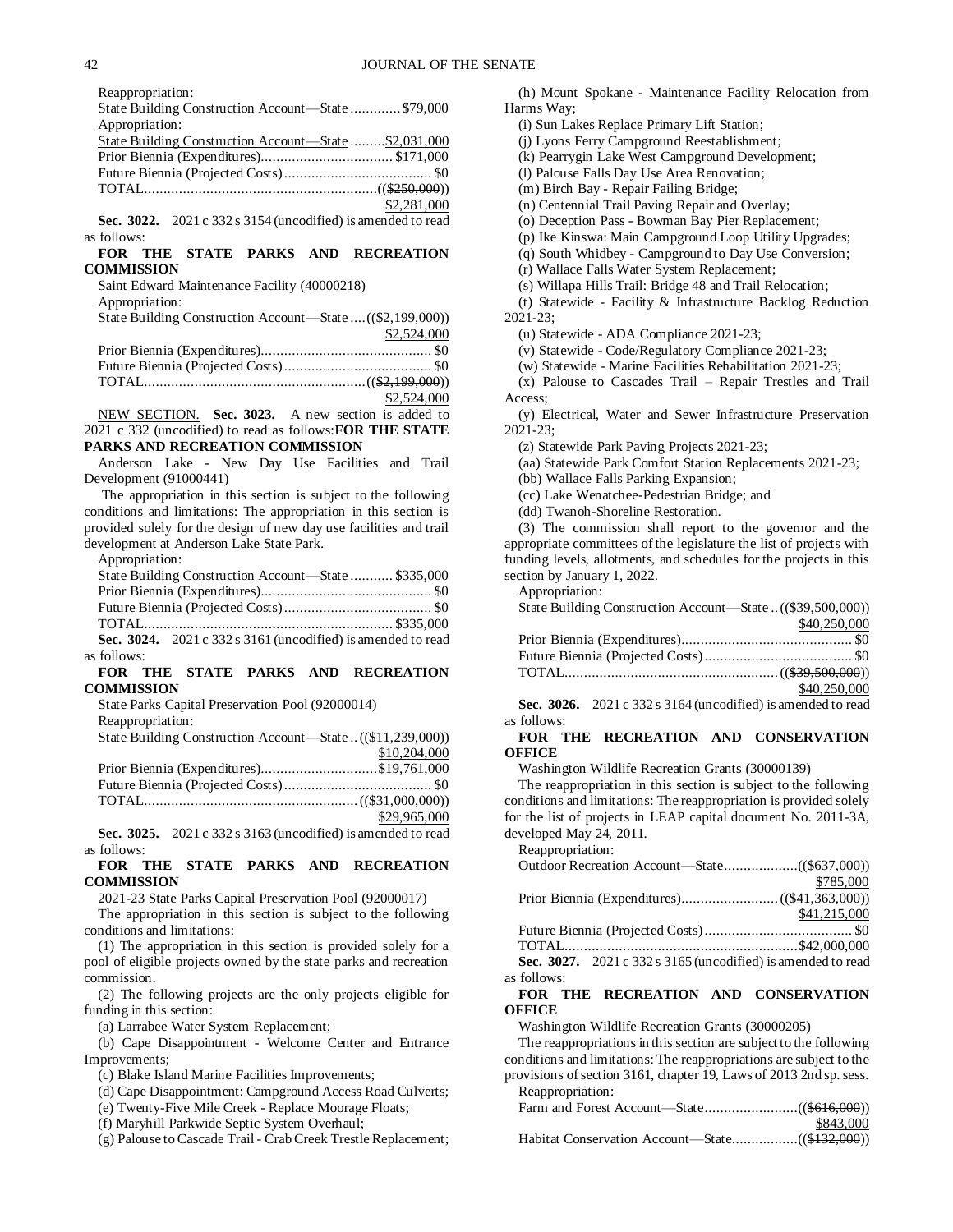Reappropriation:

State Building Construction Account—State ............. $79,000

Appropriation:

State Building Construction Account—State .........$2,031,000

Prior Biennia (Expenditures).................................. $171,000

Future Biennia (Projected Costs)...................................... $0

TOTAL............................................................(($250,000))

$2,281,000

**Sec. 3022.** 2021 c 332 s 3154 (uncodified) is amended to read as follows:

**FOR THE STATE PARKS AND RECREATION COMMISSION**

Saint Edward Maintenance Facility (40000218)

Appropriation:

State Building Construction Account—State ....(($2,199,000))

$2,524,000

Prior Biennia (Expenditures)............................................ $0

Future Biennia (Projected Costs)...................................... $0

TOTAL.........................................................(($2,199,000))

$2,524,000

NEW SECTION. **Sec. 3023.** A new section is added to 2021 c 332 (uncodified) to read as follows: **FOR THE STATE PARKS AND RECREATION COMMISSION**

Anderson Lake - New Day Use Facilities and Trail Development (91000441)

The appropriation in this section is subject to the following conditions and limitations: The appropriation in this section is provided solely for the design of new day use facilities and trail development at Anderson Lake State Park.

Appropriation:

State Building Construction Account—State ........... $335,000

Prior Biennia (Expenditures)............................................ $0

Future Biennia (Projected Costs)...................................... $0

TOTAL................................................................ $335,000

**Sec. 3024.** 2021 c 332 s 3161 (uncodified) is amended to read as follows:

**FOR THE STATE PARKS AND RECREATION COMMISSION**

State Parks Capital Preservation Pool (92000014)

Reappropriation:

State Building Construction Account—State ..(($11,239,000))

$10,204,000

Prior Biennia (Expenditures)..............................$19,761,000

Future Biennia (Projected Costs)...................................... $0

TOTAL.......................................................(($31,000,000))

$29,965,000

**Sec. 3025.** 2021 c 332 s 3163 (uncodified) is amended to read as follows:

**FOR THE STATE PARKS AND RECREATION COMMISSION**

2021-23 State Parks Capital Preservation Pool (92000017)

The appropriation in this section is subject to the following conditions and limitations:

(1) The appropriation in this section is provided solely for a pool of eligible projects owned by the state parks and recreation commission.

(2) The following projects are the only projects eligible for funding in this section:

(a) Larrabee Water System Replacement;

(b) Cape Disappointment - Welcome Center and Entrance Improvements;

(c) Blake Island Marine Facilities Improvements;

(d) Cape Disappointment: Campground Access Road Culverts;

(e) Twenty-Five Mile Creek - Replace Moorage Floats;

(f) Maryhill Parkwide Septic System Overhaul;

(g) Palouse to Cascade Trail - Crab Creek Trestle Replacement;

(h) Mount Spokane - Maintenance Facility Relocation from Harms Way;

(i) Sun Lakes Replace Primary Lift Station;

(j) Lyons Ferry Campground Reestablishment;

(k) Pearrygin Lake West Campground Development;

(l) Palouse Falls Day Use Area Renovation;

(m) Birch Bay - Repair Failing Bridge;

(n) Centennial Trail Paving Repair and Overlay;

(o) Deception Pass - Bowman Bay Pier Replacement;

(p) Ike Kinswa: Main Campground Loop Utility Upgrades;

(q) South Whidbey - Campground to Day Use Conversion;

(r) Wallace Falls Water System Replacement;

(s) Willapa Hills Trail: Bridge 48 and Trail Relocation;

(t) Statewide - Facility & Infrastructure Backlog Reduction 2021-23;

(u) Statewide - ADA Compliance 2021-23;

(v) Statewide - Code/Regulatory Compliance 2021-23;

(w) Statewide - Marine Facilities Rehabilitation 2021-23;

(x) Palouse to Cascades Trail – Repair Trestles and Trail Access;

(y) Electrical, Water and Sewer Infrastructure Preservation 2021-23;

(z) Statewide Park Paving Projects 2021-23;

(aa) Statewide Park Comfort Station Replacements 2021-23;

(bb) Wallace Falls Parking Expansion;

(cc) Lake Wenatchee-Pedestrian Bridge; and

(dd) Twanoh-Shoreline Restoration.

(3) The commission shall report to the governor and the appropriate committees of the legislature the list of projects with funding levels, allotments, and schedules for the projects in this section by January 1, 2022.

Appropriation:

State Building Construction Account—State ..(($39,500,000))

$40,250,000

Prior Biennia (Expenditures)............................................ $0

Future Biennia (Projected Costs)...................................... $0

TOTAL.......................................................(($39,500,000))

$40,250,000

**Sec. 3026.** 2021 c 332 s 3164 (uncodified) is amended to read as follows:

**FOR THE RECREATION AND CONSERVATION OFFICE**

Washington Wildlife Recreation Grants (30000139)

The reappropriation in this section is subject to the following conditions and limitations: The reappropriation is provided solely for the list of projects in LEAP capital document No. 2011-3A, developed May 24, 2011.

Reappropriation:

Outdoor Recreation Account—State...................(($637,000))

$785,000

Prior Biennia (Expenditures).........................(($41,363,000))

$41,215,000

Future Biennia (Projected Costs)...................................... $0

TOTAL............................................................$42,000,000

**Sec. 3027.** 2021 c 332 s 3165 (uncodified) is amended to read as follows:

**FOR THE RECREATION AND CONSERVATION OFFICE**

Washington Wildlife Recreation Grants (30000205)

The reappropriations in this section are subject to the following conditions and limitations: The reappropriations are subject to the provisions of section 3161, chapter 19, Laws of 2013 2nd sp. sess.

Reappropriation:

Farm and Forest Account—State........................(($616,000))

$843,000

Habitat Conservation Account—State.................(($132,000))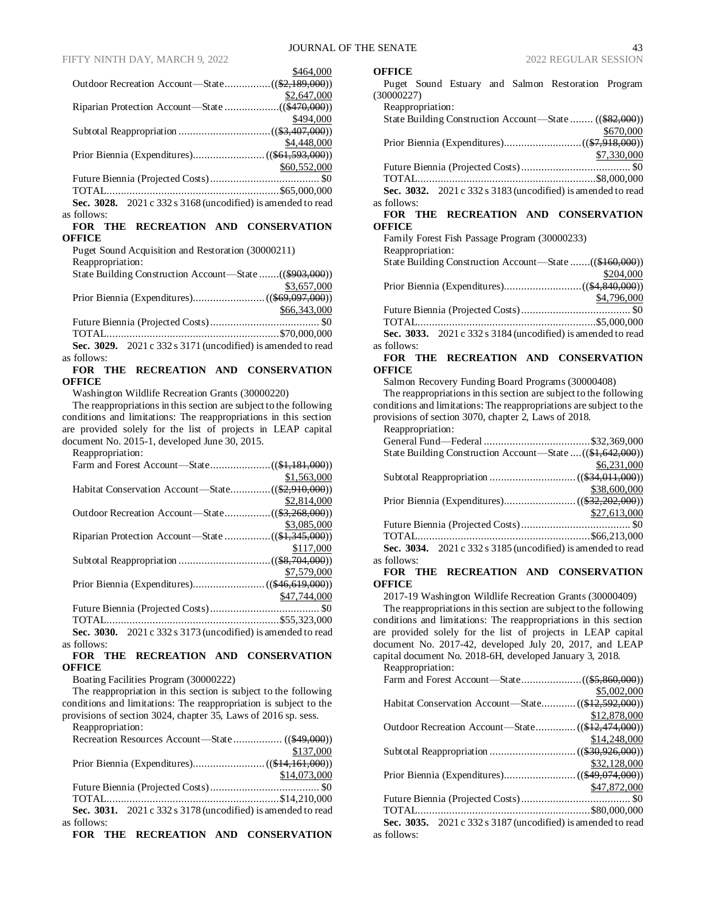$464,000

Outdoor Recreation Account—State................ ((~~$2,189,000~~))
$2,647,000

Riparian Protection Account—State ................... ((~~$470,000~~))
$494,000

Subtotal Reappropriation ................................ ((~~$3,407,000~~))
$4,448,000

Prior Biennia (Expenditures)......................... ((~~$61,593,000~~))
$60,552,000

Future Biennia (Projected Costs)...................................... $0

TOTAL............................................................ $65,000,000

**Sec. 3028.** 2021 c 332 s 3168 (uncodified) is amended to read as follows:

**FOR THE RECREATION AND CONSERVATION OFFICE**

Puget Sound Acquisition and Restoration (30000211)

Reappropriation:

State Building Construction Account—State ....... ((~~$903,000~~))
$3,657,000

Prior Biennia (Expenditures)......................... ((~~$69,097,000~~))
$66,343,000

Future Biennia (Projected Costs)...................................... $0

TOTAL............................................................ $70,000,000

**Sec. 3029.** 2021 c 332 s 3171 (uncodified) is amended to read as follows:

**FOR THE RECREATION AND CONSERVATION OFFICE**

Washington Wildlife Recreation Grants (30000220)

The reappropriations in this section are subject to the following conditions and limitations: The reappropriations in this section are provided solely for the list of projects in LEAP capital document No. 2015-1, developed June 30, 2015.

Reappropriation:

Farm and Forest Account—State..................... ((~~$1,181,000~~))
$1,563,000

Habitat Conservation Account—State............. ((~~$2,910,000~~))
$2,814,000

Outdoor Recreation Account—State................ ((~~$3,268,000~~))
$3,085,000

Riparian Protection Account—State ................ ((~~$1,345,000~~))
$117,000

Subtotal Reappropriation ................................ ((~~$8,704,000~~))
$7,579,000

Prior Biennia (Expenditures)......................... ((~~$46,619,000~~))
$47,744,000

Future Biennia (Projected Costs)...................................... $0

TOTAL............................................................ $55,323,000

**Sec. 3030.** 2021 c 332 s 3173 (uncodified) is amended to read as follows:

**FOR THE RECREATION AND CONSERVATION OFFICE**

Boating Facilities Program (30000222)

The reappropriation in this section is subject to the following conditions and limitations: The reappropriation is subject to the provisions of section 3024, chapter 35, Laws of 2016 sp. sess.

Reappropriation:

Recreation Resources Account—State ................ ((~~$49,000~~))
$137,000

Prior Biennia (Expenditures)......................... ((~~$14,161,000~~))
$14,073,000

Future Biennia (Projected Costs)...................................... $0

TOTAL............................................................ $14,210,000

**Sec. 3031.** 2021 c 332 s 3178 (uncodified) is amended to read as follows:

**FOR THE RECREATION AND CONSERVATION OFFICE**

Puget Sound Estuary and Salmon Restoration Program (30000227)

Reappropriation:

State Building Construction Account—State ........ ((~~$82,000~~))
$670,000

Prior Biennia (Expenditures)........................... ((~~$7,918,000~~))
$7,330,000

Future Biennia (Projected Costs)...................................... $0

TOTAL.............................................................. $8,000,000

**Sec. 3032.** 2021 c 332 s 3183 (uncodified) is amended to read as follows:

**FOR THE RECREATION AND CONSERVATION OFFICE**

Family Forest Fish Passage Program (30000233)

Reappropriation:

State Building Construction Account—State ....... ((~~$160,000~~))
$204,000

Prior Biennia (Expenditures)........................... ((~~$4,840,000~~))
$4,796,000

Future Biennia (Projected Costs)...................................... $0

TOTAL.............................................................. $5,000,000

**Sec. 3033.** 2021 c 332 s 3184 (uncodified) is amended to read as follows:

**FOR THE RECREATION AND CONSERVATION OFFICE**

Salmon Recovery Funding Board Programs (30000408)

The reappropriations in this section are subject to the following conditions and limitations: The reappropriations are subject to the provisions of section 3070, chapter 2, Laws of 2018.

Reappropriation:

General Fund—Federal ..................................... $32,369,000

State Building Construction Account—State .... ((~~$1,642,000~~))
$6,231,000

Subtotal Reappropriation .............................. ((~~$34,011,000~~))
$38,600,000

Prior Biennia (Expenditures)......................... ((~~$32,202,000~~))
$27,613,000

Future Biennia (Projected Costs)...................................... $0

TOTAL............................................................ $66,213,000

**Sec. 3034.** 2021 c 332 s 3185 (uncodified) is amended to read as follows:

**FOR THE RECREATION AND CONSERVATION OFFICE**

2017-19 Washington Wildlife Recreation Grants (30000409)

The reappropriations in this section are subject to the following conditions and limitations: The reappropriations in this section are provided solely for the list of projects in LEAP capital document No. 2017-42, developed July 20, 2017, and LEAP capital document No. 2018-6H, developed January 3, 2018.

Reappropriation:

Farm and Forest Account—State..................... ((~~$5,860,000~~))
$5,002,000

Habitat Conservation Account—State............ ((~~$12,592,000~~))
$12,878,000

Outdoor Recreation Account—State.............. ((~~$12,474,000~~))
$14,248,000

Subtotal Reappropriation .............................. ((~~$30,926,000~~))
$32,128,000

Prior Biennia (Expenditures)......................... ((~~$49,074,000~~))
$47,872,000

Future Biennia (Projected Costs)...................................... $0

TOTAL............................................................ $80,000,000

**Sec. 3035.** 2021 c 332 s 3187 (uncodified) is amended to read as follows: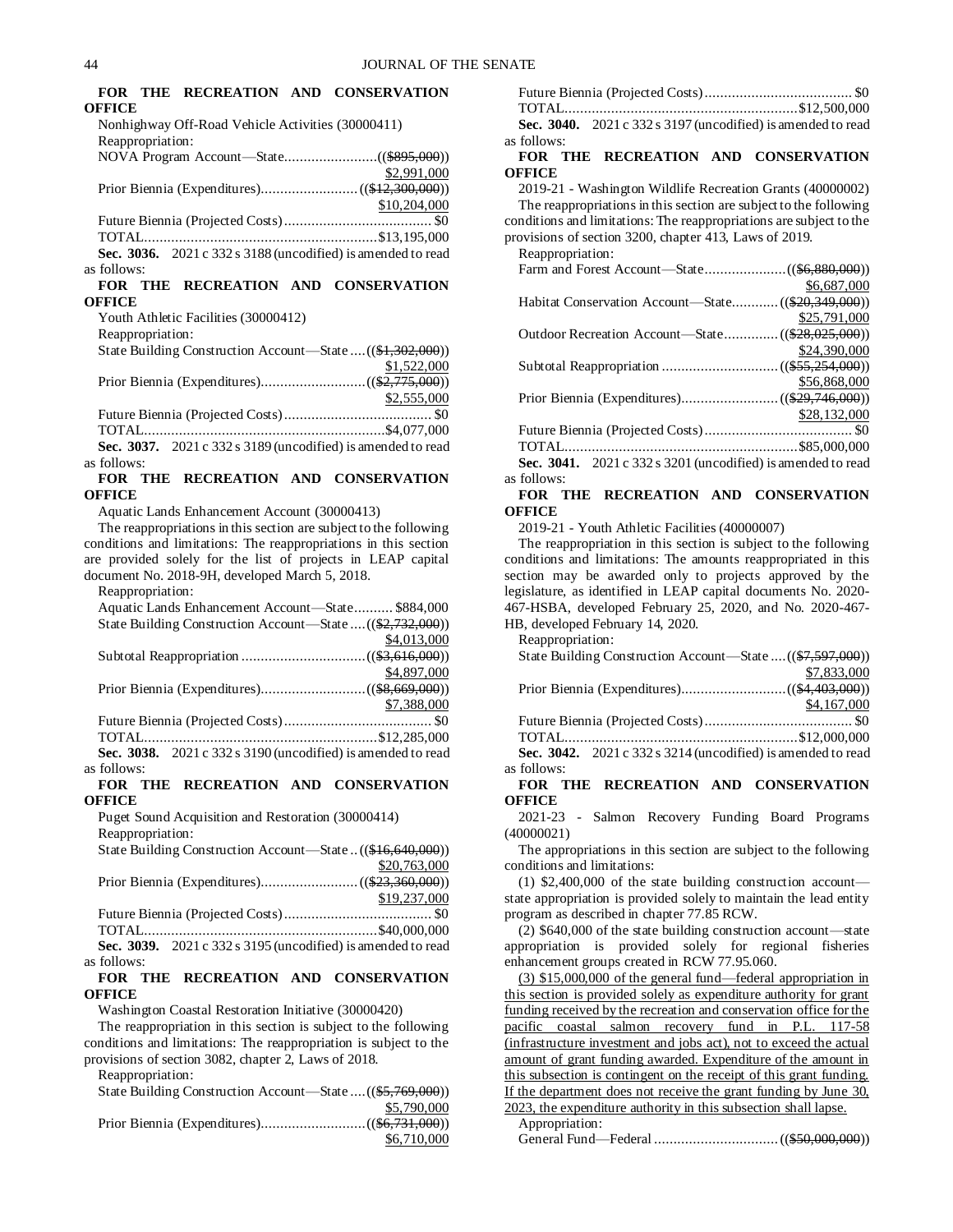**FOR THE RECREATION AND CONSERVATION OFFICE**

Nonhighway Off-Road Vehicle Activities (30000411)

Reappropriation:

NOVA Program Account—State........................(($895,000))
$2,991,000

Prior Biennia (Expenditures)........................(($12,300,000))
$10,204,000

Future Biennia (Projected Costs)...................................... $0

TOTAL.............................................................$13,195,000

**Sec. 3036.** 2021 c 332 s 3188 (uncodified) is amended to read as follows:

**FOR THE RECREATION AND CONSERVATION OFFICE**

Youth Athletic Facilities (30000412)

Reappropriation:

State Building Construction Account—State ....(($1,302,000))
$1,522,000

Prior Biennia (Expenditures)...........................(($2,775,000))
$2,555,000

Future Biennia (Projected Costs)...................................... $0

TOTAL...............................................................$4,077,000

**Sec. 3037.** 2021 c 332 s 3189 (uncodified) is amended to read as follows:

**FOR THE RECREATION AND CONSERVATION OFFICE**

Aquatic Lands Enhancement Account (30000413)

The reappropriations in this section are subject to the following conditions and limitations: The reappropriations in this section are provided solely for the list of projects in LEAP capital document No. 2018-9H, developed March 5, 2018.

Reappropriation:

Aquatic Lands Enhancement Account—State.......... $884,000

State Building Construction Account—State ....(($2,732,000))
$4,013,000

Subtotal Reappropriation ................................(($3,616,000))
$4,897,000

Prior Biennia (Expenditures)...........................(($8,669,000))
$7,388,000

Future Biennia (Projected Costs)...................................... $0

TOTAL.............................................................$12,285,000

**Sec. 3038.** 2021 c 332 s 3190 (uncodified) is amended to read as follows:

**FOR THE RECREATION AND CONSERVATION OFFICE**

Puget Sound Acquisition and Restoration (30000414)

Reappropriation:

State Building Construction Account—State ..(($16,640,000))
$20,763,000

Prior Biennia (Expenditures)........................(($23,360,000))
$19,237,000

Future Biennia (Projected Costs)...................................... $0

TOTAL.............................................................$40,000,000

**Sec. 3039.** 2021 c 332 s 3195 (uncodified) is amended to read as follows:

**FOR THE RECREATION AND CONSERVATION OFFICE**

Washington Coastal Restoration Initiative (30000420)

The reappropriation in this section is subject to the following conditions and limitations: The reappropriation is subject to the provisions of section 3082, chapter 2, Laws of 2018.

Reappropriation:

State Building Construction Account—State ....(($5,769,000))
$5,790,000

Prior Biennia (Expenditures)...........................(($6,731,000))
$6,710,000

Future Biennia (Projected Costs)...................................... $0

TOTAL.............................................................$12,500,000

**Sec. 3040.** 2021 c 332 s 3197 (uncodified) is amended to read as follows:

**FOR THE RECREATION AND CONSERVATION OFFICE**

2019-21 - Washington Wildlife Recreation Grants (40000002)

The reappropriations in this section are subject to the following conditions and limitations: The reappropriations are subject to the provisions of section 3200, chapter 413, Laws of 2019.

Reappropriation:

Farm and Forest Account—State.....................(($6,880,000))
$6,687,000

Habitat Conservation Account—State............(($20,349,000))
$25,791,000

Outdoor Recreation Account—State..............(($28,025,000))
$24,390,000

Subtotal Reappropriation ..............................(($55,254,000))
$56,868,000

Prior Biennia (Expenditures).........................(($29,746,000))
$28,132,000

Future Biennia (Projected Costs)...................................... $0

TOTAL.............................................................$85,000,000

**Sec. 3041.** 2021 c 332 s 3201 (uncodified) is amended to read as follows:

**FOR THE RECREATION AND CONSERVATION OFFICE**

2019-21 - Youth Athletic Facilities (40000007)

The reappropriation in this section is subject to the following conditions and limitations: The amounts reappropriated in this section may be awarded only to projects approved by the legislature, as identified in LEAP capital documents No. 2020-467-HSBA, developed February 25, 2020, and No. 2020-467-HB, developed February 14, 2020.

Reappropriation:

State Building Construction Account—State ....(($7,597,000))
$7,833,000

Prior Biennia (Expenditures)...........................(($4,403,000))
$4,167,000

Future Biennia (Projected Costs)...................................... $0

TOTAL.............................................................$12,000,000

**Sec. 3042.** 2021 c 332 s 3214 (uncodified) is amended to read as follows:

**FOR THE RECREATION AND CONSERVATION OFFICE**

2021-23 - Salmon Recovery Funding Board Programs (40000021)

The appropriations in this section are subject to the following conditions and limitations:

(1) $2,400,000 of the state building construction account—state appropriation is provided solely to maintain the lead entity program as described in chapter 77.85 RCW.

(2) $640,000 of the state building construction account—state appropriation is provided solely for regional fisheries enhancement groups created in RCW 77.95.060.

(3) $15,000,000 of the general fund—federal appropriation in this section is provided solely as expenditure authority for grant funding received by the recreation and conservation office for the pacific coastal salmon recovery fund in P.L. 117-58 (infrastructure investment and jobs act), not to exceed the actual amount of grant funding awarded. Expenditure of the amount in this subsection is contingent on the receipt of this grant funding. If the department does not receive the grant funding by June 30, 2023, the expenditure authority in this subsection shall lapse.

Appropriation:

General Fund—Federal ...............................(($50,000,000))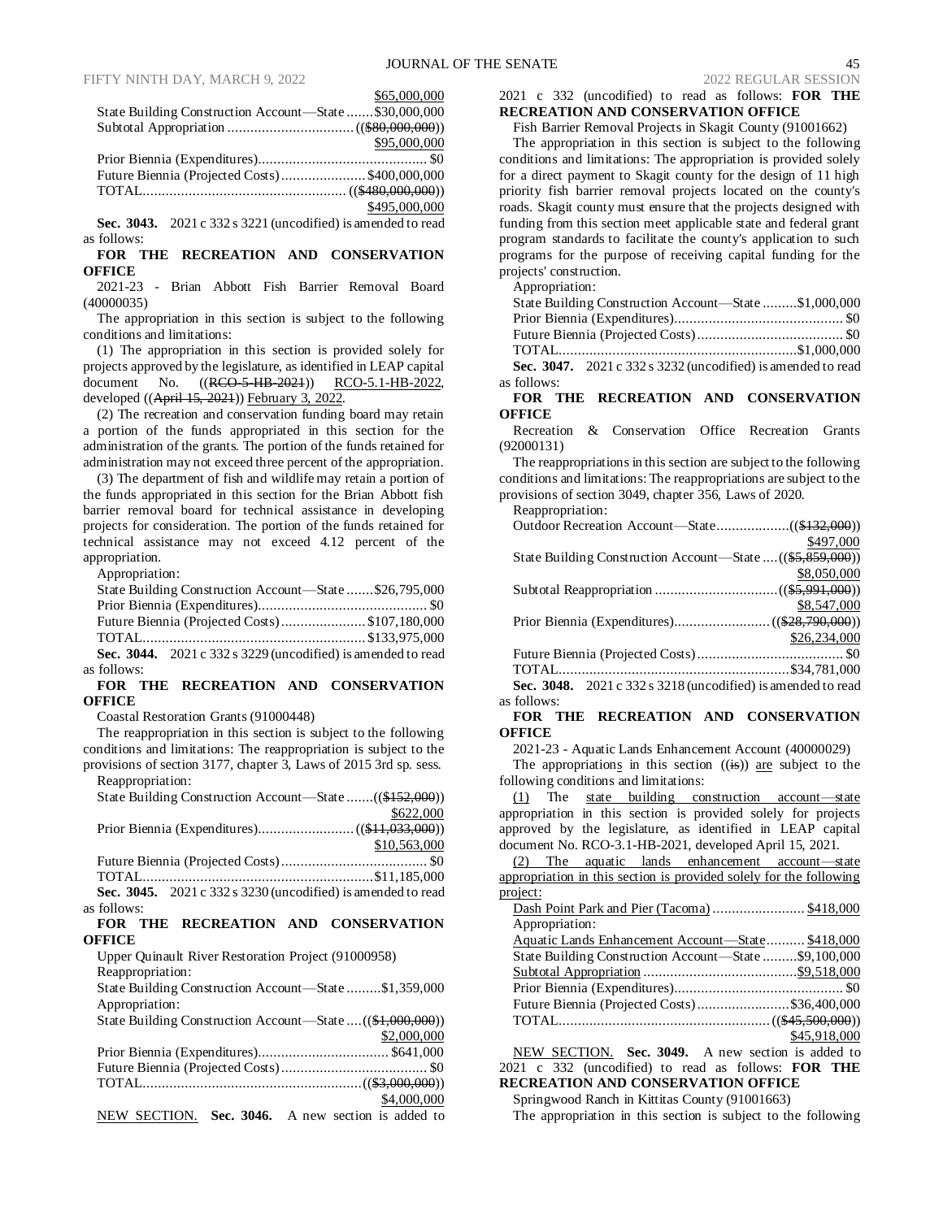$65,000,000

State Building Construction Account—State .......$30,000,000

Subtotal Appropriation ................................. (($80,000,000))
$95,000,000

Prior Biennia (Expenditures)............................................ $0

Future Biennia (Projected Costs)...................... $400,000,000

TOTAL..................................................... (($480,000,000))
$495,000,000

**Sec. 3043.** 2021 c 332 s 3221 (uncodified) is amended to read as follows:

**FOR THE RECREATION AND CONSERVATION OFFICE**

2021-23 - Brian Abbott Fish Barrier Removal Board (40000035)

The appropriation in this section is subject to the following conditions and limitations:

(1) The appropriation in this section is provided solely for projects approved by the legislature, as identified in LEAP capital document No. ((~~RCO-5-HB-2021~~)) RCO-5.1-HB-2022, developed ((~~April 15, 2021~~)) February 3, 2022.

(2) The recreation and conservation funding board may retain a portion of the funds appropriated in this section for the administration of the grants. The portion of the funds retained for administration may not exceed three percent of the appropriation.

(3) The department of fish and wildlife may retain a portion of the funds appropriated in this section for the Brian Abbott fish barrier removal board for technical assistance in developing projects for consideration. The portion of the funds retained for technical assistance may not exceed 4.12 percent of the appropriation.

Appropriation:

State Building Construction Account—State .......$26,795,000

Prior Biennia (Expenditures)............................................ $0

Future Biennia (Projected Costs)...................... $107,180,000

TOTAL.......................................................... $133,975,000

**Sec. 3044.** 2021 c 332 s 3229 (uncodified) is amended to read as follows:

**FOR THE RECREATION AND CONSERVATION OFFICE**

Coastal Restoration Grants (91000448)

The reappropriation in this section is subject to the following conditions and limitations: The reappropriation is subject to the provisions of section 3177, chapter 3, Laws of 2015 3rd sp. sess.

Reappropriation:

State Building Construction Account—State .......(($152,000))
$622,000

Prior Biennia (Expenditures)......................... (($11,033,000))
$10,563,000

Future Biennia (Projected Costs)...................................... $0

TOTAL............................................................ $11,185,000

**Sec. 3045.** 2021 c 332 s 3230 (uncodified) is amended to read as follows:

**FOR THE RECREATION AND CONSERVATION OFFICE**

Upper Quinault River Restoration Project (91000958)

Reappropriation:

State Building Construction Account—State .........$1,359,000

Appropriation:

State Building Construction Account—State ....(($1,000,000))
$2,000,000

Prior Biennia (Expenditures).................................. $641,000

Future Biennia (Projected Costs)...................................... $0

TOTAL......................................................... (($3,000,000))
$4,000,000

NEW SECTION. **Sec. 3046.** A new section is added to 2021 c 332 (uncodified) to read as follows: **FOR THE RECREATION AND CONSERVATION OFFICE**

Fish Barrier Removal Projects in Skagit County (91001662)

The appropriation in this section is subject to the following conditions and limitations: The appropriation is provided solely for a direct payment to Skagit county for the design of 11 high priority fish barrier removal projects located on the county's roads. Skagit county must ensure that the projects designed with funding from this section meet applicable state and federal grant program standards to facilitate the county's application to such programs for the purpose of receiving capital funding for the projects' construction.

Appropriation:

State Building Construction Account—State .........$1,000,000

Prior Biennia (Expenditures)............................................ $0

Future Biennia (Projected Costs)...................................... $0

TOTAL.............................................................. $1,000,000

**Sec. 3047.** 2021 c 332 s 3232 (uncodified) is amended to read as follows:

**FOR THE RECREATION AND CONSERVATION OFFICE**

Recreation & Conservation Office Recreation Grants (92000131)

The reappropriations in this section are subject to the following conditions and limitations: The reappropriations are subject to the provisions of section 3049, chapter 356, Laws of 2020.

Reappropriation:

Outdoor Recreation Account—State................... (($132,000))
$497,000

State Building Construction Account—State .... (($5,859,000))
$8,050,000

Subtotal Reappropriation ................................ (($5,991,000))
$8,547,000

Prior Biennia (Expenditures).......................... (($28,790,000))
$26,234,000

Future Biennia (Projected Costs)...................................... $0

TOTAL............................................................ $34,781,000

**Sec. 3048.** 2021 c 332 s 3218 (uncodified) is amended to read as follows:

**FOR THE RECREATION AND CONSERVATION OFFICE**

2021-23 - Aquatic Lands Enhancement Account (40000029)

The appropriations in this section ((~~is~~)) are subject to the following conditions and limitations:

(1) The state building construction account—state appropriation in this section is provided solely for projects approved by the legislature, as identified in LEAP capital document No. RCO-3.1-HB-2021, developed April 15, 2021.

(2) The aquatic lands enhancement account—state appropriation in this section is provided solely for the following project:

Dash Point Park and Pier (Tacoma) ........................ $418,000

Appropriation:

Aquatic Lands Enhancement Account—State.......... $418,000

State Building Construction Account—State .........$9,100,000

Subtotal Appropriation ........................................$9,518,000

Prior Biennia (Expenditures)............................................ $0

Future Biennia (Projected Costs)........................$36,400,000

TOTAL....................................................... (($45,500,000))
$45,918,000

NEW SECTION. **Sec. 3049.** A new section is added to 2021 c 332 (uncodified) to read as follows: **FOR THE RECREATION AND CONSERVATION OFFICE**

Springwood Ranch in Kittitas County (91001663)

The appropriation in this section is subject to the following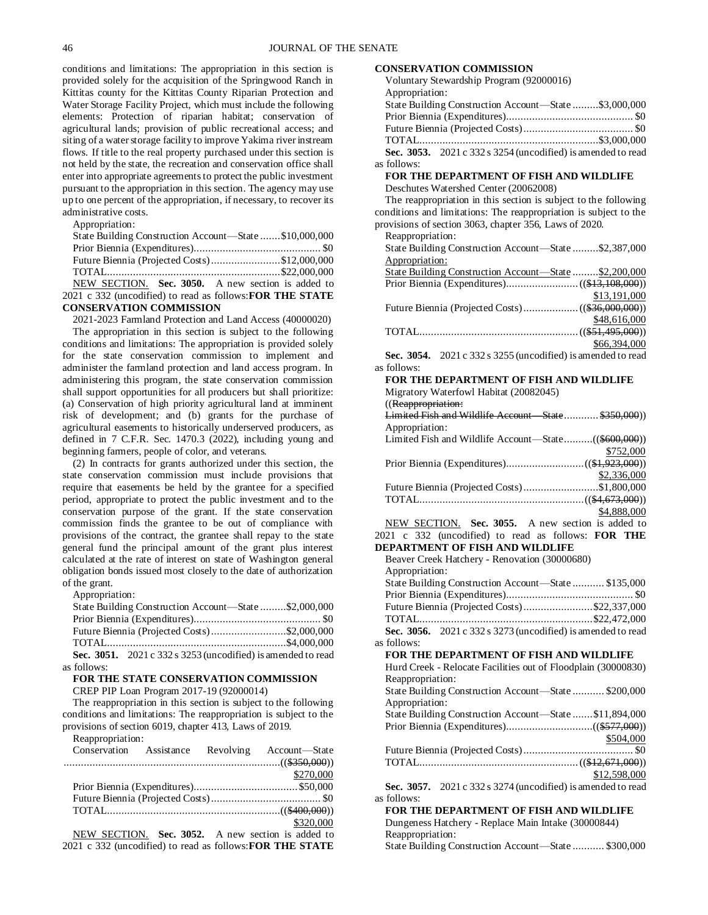conditions and limitations: The appropriation in this section is provided solely for the acquisition of the Springwood Ranch in Kittitas county for the Kittitas County Riparian Protection and Water Storage Facility Project, which must include the following elements: Protection of riparian habitat; conservation of agricultural lands; provision of public recreational access; and siting of a water storage facility to improve Yakima river instream flows. If title to the real property purchased under this section is not held by the state, the recreation and conservation office shall enter into appropriate agreements to protect the public investment pursuant to the appropriation in this section. The agency may use up to one percent of the appropriation, if necessary, to recover its administrative costs.

Appropriation:

State Building Construction Account—State .......$10,000,000
Prior Biennia (Expenditures)............................................ $0
Future Biennia (Projected Costs)........................$12,000,000
TOTAL.............................................................$22,000,000

NEW SECTION. **Sec. 3050.** A new section is added to 2021 c 332 (uncodified) to read as follows:**FOR THE STATE CONSERVATION COMMISSION**

2021-2023 Farmland Protection and Land Access (40000020)

The appropriation in this section is subject to the following conditions and limitations: The appropriation is provided solely for the state conservation commission to implement and administer the farmland protection and land access program. In administering this program, the state conservation commission shall support opportunities for all producers but shall prioritize: (a) Conservation of high priority agricultural land at imminent risk of development; and (b) grants for the purchase of agricultural easements to historically underserved producers, as defined in 7 C.F.R. Sec. 1470.3 (2022), including young and beginning farmers, people of color, and veterans.

(2) In contracts for grants authorized under this section, the state conservation commission must include provisions that require that easements be held by the grantee for a specified period, appropriate to protect the public investment and to the conservation purpose of the grant. If the state conservation commission finds the grantee to be out of compliance with provisions of the contract, the grantee shall repay to the state general fund the principal amount of the grant plus interest calculated at the rate of interest on state of Washington general obligation bonds issued most closely to the date of authorization of the grant.

Appropriation:

State Building Construction Account—State .........$2,000,000
Prior Biennia (Expenditures)............................................ $0
Future Biennia (Projected Costs)..........................$2,000,000
TOTAL..............................................................$4,000,000

**Sec. 3051.** 2021 c 332 s 3253 (uncodified) is amended to read as follows:

**FOR THE STATE CONSERVATION COMMISSION**

CREP PIP Loan Program 2017-19 (92000014)

The reappropriation in this section is subject to the following conditions and limitations: The reappropriation is subject to the provisions of section 6019, chapter 413, Laws of 2019.

Reappropriation:

Conservation Assistance Revolving Account—State ..........................................................................(($350,000))
$270,000
Prior Biennia (Expenditures)....................................$50,000
Future Biennia (Projected Costs)...................................... $0
TOTAL............................................................(($400,000))
$320,000

NEW SECTION. **Sec. 3052.** A new section is added to 2021 c 332 (uncodified) to read as follows:**FOR THE STATE CONSERVATION COMMISSION**

Voluntary Stewardship Program (92000016)

Appropriation:

State Building Construction Account—State .........$3,000,000
Prior Biennia (Expenditures)............................................ $0
Future Biennia (Projected Costs)...................................... $0
TOTAL..............................................................$3,000,000

**Sec. 3053.** 2021 c 332 s 3254 (uncodified) is amended to read as follows:

**FOR THE DEPARTMENT OF FISH AND WILDLIFE**

Deschutes Watershed Center (20062008)

The reappropriation in this section is subject to the following conditions and limitations: The reappropriation is subject to the provisions of section 3063, chapter 356, Laws of 2020.

Reappropriation:

State Building Construction Account—State .........$2,387,000
Appropriation:
State Building Construction Account—State .........$2,200,000
Prior Biennia (Expenditures).........................(($13,108,000))
$13,191,000
Future Biennia (Projected Costs)...................(($36,000,000))
$48,616,000
TOTAL.......................................................(($51,495,000))
$66,394,000

**Sec. 3054.** 2021 c 332 s 3255 (uncodified) is amended to read as follows:

**FOR THE DEPARTMENT OF FISH AND WILDLIFE**

Migratory Waterfowl Habitat (20082045)

((Reappropriation:
Limited Fish and Wildlife Account—State............$350,000))
Appropriation:
Limited Fish and Wildlife Account—State..........(($600,000))
$752,000
Prior Biennia (Expenditures)...........................(($1,923,000))
$2,336,000
Future Biennia (Projected Costs)..........................$1,800,000
TOTAL.........................................................(($4,673,000))
$4,888,000

NEW SECTION. **Sec. 3055.** A new section is added to 2021 c 332 (uncodified) to read as follows: **FOR THE DEPARTMENT OF FISH AND WILDLIFE**

Beaver Creek Hatchery - Renovation (30000680)

Appropriation:

State Building Construction Account—State ........... $135,000
Prior Biennia (Expenditures)............................................ $0
Future Biennia (Projected Costs)........................$22,337,000
TOTAL.............................................................$22,472,000

**Sec. 3056.** 2021 c 332 s 3273 (uncodified) is amended to read as follows:

**FOR THE DEPARTMENT OF FISH AND WILDLIFE**

Hurd Creek - Relocate Facilities out of Floodplain (30000830)

Reappropriation:

State Building Construction Account—State ........... $200,000
Appropriation:
State Building Construction Account—State .......$11,894,000
Prior Biennia (Expenditures)..............................(($577,000))
$504,000
Future Biennia (Projected Costs)...................................... $0
TOTAL......................................................(($12,671,000))
$12,598,000

**Sec. 3057.** 2021 c 332 s 3274 (uncodified) is amended to read as follows:

**FOR THE DEPARTMENT OF FISH AND WILDLIFE**

Dungeness Hatchery - Replace Main Intake (30000844)

Reappropriation:

State Building Construction Account—State ........... $300,000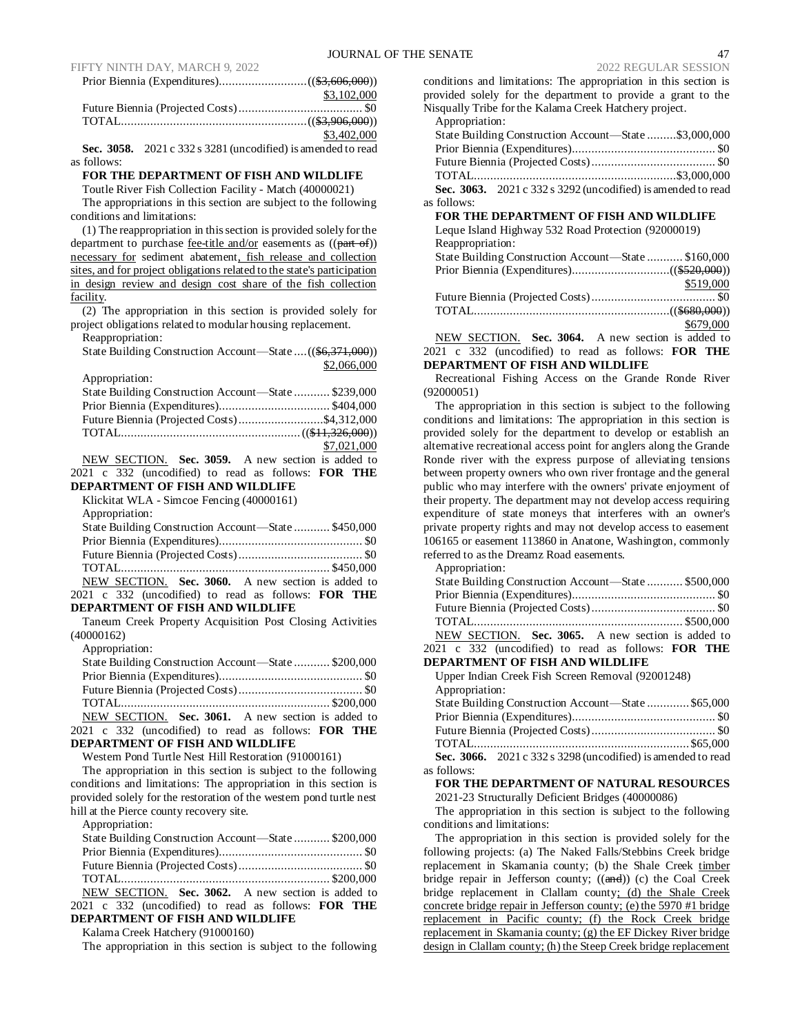Prior Biennia (Expenditures)............................((~~$3,606,000~~))
$3,102,000
Future Biennia (Projected Costs)...................................... $0
TOTAL.........................................................((~~$3,906,000~~))
$3,402,000

**Sec. 3058.** 2021 c 332 s 3281 (uncodified) is amended to read as follows:

**FOR THE DEPARTMENT OF FISH AND WILDLIFE**

Toutle River Fish Collection Facility - Match (40000021)

The appropriations in this section are subject to the following conditions and limitations:

(1) The reappropriation in this section is provided solely for the department to purchase fee-title and/or easements as ((~~part of~~)) necessary for sediment abatement, fish release and collection sites, and for project obligations related to the state's participation in design review and design cost share of the fish collection facility.

(2) The appropriation in this section is provided solely for project obligations related to modular housing replacement.

Reappropriation:

State Building Construction Account—State ....((~~$6,371,000~~))
$2,066,000

Appropriation:

State Building Construction Account—State ........... $239,000
Prior Biennia (Expenditures).................................. $404,000
Future Biennia (Projected Costs)..........................$4,312,000
TOTAL.......................................................((~~$11,326,000~~))
$7,021,000

NEW SECTION. **Sec. 3059.** A new section is added to 2021 c 332 (uncodified) to read as follows: **FOR THE DEPARTMENT OF FISH AND WILDLIFE**

Klickitat WLA - Simcoe Fencing (40000161)

Appropriation:

State Building Construction Account—State ........... $450,000
Prior Biennia (Expenditures)............................................ $0
Future Biennia (Projected Costs)...................................... $0
TOTAL................................................................ $450,000

NEW SECTION. **Sec. 3060.** A new section is added to 2021 c 332 (uncodified) to read as follows: **FOR THE DEPARTMENT OF FISH AND WILDLIFE**

Taneum Creek Property Acquisition Post Closing Activities (40000162)

Appropriation:

State Building Construction Account—State ........... $200,000
Prior Biennia (Expenditures)............................................ $0
Future Biennia (Projected Costs)...................................... $0
TOTAL................................................................ $200,000

NEW SECTION. **Sec. 3061.** A new section is added to 2021 c 332 (uncodified) to read as follows: **FOR THE DEPARTMENT OF FISH AND WILDLIFE**

Western Pond Turtle Nest Hill Restoration (91000161)

The appropriation in this section is subject to the following conditions and limitations: The appropriation in this section is provided solely for the restoration of the western pond turtle nest hill at the Pierce county recovery site.

Appropriation:

State Building Construction Account—State ........... $200,000
Prior Biennia (Expenditures)............................................ $0
Future Biennia (Projected Costs)...................................... $0
TOTAL................................................................ $200,000

NEW SECTION. **Sec. 3062.** A new section is added to 2021 c 332 (uncodified) to read as follows: **FOR THE DEPARTMENT OF FISH AND WILDLIFE**

Kalama Creek Hatchery (91000160)

The appropriation in this section is subject to the following conditions and limitations: The appropriation in this section is provided solely for the department to provide a grant to the Nisqually Tribe for the Kalama Creek Hatchery project.

Appropriation:

State Building Construction Account—State .........$3,000,000
Prior Biennia (Expenditures)............................................ $0
Future Biennia (Projected Costs)...................................... $0
TOTAL..............................................................$3,000,000

**Sec. 3063.** 2021 c 332 s 3292 (uncodified) is amended to read as follows:

**FOR THE DEPARTMENT OF FISH AND WILDLIFE**

Leque Island Highway 532 Road Protection (92000019)

Reappropriation:

State Building Construction Account—State ........... $160,000
Prior Biennia (Expenditures)..............................((~~$520,000~~))
$519,000
Future Biennia (Projected Costs)...................................... $0
TOTAL............................................................((~~$680,000~~))
$679,000

NEW SECTION. **Sec. 3064.** A new section is added to 2021 c 332 (uncodified) to read as follows: **FOR THE DEPARTMENT OF FISH AND WILDLIFE**

Recreational Fishing Access on the Grande Ronde River (92000051)

The appropriation in this section is subject to the following conditions and limitations: The appropriation in this section is provided solely for the department to develop or establish an alternative recreational access point for anglers along the Grande Ronde river with the express purpose of alleviating tensions between property owners who own river frontage and the general public who may interfere with the owners' private enjoyment of their property. The department may not develop access requiring expenditure of state moneys that interferes with an owner's private property rights and may not develop access to easement 106165 or easement 113860 in Anatone, Washington, commonly referred to as the Dreamz Road easements.

Appropriation:

State Building Construction Account—State ........... $500,000
Prior Biennia (Expenditures)............................................ $0
Future Biennia (Projected Costs)...................................... $0
TOTAL................................................................ $500,000

NEW SECTION. **Sec. 3065.** A new section is added to 2021 c 332 (uncodified) to read as follows: **FOR THE DEPARTMENT OF FISH AND WILDLIFE**

Upper Indian Creek Fish Screen Removal (92001248)

Appropriation:

State Building Construction Account—State ............. $65,000
Prior Biennia (Expenditures)............................................ $0
Future Biennia (Projected Costs)...................................... $0
TOTAL.................................................................. $65,000

**Sec. 3066.** 2021 c 332 s 3298 (uncodified) is amended to read as follows:

**FOR THE DEPARTMENT OF NATURAL RESOURCES**

2021-23 Structurally Deficient Bridges (40000086)

The appropriation in this section is subject to the following conditions and limitations:

The appropriation in this section is provided solely for the following projects: (a) The Naked Falls/Stebbins Creek bridge replacement in Skamania county; (b) the Shale Creek timber bridge repair in Jefferson county; ((~~and~~)) (c) the Coal Creek bridge replacement in Clallam county; (d) the Shale Creek concrete bridge repair in Jefferson county; (e) the 5970 #1 bridge replacement in Pacific county; (f) the Rock Creek bridge replacement in Skamania county; (g) the EF Dickey River bridge design in Clallam county; (h) the Steep Creek bridge replacement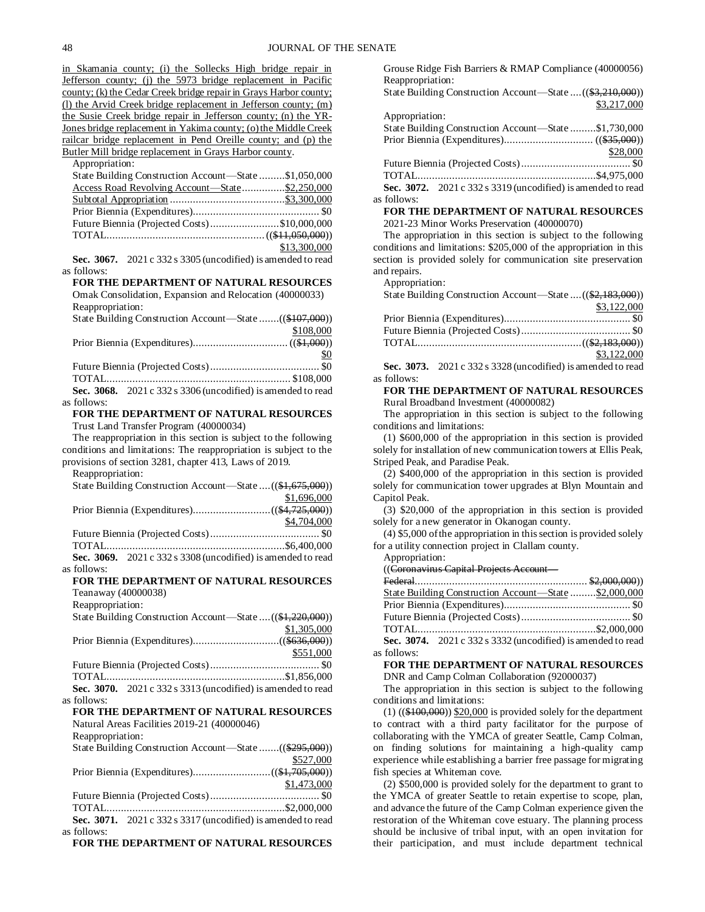in Skamania county; (i) the Sollecks High bridge repair in Jefferson county; (j) the 5973 bridge replacement in Pacific county; (k) the Cedar Creek bridge repair in Grays Harbor county; (l) the Arvid Creek bridge replacement in Jefferson county; (m) the Susie Creek bridge repair in Jefferson county; (n) the YR-Jones bridge replacement in Yakima county; (o) the Middle Creek railcar bridge replacement in Pend Oreille county; and (p) the Butler Mill bridge replacement in Grays Harbor county.

Appropriation:

State Building Construction Account—State .........$1,050,000

Access Road Revolving Account—State...............$2,250,000

Subtotal Appropriation ........................................$3,300,000

Prior Biennia (Expenditures)............................................ $0

Future Biennia (Projected Costs)........................$10,000,000

TOTAL....................................................... (($11,050,000)) $13,300,000

**Sec. 3067.** 2021 c 332 s 3305 (uncodified) is amended to read as follows:

**FOR THE DEPARTMENT OF NATURAL RESOURCES**

Omak Consolidation, Expansion and Relocation (40000033)

Reappropriation:

State Building Construction Account—State .......(($107,000)) $108,000

Prior Biennia (Expenditures)................................. (($1,000)) $0

Future Biennia (Projected Costs)...................................... $0

TOTAL................................................................ $108,000

**Sec. 3068.** 2021 c 332 s 3306 (uncodified) is amended to read as follows:

**FOR THE DEPARTMENT OF NATURAL RESOURCES**

Trust Land Transfer Program (40000034)

The reappropriation in this section is subject to the following conditions and limitations: The reappropriation is subject to the provisions of section 3281, chapter 413, Laws of 2019.

Reappropriation:

State Building Construction Account—State ....(($1,675,000)) $1,696,000

Prior Biennia (Expenditures)...........................(($4,725,000)) $4,704,000

Future Biennia (Projected Costs)...................................... $0

TOTAL.............................................................$6,400,000

**Sec. 3069.** 2021 c 332 s 3308 (uncodified) is amended to read as follows:

**FOR THE DEPARTMENT OF NATURAL RESOURCES**

Teanaway (40000038)

Reappropriation:

State Building Construction Account—State ....(($1,220,000)) $1,305,000

Prior Biennia (Expenditures)..............................(($636,000)) $551,000

Future Biennia (Projected Costs)...................................... $0

TOTAL.............................................................$1,856,000

**Sec. 3070.** 2021 c 332 s 3313 (uncodified) is amended to read as follows:

**FOR THE DEPARTMENT OF NATURAL RESOURCES**

Natural Areas Facilities 2019-21 (40000046)

Reappropriation:

State Building Construction Account—State .......(($295,000)) $527,000

Prior Biennia (Expenditures)...........................(($1,705,000)) $1,473,000

Future Biennia (Projected Costs)...................................... $0

TOTAL.............................................................$2,000,000

**Sec. 3071.** 2021 c 332 s 3317 (uncodified) is amended to read as follows:

**FOR THE DEPARTMENT OF NATURAL RESOURCES**

Grouse Ridge Fish Barriers & RMAP Compliance (40000056)

Reappropriation:

State Building Construction Account—State ....(($3,210,000)) $3,217,000

Appropriation:

State Building Construction Account—State .........$1,730,000

Prior Biennia (Expenditures)............................... (($35,000)) $28,000

Future Biennia (Projected Costs)...................................... $0

TOTAL.............................................................$4,975,000

**Sec. 3072.** 2021 c 332 s 3319 (uncodified) is amended to read as follows:

**FOR THE DEPARTMENT OF NATURAL RESOURCES**

2021-23 Minor Works Preservation (40000070)

The appropriation in this section is subject to the following conditions and limitations: $205,000 of the appropriation in this section is provided solely for communication site preservation and repairs.

Appropriation:

State Building Construction Account—State ....(($2,183,000)) $3,122,000

Prior Biennia (Expenditures)............................................ $0

Future Biennia (Projected Costs)...................................... $0

TOTAL.........................................................(($2,183,000)) $3,122,000

**Sec. 3073.** 2021 c 332 s 3328 (uncodified) is amended to read as follows:

**FOR THE DEPARTMENT OF NATURAL RESOURCES**

Rural Broadband Investment (40000082)

The appropriation in this section is subject to the following conditions and limitations:

(1) $600,000 of the appropriation in this section is provided solely for installation of new communication towers at Ellis Peak, Striped Peak, and Paradise Peak.

(2) $400,000 of the appropriation in this section is provided solely for communication tower upgrades at Blyn Mountain and Capitol Peak.

(3) $20,000 of the appropriation in this section is provided solely for a new generator in Okanogan county.

(4) $5,000 of the appropriation in this section is provided solely for a utility connection project in Clallam county.

Appropriation:

((~~Coronavirus Capital Projects Account—Federal~~............................................................ ~~$2,000,000~~))

State Building Construction Account—State .........$2,000,000

Prior Biennia (Expenditures)............................................ $0

Future Biennia (Projected Costs)...................................... $0

TOTAL.............................................................$2,000,000

**Sec. 3074.** 2021 c 332 s 3332 (uncodified) is amended to read as follows:

**FOR THE DEPARTMENT OF NATURAL RESOURCES**

DNR and Camp Colman Collaboration (92000037)

The appropriation in this section is subject to the following conditions and limitations:

(1) (($100,000)) $20,000 is provided solely for the department to contract with a third party facilitator for the purpose of collaborating with the YMCA of greater Seattle, Camp Colman, on finding solutions for maintaining a high-quality camp experience while establishing a barrier free passage for migrating fish species at Whiteman cove.

(2) $500,000 is provided solely for the department to grant to the YMCA of greater Seattle to retain expertise to scope, plan, and advance the future of the Camp Colman experience given the restoration of the Whiteman cove estuary. The planning process should be inclusive of tribal input, with an open invitation for their participation, and must include department technical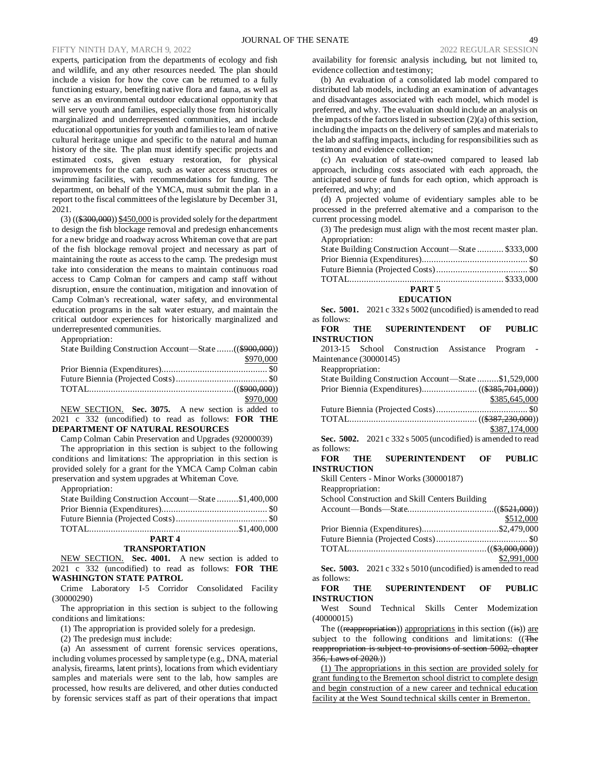experts, participation from the departments of ecology and fish and wildlife, and any other resources needed. The plan should include a vision for how the cove can be returned to a fully functioning estuary, benefiting native flora and fauna, as well as serve as an environmental outdoor educational opportunity that will serve youth and families, especially those from historically marginalized and underrepresented communities, and include educational opportunities for youth and families to learn of native cultural heritage unique and specific to the natural and human history of the site. The plan must identify specific projects and estimated costs, given estuary restoration, for physical improvements for the camp, such as water access structures or swimming facilities, with recommendations for funding. The department, on behalf of the YMCA, must submit the plan in a report to the fiscal committees of the legislature by December 31, 2021.

(3) ((~~$300,000~~)) <u>$450,000</u> is provided solely for the department to design the fish blockage removal and predesign enhancements for a new bridge and roadway across Whiteman cove that are part of the fish blockage removal project and necessary as part of maintaining the route as access to the camp. The predesign must take into consideration the means to maintain continuous road access to Camp Colman for campers and camp staff without disruption, ensure the continuation, mitigation and innovation of Camp Colman's recreational, water safety, and environmental education programs in the salt water estuary, and maintain the critical outdoor experiences for historically marginalized and underrepresented communities.

Appropriation:

| | |
|---|---|
| State Building Construction Account—State | ((~~$900,000~~)) <u>$970,000</u> |
| Prior Biennia (Expenditures) | $0 |
| Future Biennia (Projected Costs) | $0 |
| TOTAL | ((~~$900,000~~)) <u>$970,000</u> |

<u>NEW SECTION.</u> **Sec. 3075.** A new section is added to 2021 c 332 (uncodified) to read as follows: **FOR THE DEPARTMENT OF NATURAL RESOURCES**

Camp Colman Cabin Preservation and Upgrades (92000039)

The appropriation in this section is subject to the following conditions and limitations: The appropriation in this section is provided solely for a grant for the YMCA Camp Colman cabin preservation and system upgrades at Whiteman Cove.

Appropriation:

| | |
|---|---|
| State Building Construction Account—State | $1,400,000 |
| Prior Biennia (Expenditures) | $0 |
| Future Biennia (Projected Costs) | $0 |
| TOTAL | $1,400,000 |

## PART 4
## TRANSPORTATION

<u>NEW SECTION.</u> **Sec. 4001.** A new section is added to 2021 c 332 (uncodified) to read as follows: **FOR THE WASHINGTON STATE PATROL**

Crime Laboratory I-5 Corridor Consolidated Facility (30000290)

The appropriation in this section is subject to the following conditions and limitations:

(1) The appropriation is provided solely for a predesign.

(2) The predesign must include:

(a) An assessment of current forensic services operations, including volumes processed by sample type (e.g., DNA, material analysis, firearms, latent prints), locations from which evidentiary samples and materials were sent to the lab, how samples are processed, how results are delivered, and other duties conducted by forensic services staff as part of their operations that impact availability for forensic analysis including, but not limited to, evidence collection and testimony;

(b) An evaluation of a consolidated lab model compared to distributed lab models, including an examination of advantages and disadvantages associated with each model, which model is preferred, and why. The evaluation should include an analysis on the impacts of the factors listed in subsection (2)(a) of this section, including the impacts on the delivery of samples and materials to the lab and staffing impacts, including for responsibilities such as testimony and evidence collection;

(c) An evaluation of state-owned compared to leased lab approach, including costs associated with each approach, the anticipated source of funds for each option, which approach is preferred, and why; and

(d) A projected volume of evidentiary samples able to be processed in the preferred alternative and a comparison to the current processing model.

(3) The predesign must align with the most recent master plan.

Appropriation:

| | |
|---|---|
| State Building Construction Account—State | $333,000 |
| Prior Biennia (Expenditures) | $0 |
| Future Biennia (Projected Costs) | $0 |
| TOTAL | $333,000 |

## PART 5
## EDUCATION

**Sec. 5001.** 2021 c 332 s 5002 (uncodified) is amended to read as follows:

**FOR THE SUPERINTENDENT OF PUBLIC INSTRUCTION**

2013-15 School Construction Assistance Program - Maintenance (30000145)

Reappropriation:

| | |
|---|---|
| State Building Construction Account—State | $1,529,000 |
| Prior Biennia (Expenditures) | ((~~$385,701,000~~)) <u>$385,645,000</u> |
| Future Biennia (Projected Costs) | $0 |
| TOTAL | ((~~$387,230,000~~)) <u>$387,174,000</u> |

**Sec. 5002.** 2021 c 332 s 5005 (uncodified) is amended to read as follows:

**FOR THE SUPERINTENDENT OF PUBLIC INSTRUCTION**

Skill Centers - Minor Works (30000187)

Reappropriation:

| | |
|---|---|
| School Construction and Skill Centers Building Account—Bonds—State | ((~~$521,000~~)) <u>$512,000</u> |
| Prior Biennia (Expenditures) | $2,479,000 |
| Future Biennia (Projected Costs) | $0 |
| TOTAL | ((~~$3,000,000~~)) <u>$2,991,000</u> |

**Sec. 5003.** 2021 c 332 s 5010 (uncodified) is amended to read as follows:

**FOR THE SUPERINTENDENT OF PUBLIC INSTRUCTION**

West Sound Technical Skills Center Modernization (40000015)

The ((~~reappropriation~~)) <u>appropriations</u> in this section ((~~is~~)) <u>are</u> subject to the following conditions and limitations: ((~~The reappropriation is subject to provisions of section 5002, chapter 356, Laws of 2020.~~))

<u>(1) The appropriations in this section are provided solely for grant funding to the Bremerton school district to complete design and begin construction of a new career and technical education facility at the West Sound technical skills center in Bremerton.</u>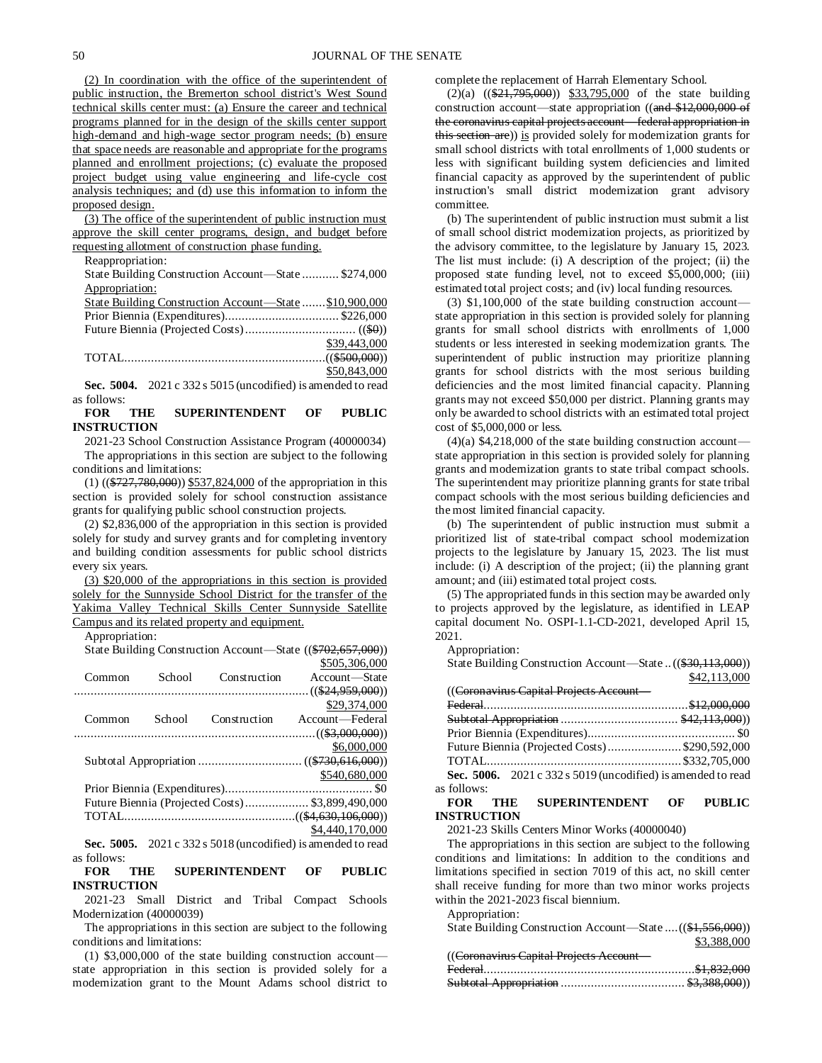(2) In coordination with the office of the superintendent of public instruction, the Bremerton school district's West Sound technical skills center must: (a) Ensure the career and technical programs planned for in the design of the skills center support high-demand and high-wage sector program needs; (b) ensure that space needs are reasonable and appropriate for the programs planned and enrollment projections; (c) evaluate the proposed project budget using value engineering and life-cycle cost analysis techniques; and (d) use this information to inform the proposed design.

(3) The office of the superintendent of public instruction must approve the skill center programs, design, and budget before requesting allotment of construction phase funding.

Reappropriation:

State Building Construction Account—State ........... $274,000

Appropriation:

State Building Construction Account—State ....... $10,900,000

Prior Biennia (Expenditures).................................. $226,000

Future Biennia (Projected Costs)................................ (($0)) $39,443,000

TOTAL........................................................... (($500,000)) $50,843,000

**Sec. 5004.** 2021 c 332 s 5015 (uncodified) is amended to read as follows:

**FOR THE SUPERINTENDENT OF PUBLIC INSTRUCTION**

2021-23 School Construction Assistance Program (40000034)

The appropriations in this section are subject to the following conditions and limitations:

(1) (($727,780,000)) $537,824,000 of the appropriation in this section is provided solely for school construction assistance grants for qualifying public school construction projects.

(2) $2,836,000 of the appropriation in this section is provided solely for study and survey grants and for completing inventory and building condition assessments for public school districts every six years.

(3) $20,000 of the appropriations in this section is provided solely for the Sunnyside School District for the transfer of the Yakima Valley Technical Skills Center Sunnyside Satellite Campus and its related property and equipment.

Appropriation:

State Building Construction Account—State (($702,657,000)) $505,306,000

Common School Construction Account—State ...................................................................... (($24,959,000)) $29,374,000

Common School Construction Account—Federal ........................................................................ (($3,000,000)) $6,000,000

Subtotal Appropriation ............................... (($730,616,000)) $540,680,000

Prior Biennia (Expenditures)............................................ $0

Future Biennia (Projected Costs)................... $3,899,490,000

TOTAL................................................... (($4,630,106,000)) $4,440,170,000

**Sec. 5005.** 2021 c 332 s 5018 (uncodified) is amended to read as follows:

**FOR THE SUPERINTENDENT OF PUBLIC INSTRUCTION**

2021-23 Small District and Tribal Compact Schools Modernization (40000039)

The appropriations in this section are subject to the following conditions and limitations:

(1) $3,000,000 of the state building construction account—state appropriation in this section is provided solely for a modernization grant to the Mount Adams school district to complete the replacement of Harrah Elementary School.

(2)(a) (($21,795,000)) $33,795,000 of the state building construction account—state appropriation ((and $12,000,000 of the coronavirus capital projects account—federal appropriation in this section are)) is provided solely for modernization grants for small school districts with total enrollments of 1,000 students or less with significant building system deficiencies and limited financial capacity as approved by the superintendent of public instruction's small district modernization grant advisory committee.

(b) The superintendent of public instruction must submit a list of small school district modernization projects, as prioritized by the advisory committee, to the legislature by January 15, 2023. The list must include: (i) A description of the project; (ii) the proposed state funding level, not to exceed $5,000,000; (iii) estimated total project costs; and (iv) local funding resources.

(3) $1,100,000 of the state building construction account—state appropriation in this section is provided solely for planning grants for small school districts with enrollments of 1,000 students or less interested in seeking modernization grants. The superintendent of public instruction may prioritize planning grants for school districts with the most serious building deficiencies and the most limited financial capacity. Planning grants may not exceed $50,000 per district. Planning grants may only be awarded to school districts with an estimated total project cost of $5,000,000 or less.

(4)(a) $4,218,000 of the state building construction account—state appropriation in this section is provided solely for planning grants and modernization grants to state tribal compact schools. The superintendent may prioritize planning grants for state tribal compact schools with the most serious building deficiencies and the most limited financial capacity.

(b) The superintendent of public instruction must submit a prioritized list of state-tribal compact school modernization projects to the legislature by January 15, 2023. The list must include: (i) A description of the project; (ii) the planning grant amount; and (iii) estimated total project costs.

(5) The appropriated funds in this section may be awarded only to projects approved by the legislature, as identified in LEAP capital document No. OSPI-1.1-CD-2021, developed April 15, 2021.

Appropriation:

State Building Construction Account—State .. (($30,113,000)) $42,113,000

((Coronavirus Capital Projects Account—Federal............................................................ $12,000,000

Subtotal Appropriation .................................. $42,113,000))

Prior Biennia (Expenditures)............................................ $0

Future Biennia (Projected Costs)...................... $290,592,000

TOTAL.......................................................... $332,705,000

**Sec. 5006.** 2021 c 332 s 5019 (uncodified) is amended to read as follows:

**FOR THE SUPERINTENDENT OF PUBLIC INSTRUCTION**

2021-23 Skills Centers Minor Works (40000040)

The appropriations in this section are subject to the following conditions and limitations: In addition to the conditions and limitations specified in section 7019 of this act, no skill center shall receive funding for more than two minor works projects within the 2021-2023 fiscal biennium.

Appropriation:

State Building Construction Account—State .... (($1,556,000)) $3,388,000

((Coronavirus Capital Projects Account—Federal.............................................................. $1,832,000

Subtotal Appropriation .................................... $3,388,000))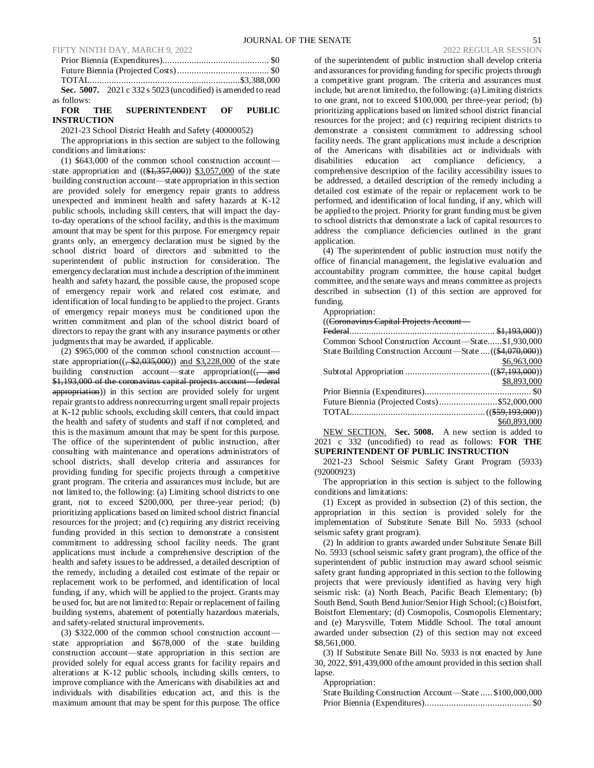Prior Biennia (Expenditures)............................................ $0
Future Biennia (Projected Costs)...................................... $0
TOTAL...............................................................$3,388,000

**Sec. 5007.** 2021 c 332 s 5023 (uncodified) is amended to read as follows:

**FOR THE SUPERINTENDENT OF PUBLIC INSTRUCTION**

2021-23 School District Health and Safety (40000052)

The appropriations in this section are subject to the following conditions and limitations:

(1) $643,000 of the common school construction account—state appropriation and ((~~$1,357,000~~)) $3,057,000 of the state building construction account—state appropriation in this section are provided solely for emergency repair grants to address unexpected and imminent health and safety hazards at K-12 public schools, including skill centers, that will impact the day-to-day operations of the school facility, and this is the maximum amount that may be spent for this purpose. For emergency repair grants only, an emergency declaration must be signed by the school district board of directors and submitted to the superintendent of public instruction for consideration. The emergency declaration must include a description of the imminent health and safety hazard, the possible cause, the proposed scope of emergency repair work and related cost estimate, and identification of local funding to be applied to the project. Grants of emergency repair moneys must be conditioned upon the written commitment and plan of the school district board of directors to repay the grant with any insurance payments or other judgments that may be awarded, if applicable.

(2) $965,000 of the common school construction account—state appropriation((~~, $2,035,000~~)) and $3,228,000 of the state building construction account—state appropriation((~~, and $1,193,000 of the coronavirus capital projects account—federal appropriation~~)) in this section are provided solely for urgent repair grants to address nonreccurring urgent small repair projects at K-12 public schools, excluding skill centers, that could impact the health and safety of students and staff if not completed, and this is the maximum amount that may be spent for this purpose. The office of the superintendent of public instruction, after consulting with maintenance and operations administrators of school districts, shall develop criteria and assurances for providing funding for specific projects through a competitive grant program. The criteria and assurances must include, but are not limited to, the following: (a) Limiting school districts to one grant, not to exceed $200,000, per three-year period; (b) prioritizing applications based on limited school district financial resources for the project; and (c) requiring any district receiving funding provided in this section to demonstrate a consistent commitment to addressing school facility needs. The grant applications must include a comprehensive description of the health and safety issues to be addressed, a detailed description of the remedy, including a detailed cost estimate of the repair or replacement work to be performed, and identification of local funding, if any, which will be applied to the project. Grants may be used for, but are not limited to: Repair or replacement of failing building systems, abatement of potentially hazardous materials, and safety-related structural improvements.

(3) $322,000 of the common school construction account—state appropriation and $678,000 of the state building construction account—state appropriation in this section are provided solely for equal access grants for facility repairs and alterations at K-12 public schools, including skills centers, to improve compliance with the Americans with disabilities act and individuals with disabilities education act, and this is the maximum amount that may be spent for this purpose. The office of the superintendent of public instruction shall develop criteria and assurances for providing funding for specific projects through a competitive grant program. The criteria and assurances must include, but are not limited to, the following: (a) Limiting districts to one grant, not to exceed $100,000, per three-year period; (b) prioritizing applications based on limited school district financial resources for the project; and (c) requiring recipient districts to demonstrate a consistent commitment to addressing school facility needs. The grant applications must include a description of the Americans with disabilities act or individuals with disabilities education act compliance deficiency, a comprehensive description of the facility accessibility issues to be addressed, a detailed description of the remedy including a detailed cost estimate of the repair or replacement work to be performed, and identification of local funding, if any, which will be applied to the project. Priority for grant funding must be given to school districts that demonstrate a lack of capital resources to address the compliance deficiencies outlined in the grant application.

(4) The superintendent of public instruction must notify the office of financial management, the legislative evaluation and accountability program committee, the house capital budget committee, and the senate ways and means committee as projects described in subsection (1) of this section are approved for funding.

Appropriation:
((~~Coronavirus Capital Projects Account—Federal............................................................ $1,193,000~~))
Common School Construction Account—State......$1,930,000
State Building Construction Account—State ....((~~$4,070,000~~)) $6,963,000
Subtotal Appropriation ...................................((~~$7,193,000~~)) $8,893,000
Prior Biennia (Expenditures)............................................ $0
Future Biennia (Projected Costs)........................$52,000,000
TOTAL.......................................................((~~$59,193,000~~)) $60,893,000

NEW SECTION. **Sec. 5008.** A new section is added to 2021 c 332 (uncodified) to read as follows: **FOR THE SUPERINTENDENT OF PUBLIC INSTRUCTION**

2021-23 School Seismic Safety Grant Program (5933) (92000923)

The appropriation in this section is subject to the following conditions and limitations:

(1) Except as provided in subsection (2) of this section, the appropriation in this section is provided solely for the implementation of Substitute Senate Bill No. 5933 (school seismic safety grant program).

(2) In addition to grants awarded under Substitute Senate Bill No. 5933 (school seismic safety grant program), the office of the superintendent of public instruction may award school seismic safety grant funding appropriated in this section to the following projects that were previously identified as having very high seismic risk: (a) North Beach, Pacific Beach Elementary; (b) South Bend, South Bend Junior/Senior High School; (c) Boistfort, Boistfort Elementary; (d) Cosmopolis, Cosmopolis Elementary; and (e) Marysville, Totem Middle School. The total amount awarded under subsection (2) of this section may not exceed $8,561,000.

(3) If Substitute Senate Bill No. 5933 is not enacted by June 30, 2022, $91,439,000 of the amount provided in this section shall lapse.

Appropriation:
State Building Construction Account—State .....$100,000,000
Prior Biennia (Expenditures)............................................ $0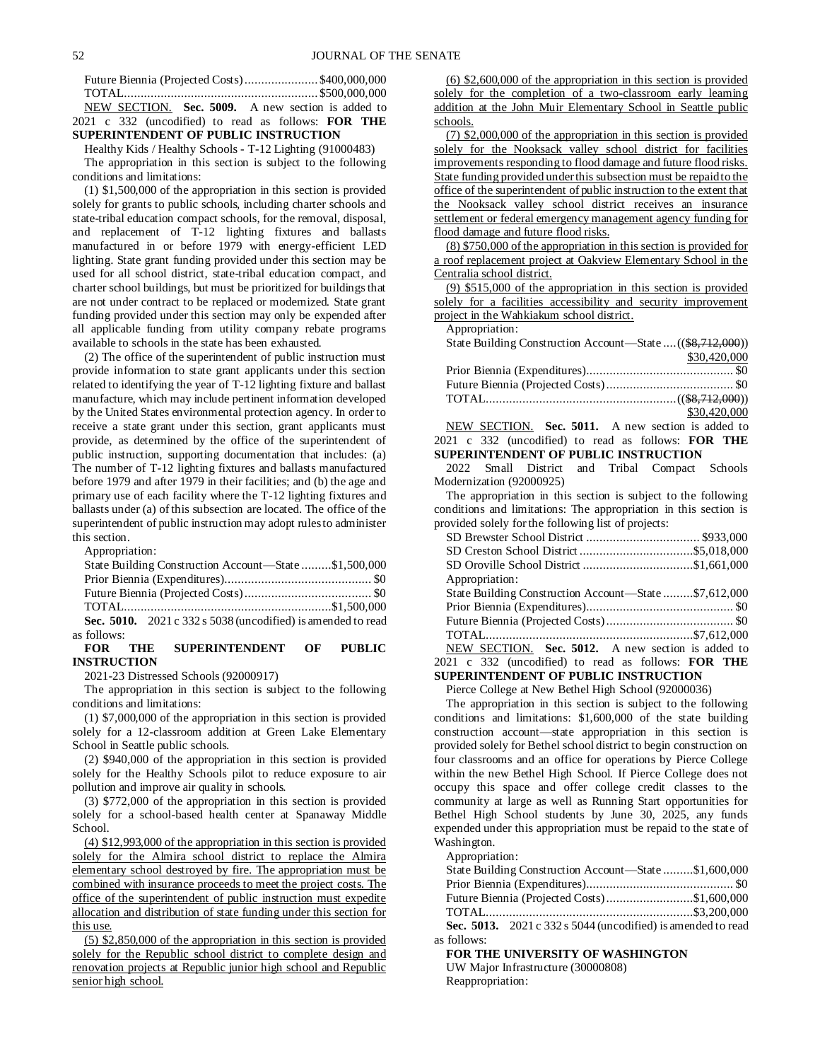Future Biennia (Projected Costs)......................$400,000,000
TOTAL..........................................................$500,000,000

NEW SECTION. **Sec. 5009.** A new section is added to 2021 c 332 (uncodified) to read as follows: **FOR THE SUPERINTENDENT OF PUBLIC INSTRUCTION**

Healthy Kids / Healthy Schools - T-12 Lighting (91000483)

The appropriation in this section is subject to the following conditions and limitations:

(1) $1,500,000 of the appropriation in this section is provided solely for grants to public schools, including charter schools and state-tribal education compact schools, for the removal, disposal, and replacement of T-12 lighting fixtures and ballasts manufactured in or before 1979 with energy-efficient LED lighting. State grant funding provided under this section may be used for all school district, state-tribal education compact, and charter school buildings, but must be prioritized for buildings that are not under contract to be replaced or modernized. State grant funding provided under this section may only be expended after all applicable funding from utility company rebate programs available to schools in the state has been exhausted.

(2) The office of the superintendent of public instruction must provide information to state grant applicants under this section related to identifying the year of T-12 lighting fixture and ballast manufacture, which may include pertinent information developed by the United States environmental protection agency. In order to receive a state grant under this section, grant applicants must provide, as determined by the office of the superintendent of public instruction, supporting documentation that includes: (a) The number of T-12 lighting fixtures and ballasts manufactured before 1979 and after 1979 in their facilities; and (b) the age and primary use of each facility where the T-12 lighting fixtures and ballasts under (a) of this subsection are located. The office of the superintendent of public instruction may adopt rules to administer this section.

Appropriation:
State Building Construction Account—State .........$1,500,000
Prior Biennia (Expenditures)............................................ $0
Future Biennia (Projected Costs)...................................... $0
TOTAL..............................................................$1,500,000

**Sec. 5010.** 2021 c 332 s 5038 (uncodified) is amended to read as follows:

**FOR THE SUPERINTENDENT OF PUBLIC INSTRUCTION**

2021-23 Distressed Schools (92000917)

The appropriation in this section is subject to the following conditions and limitations:

(1) $7,000,000 of the appropriation in this section is provided solely for a 12-classroom addition at Green Lake Elementary School in Seattle public schools.

(2) $940,000 of the appropriation in this section is provided solely for the Healthy Schools pilot to reduce exposure to air pollution and improve air quality in schools.

(3) $772,000 of the appropriation in this section is provided solely for a school-based health center at Spanaway Middle School.

(4) $12,993,000 of the appropriation in this section is provided solely for the Almira school district to replace the Almira elementary school destroyed by fire. The appropriation must be combined with insurance proceeds to meet the project costs. The office of the superintendent of public instruction must expedite allocation and distribution of state funding under this section for this use.

(5) $2,850,000 of the appropriation in this section is provided solely for the Republic school district to complete design and renovation projects at Republic junior high school and Republic senior high school.

(6) $2,600,000 of the appropriation in this section is provided solely for the completion of a two-classroom early learning addition at the John Muir Elementary School in Seattle public schools.

(7) $2,000,000 of the appropriation in this section is provided solely for the Nooksack valley school district for facilities improvements responding to flood damage and future flood risks. State funding provided under this subsection must be repaid to the office of the superintendent of public instruction to the extent that the Nooksack valley school district receives an insurance settlement or federal emergency management agency funding for flood damage and future flood risks.

(8) $750,000 of the appropriation in this section is provided for a roof replacement project at Oakview Elementary School in the Centralia school district.

(9) $515,000 of the appropriation in this section is provided solely for a facilities accessibility and security improvement project in the Wahkiakum school district.

Appropriation:
State Building Construction Account—State ....(($8,712,000))
$30,420,000
Prior Biennia (Expenditures)............................................ $0
Future Biennia (Projected Costs)...................................... $0
TOTAL..........................................................(($8,712,000))
$30,420,000

NEW SECTION. **Sec. 5011.** A new section is added to 2021 c 332 (uncodified) to read as follows: **FOR THE SUPERINTENDENT OF PUBLIC INSTRUCTION**

2022 Small District and Tribal Compact Schools Modernization (92000925)

The appropriation in this section is subject to the following conditions and limitations: The appropriation in this section is provided solely for the following list of projects:

SD Brewster School District .................................. $933,000
SD Creston School District ..................................$5,018,000
SD Oroville School District .................................$1,661,000

Appropriation:
State Building Construction Account—State .........$7,612,000
Prior Biennia (Expenditures)............................................ $0
Future Biennia (Projected Costs)...................................... $0
TOTAL..............................................................$7,612,000

NEW SECTION. **Sec. 5012.** A new section is added to 2021 c 332 (uncodified) to read as follows: **FOR THE SUPERINTENDENT OF PUBLIC INSTRUCTION**

Pierce College at New Bethel High School (92000036)

The appropriation in this section is subject to the following conditions and limitations: $1,600,000 of the state building construction account—state appropriation in this section is provided solely for Bethel school district to begin construction on four classrooms and an office for operations by Pierce College within the new Bethel High School. If Pierce College does not occupy this space and offer college credit classes to the community at large as well as Running Start opportunities for Bethel High School students by June 30, 2025, any funds expended under this appropriation must be repaid to the state of Washington.

Appropriation:
State Building Construction Account—State .........$1,600,000
Prior Biennia (Expenditures)............................................ $0
Future Biennia (Projected Costs)..........................$1,600,000
TOTAL..............................................................$3,200,000

**Sec. 5013.** 2021 c 332 s 5044 (uncodified) is amended to read as follows:

**FOR THE UNIVERSITY OF WASHINGTON**

UW Major Infrastructure (30000808)

Reappropriation: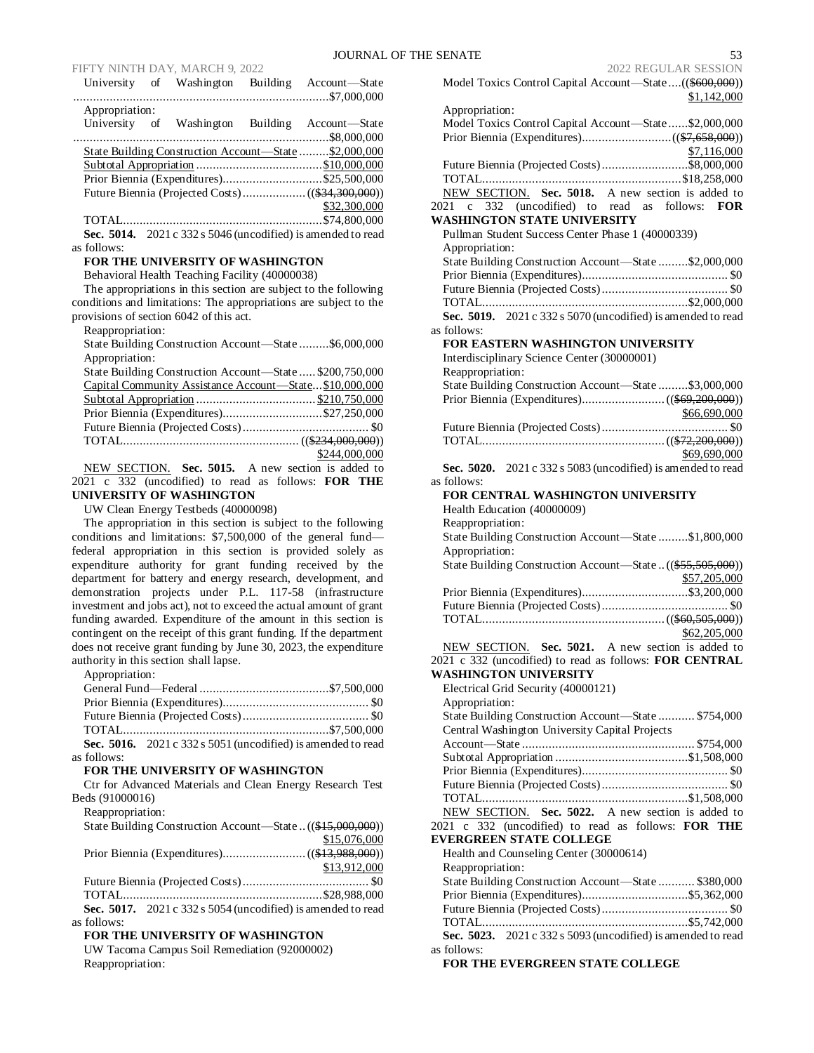University of Washington Building Account—State ....................................................................................$7,000,000

Appropriation:

University of Washington Building Account—State ....................................................................................$8,000,000

<u>State Building Construction Account—State .........$2,000,000</u>

<u>Subtotal Appropriation .......................................$10,000,000</u>

Prior Biennia (Expenditures)..............................$25,500,000

Future Biennia (Projected Costs)...................(~~($34,300,000)~~)

<u>$32,300,000</u>

TOTAL.............................................................$74,800,000

**Sec. 5014.** 2021 c 332 s 5046 (uncodified) is amended to read as follows:

**FOR THE UNIVERSITY OF WASHINGTON**

Behavioral Health Teaching Facility (40000038)

The appropriations in this section are subject to the following conditions and limitations: The appropriations are subject to the provisions of section 6042 of this act.

Reappropriation:

State Building Construction Account—State .........$6,000,000

Appropriation:

State Building Construction Account—State .....$200,750,000

<u>Capital Community Assistance Account—State...$10,000,000</u>

<u>Subtotal Appropriation ....................................$210,750,000</u>

Prior Biennia (Expenditures)..............................$27,250,000

Future Biennia (Projected Costs)...................................... $0

TOTAL...................................................... ((~~$234,000,000~~))

<u>$244,000,000</u>

<u>NEW SECTION.</u> **Sec. 5015.** A new section is added to 2021 c 332 (uncodified) to read as follows: **FOR THE UNIVERSITY OF WASHINGTON**

UW Clean Energy Testbeds (40000098)

The appropriation in this section is subject to the following conditions and limitations: $7,500,000 of the general fund—federal appropriation in this section is provided solely as expenditure authority for grant funding received by the department for battery and energy research, development, and demonstration projects under P.L. 117-58 (infrastructure investment and jobs act), not to exceed the actual amount of grant funding awarded. Expenditure of the amount in this section is contingent on the receipt of this grant funding. If the department does not receive grant funding by June 30, 2023, the expenditure authority in this section shall lapse.

Appropriation:

General Fund—Federal .......................................$7,500,000

Prior Biennia (Expenditures)............................................ $0

Future Biennia (Projected Costs)...................................... $0

TOTAL...............................................................$7,500,000

**Sec. 5016.** 2021 c 332 s 5051 (uncodified) is amended to read as follows:

**FOR THE UNIVERSITY OF WASHINGTON**

Ctr for Advanced Materials and Clean Energy Research Test Beds (91000016)

Reappropriation:

State Building Construction Account—State ..((~~$15,000,000~~))

<u>$15,076,000</u>

Prior Biennia (Expenditures).........................((~~$13,988,000~~))

<u>$13,912,000</u>

Future Biennia (Projected Costs)...................................... $0

TOTAL.............................................................$28,988,000

**Sec. 5017.** 2021 c 332 s 5054 (uncodified) is amended to read as follows:

**FOR THE UNIVERSITY OF WASHINGTON**

UW Tacoma Campus Soil Remediation (92000002)

Reappropriation:

Model Toxics Control Capital Account—State ....((~~$600,000~~))

<u>$1,142,000</u>

Appropriation:

Model Toxics Control Capital Account—State ......$2,000,000

Prior Biennia (Expenditures)...........................((~~$7,658,000~~))

<u>$7,116,000</u>

Future Biennia (Projected Costs)..........................$8,000,000

TOTAL.............................................................$18,258,000

<u>NEW SECTION.</u> **Sec. 5018.** A new section is added to 2021 c 332 (uncodified) to read as follows: **FOR WASHINGTON STATE UNIVERSITY**

Pullman Student Success Center Phase 1 (40000339)

Appropriation:

State Building Construction Account—State .........$2,000,000

Prior Biennia (Expenditures)............................................ $0

Future Biennia (Projected Costs)...................................... $0

TOTAL...............................................................$2,000,000

**Sec. 5019.** 2021 c 332 s 5070 (uncodified) is amended to read as follows:

**FOR EASTERN WASHINGTON UNIVERSITY**

Interdisciplinary Science Center (30000001)

Reappropriation:

State Building Construction Account—State .........$3,000,000

Prior Biennia (Expenditures).........................((~~$69,200,000~~))

<u>$66,690,000</u>

Future Biennia (Projected Costs)...................................... $0

TOTAL.......................................................((~~$72,200,000~~))

<u>$69,690,000</u>

**Sec. 5020.** 2021 c 332 s 5083 (uncodified) is amended to read as follows:

**FOR CENTRAL WASHINGTON UNIVERSITY**

Health Education (40000009)

Reappropriation:

State Building Construction Account—State .........$1,800,000

Appropriation:

State Building Construction Account—State ..((~~$55,505,000~~))

<u>$57,205,000</u>

Prior Biennia (Expenditures)................................$3,200,000

Future Biennia (Projected Costs)...................................... $0

TOTAL.......................................................((~~$60,505,000~~))

<u>$62,205,000</u>

<u>NEW SECTION.</u> **Sec. 5021.** A new section is added to 2021 c 332 (uncodified) to read as follows: **FOR CENTRAL WASHINGTON UNIVERSITY**

Electrical Grid Security (40000121)

Appropriation:

State Building Construction Account—State ........... $754,000

Central Washington University Capital Projects Account—State .................................................... $754,000

Subtotal Appropriation ........................................$1,508,000

Prior Biennia (Expenditures)............................................ $0

Future Biennia (Projected Costs)...................................... $0

TOTAL...............................................................$1,508,000

<u>NEW SECTION.</u> **Sec. 5022.** A new section is added to 2021 c 332 (uncodified) to read as follows: **FOR THE EVERGREEN STATE COLLEGE**

Health and Counseling Center (30000614)

Reappropriation:

State Building Construction Account—State ........... $380,000

Prior Biennia (Expenditures)................................$5,362,000

Future Biennia (Projected Costs)...................................... $0

TOTAL...............................................................$5,742,000

**Sec. 5023.** 2021 c 332 s 5093 (uncodified) is amended to read as follows:

**FOR THE EVERGREEN STATE COLLEGE**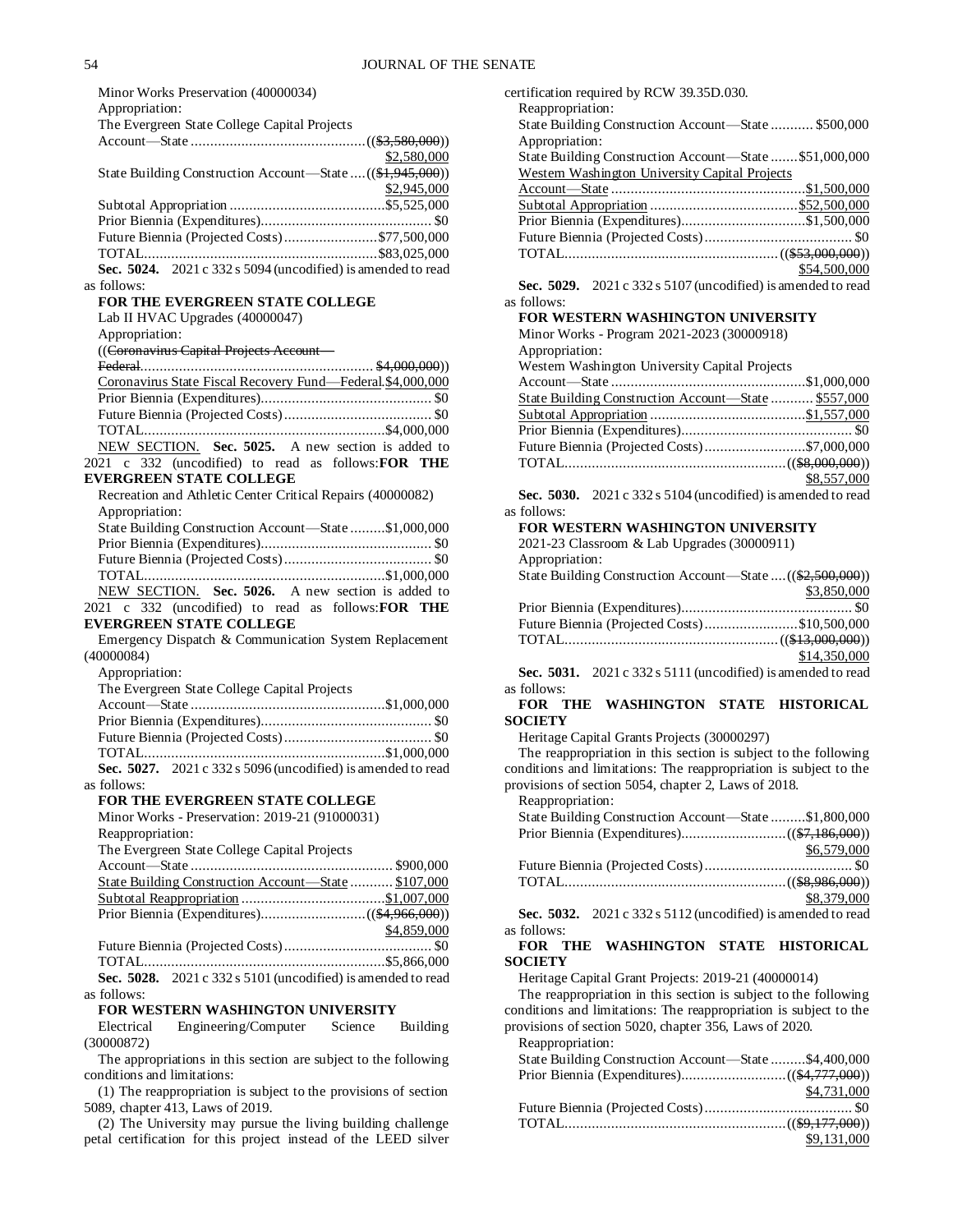Minor Works Preservation (40000034)

Appropriation:

The Evergreen State College Capital Projects Account—State ((~~$3,580,000~~)) $2,580,000

State Building Construction Account—State ((~~$1,945,000~~)) $2,945,000

Subtotal Appropriation $5,525,000

Prior Biennia (Expenditures) $0

Future Biennia (Projected Costs) $77,500,000

TOTAL $83,025,000

**Sec. 5024.** 2021 c 332 s 5094 (uncodified) is amended to read as follows:

**FOR THE EVERGREEN STATE COLLEGE**

Lab II HVAC Upgrades (40000047)

Appropriation:

((~~Coronavirus Capital Projects Account—Federal~~ ~~$4,000,000~~))

Coronavirus State Fiscal Recovery Fund—Federal $4,000,000

Prior Biennia (Expenditures) $0

Future Biennia (Projected Costs) $0

TOTAL $4,000,000

NEW SECTION. **Sec. 5025.** A new section is added to 2021 c 332 (uncodified) to read as follows:**FOR THE EVERGREEN STATE COLLEGE**

Recreation and Athletic Center Critical Repairs (40000082)

Appropriation:

State Building Construction Account—State $1,000,000

Prior Biennia (Expenditures) $0

Future Biennia (Projected Costs) $0

TOTAL $1,000,000

NEW SECTION. **Sec. 5026.** A new section is added to 2021 c 332 (uncodified) to read as follows:**FOR THE EVERGREEN STATE COLLEGE**

Emergency Dispatch & Communication System Replacement (40000084)

Appropriation:

The Evergreen State College Capital Projects Account—State $1,000,000

Prior Biennia (Expenditures) $0

Future Biennia (Projected Costs) $0

TOTAL $1,000,000

**Sec. 5027.** 2021 c 332 s 5096 (uncodified) is amended to read as follows:

**FOR THE EVERGREEN STATE COLLEGE**

Minor Works - Preservation: 2019-21 (91000031)

Reappropriation:

The Evergreen State College Capital Projects Account—State $900,000

State Building Construction Account—State $107,000

Subtotal Reappropriation $1,007,000

Prior Biennia (Expenditures) ((~~$4,966,000~~)) $4,859,000

Future Biennia (Projected Costs) $0

TOTAL $5,866,000

**Sec. 5028.** 2021 c 332 s 5101 (uncodified) is amended to read as follows:

**FOR WESTERN WASHINGTON UNIVERSITY**

Electrical Engineering/Computer Science Building (30000872)

The appropriations in this section are subject to the following conditions and limitations:

(1) The reappropriation is subject to the provisions of section 5089, chapter 413, Laws of 2019.

(2) The University may pursue the living building challenge petal certification for this project instead of the LEED silver certification required by RCW 39.35D.030.

Reappropriation:

State Building Construction Account—State $500,000

Appropriation:

State Building Construction Account—State $51,000,000

Western Washington University Capital Projects Account—State $1,500,000

Subtotal Appropriation $52,500,000

Prior Biennia (Expenditures) $1,500,000

Future Biennia (Projected Costs) $0

TOTAL ((~~$53,000,000~~)) $54,500,000

**Sec. 5029.** 2021 c 332 s 5107 (uncodified) is amended to read as follows:

**FOR WESTERN WASHINGTON UNIVERSITY**

Minor Works - Program 2021-2023 (30000918)

Appropriation:

Western Washington University Capital Projects Account—State $1,000,000

State Building Construction Account—State $557,000

Subtotal Appropriation $1,557,000

Prior Biennia (Expenditures) $0

Future Biennia (Projected Costs) $7,000,000

TOTAL ((~~$8,000,000~~)) $8,557,000

**Sec. 5030.** 2021 c 332 s 5104 (uncodified) is amended to read as follows:

**FOR WESTERN WASHINGTON UNIVERSITY**

2021-23 Classroom & Lab Upgrades (30000911)

Appropriation:

State Building Construction Account—State ((~~$2,500,000~~)) $3,850,000

Prior Biennia (Expenditures) $0

Future Biennia (Projected Costs) $10,500,000

TOTAL ((~~$13,000,000~~)) $14,350,000

**Sec. 5031.** 2021 c 332 s 5111 (uncodified) is amended to read as follows:

**FOR THE WASHINGTON STATE HISTORICAL SOCIETY**

Heritage Capital Grants Projects (30000297)

The reappropriation in this section is subject to the following conditions and limitations: The reappropriation is subject to the provisions of section 5054, chapter 2, Laws of 2018.

Reappropriation:

State Building Construction Account—State $1,800,000

Prior Biennia (Expenditures) ((~~$7,186,000~~)) $6,579,000

Future Biennia (Projected Costs) $0

TOTAL ((~~$8,986,000~~)) $8,379,000

**Sec. 5032.** 2021 c 332 s 5112 (uncodified) is amended to read as follows:

**FOR THE WASHINGTON STATE HISTORICAL SOCIETY**

Heritage Capital Grant Projects: 2019-21 (40000014)

The reappropriation in this section is subject to the following conditions and limitations: The reappropriation is subject to the provisions of section 5020, chapter 356, Laws of 2020.

Reappropriation:

State Building Construction Account—State $4,400,000

Prior Biennia (Expenditures) ((~~$4,777,000~~)) $4,731,000

Future Biennia (Projected Costs) $0

TOTAL ((~~$9,177,000~~)) $9,131,000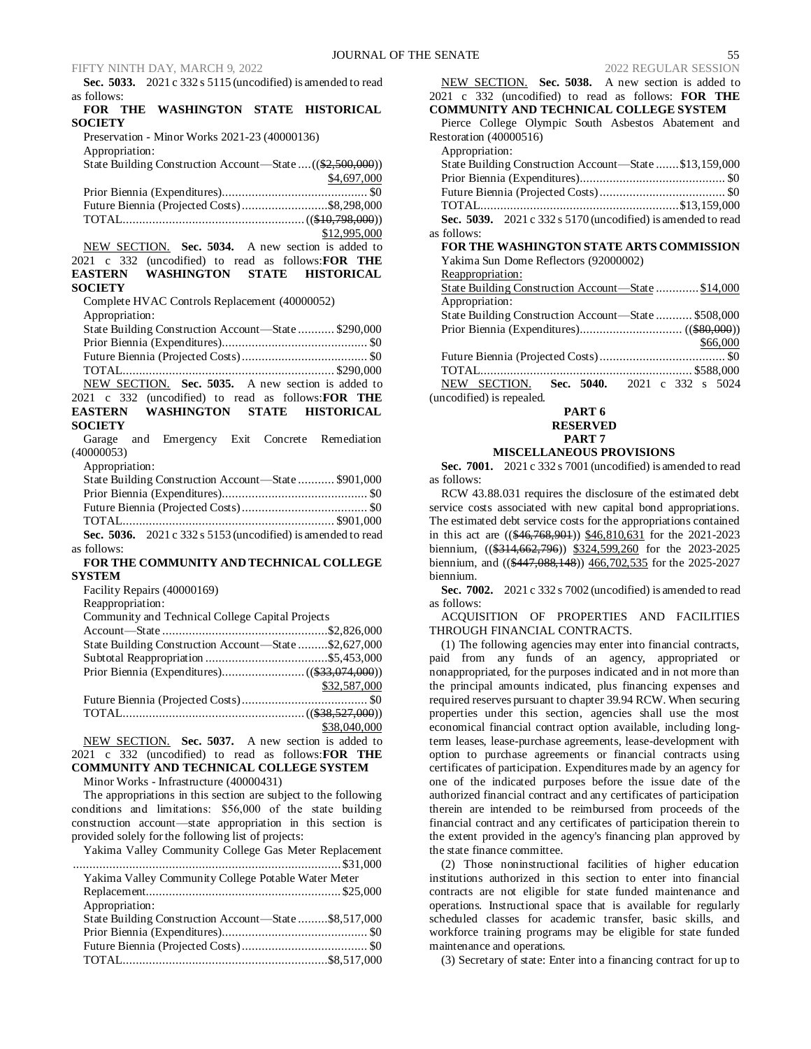**Sec. 5033.** 2021 c 332 s 5115 (uncodified) is amended to read as follows:

**FOR THE WASHINGTON STATE HISTORICAL SOCIETY**

Preservation - Minor Works 2021-23 (40000136)

Appropriation:

State Building Construction Account—State .... (($2,500,000)) $4,697,000

Prior Biennia (Expenditures) .... $0

Future Biennia (Projected Costs) .... $8,298,000

TOTAL .... (($10,798,000)) $12,995,000

NEW SECTION. **Sec. 5034.** A new section is added to 2021 c 332 (uncodified) to read as follows: **FOR THE EASTERN WASHINGTON STATE HISTORICAL SOCIETY**

Complete HVAC Controls Replacement (40000052)

Appropriation:

State Building Construction Account—State .... $290,000

Prior Biennia (Expenditures) .... $0

Future Biennia (Projected Costs) .... $0

TOTAL .... $290,000

NEW SECTION. **Sec. 5035.** A new section is added to 2021 c 332 (uncodified) to read as follows: **FOR THE EASTERN WASHINGTON STATE HISTORICAL SOCIETY**

Garage and Emergency Exit Concrete Remediation (40000053)

Appropriation:

State Building Construction Account—State .... $901,000

Prior Biennia (Expenditures) .... $0

Future Biennia (Projected Costs) .... $0

TOTAL .... $901,000

**Sec. 5036.** 2021 c 332 s 5153 (uncodified) is amended to read as follows:

**FOR THE COMMUNITY AND TECHNICAL COLLEGE SYSTEM**

Facility Repairs (40000169)

Reappropriation:

Community and Technical College Capital Projects Account—State .... $2,826,000

State Building Construction Account—State .... $2,627,000

Subtotal Reappropriation .... $5,453,000

Prior Biennia (Expenditures) .... (($33,074,000)) $32,587,000

Future Biennia (Projected Costs) .... $0

TOTAL .... (($38,527,000)) $38,040,000

NEW SECTION. **Sec. 5037.** A new section is added to 2021 c 332 (uncodified) to read as follows: **FOR THE COMMUNITY AND TECHNICAL COLLEGE SYSTEM**

Minor Works - Infrastructure (40000431)

The appropriations in this section are subject to the following conditions and limitations: $56,000 of the state building construction account—state appropriation in this section is provided solely for the following list of projects:

Yakima Valley Community College Gas Meter Replacement .... $31,000

Yakima Valley Community College Potable Water Meter Replacement .... $25,000

Appropriation:

State Building Construction Account—State .... $8,517,000

Prior Biennia (Expenditures) .... $0

Future Biennia (Projected Costs) .... $0

TOTAL .... $8,517,000

NEW SECTION. **Sec. 5038.** A new section is added to 2021 c 332 (uncodified) to read as follows: **FOR THE COMMUNITY AND TECHNICAL COLLEGE SYSTEM**

Pierce College Olympic South Asbestos Abatement and Restoration (40000516)

Appropriation:

State Building Construction Account—State .... $13,159,000

Prior Biennia (Expenditures) .... $0

Future Biennia (Projected Costs) .... $0

TOTAL .... $13,159,000

**Sec. 5039.** 2021 c 332 s 5170 (uncodified) is amended to read as follows:

**FOR THE WASHINGTON STATE ARTS COMMISSION**

Yakima Sun Dome Reflectors (92000002)

Reappropriation:

State Building Construction Account—State .... $14,000

Appropriation:

State Building Construction Account—State .... $508,000

Prior Biennia (Expenditures) .... (($80,000)) $66,000

Future Biennia (Projected Costs) .... $0

TOTAL .... $588,000

NEW SECTION. **Sec. 5040.** 2021 c 332 s 5024 (uncodified) is repealed.

## PART 6
## RESERVED
## PART 7
## MISCELLANEOUS PROVISIONS

**Sec. 7001.** 2021 c 332 s 7001 (uncodified) is amended to read as follows:

RCW 43.88.031 requires the disclosure of the estimated debt service costs associated with new capital bond appropriations. The estimated debt service costs for the appropriations contained in this act are (($46,768,901)) $46,810,631 for the 2021-2023 biennium, (($314,662,796)) $324,599,260 for the 2023-2025 biennium, and (($447,088,148)) 466,702,535 for the 2025-2027 biennium.

**Sec. 7002.** 2021 c 332 s 7002 (uncodified) is amended to read as follows:

ACQUISITION OF PROPERTIES AND FACILITIES THROUGH FINANCIAL CONTRACTS.

(1) The following agencies may enter into financial contracts, paid from any funds of an agency, appropriated or nonappropriated, for the purposes indicated and in not more than the principal amounts indicated, plus financing expenses and required reserves pursuant to chapter 39.94 RCW. When securing properties under this section, agencies shall use the most economical financial contract option available, including long-term leases, lease-purchase agreements, lease-development with option to purchase agreements or financial contracts using certificates of participation. Expenditures made by an agency for one of the indicated purposes before the issue date of the authorized financial contract and any certificates of participation therein are intended to be reimbursed from proceeds of the financial contract and any certificates of participation therein to the extent provided in the agency's financing plan approved by the state finance committee.

(2) Those noninstructional facilities of higher education institutions authorized in this section to enter into financial contracts are not eligible for state funded maintenance and operations. Instructional space that is available for regularly scheduled classes for academic transfer, basic skills, and workforce training programs may be eligible for state funded maintenance and operations.

(3) Secretary of state: Enter into a financing contract for up to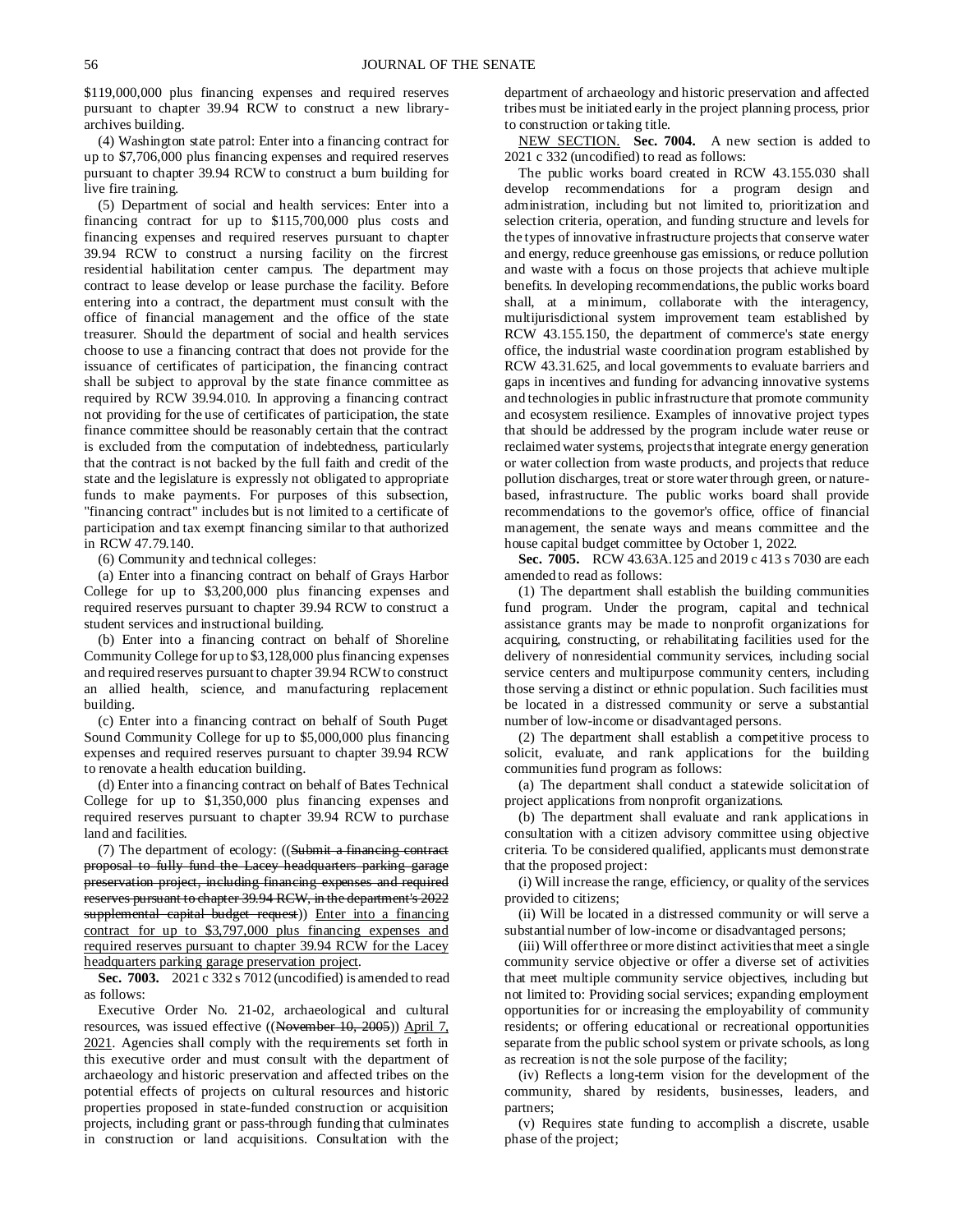$119,000,000 plus financing expenses and required reserves pursuant to chapter 39.94 RCW to construct a new library-archives building.

(4) Washington state patrol: Enter into a financing contract for up to $7,706,000 plus financing expenses and required reserves pursuant to chapter 39.94 RCW to construct a burn building for live fire training.

(5) Department of social and health services: Enter into a financing contract for up to $115,700,000 plus costs and financing expenses and required reserves pursuant to chapter 39.94 RCW to construct a nursing facility on the fircrest residential habilitation center campus. The department may contract to lease develop or lease purchase the facility. Before entering into a contract, the department must consult with the office of financial management and the office of the state treasurer. Should the department of social and health services choose to use a financing contract that does not provide for the issuance of certificates of participation, the financing contract shall be subject to approval by the state finance committee as required by RCW 39.94.010. In approving a financing contract not providing for the use of certificates of participation, the state finance committee should be reasonably certain that the contract is excluded from the computation of indebtedness, particularly that the contract is not backed by the full faith and credit of the state and the legislature is expressly not obligated to appropriate funds to make payments. For purposes of this subsection, "financing contract" includes but is not limited to a certificate of participation and tax exempt financing similar to that authorized in RCW 47.79.140.

(6) Community and technical colleges:

(a) Enter into a financing contract on behalf of Grays Harbor College for up to $3,200,000 plus financing expenses and required reserves pursuant to chapter 39.94 RCW to construct a student services and instructional building.

(b) Enter into a financing contract on behalf of Shoreline Community College for up to $3,128,000 plus financing expenses and required reserves pursuant to chapter 39.94 RCW to construct an allied health, science, and manufacturing replacement building.

(c) Enter into a financing contract on behalf of South Puget Sound Community College for up to $5,000,000 plus financing expenses and required reserves pursuant to chapter 39.94 RCW to renovate a health education building.

(d) Enter into a financing contract on behalf of Bates Technical College for up to $1,350,000 plus financing expenses and required reserves pursuant to chapter 39.94 RCW to purchase land and facilities.

(7) The department of ecology: ((~~Submit a financing contract proposal to fully fund the Lacey headquarters parking garage preservation project, including financing expenses and required reserves pursuant to chapter 39.94 RCW, in the department's 2022 supplemental capital budget request~~)) <u>Enter into a financing contract for up to $3,797,000 plus financing expenses and required reserves pursuant to chapter 39.94 RCW for the Lacey headquarters parking garage preservation project</u>.

**Sec. 7003.** 2021 c 332 s 7012 (uncodified) is amended to read as follows:

Executive Order No. 21-02, archaeological and cultural resources, was issued effective ((~~November 10, 2005~~)) <u>April 7, 2021</u>. Agencies shall comply with the requirements set forth in this executive order and must consult with the department of archaeology and historic preservation and affected tribes on the potential effects of projects on cultural resources and historic properties proposed in state-funded construction or acquisition projects, including grant or pass-through funding that culminates in construction or land acquisitions. Consultation with the department of archaeology and historic preservation and affected tribes must be initiated early in the project planning process, prior to construction or taking title.

<u>NEW SECTION.</u> **Sec. 7004.** A new section is added to 2021 c 332 (uncodified) to read as follows:

The public works board created in RCW 43.155.030 shall develop recommendations for a program design and administration, including but not limited to, prioritization and selection criteria, operation, and funding structure and levels for the types of innovative infrastructure projects that conserve water and energy, reduce greenhouse gas emissions, or reduce pollution and waste with a focus on those projects that achieve multiple benefits. In developing recommendations, the public works board shall, at a minimum, collaborate with the interagency, multijurisdictional system improvement team established by RCW 43.155.150, the department of commerce's state energy office, the industrial waste coordination program established by RCW 43.31.625, and local governments to evaluate barriers and gaps in incentives and funding for advancing innovative systems and technologies in public infrastructure that promote community and ecosystem resilience. Examples of innovative project types that should be addressed by the program include water reuse or reclaimed water systems, projects that integrate energy generation or water collection from waste products, and projects that reduce pollution discharges, treat or store water through green, or nature-based, infrastructure. The public works board shall provide recommendations to the governor's office, office of financial management, the senate ways and means committee and the house capital budget committee by October 1, 2022.

**Sec. 7005.** RCW 43.63A.125 and 2019 c 413 s 7030 are each amended to read as follows:

(1) The department shall establish the building communities fund program. Under the program, capital and technical assistance grants may be made to nonprofit organizations for acquiring, constructing, or rehabilitating facilities used for the delivery of nonresidential community services, including social service centers and multipurpose community centers, including those serving a distinct or ethnic population. Such facilities must be located in a distressed community or serve a substantial number of low-income or disadvantaged persons.

(2) The department shall establish a competitive process to solicit, evaluate, and rank applications for the building communities fund program as follows:

(a) The department shall conduct a statewide solicitation of project applications from nonprofit organizations.

(b) The department shall evaluate and rank applications in consultation with a citizen advisory committee using objective criteria. To be considered qualified, applicants must demonstrate that the proposed project:

(i) Will increase the range, efficiency, or quality of the services provided to citizens;

(ii) Will be located in a distressed community or will serve a substantial number of low-income or disadvantaged persons;

(iii) Will offer three or more distinct activities that meet a single community service objective or offer a diverse set of activities that meet multiple community service objectives, including but not limited to: Providing social services; expanding employment opportunities for or increasing the employability of community residents; or offering educational or recreational opportunities separate from the public school system or private schools, as long as recreation is not the sole purpose of the facility;

(iv) Reflects a long-term vision for the development of the community, shared by residents, businesses, leaders, and partners;

(v) Requires state funding to accomplish a discrete, usable phase of the project;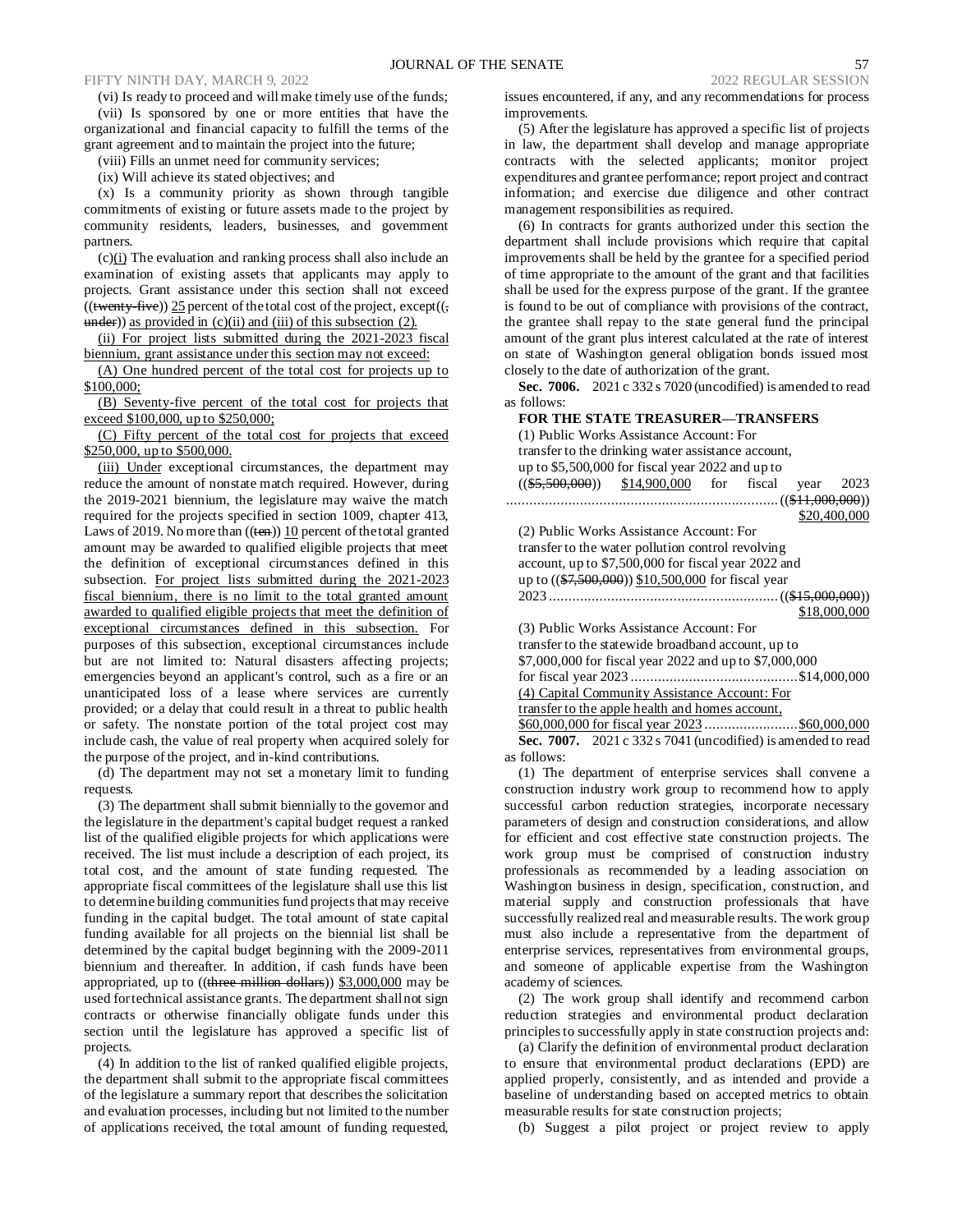(vi) Is ready to proceed and will make timely use of the funds;

(vii) Is sponsored by one or more entities that have the organizational and financial capacity to fulfill the terms of the grant agreement and to maintain the project into the future;

(viii) Fills an unmet need for community services;

(ix) Will achieve its stated objectives; and

(x) Is a community priority as shown through tangible commitments of existing or future assets made to the project by community residents, leaders, businesses, and government partners.

(c)(i) The evaluation and ranking process shall also include an examination of existing assets that applicants may apply to projects. Grant assistance under this section shall not exceed ((~~twenty-five~~)) 25 percent of the total cost of the project, except((~~, under~~)) as provided in (c)(ii) and (iii) of this subsection (2).

(ii) For project lists submitted during the 2021-2023 fiscal biennium, grant assistance under this section may not exceed:

(A) One hundred percent of the total cost for projects up to $100,000;

(B) Seventy-five percent of the total cost for projects that exceed $100,000, up to $250,000;

(C) Fifty percent of the total cost for projects that exceed $250,000, up to $500,000.

(iii) Under exceptional circumstances, the department may reduce the amount of nonstate match required. However, during the 2019-2021 biennium, the legislature may waive the match required for the projects specified in section 1009, chapter 413, Laws of 2019. No more than ((~~ten~~)) 10 percent of the total granted amount may be awarded to qualified eligible projects that meet the definition of exceptional circumstances defined in this subsection. For project lists submitted during the 2021-2023 fiscal biennium, there is no limit to the total granted amount awarded to qualified eligible projects that meet the definition of exceptional circumstances defined in this subsection. For purposes of this subsection, exceptional circumstances include but are not limited to: Natural disasters affecting projects; emergencies beyond an applicant's control, such as a fire or an unanticipated loss of a lease where services are currently provided; or a delay that could result in a threat to public health or safety. The nonstate portion of the total project cost may include cash, the value of real property when acquired solely for the purpose of the project, and in-kind contributions.

(d) The department may not set a monetary limit to funding requests.

(3) The department shall submit biennially to the governor and the legislature in the department's capital budget request a ranked list of the qualified eligible projects for which applications were received. The list must include a description of each project, its total cost, and the amount of state funding requested. The appropriate fiscal committees of the legislature shall use this list to determine building communities fund projects that may receive funding in the capital budget. The total amount of state capital funding available for all projects on the biennial list shall be determined by the capital budget beginning with the 2009-2011 biennium and thereafter. In addition, if cash funds have been appropriated, up to ((~~three million dollars~~)) $3,000,000 may be used for technical assistance grants. The department shall not sign contracts or otherwise financially obligate funds under this section until the legislature has approved a specific list of projects.

(4) In addition to the list of ranked qualified eligible projects, the department shall submit to the appropriate fiscal committees of the legislature a summary report that describes the solicitation and evaluation processes, including but not limited to the number of applications received, the total amount of funding requested, issues encountered, if any, and any recommendations for process improvements.

(5) After the legislature has approved a specific list of projects in law, the department shall develop and manage appropriate contracts with the selected applicants; monitor project expenditures and grantee performance; report project and contract information; and exercise due diligence and other contract management responsibilities as required.

(6) In contracts for grants authorized under this section the department shall include provisions which require that capital improvements shall be held by the grantee for a specified period of time appropriate to the amount of the grant and that facilities shall be used for the express purpose of the grant. If the grantee is found to be out of compliance with provisions of the contract, the grantee shall repay to the state general fund the principal amount of the grant plus interest calculated at the rate of interest on state of Washington general obligation bonds issued most closely to the date of authorization of the grant.

**Sec. 7006.** 2021 c 332 s 7020 (uncodified) is amended to read as follows:

**FOR THE STATE TREASURER—TRANSFERS**

(1) Public Works Assistance Account: For transfer to the drinking water assistance account, up to $5,500,000 for fiscal year 2022 and up to ((~~$5,500,000~~)) $14,900,000 for fiscal year 2023 ...... ((~~$11,000,000~~)) $20,400,000

(2) Public Works Assistance Account: For transfer to the water pollution control revolving account, up to $7,500,000 for fiscal year 2022 and up to ((~~$7,500,000~~)) $10,500,000 for fiscal year 2023 ...... ((~~$15,000,000~~)) $18,000,000

(3) Public Works Assistance Account: For transfer to the statewide broadband account, up to $7,000,000 for fiscal year 2022 and up to $7,000,000 for fiscal year 2023 ...... $14,000,000

(4) Capital Community Assistance Account: For transfer to the apple health and homes account, $60,000,000 for fiscal year 2023 ...... $60,000,000

**Sec. 7007.** 2021 c 332 s 7041 (uncodified) is amended to read as follows:

(1) The department of enterprise services shall convene a construction industry work group to recommend how to apply successful carbon reduction strategies, incorporate necessary parameters of design and construction considerations, and allow for efficient and cost effective state construction projects. The work group must be comprised of construction industry professionals as recommended by a leading association on Washington business in design, specification, construction, and material supply and construction professionals that have successfully realized real and measurable results. The work group must also include a representative from the department of enterprise services, representatives from environmental groups, and someone of applicable expertise from the Washington academy of sciences.

(2) The work group shall identify and recommend carbon reduction strategies and environmental product declaration principles to successfully apply in state construction projects and:

(a) Clarify the definition of environmental product declaration to ensure that environmental product declarations (EPD) are applied properly, consistently, and as intended and provide a baseline of understanding based on accepted metrics to obtain measurable results for state construction projects;

(b) Suggest a pilot project or project review to apply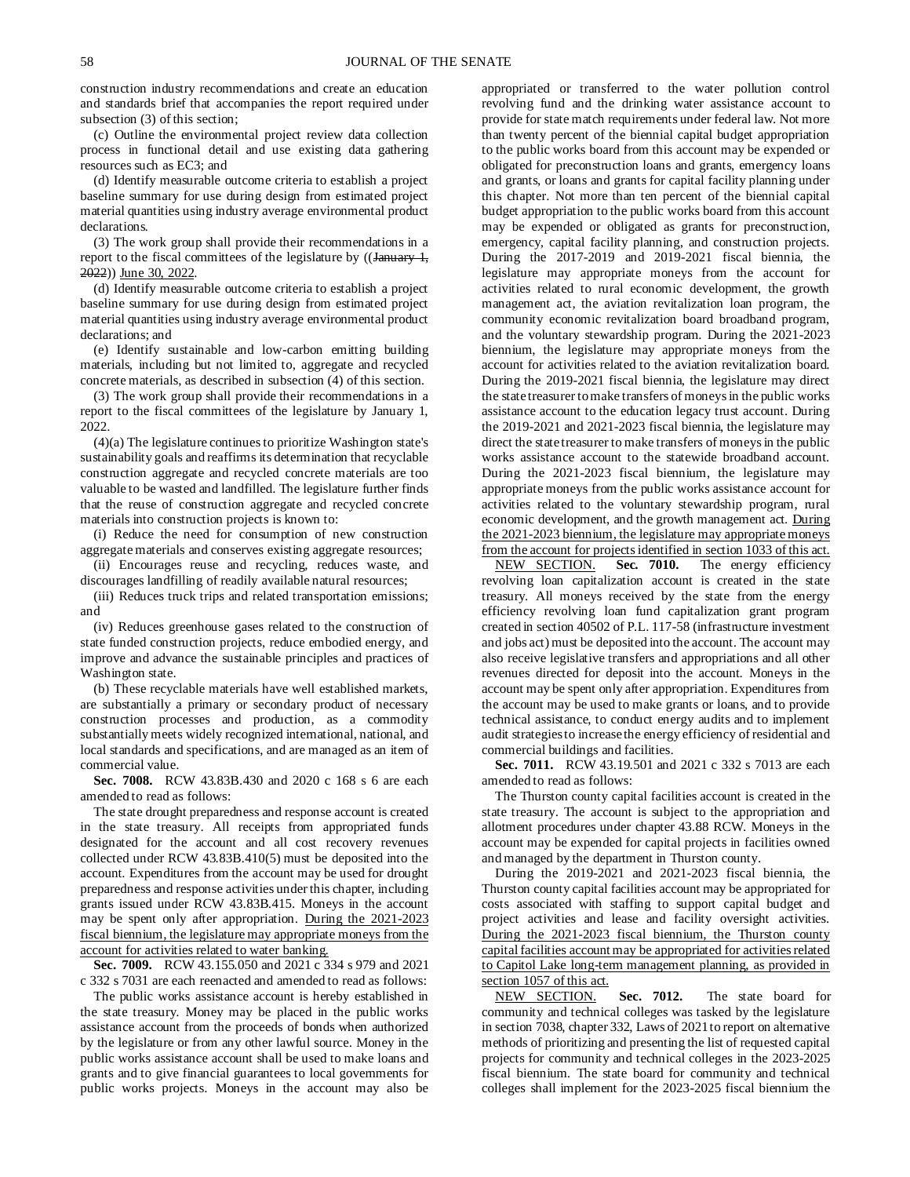construction industry recommendations and create an education and standards brief that accompanies the report required under subsection (3) of this section;

(c) Outline the environmental project review data collection process in functional detail and use existing data gathering resources such as EC3; and

(d) Identify measurable outcome criteria to establish a project baseline summary for use during design from estimated project material quantities using industry average environmental product declarations.

(3) The work group shall provide their recommendations in a report to the fiscal committees of the legislature by ((~~January 1, 2022~~)) June 30, 2022.

(d) Identify measurable outcome criteria to establish a project baseline summary for use during design from estimated project material quantities using industry average environmental product declarations; and

(e) Identify sustainable and low-carbon emitting building materials, including but not limited to, aggregate and recycled concrete materials, as described in subsection (4) of this section.

(3) The work group shall provide their recommendations in a report to the fiscal committees of the legislature by January 1, 2022.

(4)(a) The legislature continues to prioritize Washington state's sustainability goals and reaffirms its determination that recyclable construction aggregate and recycled concrete materials are too valuable to be wasted and landfilled. The legislature further finds that the reuse of construction aggregate and recycled concrete materials into construction projects is known to:

(i) Reduce the need for consumption of new construction aggregate materials and conserves existing aggregate resources;

(ii) Encourages reuse and recycling, reduces waste, and discourages landfilling of readily available natural resources;

(iii) Reduces truck trips and related transportation emissions; and

(iv) Reduces greenhouse gases related to the construction of state funded construction projects, reduce embodied energy, and improve and advance the sustainable principles and practices of Washington state.

(b) These recyclable materials have well established markets, are substantially a primary or secondary product of necessary construction processes and production, as a commodity substantially meets widely recognized international, national, and local standards and specifications, and are managed as an item of commercial value.

**Sec. 7008.** RCW 43.83B.430 and 2020 c 168 s 6 are each amended to read as follows:

The state drought preparedness and response account is created in the state treasury. All receipts from appropriated funds designated for the account and all cost recovery revenues collected under RCW 43.83B.410(5) must be deposited into the account. Expenditures from the account may be used for drought preparedness and response activities under this chapter, including grants issued under RCW 43.83B.415. Moneys in the account may be spent only after appropriation. During the 2021-2023 fiscal biennium, the legislature may appropriate moneys from the account for activities related to water banking.

**Sec. 7009.** RCW 43.155.050 and 2021 c 334 s 979 and 2021 c 332 s 7031 are each reenacted and amended to read as follows:

The public works assistance account is hereby established in the state treasury. Money may be placed in the public works assistance account from the proceeds of bonds when authorized by the legislature or from any other lawful source. Money in the public works assistance account shall be used to make loans and grants and to give financial guarantees to local governments for public works projects. Moneys in the account may also be appropriated or transferred to the water pollution control revolving fund and the drinking water assistance account to provide for state match requirements under federal law. Not more than twenty percent of the biennial capital budget appropriation to the public works board from this account may be expended or obligated for preconstruction loans and grants, emergency loans and grants, or loans and grants for capital facility planning under this chapter. Not more than ten percent of the biennial capital budget appropriation to the public works board from this account may be expended or obligated as grants for preconstruction, emergency, capital facility planning, and construction projects. During the 2017-2019 and 2019-2021 fiscal biennia, the legislature may appropriate moneys from the account for activities related to rural economic development, the growth management act, the aviation revitalization loan program, the community economic revitalization board broadband program, and the voluntary stewardship program. During the 2021-2023 biennium, the legislature may appropriate moneys from the account for activities related to the aviation revitalization board. During the 2019-2021 fiscal biennium, the legislature may direct the state treasurer to make transfers of moneys in the public works assistance account to the education legacy trust account. During the 2019-2021 and 2021-2023 fiscal biennia, the legislature may direct the state treasurer to make transfers of moneys in the public works assistance account to the statewide broadband account. During the 2021-2023 fiscal biennium, the legislature may appropriate moneys from the public works assistance account for activities related to the voluntary stewardship program, rural economic development, and the growth management act. During the 2021-2023 biennium, the legislature may appropriate moneys from the account for projects identified in section 1033 of this act.

NEW SECTION. **Sec. 7010.** The energy efficiency revolving loan capitalization account is created in the state treasury. All moneys received by the state from the energy efficiency revolving loan fund capitalization grant program created in section 40502 of P.L. 117-58 (infrastructure investment and jobs act) must be deposited into the account. The account may also receive legislative transfers and appropriations and all other revenues directed for deposit into the account. Moneys in the account may be spent only after appropriation. Expenditures from the account may be used to make grants or loans, and to provide technical assistance, to conduct energy audits and to implement audit strategies to increase the energy efficiency of residential and commercial buildings and facilities.

**Sec. 7011.** RCW 43.19.501 and 2021 c 332 s 7013 are each amended to read as follows:

The Thurston county capital facilities account is created in the state treasury. The account is subject to the appropriation and allotment procedures under chapter 43.88 RCW. Moneys in the account may be expended for capital projects in facilities owned and managed by the department in Thurston county.

During the 2019-2021 and 2021-2023 fiscal biennia, the Thurston county capital facilities account may be appropriated for costs associated with staffing to support capital budget and project activities and lease and facility oversight activities. During the 2021-2023 fiscal biennium, the Thurston county capital facilities account may be appropriated for activities related to Capitol Lake long-term management planning, as provided in section 1057 of this act.

NEW SECTION. **Sec. 7012.** The state board for community and technical colleges was tasked by the legislature in section 7038, chapter 332, Laws of 2021 to report on alternative methods of prioritizing and presenting the list of requested capital projects for community and technical colleges in the 2023-2025 fiscal biennium. The state board for community and technical colleges shall implement for the 2023-2025 fiscal biennium the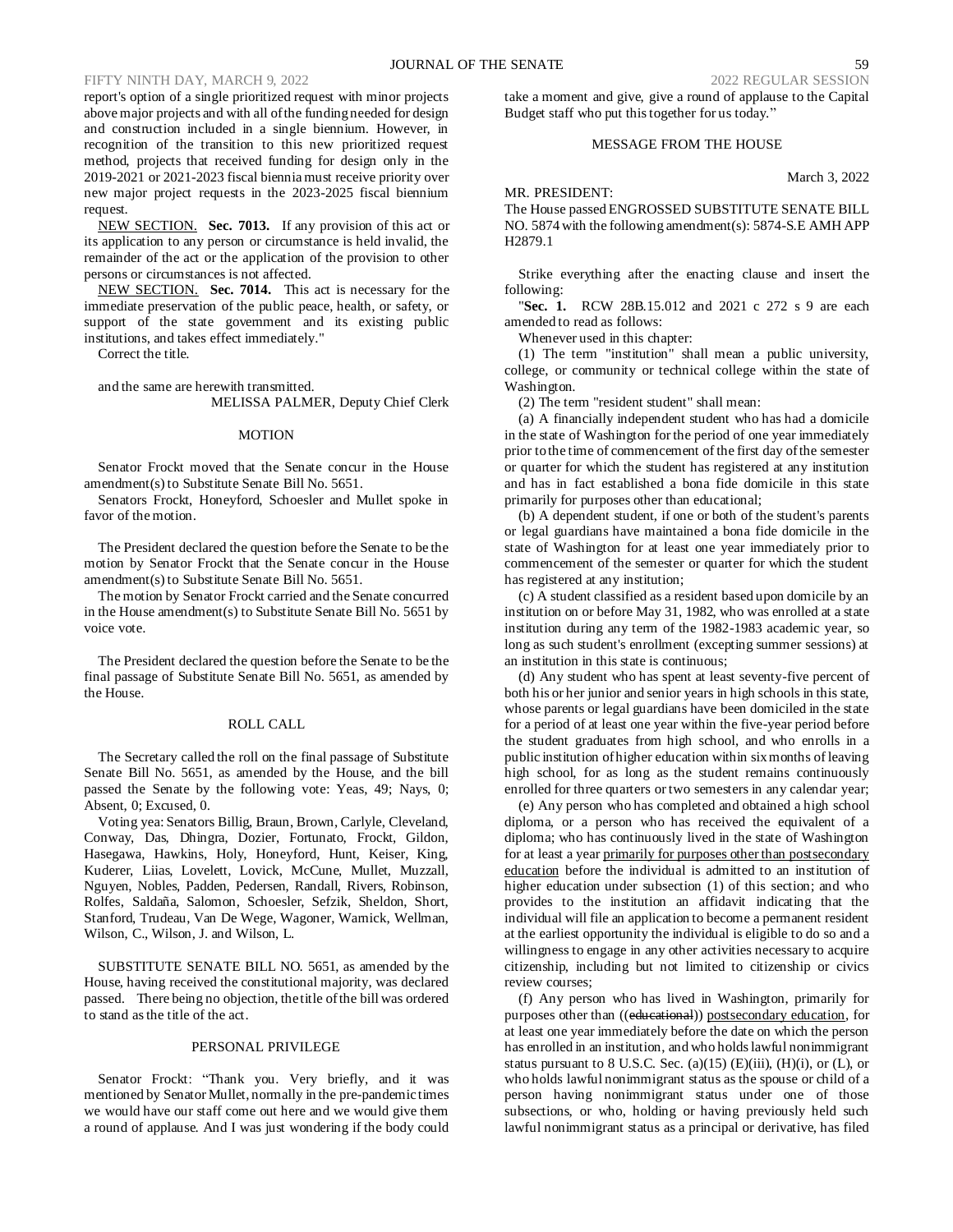report's option of a single prioritized request with minor projects above major projects and with all of the funding needed for design and construction included in a single biennium. However, in recognition of the transition to this new prioritized request method, projects that received funding for design only in the 2019-2021 or 2021-2023 fiscal biennia must receive priority over new major project requests in the 2023-2025 fiscal biennium request.

NEW SECTION. **Sec. 7013.** If any provision of this act or its application to any person or circumstance is held invalid, the remainder of the act or the application of the provision to other persons or circumstances is not affected.

NEW SECTION. **Sec. 7014.** This act is necessary for the immediate preservation of the public peace, health, or safety, or support of the state government and its existing public institutions, and takes effect immediately."

Correct the title.

and the same are herewith transmitted.

MELISSA PALMER, Deputy Chief Clerk

MOTION

Senator Frockt moved that the Senate concur in the House amendment(s) to Substitute Senate Bill No. 5651.

Senators Frockt, Honeyford, Schoesler and Mullet spoke in favor of the motion.

The President declared the question before the Senate to be the motion by Senator Frockt that the Senate concur in the House amendment(s) to Substitute Senate Bill No. 5651.

The motion by Senator Frockt carried and the Senate concurred in the House amendment(s) to Substitute Senate Bill No. 5651 by voice vote.

The President declared the question before the Senate to be the final passage of Substitute Senate Bill No. 5651, as amended by the House.

ROLL CALL

The Secretary called the roll on the final passage of Substitute Senate Bill No. 5651, as amended by the House, and the bill passed the Senate by the following vote: Yeas, 49; Nays, 0; Absent, 0; Excused, 0.

Voting yea: Senators Billig, Braun, Brown, Carlyle, Cleveland, Conway, Das, Dhingra, Dozier, Fortunato, Frockt, Gildon, Hasegawa, Hawkins, Holy, Honeyford, Hunt, Keiser, King, Kuderer, Liias, Lovelett, Lovick, McCune, Mullet, Muzzall, Nguyen, Nobles, Padden, Pedersen, Randall, Rivers, Robinson, Rolfes, Saldaña, Salomon, Schoesler, Sefzik, Sheldon, Short, Stanford, Trudeau, Van De Wege, Wagoner, Warnick, Wellman, Wilson, C., Wilson, J. and Wilson, L.

SUBSTITUTE SENATE BILL NO. 5651, as amended by the House, having received the constitutional majority, was declared passed. There being no objection, the title of the bill was ordered to stand as the title of the act.

PERSONAL PRIVILEGE

Senator Frockt: "Thank you. Very briefly, and it was mentioned by Senator Mullet, normally in the pre-pandemic times we would have our staff come out here and we would give them a round of applause. And I was just wondering if the body could take a moment and give, give a round of applause to the Capital Budget staff who put this together for us today."

MESSAGE FROM THE HOUSE

March 3, 2022

MR. PRESIDENT:

The House passed ENGROSSED SUBSTITUTE SENATE BILL NO. 5874 with the following amendment(s): 5874-S.E AMH APP H2879.1

Strike everything after the enacting clause and insert the following:

"**Sec. 1.** RCW 28B.15.012 and 2021 c 272 s 9 are each amended to read as follows:

Whenever used in this chapter:

(1) The term "institution" shall mean a public university, college, or community or technical college within the state of Washington.

(2) The term "resident student" shall mean:

(a) A financially independent student who has had a domicile in the state of Washington for the period of one year immediately prior to the time of commencement of the first day of the semester or quarter for which the student has registered at any institution and has in fact established a bona fide domicile in this state primarily for purposes other than educational;

(b) A dependent student, if one or both of the student's parents or legal guardians have maintained a bona fide domicile in the state of Washington for at least one year immediately prior to commencement of the semester or quarter for which the student has registered at any institution;

(c) A student classified as a resident based upon domicile by an institution on or before May 31, 1982, who was enrolled at a state institution during any term of the 1982-1983 academic year, so long as such student's enrollment (excepting summer sessions) at an institution in this state is continuous;

(d) Any student who has spent at least seventy-five percent of both his or her junior and senior years in high schools in this state, whose parents or legal guardians have been domiciled in the state for a period of at least one year within the five-year period before the student graduates from high school, and who enrolls in a public institution of higher education within six months of leaving high school, for as long as the student remains continuously enrolled for three quarters or two semesters in any calendar year;

(e) Any person who has completed and obtained a high school diploma, or a person who has received the equivalent of a diploma; who has continuously lived in the state of Washington for at least a year <u>primarily for purposes other than postsecondary education</u> before the individual is admitted to an institution of higher education under subsection (1) of this section; and who provides to the institution an affidavit indicating that the individual will file an application to become a permanent resident at the earliest opportunity the individual is eligible to do so and a willingness to engage in any other activities necessary to acquire citizenship, including but not limited to citizenship or civics review courses;

(f) Any person who has lived in Washington, primarily for purposes other than ((~~educational~~)) <u>postsecondary education</u>, for at least one year immediately before the date on which the person has enrolled in an institution, and who holds lawful nonimmigrant status pursuant to 8 U.S.C. Sec. (a)(15) (E)(iii), (H)(i), or (L), or who holds lawful nonimmigrant status as the spouse or child of a person having nonimmigrant status under one of those subsections, or who, holding or having previously held such lawful nonimmigrant status as a principal or derivative, has filed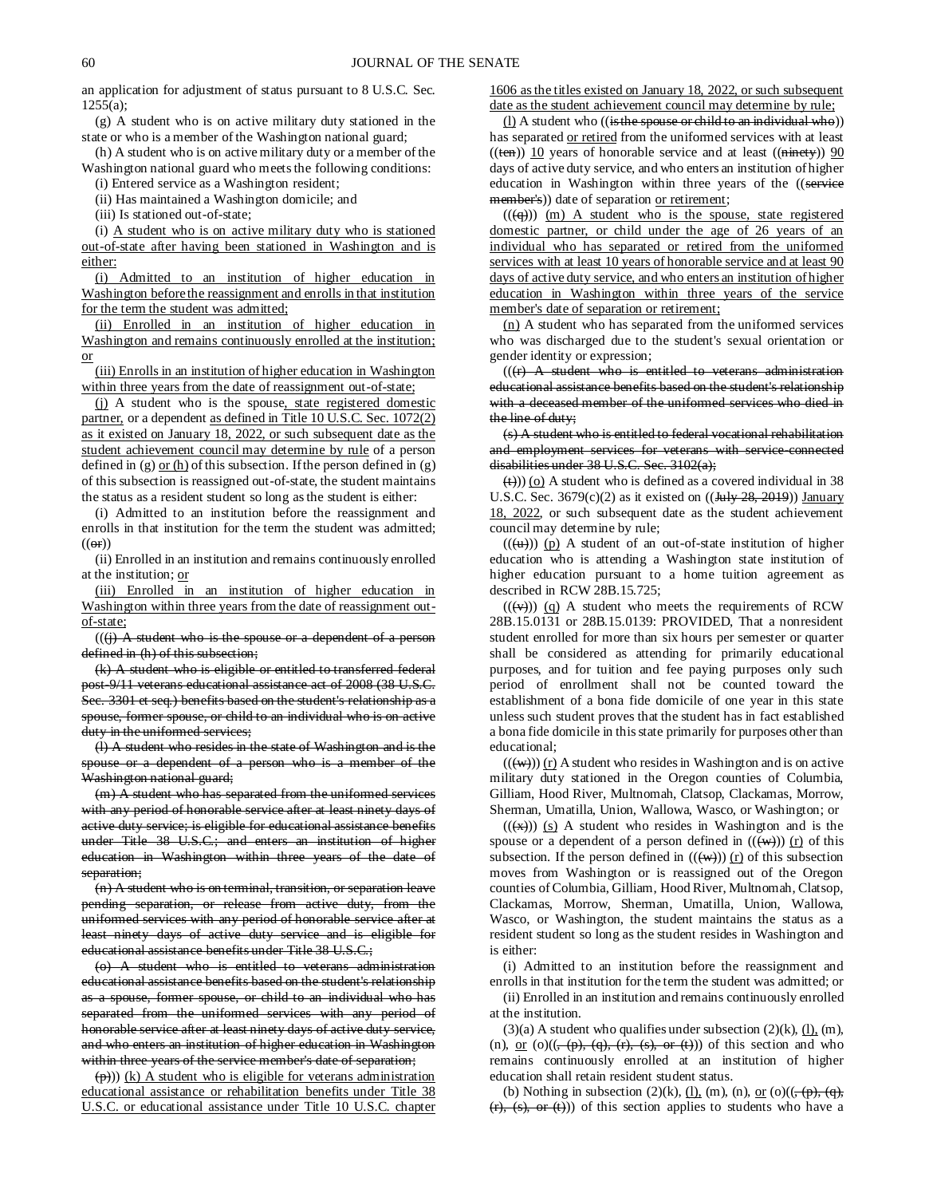an application for adjustment of status pursuant to 8 U.S.C. Sec. 1255(a);

(g) A student who is on active military duty stationed in the state or who is a member of the Washington national guard;

(h) A student who is on active military duty or a member of the Washington national guard who meets the following conditions:

(i) Entered service as a Washington resident;

(ii) Has maintained a Washington domicile; and

(iii) Is stationed out-of-state;

(i) A student who is on active military duty who is stationed out-of-state after having been stationed in Washington and is either:

(i) Admitted to an institution of higher education in Washington before the reassignment and enrolls in that institution for the term the student was admitted;

(ii) Enrolled in an institution of higher education in Washington and remains continuously enrolled at the institution; or

(iii) Enrolls in an institution of higher education in Washington within three years from the date of reassignment out-of-state;

(j) A student who is the spouse, state registered domestic partner, or a dependent as defined in Title 10 U.S.C. Sec. 1072(2) as it existed on January 18, 2022, or such subsequent date as the student achievement council may determine by rule of a person defined in (g) or (h) of this subsection. If the person defined in (g) of this subsection is reassigned out-of-state, the student maintains the status as a resident student so long as the student is either:

(i) Admitted to an institution before the reassignment and enrolls in that institution for the term the student was admitted; ((or))

(ii) Enrolled in an institution and remains continuously enrolled at the institution; or

(iii) Enrolled in an institution of higher education in Washington within three years from the date of reassignment out-of-state;

(((j) A student who is the spouse or a dependent of a person defined in (h) of this subsection;

(k) A student who is eligible or entitled to transferred federal post-9/11 veterans educational assistance act of 2008 (38 U.S.C. Sec. 3301 et seq.) benefits based on the student's relationship as a spouse, former spouse, or child to an individual who is on active duty in the uniformed services;

(l) A student who resides in the state of Washington and is the spouse or a dependent of a person who is a member of the Washington national guard;

(m) A student who has separated from the uniformed services with any period of honorable service after at least ninety days of active duty service; is eligible for educational assistance benefits under Title 38 U.S.C.; and enters an institution of higher education in Washington within three years of the date of separation;

(n) A student who is on terminal, transition, or separation leave pending separation, or release from active duty, from the uniformed services with any period of honorable service after at least ninety days of active duty service and is eligible for educational assistance benefits under Title 38 U.S.C.;

(o) A student who is entitled to veterans administration educational assistance benefits based on the student's relationship as a spouse, former spouse, or child to an individual who has separated from the uniformed services with any period of honorable service after at least ninety days of active duty service, and who enters an institution of higher education in Washington within three years of the service member's date of separation;

(p))) (k) A student who is eligible for veterans administration educational assistance or rehabilitation benefits under Title 38 U.S.C. or educational assistance under Title 10 U.S.C. chapter 1606 as the titles existed on January 18, 2022, or such subsequent date as the student achievement council may determine by rule;

(l) A student who ((is the spouse or child to an individual who)) has separated or retired from the uniformed services with at least ((ten)) 10 years of honorable service and at least ((ninety)) 90 days of active duty service, and who enters an institution of higher education in Washington within three years of the ((service member's)) date of separation or retirement;

(((q))) (m) A student who is the spouse, state registered domestic partner, or child under the age of 26 years of an individual who has separated or retired from the uniformed services with at least 10 years of honorable service and at least 90 days of active duty service, and who enters an institution of higher education in Washington within three years of the service member's date of separation or retirement;

(n) A student who has separated from the uniformed services who was discharged due to the student's sexual orientation or gender identity or expression;

(((r) A student who is entitled to veterans administration educational assistance benefits based on the student's relationship with a deceased member of the uniformed services who died in the line of duty;

(s) A student who is entitled to federal vocational rehabilitation and employment services for veterans with service-connected disabilities under 38 U.S.C. Sec. 3102(a);

(t))) (o) A student who is defined as a covered individual in 38 U.S.C. Sec. 3679(c)(2) as it existed on ((July 28, 2019)) January 18, 2022, or such subsequent date as the student achievement council may determine by rule;

(((u))) (p) A student of an out-of-state institution of higher education who is attending a Washington state institution of higher education pursuant to a home tuition agreement as described in RCW 28B.15.725;

(((v))) (q) A student who meets the requirements of RCW 28B.15.0131 or 28B.15.0139: PROVIDED, That a nonresident student enrolled for more than six hours per semester or quarter shall be considered as attending for primarily educational purposes, and for tuition and fee paying purposes only such period of enrollment shall not be counted toward the establishment of a bona fide domicile of one year in this state unless such student proves that the student has in fact established a bona fide domicile in this state primarily for purposes other than educational;

(((w))) (r) A student who resides in Washington and is on active military duty stationed in the Oregon counties of Columbia, Gilliam, Hood River, Multnomah, Clatsop, Clackamas, Morrow, Sherman, Umatilla, Union, Wallowa, Wasco, or Washington; or

(((x))) (s) A student who resides in Washington and is the spouse or a dependent of a person defined in (((w))) (r) of this subsection. If the person defined in (((w))) (r) of this subsection moves from Washington or is reassigned out of the Oregon counties of Columbia, Gilliam, Hood River, Multnomah, Clatsop, Clackamas, Morrow, Sherman, Umatilla, Union, Wallowa, Wasco, or Washington, the student maintains the status as a resident student so long as the student resides in Washington and is either:

(i) Admitted to an institution before the reassignment and enrolls in that institution for the term the student was admitted; or

(ii) Enrolled in an institution and remains continuously enrolled at the institution.

(3)(a) A student who qualifies under subsection (2)(k), (l), (m), (n), or (o)((, (p), (q), (r), (s), or (t))) of this section and who remains continuously enrolled at an institution of higher education shall retain resident student status.

(b) Nothing in subsection (2)(k), (l), (m), (n), or (o)((, (p), (q), (r), (s), or (t))) of this section applies to students who have a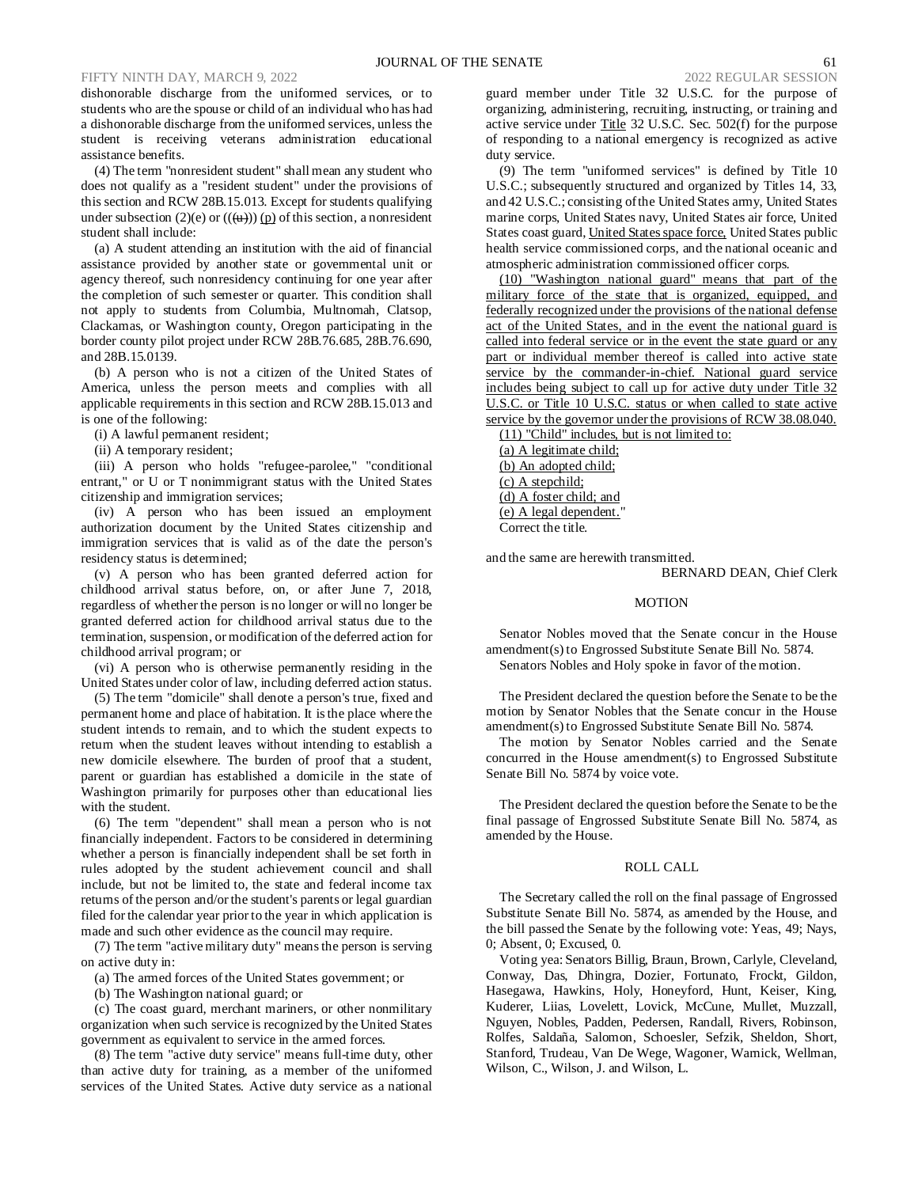dishonorable discharge from the uniformed services, or to students who are the spouse or child of an individual who has had a dishonorable discharge from the uniformed services, unless the student is receiving veterans administration educational assistance benefits.

(4) The term "nonresident student" shall mean any student who does not qualify as a "resident student" under the provisions of this section and RCW 28B.15.013. Except for students qualifying under subsection (2)(e) or (((u))) (p) of this section, a nonresident student shall include:

(a) A student attending an institution with the aid of financial assistance provided by another state or governmental unit or agency thereof, such nonresidency continuing for one year after the completion of such semester or quarter. This condition shall not apply to students from Columbia, Multnomah, Clatsop, Clackamas, or Washington county, Oregon participating in the border county pilot project under RCW 28B.76.685, 28B.76.690, and 28B.15.0139.

(b) A person who is not a citizen of the United States of America, unless the person meets and complies with all applicable requirements in this section and RCW 28B.15.013 and is one of the following:

(i) A lawful permanent resident;

(ii) A temporary resident;

(iii) A person who holds "refugee-parolee," "conditional entrant," or U or T nonimmigrant status with the United States citizenship and immigration services;

(iv) A person who has been issued an employment authorization document by the United States citizenship and immigration services that is valid as of the date the person's residency status is determined;

(v) A person who has been granted deferred action for childhood arrival status before, on, or after June 7, 2018, regardless of whether the person is no longer or will no longer be granted deferred action for childhood arrival status due to the termination, suspension, or modification of the deferred action for childhood arrival program; or

(vi) A person who is otherwise permanently residing in the United States under color of law, including deferred action status.

(5) The term "domicile" shall denote a person's true, fixed and permanent home and place of habitation. It is the place where the student intends to remain, and to which the student expects to return when the student leaves without intending to establish a new domicile elsewhere. The burden of proof that a student, parent or guardian has established a domicile in the state of Washington primarily for purposes other than educational lies with the student.

(6) The term "dependent" shall mean a person who is not financially independent. Factors to be considered in determining whether a person is financially independent shall be set forth in rules adopted by the student achievement council and shall include, but not be limited to, the state and federal income tax returns of the person and/or the student's parents or legal guardian filed for the calendar year prior to the year in which application is made and such other evidence as the council may require.

(7) The term "active military duty" means the person is serving on active duty in:

(a) The armed forces of the United States government; or

(b) The Washington national guard; or

(c) The coast guard, merchant mariners, or other nonmilitary organization when such service is recognized by the United States government as equivalent to service in the armed forces.

(8) The term "active duty service" means full-time duty, other than active duty for training, as a member of the uniformed services of the United States. Active duty service as a national guard member under Title 32 U.S.C. for the purpose of organizing, administering, recruiting, instructing, or training and active service under Title 32 U.S.C. Sec. 502(f) for the purpose of responding to a national emergency is recognized as active duty service.

(9) The term "uniformed services" is defined by Title 10 U.S.C.; subsequently structured and organized by Titles 14, 33, and 42 U.S.C.; consisting of the United States army, United States marine corps, United States navy, United States air force, United States coast guard, United States space force, United States public health service commissioned corps, and the national oceanic and atmospheric administration commissioned officer corps.

(10) "Washington national guard" means that part of the military force of the state that is organized, equipped, and federally recognized under the provisions of the national defense act of the United States, and in the event the national guard is called into federal service or in the event the state guard or any part or individual member thereof is called into active state service by the commander-in-chief. National guard service includes being subject to call up for active duty under Title 32 U.S.C. or Title 10 U.S.C. status or when called to state active service by the governor under the provisions of RCW 38.08.040.

(11) "Child" includes, but is not limited to:

(a) A legitimate child;

(b) An adopted child;

(c) A stepchild;

(d) A foster child; and

(e) A legal dependent."

Correct the title.

and the same are herewith transmitted.

BERNARD DEAN, Chief Clerk

## MOTION

Senator Nobles moved that the Senate concur in the House amendment(s) to Engrossed Substitute Senate Bill No. 5874.

Senators Nobles and Holy spoke in favor of the motion.

The President declared the question before the Senate to be the motion by Senator Nobles that the Senate concur in the House amendment(s) to Engrossed Substitute Senate Bill No. 5874.

The motion by Senator Nobles carried and the Senate concurred in the House amendment(s) to Engrossed Substitute Senate Bill No. 5874 by voice vote.

The President declared the question before the Senate to be the final passage of Engrossed Substitute Senate Bill No. 5874, as amended by the House.

## ROLL CALL

The Secretary called the roll on the final passage of Engrossed Substitute Senate Bill No. 5874, as amended by the House, and the bill passed the Senate by the following vote: Yeas, 49; Nays, 0; Absent, 0; Excused, 0.

Voting yea: Senators Billig, Braun, Brown, Carlyle, Cleveland, Conway, Das, Dhingra, Dozier, Fortunato, Frockt, Gildon, Hasegawa, Hawkins, Holy, Honeyford, Hunt, Keiser, King, Kuderer, Liias, Lovelett, Lovick, McCune, Mullet, Muzzall, Nguyen, Nobles, Padden, Pedersen, Randall, Rivers, Robinson, Rolfes, Saldaña, Salomon, Schoesler, Sefzik, Sheldon, Short, Stanford, Trudeau, Van De Wege, Wagoner, Warnick, Wellman, Wilson, C., Wilson, J. and Wilson, L.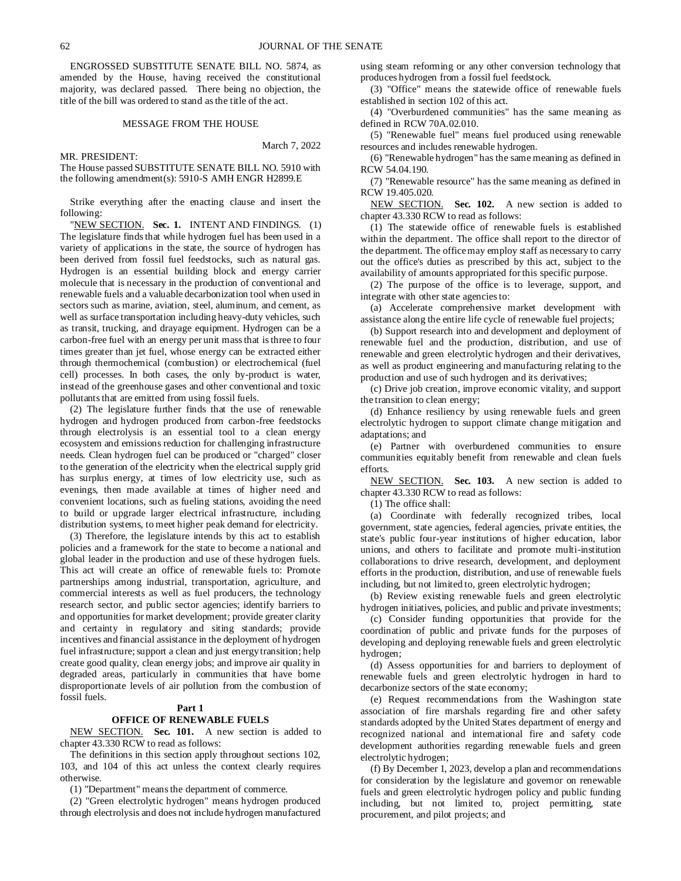ENGROSSED SUBSTITUTE SENATE BILL NO. 5874, as amended by the House, having received the constitutional majority, was declared passed. There being no objection, the title of the bill was ordered to stand as the title of the act.

MESSAGE FROM THE HOUSE

March 7, 2022

MR. PRESIDENT:

The House passed SUBSTITUTE SENATE BILL NO. 5910 with the following amendment(s): 5910-S AMH ENGR H2899.E

Strike everything after the enacting clause and insert the following:

"NEW SECTION. **Sec. 1.** INTENT AND FINDINGS. (1) The legislature finds that while hydrogen fuel has been used in a variety of applications in the state, the source of hydrogen has been derived from fossil fuel feedstocks, such as natural gas. Hydrogen is an essential building block and energy carrier molecule that is necessary in the production of conventional and renewable fuels and a valuable decarbonization tool when used in sectors such as marine, aviation, steel, aluminum, and cement, as well as surface transportation including heavy-duty vehicles, such as transit, trucking, and drayage equipment. Hydrogen can be a carbon-free fuel with an energy per unit mass that is three to four times greater than jet fuel, whose energy can be extracted either through thermochemical (combustion) or electrochemical (fuel cell) processes. In both cases, the only by-product is water, instead of the greenhouse gases and other conventional and toxic pollutants that are emitted from using fossil fuels.

(2) The legislature further finds that the use of renewable hydrogen and hydrogen produced from carbon-free feedstocks through electrolysis is an essential tool to a clean energy ecosystem and emissions reduction for challenging infrastructure needs. Clean hydrogen fuel can be produced or "charged" closer to the generation of the electricity when the electrical supply grid has surplus energy, at times of low electricity use, such as evenings, then made available at times of higher need and convenient locations, such as fueling stations, avoiding the need to build or upgrade larger electrical infrastructure, including distribution systems, to meet higher peak demand for electricity.

(3) Therefore, the legislature intends by this act to establish policies and a framework for the state to become a national and global leader in the production and use of these hydrogen fuels. This act will create an office of renewable fuels to: Promote partnerships among industrial, transportation, agriculture, and commercial interests as well as fuel producers, the technology research sector, and public sector agencies; identify barriers to and opportunities for market development; provide greater clarity and certainty in regulatory and siting standards; provide incentives and financial assistance in the deployment of hydrogen fuel infrastructure; support a clean and just energy transition; help create good quality, clean energy jobs; and improve air quality in degraded areas, particularly in communities that have borne disproportionate levels of air pollution from the combustion of fossil fuels.

**Part 1**

**OFFICE OF RENEWABLE FUELS**

NEW SECTION. **Sec. 101.** A new section is added to chapter 43.330 RCW to read as follows:

The definitions in this section apply throughout sections 102, 103, and 104 of this act unless the context clearly requires otherwise.

(1) "Department" means the department of commerce.

(2) "Green electrolytic hydrogen" means hydrogen produced through electrolysis and does not include hydrogen manufactured using steam reforming or any other conversion technology that produces hydrogen from a fossil fuel feedstock.

(3) "Office" means the statewide office of renewable fuels established in section 102 of this act.

(4) "Overburdened communities" has the same meaning as defined in RCW 70A.02.010.

(5) "Renewable fuel" means fuel produced using renewable resources and includes renewable hydrogen.

(6) "Renewable hydrogen" has the same meaning as defined in RCW 54.04.190.

(7) "Renewable resource" has the same meaning as defined in RCW 19.405.020.

NEW SECTION. **Sec. 102.** A new section is added to chapter 43.330 RCW to read as follows:

(1) The statewide office of renewable fuels is established within the department. The office shall report to the director of the department. The office may employ staff as necessary to carry out the office's duties as prescribed by this act, subject to the availability of amounts appropriated for this specific purpose.

(2) The purpose of the office is to leverage, support, and integrate with other state agencies to:

(a) Accelerate comprehensive market development with assistance along the entire life cycle of renewable fuel projects;

(b) Support research into and development and deployment of renewable fuel and the production, distribution, and use of renewable and green electrolytic hydrogen and their derivatives, as well as product engineering and manufacturing relating to the production and use of such hydrogen and its derivatives;

(c) Drive job creation, improve economic vitality, and support the transition to clean energy;

(d) Enhance resiliency by using renewable fuels and green electrolytic hydrogen to support climate change mitigation and adaptations; and

(e) Partner with overburdened communities to ensure communities equitably benefit from renewable and clean fuels efforts.

NEW SECTION. **Sec. 103.** A new section is added to chapter 43.330 RCW to read as follows:

(1) The office shall:

(a) Coordinate with federally recognized tribes, local government, state agencies, federal agencies, private entities, the state's public four-year institutions of higher education, labor unions, and others to facilitate and promote multi-institution collaborations to drive research, development, and deployment efforts in the production, distribution, and use of renewable fuels including, but not limited to, green electrolytic hydrogen;

(b) Review existing renewable fuels and green electrolytic hydrogen initiatives, policies, and public and private investments;

(c) Consider funding opportunities that provide for the coordination of public and private funds for the purposes of developing and deploying renewable fuels and green electrolytic hydrogen;

(d) Assess opportunities for and barriers to deployment of renewable fuels and green electrolytic hydrogen in hard to decarbonize sectors of the state economy;

(e) Request recommendations from the Washington state association of fire marshals regarding fire and other safety standards adopted by the United States department of energy and recognized national and international fire and safety code development authorities regarding renewable fuels and green electrolytic hydrogen;

(f) By December 1, 2023, develop a plan and recommendations for consideration by the legislature and governor on renewable fuels and green electrolytic hydrogen policy and public funding including, but not limited to, project permitting, state procurement, and pilot projects; and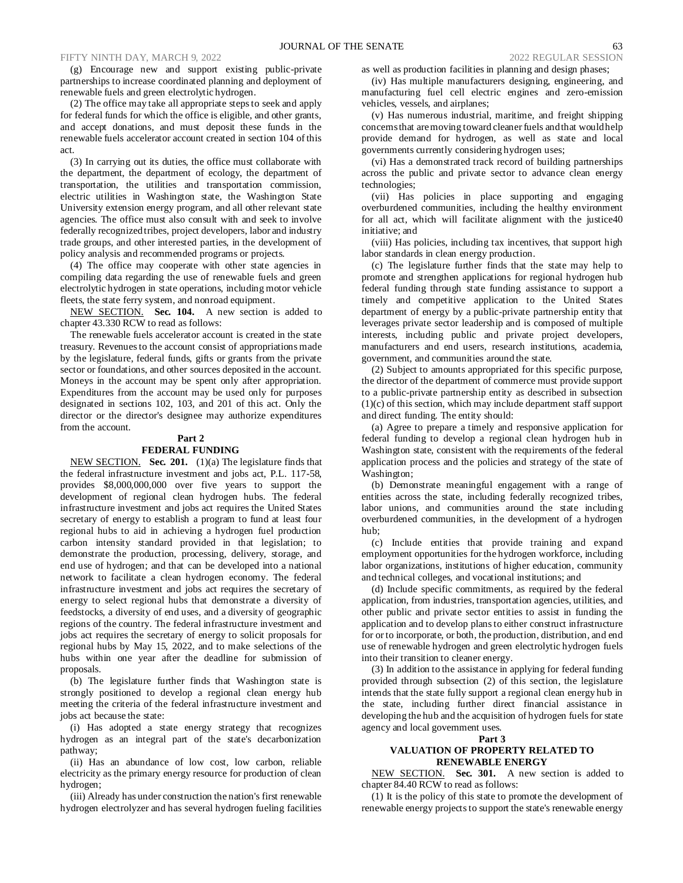(g) Encourage new and support existing public-private partnerships to increase coordinated planning and deployment of renewable fuels and green electrolytic hydrogen.

(2) The office may take all appropriate steps to seek and apply for federal funds for which the office is eligible, and other grants, and accept donations, and must deposit these funds in the renewable fuels accelerator account created in section 104 of this act.

(3) In carrying out its duties, the office must collaborate with the department, the department of ecology, the department of transportation, the utilities and transportation commission, electric utilities in Washington state, the Washington State University extension energy program, and all other relevant state agencies. The office must also consult with and seek to involve federally recognized tribes, project developers, labor and industry trade groups, and other interested parties, in the development of policy analysis and recommended programs or projects.

(4) The office may cooperate with other state agencies in compiling data regarding the use of renewable fuels and green electrolytic hydrogen in state operations, including motor vehicle fleets, the state ferry system, and nonroad equipment.

NEW SECTION. **Sec. 104.** A new section is added to chapter 43.330 RCW to read as follows:

The renewable fuels accelerator account is created in the state treasury. Revenues to the account consist of appropriations made by the legislature, federal funds, gifts or grants from the private sector or foundations, and other sources deposited in the account. Moneys in the account may be spent only after appropriation. Expenditures from the account may be used only for purposes designated in sections 102, 103, and 201 of this act. Only the director or the director's designee may authorize expenditures from the account.

**Part 2**
**FEDERAL FUNDING**

NEW SECTION. **Sec. 201.** (1)(a) The legislature finds that the federal infrastructure investment and jobs act, P.L. 117-58, provides $8,000,000,000 over five years to support the development of regional clean hydrogen hubs. The federal infrastructure investment and jobs act requires the United States secretary of energy to establish a program to fund at least four regional hubs to aid in achieving a hydrogen fuel production carbon intensity standard provided in that legislation; to demonstrate the production, processing, delivery, storage, and end use of hydrogen; and that can be developed into a national network to facilitate a clean hydrogen economy. The federal infrastructure investment and jobs act requires the secretary of energy to select regional hubs that demonstrate a diversity of feedstocks, a diversity of end uses, and a diversity of geographic regions of the country. The federal infrastructure investment and jobs act requires the secretary of energy to solicit proposals for regional hubs by May 15, 2022, and to make selections of the hubs within one year after the deadline for submission of proposals.

(b) The legislature further finds that Washington state is strongly positioned to develop a regional clean energy hub meeting the criteria of the federal infrastructure investment and jobs act because the state:

(i) Has adopted a state energy strategy that recognizes hydrogen as an integral part of the state's decarbonization pathway;

(ii) Has an abundance of low cost, low carbon, reliable electricity as the primary energy resource for production of clean hydrogen;

(iii) Already has under construction the nation's first renewable hydrogen electrolyzer and has several hydrogen fueling facilities as well as production facilities in planning and design phases;

(iv) Has multiple manufacturers designing, engineering, and manufacturing fuel cell electric engines and zero-emission vehicles, vessels, and airplanes;

(v) Has numerous industrial, maritime, and freight shipping concerns that are moving toward cleaner fuels and that would help provide demand for hydrogen, as well as state and local governments currently considering hydrogen uses;

(vi) Has a demonstrated track record of building partnerships across the public and private sector to advance clean energy technologies;

(vii) Has policies in place supporting and engaging overburdened communities, including the healthy environment for all act, which will facilitate alignment with the justice40 initiative; and

(viii) Has policies, including tax incentives, that support high labor standards in clean energy production.

(c) The legislature further finds that the state may help to promote and strengthen applications for regional hydrogen hub federal funding through state funding assistance to support a timely and competitive application to the United States department of energy by a public-private partnership entity that leverages private sector leadership and is composed of multiple interests, including public and private project developers, manufacturers and end users, research institutions, academia, government, and communities around the state.

(2) Subject to amounts appropriated for this specific purpose, the director of the department of commerce must provide support to a public-private partnership entity as described in subsection (1)(c) of this section, which may include department staff support and direct funding. The entity should:

(a) Agree to prepare a timely and responsive application for federal funding to develop a regional clean hydrogen hub in Washington state, consistent with the requirements of the federal application process and the policies and strategy of the state of Washington;

(b) Demonstrate meaningful engagement with a range of entities across the state, including federally recognized tribes, labor unions, and communities around the state including overburdened communities, in the development of a hydrogen hub;

(c) Include entities that provide training and expand employment opportunities for the hydrogen workforce, including labor organizations, institutions of higher education, community and technical colleges, and vocational institutions; and

(d) Include specific commitments, as required by the federal application, from industries, transportation agencies, utilities, and other public and private sector entities to assist in funding the application and to develop plans to either construct infrastructure for or to incorporate, or both, the production, distribution, and end use of renewable hydrogen and green electrolytic hydrogen fuels into their transition to cleaner energy.

(3) In addition to the assistance in applying for federal funding provided through subsection (2) of this section, the legislature intends that the state fully support a regional clean energy hub in the state, including further direct financial assistance in developing the hub and the acquisition of hydrogen fuels for state agency and local government uses.

**Part 3**
**VALUATION OF PROPERTY RELATED TO RENEWABLE ENERGY**

NEW SECTION. **Sec. 301.** A new section is added to chapter 84.40 RCW to read as follows:

(1) It is the policy of this state to promote the development of renewable energy projects to support the state's renewable energy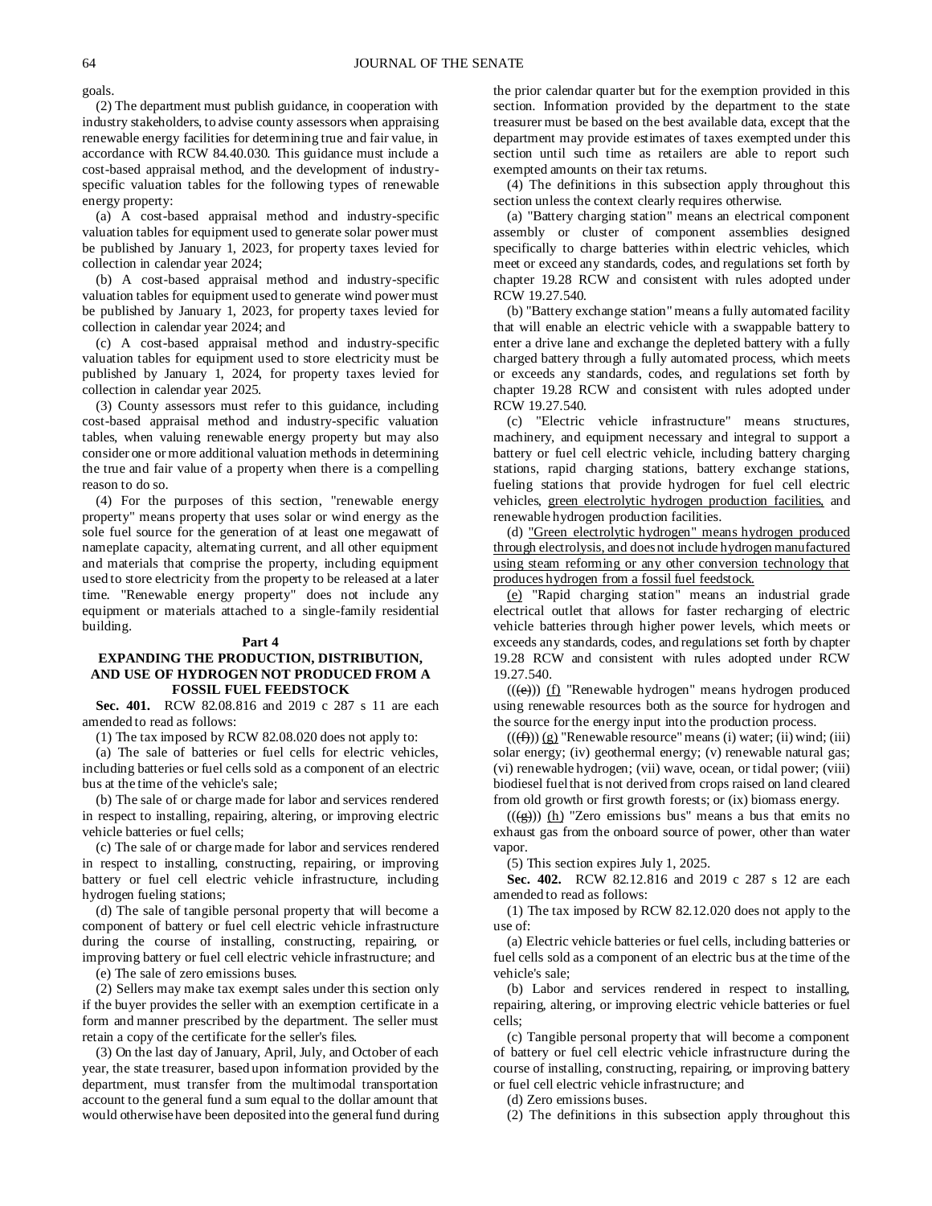goals.

(2) The department must publish guidance, in cooperation with industry stakeholders, to advise county assessors when appraising renewable energy facilities for determining true and fair value, in accordance with RCW 84.40.030. This guidance must include a cost-based appraisal method, and the development of industry-specific valuation tables for the following types of renewable energy property:

(a) A cost-based appraisal method and industry-specific valuation tables for equipment used to generate solar power must be published by January 1, 2023, for property taxes levied for collection in calendar year 2024;

(b) A cost-based appraisal method and industry-specific valuation tables for equipment used to generate wind power must be published by January 1, 2023, for property taxes levied for collection in calendar year 2024; and

(c) A cost-based appraisal method and industry-specific valuation tables for equipment used to store electricity must be published by January 1, 2024, for property taxes levied for collection in calendar year 2025.

(3) County assessors must refer to this guidance, including cost-based appraisal method and industry-specific valuation tables, when valuing renewable energy property but may also consider one or more additional valuation methods in determining the true and fair value of a property when there is a compelling reason to do so.

(4) For the purposes of this section, "renewable energy property" means property that uses solar or wind energy as the sole fuel source for the generation of at least one megawatt of nameplate capacity, alternating current, and all other equipment and materials that comprise the property, including equipment used to store electricity from the property to be released at a later time. "Renewable energy property" does not include any equipment or materials attached to a single-family residential building.

**Part 4**

**EXPANDING THE PRODUCTION, DISTRIBUTION, AND USE OF HYDROGEN NOT PRODUCED FROM A FOSSIL FUEL FEEDSTOCK**

**Sec. 401.** RCW 82.08.816 and 2019 c 287 s 11 are each amended to read as follows:

(1) The tax imposed by RCW 82.08.020 does not apply to:

(a) The sale of batteries or fuel cells for electric vehicles, including batteries or fuel cells sold as a component of an electric bus at the time of the vehicle's sale;

(b) The sale of or charge made for labor and services rendered in respect to installing, repairing, altering, or improving electric vehicle batteries or fuel cells;

(c) The sale of or charge made for labor and services rendered in respect to installing, constructing, repairing, or improving battery or fuel cell electric vehicle infrastructure, including hydrogen fueling stations;

(d) The sale of tangible personal property that will become a component of battery or fuel cell electric vehicle infrastructure during the course of installing, constructing, repairing, or improving battery or fuel cell electric vehicle infrastructure; and

(e) The sale of zero emissions buses.

(2) Sellers may make tax exempt sales under this section only if the buyer provides the seller with an exemption certificate in a form and manner prescribed by the department. The seller must retain a copy of the certificate for the seller's files.

(3) On the last day of January, April, July, and October of each year, the state treasurer, based upon information provided by the department, must transfer from the multimodal transportation account to the general fund a sum equal to the dollar amount that would otherwise have been deposited into the general fund during the prior calendar quarter but for the exemption provided in this section. Information provided by the department to the state treasurer must be based on the best available data, except that the department may provide estimates of taxes exempted under this section until such time as retailers are able to report such exempted amounts on their tax returns.

(4) The definitions in this subsection apply throughout this section unless the context clearly requires otherwise.

(a) "Battery charging station" means an electrical component assembly or cluster of component assemblies designed specifically to charge batteries within electric vehicles, which meet or exceed any standards, codes, and regulations set forth by chapter 19.28 RCW and consistent with rules adopted under RCW 19.27.540.

(b) "Battery exchange station" means a fully automated facility that will enable an electric vehicle with a swappable battery to enter a drive lane and exchange the depleted battery with a fully charged battery through a fully automated process, which meets or exceeds any standards, codes, and regulations set forth by chapter 19.28 RCW and consistent with rules adopted under RCW 19.27.540.

(c) "Electric vehicle infrastructure" means structures, machinery, and equipment necessary and integral to support a battery or fuel cell electric vehicle, including battery charging stations, rapid charging stations, battery exchange stations, fueling stations that provide hydrogen for fuel cell electric vehicles, <u>green electrolytic hydrogen production facilities,</u> and renewable hydrogen production facilities.

(d) <u>"Green electrolytic hydrogen" means hydrogen produced through electrolysis, and does not include hydrogen manufactured using steam reforming or any other conversion technology that produces hydrogen from a fossil fuel feedstock.</u>

<u>(e)</u> "Rapid charging station" means an industrial grade electrical outlet that allows for faster recharging of electric vehicle batteries through higher power levels, which meets or exceeds any standards, codes, and regulations set forth by chapter 19.28 RCW and consistent with rules adopted under RCW 19.27.540.

((~~(e)~~)) <u>(f)</u> "Renewable hydrogen" means hydrogen produced using renewable resources both as the source for hydrogen and the source for the energy input into the production process.

((~~(f)~~)) <u>(g)</u> "Renewable resource" means (i) water; (ii) wind; (iii) solar energy; (iv) geothermal energy; (v) renewable natural gas; (vi) renewable hydrogen; (vii) wave, ocean, or tidal power; (viii) biodiesel fuel that is not derived from crops raised on land cleared from old growth or first growth forests; or (ix) biomass energy.

((~~(g)~~)) <u>(h)</u> "Zero emissions bus" means a bus that emits no exhaust gas from the onboard source of power, other than water vapor.

(5) This section expires July 1, 2025.

**Sec. 402.** RCW 82.12.816 and 2019 c 287 s 12 are each amended to read as follows:

(1) The tax imposed by RCW 82.12.020 does not apply to the use of:

(a) Electric vehicle batteries or fuel cells, including batteries or fuel cells sold as a component of an electric bus at the time of the vehicle's sale;

(b) Labor and services rendered in respect to installing, repairing, altering, or improving electric vehicle batteries or fuel cells;

(c) Tangible personal property that will become a component of battery or fuel cell electric vehicle infrastructure during the course of installing, constructing, repairing, or improving battery or fuel cell electric vehicle infrastructure; and

(d) Zero emissions buses.

(2) The definitions in this subsection apply throughout this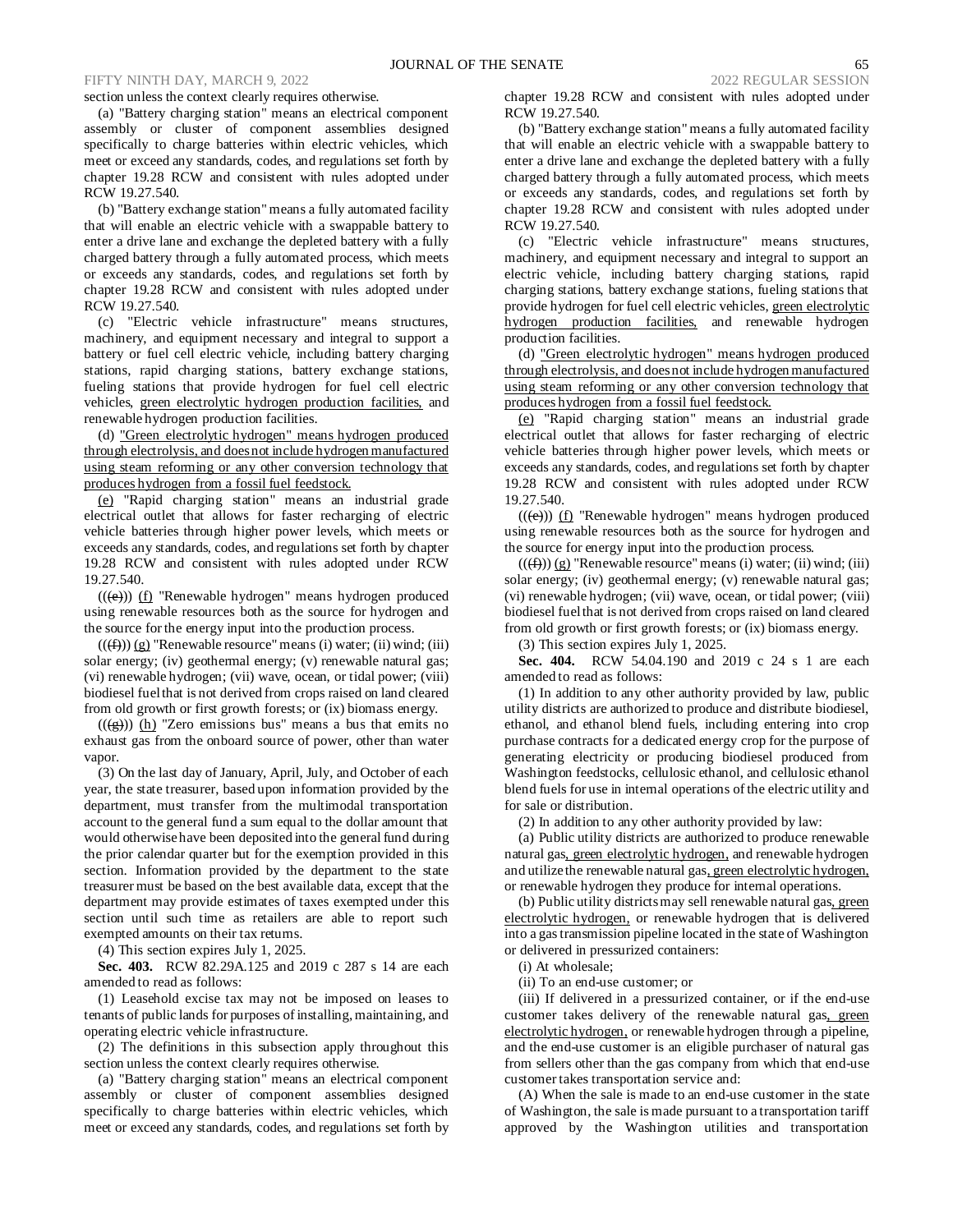section unless the context clearly requires otherwise.

(a) "Battery charging station" means an electrical component assembly or cluster of component assemblies designed specifically to charge batteries within electric vehicles, which meet or exceed any standards, codes, and regulations set forth by chapter 19.28 RCW and consistent with rules adopted under RCW 19.27.540.

(b) "Battery exchange station" means a fully automated facility that will enable an electric vehicle with a swappable battery to enter a drive lane and exchange the depleted battery with a fully charged battery through a fully automated process, which meets or exceeds any standards, codes, and regulations set forth by chapter 19.28 RCW and consistent with rules adopted under RCW 19.27.540.

(c) "Electric vehicle infrastructure" means structures, machinery, and equipment necessary and integral to support a battery or fuel cell electric vehicle, including battery charging stations, rapid charging stations, battery exchange stations, fueling stations that provide hydrogen for fuel cell electric vehicles, green electrolytic hydrogen production facilities, and renewable hydrogen production facilities.

(d) "Green electrolytic hydrogen" means hydrogen produced through electrolysis, and does not include hydrogen manufactured using steam reforming or any other conversion technology that produces hydrogen from a fossil fuel feedstock.

(e) "Rapid charging station" means an industrial grade electrical outlet that allows for faster recharging of electric vehicle batteries through higher power levels, which meets or exceeds any standards, codes, and regulations set forth by chapter 19.28 RCW and consistent with rules adopted under RCW 19.27.540.

(((e))) (f) "Renewable hydrogen" means hydrogen produced using renewable resources both as the source for hydrogen and the source for the energy input into the production process.

(((f))) (g) "Renewable resource" means (i) water; (ii) wind; (iii) solar energy; (iv) geothermal energy; (v) renewable natural gas; (vi) renewable hydrogen; (vii) wave, ocean, or tidal power; (viii) biodiesel fuel that is not derived from crops raised on land cleared from old growth or first growth forests; or (ix) biomass energy.

(((g))) (h) "Zero emissions bus" means a bus that emits no exhaust gas from the onboard source of power, other than water vapor.

(3) On the last day of January, April, July, and October of each year, the state treasurer, based upon information provided by the department, must transfer from the multimodal transportation account to the general fund a sum equal to the dollar amount that would otherwise have been deposited into the general fund during the prior calendar quarter but for the exemption provided in this section. Information provided by the department to the state treasurer must be based on the best available data, except that the department may provide estimates of taxes exempted under this section until such time as retailers are able to report such exempted amounts on their tax returns.

(4) This section expires July 1, 2025.

**Sec. 403.** RCW 82.29A.125 and 2019 c 287 s 14 are each amended to read as follows:

(1) Leasehold excise tax may not be imposed on leases to tenants of public lands for purposes of installing, maintaining, and operating electric vehicle infrastructure.

(2) The definitions in this subsection apply throughout this section unless the context clearly requires otherwise.

(a) "Battery charging station" means an electrical component assembly or cluster of component assemblies designed specifically to charge batteries within electric vehicles, which meet or exceed any standards, codes, and regulations set forth by chapter 19.28 RCW and consistent with rules adopted under RCW 19.27.540.

(b) "Battery exchange station" means a fully automated facility that will enable an electric vehicle with a swappable battery to enter a drive lane and exchange the depleted battery with a fully charged battery through a fully automated process, which meets or exceeds any standards, codes, and regulations set forth by chapter 19.28 RCW and consistent with rules adopted under RCW 19.27.540.

(c) "Electric vehicle infrastructure" means structures, machinery, and equipment necessary and integral to support an electric vehicle, including battery charging stations, rapid charging stations, battery exchange stations, fueling stations that provide hydrogen for fuel cell electric vehicles, green electrolytic hydrogen production facilities, and renewable hydrogen production facilities.

(d) "Green electrolytic hydrogen" means hydrogen produced through electrolysis, and does not include hydrogen manufactured using steam reforming or any other conversion technology that produces hydrogen from a fossil fuel feedstock.

(e) "Rapid charging station" means an industrial grade electrical outlet that allows for faster recharging of electric vehicle batteries through higher power levels, which meets or exceeds any standards, codes, and regulations set forth by chapter 19.28 RCW and consistent with rules adopted under RCW 19.27.540.

(((e))) (f) "Renewable hydrogen" means hydrogen produced using renewable resources both as the source for hydrogen and the source for energy input into the production process.

(((f))) (g) "Renewable resource" means (i) water; (ii) wind; (iii) solar energy; (iv) geothermal energy; (v) renewable natural gas; (vi) renewable hydrogen; (vii) wave, ocean, or tidal power; (viii) biodiesel fuel that is not derived from crops raised on land cleared from old growth or first growth forests; or (ix) biomass energy.

(3) This section expires July 1, 2025.

**Sec. 404.** RCW 54.04.190 and 2019 c 24 s 1 are each amended to read as follows:

(1) In addition to any other authority provided by law, public utility districts are authorized to produce and distribute biodiesel, ethanol, and ethanol blend fuels, including entering into crop purchase contracts for a dedicated energy crop for the purpose of generating electricity or producing biodiesel produced from Washington feedstocks, cellulosic ethanol, and cellulosic ethanol blend fuels for use in internal operations of the electric utility and for sale or distribution.

(2) In addition to any other authority provided by law:

(a) Public utility districts are authorized to produce renewable natural gas, green electrolytic hydrogen, and renewable hydrogen and utilize the renewable natural gas, green electrolytic hydrogen, or renewable hydrogen they produce for internal operations.

(b) Public utility districts may sell renewable natural gas, green electrolytic hydrogen, or renewable hydrogen that is delivered into a gas transmission pipeline located in the state of Washington or delivered in pressurized containers:

(i) At wholesale;

(ii) To an end-use customer; or

(iii) If delivered in a pressurized container, or if the end-use customer takes delivery of the renewable natural gas, green electrolytic hydrogen, or renewable hydrogen through a pipeline, and the end-use customer is an eligible purchaser of natural gas from sellers other than the gas company from which that end-use customer takes transportation service and:

(A) When the sale is made to an end-use customer in the state of Washington, the sale is made pursuant to a transportation tariff approved by the Washington utilities and transportation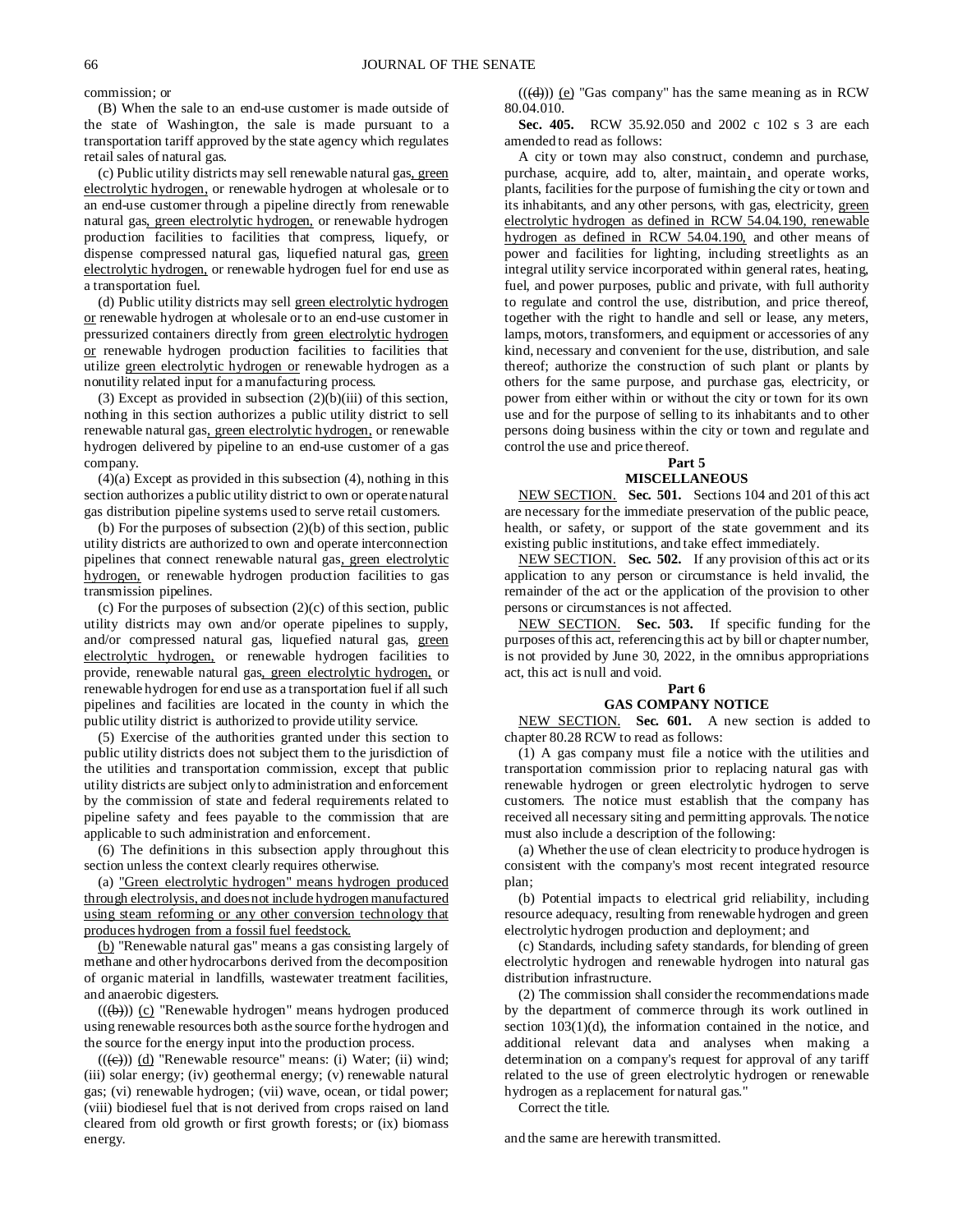commission; or

(B) When the sale to an end-use customer is made outside of the state of Washington, the sale is made pursuant to a transportation tariff approved by the state agency which regulates retail sales of natural gas.

(c) Public utility districts may sell renewable natural gas, green electrolytic hydrogen, or renewable hydrogen at wholesale or to an end-use customer through a pipeline directly from renewable natural gas, green electrolytic hydrogen, or renewable hydrogen production facilities to facilities that compress, liquefy, or dispense compressed natural gas, liquefied natural gas, green electrolytic hydrogen, or renewable hydrogen fuel for end use as a transportation fuel.

(d) Public utility districts may sell green electrolytic hydrogen or renewable hydrogen at wholesale or to an end-use customer in pressurized containers directly from green electrolytic hydrogen or renewable hydrogen production facilities to facilities that utilize green electrolytic hydrogen or renewable hydrogen as a nonutility related input for a manufacturing process.

(3) Except as provided in subsection (2)(b)(iii) of this section, nothing in this section authorizes a public utility district to sell renewable natural gas, green electrolytic hydrogen, or renewable hydrogen delivered by pipeline to an end-use customer of a gas company.

(4)(a) Except as provided in this subsection (4), nothing in this section authorizes a public utility district to own or operate natural gas distribution pipeline systems used to serve retail customers.

(b) For the purposes of subsection (2)(b) of this section, public utility districts are authorized to own and operate interconnection pipelines that connect renewable natural gas, green electrolytic hydrogen, or renewable hydrogen production facilities to gas transmission pipelines.

(c) For the purposes of subsection (2)(c) of this section, public utility districts may own and/or operate pipelines to supply, and/or compressed natural gas, liquefied natural gas, green electrolytic hydrogen, or renewable hydrogen facilities to provide, renewable natural gas, green electrolytic hydrogen, or renewable hydrogen for end use as a transportation fuel if all such pipelines and facilities are located in the county in which the public utility district is authorized to provide utility service.

(5) Exercise of the authorities granted under this section to public utility districts does not subject them to the jurisdiction of the utilities and transportation commission, except that public utility districts are subject only to administration and enforcement by the commission of state and federal requirements related to pipeline safety and fees payable to the commission that are applicable to such administration and enforcement.

(6) The definitions in this subsection apply throughout this section unless the context clearly requires otherwise.

(a) "Green electrolytic hydrogen" means hydrogen produced through electrolysis, and does not include hydrogen manufactured using steam reforming or any other conversion technology that produces hydrogen from a fossil fuel feedstock.

(b) "Renewable natural gas" means a gas consisting largely of methane and other hydrocarbons derived from the decomposition of organic material in landfills, wastewater treatment facilities, and anaerobic digesters.

(((b))) (c) "Renewable hydrogen" means hydrogen produced using renewable resources both as the source for the hydrogen and the source for the energy input into the production process.

(((c))) (d) "Renewable resource" means: (i) Water; (ii) wind; (iii) solar energy; (iv) geothermal energy; (v) renewable natural gas; (vi) renewable hydrogen; (vii) wave, ocean, or tidal power; (viii) biodiesel fuel that is not derived from crops raised on land cleared from old growth or first growth forests; or (ix) biomass energy.

(((d))) (e) "Gas company" has the same meaning as in RCW 80.04.010.

**Sec. 405.** RCW 35.92.050 and 2002 c 102 s 3 are each amended to read as follows:

A city or town may also construct, condemn and purchase, purchase, acquire, add to, alter, maintain, and operate works, plants, facilities for the purpose of furnishing the city or town and its inhabitants, and any other persons, with gas, electricity, green electrolytic hydrogen as defined in RCW 54.04.190, renewable hydrogen as defined in RCW 54.04.190, and other means of power and facilities for lighting, including streetlights as an integral utility service incorporated within general rates, heating, fuel, and power purposes, public and private, with full authority to regulate and control the use, distribution, and price thereof, together with the right to handle and sell or lease, any meters, lamps, motors, transformers, and equipment or accessories of any kind, necessary and convenient for the use, distribution, and sale thereof; authorize the construction of such plant or plants by others for the same purpose, and purchase gas, electricity, or power from either within or without the city or town for its own use and for the purpose of selling to its inhabitants and to other persons doing business within the city or town and regulate and control the use and price thereof.

## Part 5
## MISCELLANEOUS

NEW SECTION. **Sec. 501.** Sections 104 and 201 of this act are necessary for the immediate preservation of the public peace, health, or safety, or support of the state government and its existing public institutions, and take effect immediately.

NEW SECTION. **Sec. 502.** If any provision of this act or its application to any person or circumstance is held invalid, the remainder of the act or the application of the provision to other persons or circumstances is not affected.

NEW SECTION. **Sec. 503.** If specific funding for the purposes of this act, referencing this act by bill or chapter number, is not provided by June 30, 2022, in the omnibus appropriations act, this act is null and void.

## Part 6
## GAS COMPANY NOTICE

NEW SECTION. **Sec. 601.** A new section is added to chapter 80.28 RCW to read as follows:

(1) A gas company must file a notice with the utilities and transportation commission prior to replacing natural gas with renewable hydrogen or green electrolytic hydrogen to serve customers. The notice must establish that the company has received all necessary siting and permitting approvals. The notice must also include a description of the following:

(a) Whether the use of clean electricity to produce hydrogen is consistent with the company's most recent integrated resource plan;

(b) Potential impacts to electrical grid reliability, including resource adequacy, resulting from renewable hydrogen and green electrolytic hydrogen production and deployment; and

(c) Standards, including safety standards, for blending of green electrolytic hydrogen and renewable hydrogen into natural gas distribution infrastructure.

(2) The commission shall consider the recommendations made by the department of commerce through its work outlined in section 103(1)(d), the information contained in the notice, and additional relevant data and analyses when making a determination on a company's request for approval of any tariff related to the use of green electrolytic hydrogen or renewable hydrogen as a replacement for natural gas."

Correct the title.

and the same are herewith transmitted.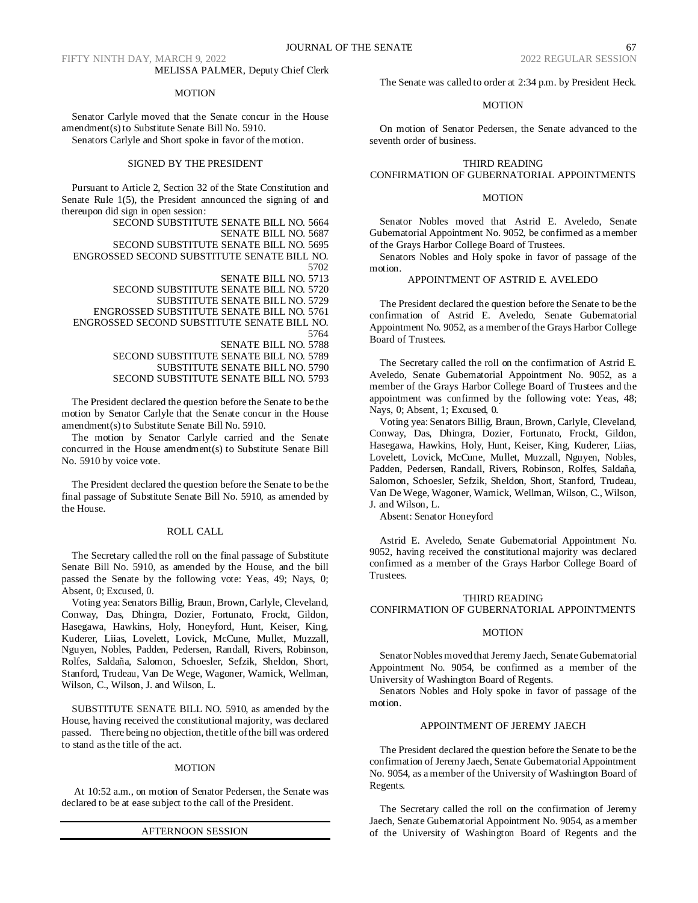MELISSA PALMER, Deputy Chief Clerk

MOTION

Senator Carlyle moved that the Senate concur in the House amendment(s) to Substitute Senate Bill No. 5910.

Senators Carlyle and Short spoke in favor of the motion.

SIGNED BY THE PRESIDENT

Pursuant to Article 2, Section 32 of the State Constitution and Senate Rule 1(5), the President announced the signing of and thereupon did sign in open session:

SECOND SUBSTITUTE SENATE BILL NO. 5664
SENATE BILL NO. 5687
SECOND SUBSTITUTE SENATE BILL NO. 5695
ENGROSSED SECOND SUBSTITUTE SENATE BILL NO. 5702
SENATE BILL NO. 5713
SECOND SUBSTITUTE SENATE BILL NO. 5720
SUBSTITUTE SENATE BILL NO. 5729
ENGROSSED SUBSTITUTE SENATE BILL NO. 5761
ENGROSSED SECOND SUBSTITUTE SENATE BILL NO. 5764
SENATE BILL NO. 5788
SECOND SUBSTITUTE SENATE BILL NO. 5789
SUBSTITUTE SENATE BILL NO. 5790
SECOND SUBSTITUTE SENATE BILL NO. 5793

The President declared the question before the Senate to be the motion by Senator Carlyle that the Senate concur in the House amendment(s) to Substitute Senate Bill No. 5910.

The motion by Senator Carlyle carried and the Senate concurred in the House amendment(s) to Substitute Senate Bill No. 5910 by voice vote.

The President declared the question before the Senate to be the final passage of Substitute Senate Bill No. 5910, as amended by the House.

ROLL CALL

The Secretary called the roll on the final passage of Substitute Senate Bill No. 5910, as amended by the House, and the bill passed the Senate by the following vote: Yeas, 49; Nays, 0; Absent, 0; Excused, 0.

Voting yea: Senators Billig, Braun, Brown, Carlyle, Cleveland, Conway, Das, Dhingra, Dozier, Fortunato, Frockt, Gildon, Hasegawa, Hawkins, Holy, Honeyford, Hunt, Keiser, King, Kuderer, Liias, Lovelett, Lovick, McCune, Mullet, Muzzall, Nguyen, Nobles, Padden, Pedersen, Randall, Rivers, Robinson, Rolfes, Saldaña, Salomon, Schoesler, Sefzik, Sheldon, Short, Stanford, Trudeau, Van De Wege, Wagoner, Warnick, Wellman, Wilson, C., Wilson, J. and Wilson, L.

SUBSTITUTE SENATE BILL NO. 5910, as amended by the House, having received the constitutional majority, was declared passed. There being no objection, the title of the bill was ordered to stand as the title of the act.

MOTION

At 10:52 a.m., on motion of Senator Pedersen, the Senate was declared to be at ease subject to the call of the President.

AFTERNOON SESSION

The Senate was called to order at 2:34 p.m. by President Heck.

MOTION

On motion of Senator Pedersen, the Senate advanced to the seventh order of business.

THIRD READING
CONFIRMATION OF GUBERNATORIAL APPOINTMENTS

MOTION

Senator Nobles moved that Astrid E. Aveledo, Senate Gubernatorial Appointment No. 9052, be confirmed as a member of the Grays Harbor College Board of Trustees.

Senators Nobles and Holy spoke in favor of passage of the motion.

APPOINTMENT OF ASTRID E. AVELEDO

The President declared the question before the Senate to be the confirmation of Astrid E. Aveledo, Senate Gubernatorial Appointment No. 9052, as a member of the Grays Harbor College Board of Trustees.

The Secretary called the roll on the confirmation of Astrid E. Aveledo, Senate Gubernatorial Appointment No. 9052, as a member of the Grays Harbor College Board of Trustees and the appointment was confirmed by the following vote: Yeas, 48; Nays, 0; Absent, 1; Excused, 0.

Voting yea: Senators Billig, Braun, Brown, Carlyle, Cleveland, Conway, Das, Dhingra, Dozier, Fortunato, Frockt, Gildon, Hasegawa, Hawkins, Holy, Hunt, Keiser, King, Kuderer, Liias, Lovelett, Lovick, McCune, Mullet, Muzzall, Nguyen, Nobles, Padden, Pedersen, Randall, Rivers, Robinson, Rolfes, Saldaña, Salomon, Schoesler, Sefzik, Sheldon, Short, Stanford, Trudeau, Van De Wege, Wagoner, Warnick, Wellman, Wilson, C., Wilson, J. and Wilson, L.

Absent: Senator Honeyford

Astrid E. Aveledo, Senate Gubernatorial Appointment No. 9052, having received the constitutional majority was declared confirmed as a member of the Grays Harbor College Board of Trustees.

THIRD READING
CONFIRMATION OF GUBERNATORIAL APPOINTMENTS

MOTION

Senator Nobles moved that Jeremy Jaech, Senate Gubernatorial Appointment No. 9054, be confirmed as a member of the University of Washington Board of Regents.

Senators Nobles and Holy spoke in favor of passage of the motion.

APPOINTMENT OF JEREMY JAECH

The President declared the question before the Senate to be the confirmation of Jeremy Jaech, Senate Gubernatorial Appointment No. 9054, as a member of the University of Washington Board of Regents.

The Secretary called the roll on the confirmation of Jeremy Jaech, Senate Gubernatorial Appointment No. 9054, as a member of the University of Washington Board of Regents and the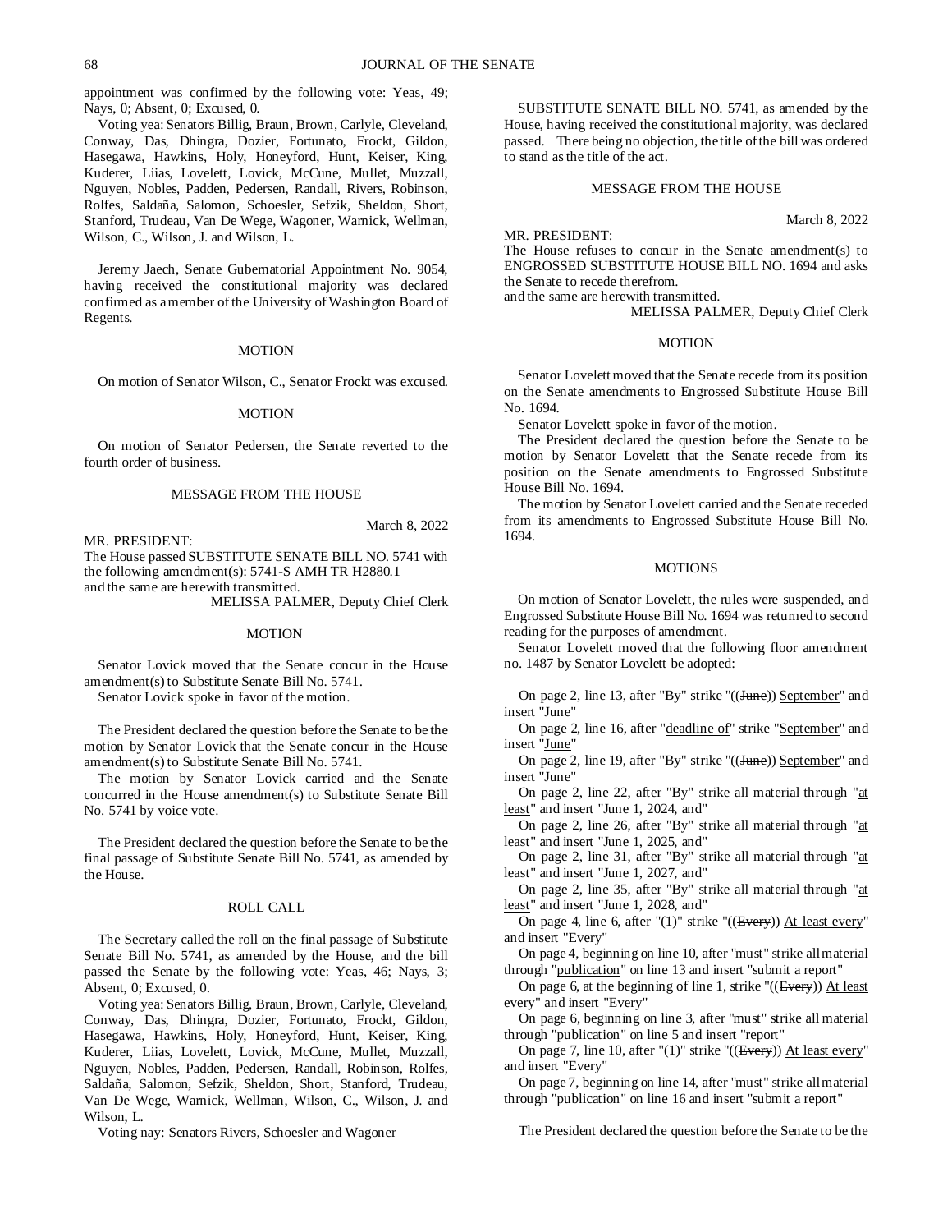appointment was confirmed by the following vote: Yeas, 49; Nays, 0; Absent, 0; Excused, 0.

Voting yea: Senators Billig, Braun, Brown, Carlyle, Cleveland, Conway, Das, Dhingra, Dozier, Fortunato, Frockt, Gildon, Hasegawa, Hawkins, Holy, Honeyford, Hunt, Keiser, King, Kuderer, Liias, Lovelett, Lovick, McCune, Mullet, Muzzall, Nguyen, Nobles, Padden, Pedersen, Randall, Rivers, Robinson, Rolfes, Saldaña, Salomon, Schoesler, Sefzik, Sheldon, Short, Stanford, Trudeau, Van De Wege, Wagoner, Warnick, Wellman, Wilson, C., Wilson, J. and Wilson, L.

Jeremy Jaech, Senate Gubernatorial Appointment No. 9054, having received the constitutional majority was declared confirmed as a member of the University of Washington Board of Regents.

MOTION

On motion of Senator Wilson, C., Senator Frockt was excused.

MOTION

On motion of Senator Pedersen, the Senate reverted to the fourth order of business.

MESSAGE FROM THE HOUSE

March 8, 2022

MR. PRESIDENT:
The House passed SUBSTITUTE SENATE BILL NO. 5741 with the following amendment(s): 5741-S AMH TR H2880.1
and the same are herewith transmitted.

MELISSA PALMER, Deputy Chief Clerk

MOTION

Senator Lovick moved that the Senate concur in the House amendment(s) to Substitute Senate Bill No. 5741.

Senator Lovick spoke in favor of the motion.

The President declared the question before the Senate to be the motion by Senator Lovick that the Senate concur in the House amendment(s) to Substitute Senate Bill No. 5741.

The motion by Senator Lovick carried and the Senate concurred in the House amendment(s) to Substitute Senate Bill No. 5741 by voice vote.

The President declared the question before the Senate to be the final passage of Substitute Senate Bill No. 5741, as amended by the House.

ROLL CALL

The Secretary called the roll on the final passage of Substitute Senate Bill No. 5741, as amended by the House, and the bill passed the Senate by the following vote: Yeas, 46; Nays, 3; Absent, 0; Excused, 0.

Voting yea: Senators Billig, Braun, Brown, Carlyle, Cleveland, Conway, Das, Dhingra, Dozier, Fortunato, Frockt, Gildon, Hasegawa, Hawkins, Holy, Honeyford, Hunt, Keiser, King, Kuderer, Liias, Lovelett, Lovick, McCune, Mullet, Muzzall, Nguyen, Nobles, Padden, Pedersen, Randall, Robinson, Rolfes, Saldaña, Salomon, Sefzik, Sheldon, Short, Stanford, Trudeau, Van De Wege, Warnick, Wellman, Wilson, C., Wilson, J. and Wilson, L.

Voting nay: Senators Rivers, Schoesler and Wagoner

SUBSTITUTE SENATE BILL NO. 5741, as amended by the House, having received the constitutional majority, was declared passed. There being no objection, the title of the bill was ordered to stand as the title of the act.

MESSAGE FROM THE HOUSE

March 8, 2022

MR. PRESIDENT:
The House refuses to concur in the Senate amendment(s) to ENGROSSED SUBSTITUTE HOUSE BILL NO. 1694 and asks the Senate to recede therefrom.
and the same are herewith transmitted.

MELISSA PALMER, Deputy Chief Clerk

MOTION

Senator Lovelett moved that the Senate recede from its position on the Senate amendments to Engrossed Substitute House Bill No. 1694.

Senator Lovelett spoke in favor of the motion.

The President declared the question before the Senate to be motion by Senator Lovelett that the Senate recede from its position on the Senate amendments to Engrossed Substitute House Bill No. 1694.

The motion by Senator Lovelett carried and the Senate receded from its amendments to Engrossed Substitute House Bill No. 1694.

MOTIONS

On motion of Senator Lovelett, the rules were suspended, and Engrossed Substitute House Bill No. 1694 was returned to second reading for the purposes of amendment.

Senator Lovelett moved that the following floor amendment no. 1487 by Senator Lovelett be adopted:

On page 2, line 13, after "By" strike "((~~June~~)) <u>September</u>" and insert "June"

On page 2, line 16, after "<u>deadline of</u>" strike "<u>September</u>" and insert "<u>June</u>"

On page 2, line 19, after "By" strike "((~~June~~)) <u>September</u>" and insert "June"

On page 2, line 22, after "By" strike all material through "<u>at least</u>" and insert "June 1, 2024, and"

On page 2, line 26, after "By" strike all material through "<u>at least</u>" and insert "June 1, 2025, and"

On page 2, line 31, after "By" strike all material through "<u>at least</u>" and insert "June 1, 2027, and"

On page 2, line 35, after "By" strike all material through "<u>at least</u>" and insert "June 1, 2028, and"

On page 4, line 6, after "(1)" strike "((~~Every~~)) <u>At least every</u>" and insert "Every"

On page 4, beginning on line 10, after "must" strike all material through "<u>publication</u>" on line 13 and insert "submit a report"

On page 6, at the beginning of line 1, strike "((~~Every~~)) <u>At least every</u>" and insert "Every"

On page 6, beginning on line 3, after "must" strike all material through "<u>publication</u>" on line 5 and insert "report"

On page 7, line 10, after "(1)" strike "((~~Every~~)) <u>At least every</u>" and insert "Every"

On page 7, beginning on line 14, after "must" strike all material through "<u>publication</u>" on line 16 and insert "submit a report"

The President declared the question before the Senate to be the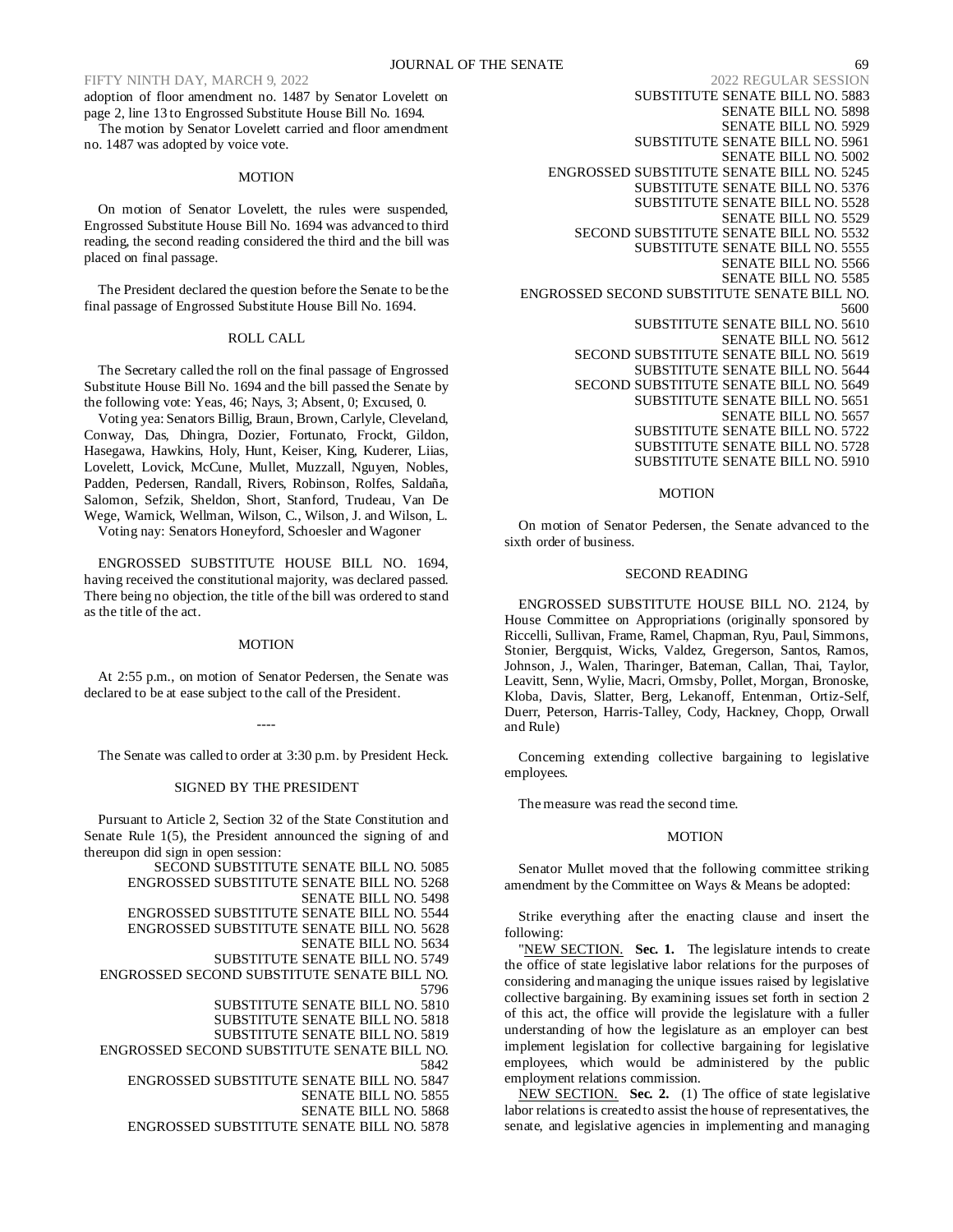adoption of floor amendment no. 1487 by Senator Lovelett on page 2, line 13 to Engrossed Substitute House Bill No. 1694.

The motion by Senator Lovelett carried and floor amendment no. 1487 was adopted by voice vote.

MOTION

On motion of Senator Lovelett, the rules were suspended, Engrossed Substitute House Bill No. 1694 was advanced to third reading, the second reading considered the third and the bill was placed on final passage.

The President declared the question before the Senate to be the final passage of Engrossed Substitute House Bill No. 1694.

ROLL CALL

The Secretary called the roll on the final passage of Engrossed Substitute House Bill No. 1694 and the bill passed the Senate by the following vote: Yeas, 46; Nays, 3; Absent, 0; Excused, 0.

Voting yea: Senators Billig, Braun, Brown, Carlyle, Cleveland, Conway, Das, Dhingra, Dozier, Fortunato, Frockt, Gildon, Hasegawa, Hawkins, Holy, Hunt, Keiser, King, Kuderer, Liias, Lovelett, Lovick, McCune, Mullet, Muzzall, Nguyen, Nobles, Padden, Pedersen, Randall, Rivers, Robinson, Rolfes, Saldaña, Salomon, Sefzik, Sheldon, Short, Stanford, Trudeau, Van De Wege, Warnick, Wellman, Wilson, C., Wilson, J. and Wilson, L.

Voting nay: Senators Honeyford, Schoesler and Wagoner

ENGROSSED SUBSTITUTE HOUSE BILL NO. 1694, having received the constitutional majority, was declared passed. There being no objection, the title of the bill was ordered to stand as the title of the act.

MOTION

At 2:55 p.m., on motion of Senator Pedersen, the Senate was declared to be at ease subject to the call of the President.

----

The Senate was called to order at 3:30 p.m. by President Heck.

SIGNED BY THE PRESIDENT

Pursuant to Article 2, Section 32 of the State Constitution and Senate Rule 1(5), the President announced the signing of and thereupon did sign in open session:

SECOND SUBSTITUTE SENATE BILL NO. 5085
ENGROSSED SUBSTITUTE SENATE BILL NO. 5268
SENATE BILL NO. 5498
ENGROSSED SUBSTITUTE SENATE BILL NO. 5544
ENGROSSED SUBSTITUTE SENATE BILL NO. 5628
SENATE BILL NO. 5634
SUBSTITUTE SENATE BILL NO. 5749
ENGROSSED SECOND SUBSTITUTE SENATE BILL NO. 5796
SUBSTITUTE SENATE BILL NO. 5810
SUBSTITUTE SENATE BILL NO. 5818
SUBSTITUTE SENATE BILL NO. 5819
ENGROSSED SECOND SUBSTITUTE SENATE BILL NO. 5842
ENGROSSED SUBSTITUTE SENATE BILL NO. 5847
SENATE BILL NO. 5855
SENATE BILL NO. 5868
ENGROSSED SUBSTITUTE SENATE BILL NO. 5878
SUBSTITUTE SENATE BILL NO. 5883
SENATE BILL NO. 5898
SENATE BILL NO. 5929
SUBSTITUTE SENATE BILL NO. 5961
SENATE BILL NO. 5002
ENGROSSED SUBSTITUTE SENATE BILL NO. 5245
SUBSTITUTE SENATE BILL NO. 5376
SUBSTITUTE SENATE BILL NO. 5528
SENATE BILL NO. 5529
SECOND SUBSTITUTE SENATE BILL NO. 5532
SUBSTITUTE SENATE BILL NO. 5555
SENATE BILL NO. 5566
SENATE BILL NO. 5585
ENGROSSED SECOND SUBSTITUTE SENATE BILL NO. 5600
SUBSTITUTE SENATE BILL NO. 5610
SENATE BILL NO. 5612
SECOND SUBSTITUTE SENATE BILL NO. 5619
SUBSTITUTE SENATE BILL NO. 5644
SECOND SUBSTITUTE SENATE BILL NO. 5649
SUBSTITUTE SENATE BILL NO. 5651
SENATE BILL NO. 5657
SUBSTITUTE SENATE BILL NO. 5722
SUBSTITUTE SENATE BILL NO. 5728
SUBSTITUTE SENATE BILL NO. 5910

MOTION

On motion of Senator Pedersen, the Senate advanced to the sixth order of business.

SECOND READING

ENGROSSED SUBSTITUTE HOUSE BILL NO. 2124, by House Committee on Appropriations (originally sponsored by Riccelli, Sullivan, Frame, Ramel, Chapman, Ryu, Paul, Simmons, Stonier, Bergquist, Wicks, Valdez, Gregerson, Santos, Ramos, Johnson, J., Walen, Tharinger, Bateman, Callan, Thai, Taylor, Leavitt, Senn, Wylie, Macri, Ormsby, Pollet, Morgan, Bronoske, Kloba, Davis, Slatter, Berg, Lekanoff, Entenman, Ortiz-Self, Duerr, Peterson, Harris-Talley, Cody, Hackney, Chopp, Orwall and Rule)

Concerning extending collective bargaining to legislative employees.

The measure was read the second time.

MOTION

Senator Mullet moved that the following committee striking amendment by the Committee on Ways & Means be adopted:

Strike everything after the enacting clause and insert the following:

"NEW SECTION. **Sec. 1.** The legislature intends to create the office of state legislative labor relations for the purposes of considering and managing the unique issues raised by legislative collective bargaining. By examining issues set forth in section 2 of this act, the office will provide the legislature with a fuller understanding of how the legislature as an employer can best implement legislation for collective bargaining for legislative employees, which would be administered by the public employment relations commission.

NEW SECTION. **Sec. 2.** (1) The office of state legislative labor relations is created to assist the house of representatives, the senate, and legislative agencies in implementing and managing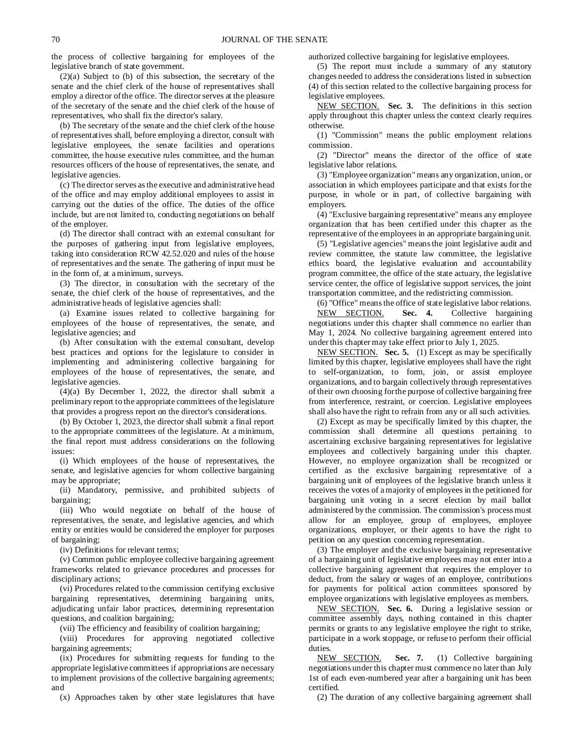the process of collective bargaining for employees of the legislative branch of state government.

(2)(a) Subject to (b) of this subsection, the secretary of the senate and the chief clerk of the house of representatives shall employ a director of the office. The director serves at the pleasure of the secretary of the senate and the chief clerk of the house of representatives, who shall fix the director's salary.

(b) The secretary of the senate and the chief clerk of the house of representatives shall, before employing a director, consult with legislative employees, the senate facilities and operations committee, the house executive rules committee, and the human resources officers of the house of representatives, the senate, and legislative agencies.

(c) The director serves as the executive and administrative head of the office and may employ additional employees to assist in carrying out the duties of the office. The duties of the office include, but are not limited to, conducting negotiations on behalf of the employer.

(d) The director shall contract with an external consultant for the purposes of gathering input from legislative employees, taking into consideration RCW 42.52.020 and rules of the house of representatives and the senate. The gathering of input must be in the form of, at a minimum, surveys.

(3) The director, in consultation with the secretary of the senate, the chief clerk of the house of representatives, and the administrative heads of legislative agencies shall:

(a) Examine issues related to collective bargaining for employees of the house of representatives, the senate, and legislative agencies; and

(b) After consultation with the external consultant, develop best practices and options for the legislature to consider in implementing and administering collective bargaining for employees of the house of representatives, the senate, and legislative agencies.

(4)(a) By December 1, 2022, the director shall submit a preliminary report to the appropriate committees of the legislature that provides a progress report on the director's considerations.

(b) By October 1, 2023, the director shall submit a final report to the appropriate committees of the legislature. At a minimum, the final report must address considerations on the following issues:

(i) Which employees of the house of representatives, the senate, and legislative agencies for whom collective bargaining may be appropriate;

(ii) Mandatory, permissive, and prohibited subjects of bargaining;

(iii) Who would negotiate on behalf of the house of representatives, the senate, and legislative agencies, and which entity or entities would be considered the employer for purposes of bargaining;

(iv) Definitions for relevant terms;

(v) Common public employee collective bargaining agreement frameworks related to grievance procedures and processes for disciplinary actions;

(vi) Procedures related to the commission certifying exclusive bargaining representatives, determining bargaining units, adjudicating unfair labor practices, determining representation questions, and coalition bargaining;

(vii) The efficiency and feasibility of coalition bargaining;

(viii) Procedures for approving negotiated collective bargaining agreements;

(ix) Procedures for submitting requests for funding to the appropriate legislative committees if appropriations are necessary to implement provisions of the collective bargaining agreements; and

(x) Approaches taken by other state legislatures that have authorized collective bargaining for legislative employees.

(5) The report must include a summary of any statutory changes needed to address the considerations listed in subsection (4) of this section related to the collective bargaining process for legislative employees.

NEW SECTION. **Sec. 3.** The definitions in this section apply throughout this chapter unless the context clearly requires otherwise.

(1) "Commission" means the public employment relations commission.

(2) "Director" means the director of the office of state legislative labor relations.

(3) "Employee organization" means any organization, union, or association in which employees participate and that exists for the purpose, in whole or in part, of collective bargaining with employers.

(4) "Exclusive bargaining representative" means any employee organization that has been certified under this chapter as the representative of the employees in an appropriate bargaining unit.

(5) "Legislative agencies" means the joint legislative audit and review committee, the statute law committee, the legislative ethics board, the legislative evaluation and accountability program committee, the office of the state actuary, the legislative service center, the office of legislative support services, the joint transportation committee, and the redistricting commission.

(6) "Office" means the office of state legislative labor relations.

NEW SECTION. **Sec. 4.** Collective bargaining negotiations under this chapter shall commence no earlier than May 1, 2024. No collective bargaining agreement entered into under this chapter may take effect prior to July 1, 2025.

NEW SECTION. **Sec. 5.** (1) Except as may be specifically limited by this chapter, legislative employees shall have the right to self-organization, to form, join, or assist employee organizations, and to bargain collectively through representatives of their own choosing for the purpose of collective bargaining free from interference, restraint, or coercion. Legislative employees shall also have the right to refrain from any or all such activities.

(2) Except as may be specifically limited by this chapter, the commission shall determine all questions pertaining to ascertaining exclusive bargaining representatives for legislative employees and collectively bargaining under this chapter. However, no employee organization shall be recognized or certified as the exclusive bargaining representative of a bargaining unit of employees of the legislative branch unless it receives the votes of a majority of employees in the petitioned for bargaining unit voting in a secret election by mail ballot administered by the commission. The commission's process must allow for an employee, group of employees, employee organizations, employer, or their agents to have the right to petition on any question concerning representation.

(3) The employer and the exclusive bargaining representative of a bargaining unit of legislative employees may not enter into a collective bargaining agreement that requires the employer to deduct, from the salary or wages of an employee, contributions for payments for political action committees sponsored by employee organizations with legislative employees as members.

NEW SECTION. **Sec. 6.** During a legislative session or committee assembly days, nothing contained in this chapter permits or grants to any legislative employee the right to strike, participate in a work stoppage, or refuse to perform their official duties.

NEW SECTION. **Sec. 7.** (1) Collective bargaining negotiations under this chapter must commence no later than July 1st of each even-numbered year after a bargaining unit has been certified.

(2) The duration of any collective bargaining agreement shall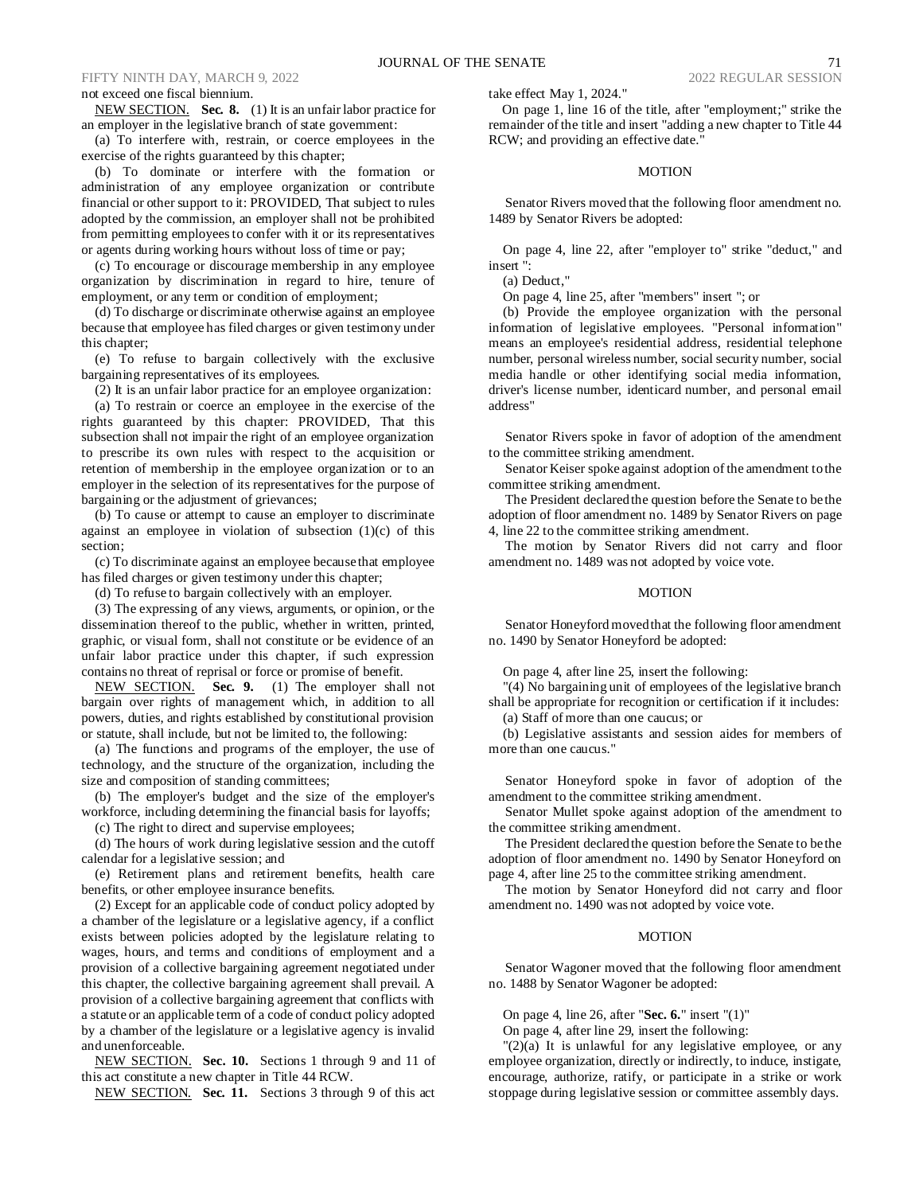not exceed one fiscal biennium.

NEW SECTION. **Sec. 8.** (1) It is an unfair labor practice for an employer in the legislative branch of state government:

(a) To interfere with, restrain, or coerce employees in the exercise of the rights guaranteed by this chapter;

(b) To dominate or interfere with the formation or administration of any employee organization or contribute financial or other support to it: PROVIDED, That subject to rules adopted by the commission, an employer shall not be prohibited from permitting employees to confer with it or its representatives or agents during working hours without loss of time or pay;

(c) To encourage or discourage membership in any employee organization by discrimination in regard to hire, tenure of employment, or any term or condition of employment;

(d) To discharge or discriminate otherwise against an employee because that employee has filed charges or given testimony under this chapter;

(e) To refuse to bargain collectively with the exclusive bargaining representatives of its employees.

(2) It is an unfair labor practice for an employee organization:

(a) To restrain or coerce an employee in the exercise of the rights guaranteed by this chapter: PROVIDED, That this subsection shall not impair the right of an employee organization to prescribe its own rules with respect to the acquisition or retention of membership in the employee organization or to an employer in the selection of its representatives for the purpose of bargaining or the adjustment of grievances;

(b) To cause or attempt to cause an employer to discriminate against an employee in violation of subsection (1)(c) of this section;

(c) To discriminate against an employee because that employee has filed charges or given testimony under this chapter;

(d) To refuse to bargain collectively with an employer.

(3) The expressing of any views, arguments, or opinion, or the dissemination thereof to the public, whether in written, printed, graphic, or visual form, shall not constitute or be evidence of an unfair labor practice under this chapter, if such expression contains no threat of reprisal or force or promise of benefit.

NEW SECTION. **Sec. 9.** (1) The employer shall not bargain over rights of management which, in addition to all powers, duties, and rights established by constitutional provision or statute, shall include, but not be limited to, the following:

(a) The functions and programs of the employer, the use of technology, and the structure of the organization, including the size and composition of standing committees;

(b) The employer's budget and the size of the employer's workforce, including determining the financial basis for layoffs;

(c) The right to direct and supervise employees;

(d) The hours of work during legislative session and the cutoff calendar for a legislative session; and

(e) Retirement plans and retirement benefits, health care benefits, or other employee insurance benefits.

(2) Except for an applicable code of conduct policy adopted by a chamber of the legislature or a legislative agency, if a conflict exists between policies adopted by the legislature relating to wages, hours, and terms and conditions of employment and a provision of a collective bargaining agreement negotiated under this chapter, the collective bargaining agreement shall prevail. A provision of a collective bargaining agreement that conflicts with a statute or an applicable term of a code of conduct policy adopted by a chamber of the legislature or a legislative agency is invalid and unenforceable.

NEW SECTION. **Sec. 10.** Sections 1 through 9 and 11 of this act constitute a new chapter in Title 44 RCW.

NEW SECTION. **Sec. 11.** Sections 3 through 9 of this act take effect May 1, 2024."

On page 1, line 16 of the title, after "employment;" strike the remainder of the title and insert "adding a new chapter to Title 44 RCW; and providing an effective date."

MOTION

Senator Rivers moved that the following floor amendment no. 1489 by Senator Rivers be adopted:

On page 4, line 22, after "employer to" strike "deduct," and insert ":

(a) Deduct,"

On page 4, line 25, after "members" insert "; or

(b) Provide the employee organization with the personal information of legislative employees. "Personal information" means an employee's residential address, residential telephone number, personal wireless number, social security number, social media handle or other identifying social media information, driver's license number, identicard number, and personal email address"

Senator Rivers spoke in favor of adoption of the amendment to the committee striking amendment.

Senator Keiser spoke against adoption of the amendment to the committee striking amendment.

The President declared the question before the Senate to be the adoption of floor amendment no. 1489 by Senator Rivers on page 4, line 22 to the committee striking amendment.

The motion by Senator Rivers did not carry and floor amendment no. 1489 was not adopted by voice vote.

MOTION

Senator Honeyford moved that the following floor amendment no. 1490 by Senator Honeyford be adopted:

On page 4, after line 25, insert the following:

"(4) No bargaining unit of employees of the legislative branch shall be appropriate for recognition or certification if it includes:

(a) Staff of more than one caucus; or

(b) Legislative assistants and session aides for members of more than one caucus."

Senator Honeyford spoke in favor of adoption of the amendment to the committee striking amendment.

Senator Mullet spoke against adoption of the amendment to the committee striking amendment.

The President declared the question before the Senate to be the adoption of floor amendment no. 1490 by Senator Honeyford on page 4, after line 25 to the committee striking amendment.

The motion by Senator Honeyford did not carry and floor amendment no. 1490 was not adopted by voice vote.

MOTION

Senator Wagoner moved that the following floor amendment no. 1488 by Senator Wagoner be adopted:

On page 4, line 26, after "**Sec. 6.**" insert "(1)"

On page 4, after line 29, insert the following:

"(2)(a) It is unlawful for any legislative employee, or any employee organization, directly or indirectly, to induce, instigate, encourage, authorize, ratify, or participate in a strike or work stoppage during legislative session or committee assembly days.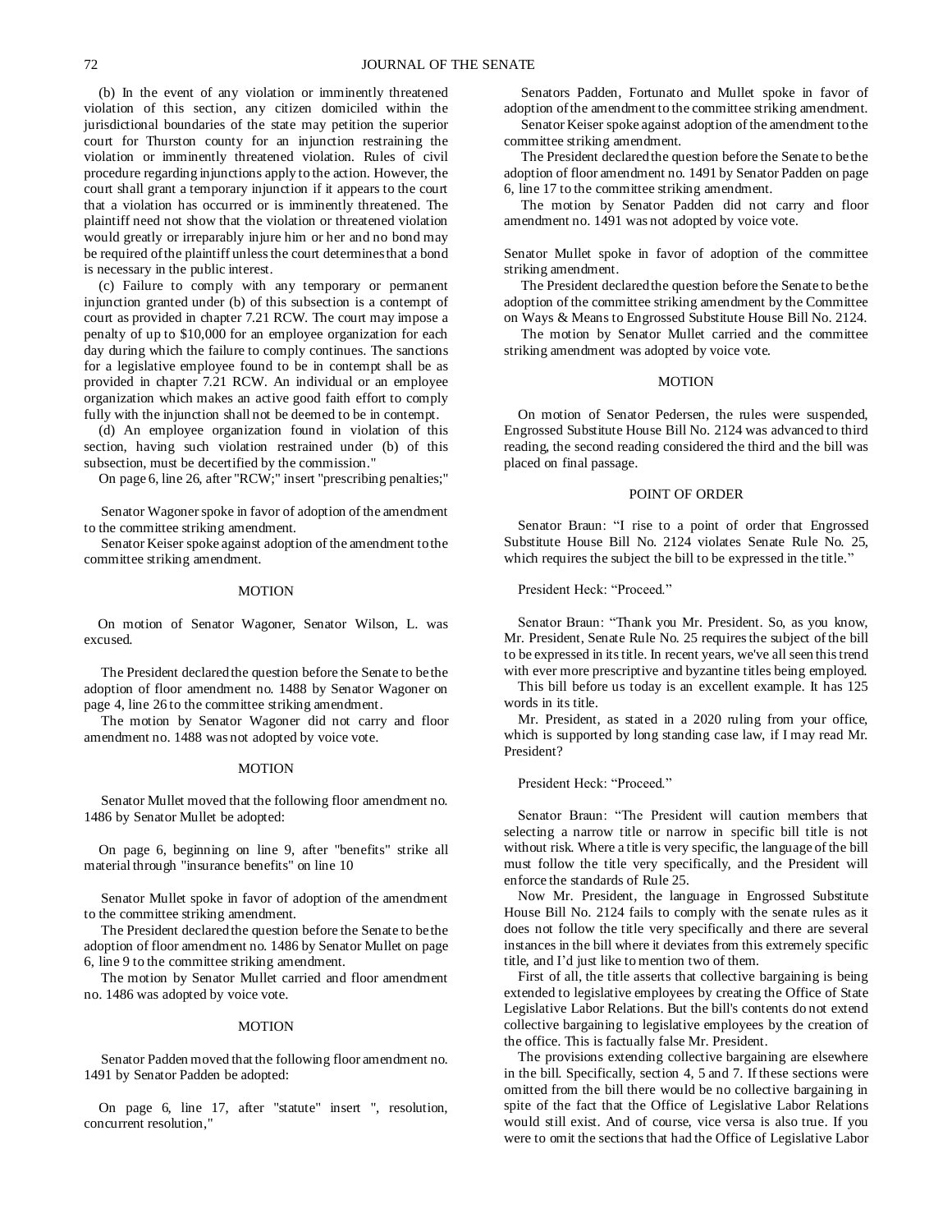(b) In the event of any violation or imminently threatened violation of this section, any citizen domiciled within the jurisdictional boundaries of the state may petition the superior court for Thurston county for an injunction restraining the violation or imminently threatened violation. Rules of civil procedure regarding injunctions apply to the action. However, the court shall grant a temporary injunction if it appears to the court that a violation has occurred or is imminently threatened. The plaintiff need not show that the violation or threatened violation would greatly or irreparably injure him or her and no bond may be required of the plaintiff unless the court determines that a bond is necessary in the public interest.

(c) Failure to comply with any temporary or permanent injunction granted under (b) of this subsection is a contempt of court as provided in chapter 7.21 RCW. The court may impose a penalty of up to $10,000 for an employee organization for each day during which the failure to comply continues. The sanctions for a legislative employee found to be in contempt shall be as provided in chapter 7.21 RCW. An individual or an employee organization which makes an active good faith effort to comply fully with the injunction shall not be deemed to be in contempt.

(d) An employee organization found in violation of this section, having such violation restrained under (b) of this subsection, must be decertified by the commission."

On page 6, line 26, after "RCW;" insert "prescribing penalties;"

Senator Wagoner spoke in favor of adoption of the amendment to the committee striking amendment.

Senator Keiser spoke against adoption of the amendment to the committee striking amendment.

MOTION

On motion of Senator Wagoner, Senator Wilson, L. was excused.

The President declared the question before the Senate to be the adoption of floor amendment no. 1488 by Senator Wagoner on page 4, line 26 to the committee striking amendment.

The motion by Senator Wagoner did not carry and floor amendment no. 1488 was not adopted by voice vote.

MOTION

Senator Mullet moved that the following floor amendment no. 1486 by Senator Mullet be adopted:

On page 6, beginning on line 9, after "benefits" strike all material through "insurance benefits" on line 10

Senator Mullet spoke in favor of adoption of the amendment to the committee striking amendment.

The President declared the question before the Senate to be the adoption of floor amendment no. 1486 by Senator Mullet on page 6, line 9 to the committee striking amendment.

The motion by Senator Mullet carried and floor amendment no. 1486 was adopted by voice vote.

MOTION

Senator Padden moved that the following floor amendment no. 1491 by Senator Padden be adopted:

On page 6, line 17, after "statute" insert ", resolution, concurrent resolution,"

Senators Padden, Fortunato and Mullet spoke in favor of adoption of the amendment to the committee striking amendment.

Senator Keiser spoke against adoption of the amendment to the committee striking amendment.

The President declared the question before the Senate to be the adoption of floor amendment no. 1491 by Senator Padden on page 6, line 17 to the committee striking amendment.

The motion by Senator Padden did not carry and floor amendment no. 1491 was not adopted by voice vote.

Senator Mullet spoke in favor of adoption of the committee striking amendment.

The President declared the question before the Senate to be the adoption of the committee striking amendment by the Committee on Ways & Means to Engrossed Substitute House Bill No. 2124.

The motion by Senator Mullet carried and the committee striking amendment was adopted by voice vote.

MOTION

On motion of Senator Pedersen, the rules were suspended, Engrossed Substitute House Bill No. 2124 was advanced to third reading, the second reading considered the third and the bill was placed on final passage.

POINT OF ORDER

Senator Braun: "I rise to a point of order that Engrossed Substitute House Bill No. 2124 violates Senate Rule No. 25, which requires the subject the bill to be expressed in the title."

President Heck: "Proceed."

Senator Braun: "Thank you Mr. President. So, as you know, Mr. President, Senate Rule No. 25 requires the subject of the bill to be expressed in its title. In recent years, we've all seen this trend with ever more prescriptive and byzantine titles being employed.

This bill before us today is an excellent example. It has 125 words in its title.

Mr. President, as stated in a 2020 ruling from your office, which is supported by long standing case law, if I may read Mr. President?

President Heck: "Proceed."

Senator Braun: "The President will caution members that selecting a narrow title or narrow in specific bill title is not without risk. Where a title is very specific, the language of the bill must follow the title very specifically, and the President will enforce the standards of Rule 25.

Now Mr. President, the language in Engrossed Substitute House Bill No. 2124 fails to comply with the senate rules as it does not follow the title very specifically and there are several instances in the bill where it deviates from this extremely specific title, and I'd just like to mention two of them.

First of all, the title asserts that collective bargaining is being extended to legislative employees by creating the Office of State Legislative Labor Relations. But the bill's contents do not extend collective bargaining to legislative employees by the creation of the office. This is factually false Mr. President.

The provisions extending collective bargaining are elsewhere in the bill. Specifically, section 4, 5 and 7. If these sections were omitted from the bill there would be no collective bargaining in spite of the fact that the Office of Legislative Labor Relations would still exist. And of course, vice versa is also true. If you were to omit the sections that had the Office of Legislative Labor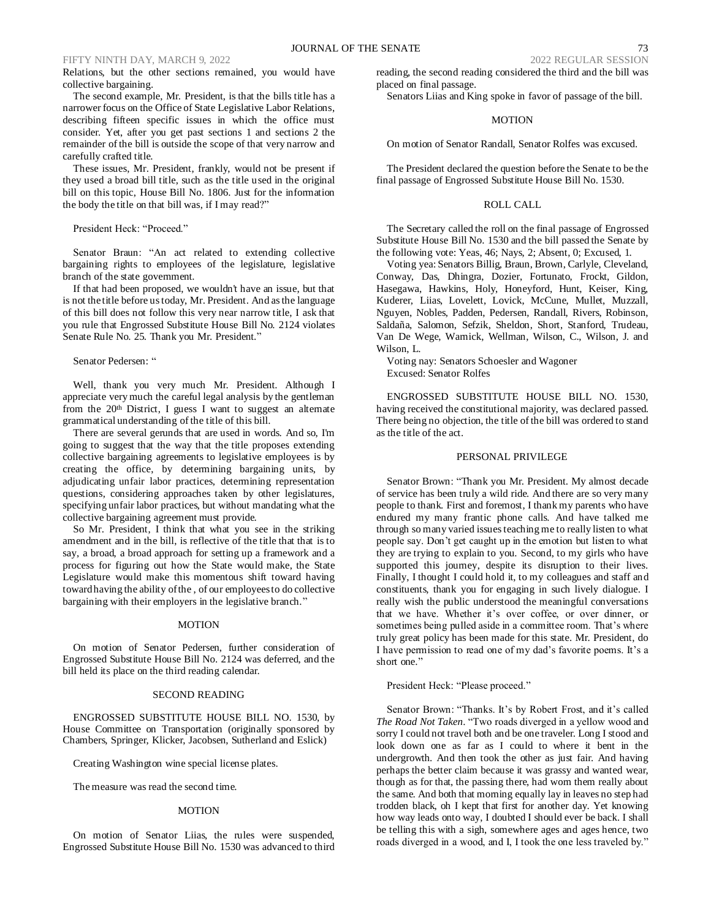Relations, but the other sections remained, you would have collective bargaining.

The second example, Mr. President, is that the bills title has a narrower focus on the Office of State Legislative Labor Relations, describing fifteen specific issues in which the office must consider. Yet, after you get past sections 1 and sections 2 the remainder of the bill is outside the scope of that very narrow and carefully crafted title.

These issues, Mr. President, frankly, would not be present if they used a broad bill title, such as the title used in the original bill on this topic, House Bill No. 1806. Just for the information the body the title on that bill was, if I may read?"

President Heck: "Proceed."

Senator Braun: "An act related to extending collective bargaining rights to employees of the legislature, legislative branch of the state government.

If that had been proposed, we wouldn't have an issue, but that is not the title before us today, Mr. President. And as the language of this bill does not follow this very near narrow title, I ask that you rule that Engrossed Substitute House Bill No. 2124 violates Senate Rule No. 25. Thank you Mr. President."

Senator Pedersen: "

Well, thank you very much Mr. President. Although I appreciate very much the careful legal analysis by the gentleman from the 20th District, I guess I want to suggest an alternate grammatical understanding of the title of this bill.

There are several gerunds that are used in words. And so, I'm going to suggest that the way that the title proposes extending collective bargaining agreements to legislative employees is by creating the office, by determining bargaining units, by adjudicating unfair labor practices, determining representation questions, considering approaches taken by other legislatures, specifying unfair labor practices, but without mandating what the collective bargaining agreement must provide.

So Mr. President, I think that what you see in the striking amendment and in the bill, is reflective of the title that that is to say, a broad, a broad approach for setting up a framework and a process for figuring out how the State would make, the State Legislature would make this momentous shift toward having toward having the ability of the , of our employees to do collective bargaining with their employers in the legislative branch."

MOTION

On motion of Senator Pedersen, further consideration of Engrossed Substitute House Bill No. 2124 was deferred, and the bill held its place on the third reading calendar.

SECOND READING

ENGROSSED SUBSTITUTE HOUSE BILL NO. 1530, by House Committee on Transportation (originally sponsored by Chambers, Springer, Klicker, Jacobsen, Sutherland and Eslick)

Creating Washington wine special license plates.

The measure was read the second time.

MOTION

On motion of Senator Liias, the rules were suspended, Engrossed Substitute House Bill No. 1530 was advanced to third reading, the second reading considered the third and the bill was placed on final passage.

Senators Liias and King spoke in favor of passage of the bill.

MOTION

On motion of Senator Randall, Senator Rolfes was excused.

The President declared the question before the Senate to be the final passage of Engrossed Substitute House Bill No. 1530.

ROLL CALL

The Secretary called the roll on the final passage of Engrossed Substitute House Bill No. 1530 and the bill passed the Senate by the following vote: Yeas, 46; Nays, 2; Absent, 0; Excused, 1.

Voting yea: Senators Billig, Braun, Brown, Carlyle, Cleveland, Conway, Das, Dhingra, Dozier, Fortunato, Frockt, Gildon, Hasegawa, Hawkins, Holy, Honeyford, Hunt, Keiser, King, Kuderer, Liias, Lovelett, Lovick, McCune, Mullet, Muzzall, Nguyen, Nobles, Padden, Pedersen, Randall, Rivers, Robinson, Saldaña, Salomon, Sefzik, Sheldon, Short, Stanford, Trudeau, Van De Wege, Warnick, Wellman, Wilson, C., Wilson, J. and Wilson, L.

Voting nay: Senators Schoesler and Wagoner

Excused: Senator Rolfes

ENGROSSED SUBSTITUTE HOUSE BILL NO. 1530, having received the constitutional majority, was declared passed. There being no objection, the title of the bill was ordered to stand as the title of the act.

PERSONAL PRIVILEGE

Senator Brown: "Thank you Mr. President. My almost decade of service has been truly a wild ride. And there are so very many people to thank. First and foremost, I thank my parents who have endured my many frantic phone calls. And have talked me through so many varied issues teaching me to really listen to what people say. Don't get caught up in the emotion but listen to what they are trying to explain to you. Second, to my girls who have supported this journey, despite its disruption to their lives. Finally, I thought I could hold it, to my colleagues and staff and constituents, thank you for engaging in such lively dialogue. I really wish the public understood the meaningful conversations that we have. Whether it's over coffee, or over dinner, or sometimes being pulled aside in a committee room. That's where truly great policy has been made for this state. Mr. President, do I have permission to read one of my dad's favorite poems. It's a short one."

President Heck: "Please proceed."

Senator Brown: "Thanks. It's by Robert Frost, and it's called *The Road Not Taken*. "Two roads diverged in a yellow wood and sorry I could not travel both and be one traveler. Long I stood and look down one as far as I could to where it bent in the undergrowth. And then took the other as just fair. And having perhaps the better claim because it was grassy and wanted wear, though as for that, the passing there, had worn them really about the same. And both that morning equally lay in leaves no step had trodden black, oh I kept that first for another day. Yet knowing how way leads onto way, I doubted I should ever be back. I shall be telling this with a sigh, somewhere ages and ages hence, two roads diverged in a wood, and I, I took the one less traveled by."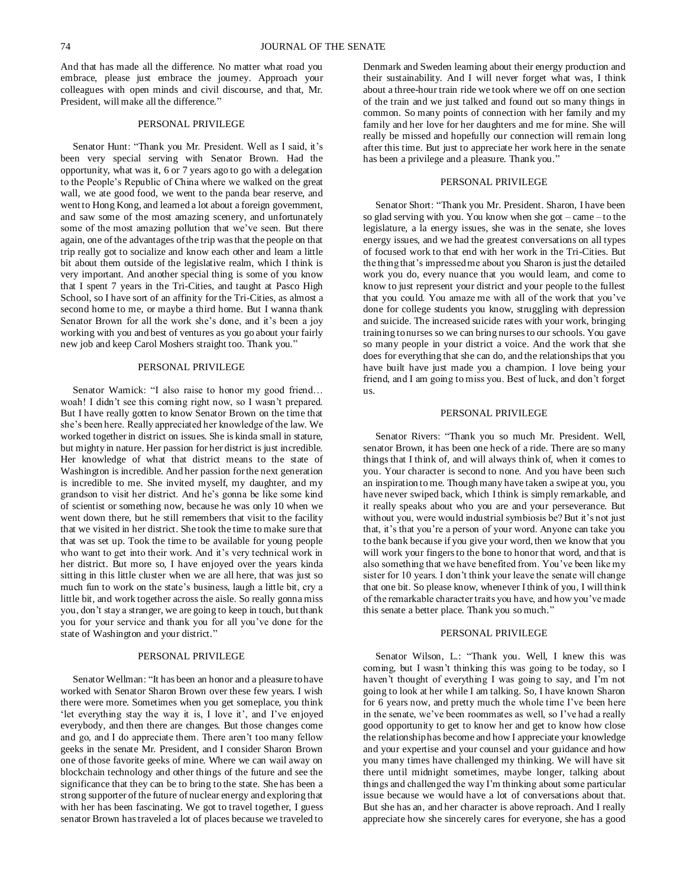And that has made all the difference. No matter what road you embrace, please just embrace the journey. Approach your colleagues with open minds and civil discourse, and that, Mr. President, will make all the difference."

PERSONAL PRIVILEGE

Senator Hunt: "Thank you Mr. President. Well as I said, it's been very special serving with Senator Brown. Had the opportunity, what was it, 6 or 7 years ago to go with a delegation to the People's Republic of China where we walked on the great wall, we ate good food, we went to the panda bear reserve, and went to Hong Kong, and learned a lot about a foreign government, and saw some of the most amazing scenery, and unfortunately some of the most amazing pollution that we've seen. But there again, one of the advantages of the trip was that the people on that trip really got to socialize and know each other and learn a little bit about them outside of the legislative realm, which I think is very important. And another special thing is some of you know that I spent 7 years in the Tri-Cities, and taught at Pasco High School, so I have sort of an affinity for the Tri-Cities, as almost a second home to me, or maybe a third home. But I wanna thank Senator Brown for all the work she's done, and it's been a joy working with you and best of ventures as you go about your fairly new job and keep Carol Moshers straight too. Thank you."

PERSONAL PRIVILEGE

Senator Warnick: "I also raise to honor my good friend… woah! I didn't see this coming right now, so I wasn't prepared. But I have really gotten to know Senator Brown on the time that she's been here. Really appreciated her knowledge of the law. We worked together in district on issues. She is kinda small in stature, but mighty in nature. Her passion for her district is just incredible. Her knowledge of what that district means to the state of Washington is incredible. And her passion for the next generation is incredible to me. She invited myself, my daughter, and my grandson to visit her district. And he's gonna be like some kind of scientist or something now, because he was only 10 when we went down there, but he still remembers that visit to the facility that we visited in her district. She took the time to make sure that that was set up. Took the time to be available for young people who want to get into their work. And it's very technical work in her district. But more so, I have enjoyed over the years kinda sitting in this little cluster when we are all here, that was just so much fun to work on the state's business, laugh a little bit, cry a little bit, and work together across the aisle. So really gonna miss you, don't stay a stranger, we are going to keep in touch, but thank you for your service and thank you for all you've done for the state of Washington and your district."

PERSONAL PRIVILEGE

Senator Wellman: "It has been an honor and a pleasure to have worked with Senator Sharon Brown over these few years. I wish there were more. Sometimes when you get someplace, you think 'let everything stay the way it is, I love it', and I've enjoyed everybody, and then there are changes. But those changes come and go, and I do appreciate them. There aren't too many fellow geeks in the senate Mr. President, and I consider Sharon Brown one of those favorite geeks of mine. Where we can wail away on blockchain technology and other things of the future and see the significance that they can be to bring to the state. She has been a strong supporter of the future of nuclear energy and exploring that with her has been fascinating. We got to travel together, I guess senator Brown has traveled a lot of places because we traveled to Denmark and Sweden learning about their energy production and their sustainability. And I will never forget what was, I think about a three-hour train ride we took where we off on one section of the train and we just talked and found out so many things in common. So many points of connection with her family and my family and her love for her daughters and me for mine. She will really be missed and hopefully our connection will remain long after this time. But just to appreciate her work here in the senate has been a privilege and a pleasure. Thank you."

PERSONAL PRIVILEGE

Senator Short: "Thank you Mr. President. Sharon, I have been so glad serving with you. You know when she got – came – to the legislature, a la energy issues, she was in the senate, she loves energy issues, and we had the greatest conversations on all types of focused work to that end with her work in the Tri-Cities. But the thing that's impressed me about you Sharon is just the detailed work you do, every nuance that you would learn, and come to know to just represent your district and your people to the fullest that you could. You amaze me with all of the work that you've done for college students you know, struggling with depression and suicide. The increased suicide rates with your work, bringing training to nurses so we can bring nurses to our schools. You gave so many people in your district a voice. And the work that she does for everything that she can do, and the relationships that you have built have just made you a champion. I love being your friend, and I am going to miss you. Best of luck, and don't forget us.

PERSONAL PRIVILEGE

Senator Rivers: "Thank you so much Mr. President. Well, senator Brown, it has been one heck of a ride. There are so many things that I think of, and will always think of, when it comes to you. Your character is second to none. And you have been such an inspiration to me. Though many have taken a swipe at you, you have never swiped back, which I think is simply remarkable, and it really speaks about who you are and your perseverance. But without you, were would industrial symbiosis be? But it's not just that, it's that you're a person of your word. Anyone can take you to the bank because if you give your word, then we know that you will work your fingers to the bone to honor that word, and that is also something that we have benefited from. You've been like my sister for 10 years. I don't think your leave the senate will change that one bit. So please know, whenever I think of you, I will think of the remarkable character traits you have, and how you've made this senate a better place. Thank you so much."

PERSONAL PRIVILEGE

Senator Wilson, L.: "Thank you. Well, I knew this was coming, but I wasn't thinking this was going to be today, so I haven't thought of everything I was going to say, and I'm not going to look at her while I am talking. So, I have known Sharon for 6 years now, and pretty much the whole time I've been here in the senate, we've been roommates as well, so I've had a really good opportunity to get to know her and get to know how close the relationship has become and how I appreciate your knowledge and your expertise and your counsel and your guidance and how you many times have challenged my thinking. We will have sit there until midnight sometimes, maybe longer, talking about things and challenged the way I'm thinking about some particular issue because we would have a lot of conversations about that. But she has an, and her character is above reproach. And I really appreciate how she sincerely cares for everyone, she has a good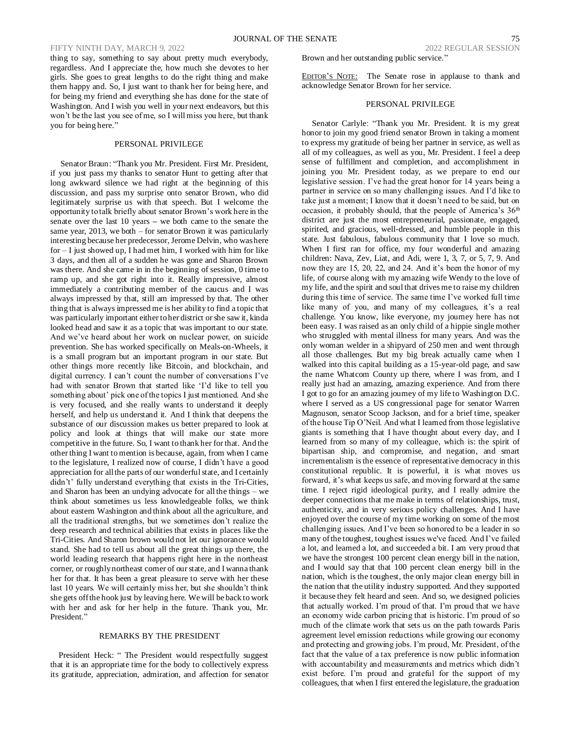thing to say, something to say about pretty much everybody, regardless. And I appreciate the, how much she devotes to her girls. She goes to great lengths to do the right thing and make them happy and. So, I just want to thank her for being here, and for being my friend and everything she has done for the state of Washington. And I wish you well in your next endeavors, but this won't be the last you see of me, so I will miss you here, but thank you for being here."

## PERSONAL PRIVILEGE

Senator Braun: "Thank you Mr. President. First Mr. President, if you just pass my thanks to senator Hunt to getting after that long awkward silence we had right at the beginning of this discussion, and pass my surprise onto senator Brown, who did legitimately surprise us with that speech. But I welcome the opportunity to talk briefly about senator Brown's work here in the senate over the last 10 years – we both came to the senate the same year, 2013, we both – for senator Brown it was particularly interesting because her predecessor, Jerome Delvin, who was here for – I just showed up, I had met him, I worked with him for like 3 days, and then all of a sudden he was gone and Sharon Brown was there. And she came in in the beginning of session, 0 time to ramp up, and she got right into it. Really impressive, almost immediately a contributing member of the caucus and I was always impressed by that, still am impressed by that. The other thing that is always impressed me is her ability to find a topic that was particularly important either to her district or she saw it, kinda looked head and saw it as a topic that was important to our state. And we've heard about her work on nuclear power, on suicide prevention. She has worked specifically on Meals-on-Wheels, it is a small program but an important program in our state. But other things more recently like Bitcoin, and blockchain, and digital currency. I can't count the number of conversations I've had with senator Brown that started like 'I'd like to tell you something about' pick one of the topics I just mentioned. And she is very focused, and she really wants to understand it deeply herself, and help us understand it. And I think that deepens the substance of our discussion makes us better prepared to look at policy and look at things that will make our state more competitive in the future. So, I want to thank her for that. And the other thing I want to mention is because, again, from when I came to the legislature, I realized now of course, I didn't have a good appreciation for all the parts of our wonderful state, and I certainly didn't' fully understand everything that exists in the Tri-Cities, and Sharon has been an undying advocate for all the things – we think about sometimes us less knowledgeable folks, we think about eastern Washington and think about all the agriculture, and all the traditional strengths, but we sometimes don't realize the deep research and technical abilities that exists in places like the Tri-Cities. And Sharon brown would not let our ignorance would stand. She had to tell us about all the great things up there, the world leading research that happens right here in the northeast corner, or roughly northeast corner of our state, and I wanna thank her for that. It has been a great pleasure to serve with her these last 10 years. We will certainly miss her, but she shouldn't think she gets off the hook just by leaving here. We will be back to work with her and ask for her help in the future. Thank you, Mr. President."

## REMARKS BY THE PRESIDENT

President Heck: " The President would respectfully suggest that it is an appropriate time for the body to collectively express its gratitude, appreciation, admiration, and affection for senator Brown and her outstanding public service."

EDITOR'S NOTE: The Senate rose in applause to thank and acknowledge Senator Brown for her service.

## PERSONAL PRIVILEGE

Senator Carlyle: "Thank you Mr. President. It is my great honor to join my good friend senator Brown in taking a moment to express my gratitude of being her partner in service, as well as all of my colleagues, as well as you, Mr. President. I feel a deep sense of fulfillment and completion, and accomplishment in joining you Mr. President today, as we prepare to end our legislative session. I've had the great honor for 14 years being a partner in service on so many challenging issues. And I'd like to take just a moment; I know that it doesn't need to be said, but on occasion, it probably should, that the people of America's 36th district are just the most entrepreneurial, passionate, engaged, spirited, and gracious, well-dressed, and humble people in this state. Just fabulous, fabulous community that I love so much. When I first ran for office, my four wonderful and amazing children: Nava, Zev, Liat, and Adi, were 1, 3, 7, or 5, 7, 9. And now they are 15, 20, 22, and 24. And it's been the honor of my life, of course along with my amazing wife Wendy to the love of my life, and the spirit and soul that drives me to raise my children during this time of service. The same time I've worked full time like many of you, and many of my colleagues, it's a real challenge. You know, like everyone, my journey here has not been easy. I was raised as an only child of a hippie single mother who struggled with mental illness for many years. And was the only woman welder in a shipyard of 250 men and went through all those challenges. But my big break actually came when I walked into this capital building as a 15-year-old page, and saw the name Whatcom County up there, where I was from, and I really just had an amazing, amazing experience. And from there I got to go for an amazing journey of my life to Washington D.C. where I served as a US congressional page for senator Warren Magnuson, senator Scoop Jackson, and for a brief time, speaker of the house Tip O'Neil. And what I learned from those legislative giants is something that I have thought about every day, and I learned from so many of my colleague, which is: the spirit of bipartisan ship, and compromise, and negation, and smart incrementalism is the essence of representative democracy in this constitutional republic. It is powerful, it is what moves us forward, it's what keeps us safe, and moving forward at the same time. I reject rigid ideological purity, and I really admire the deeper connections that me make in terms of relationships, trust, authenticity, and in very serious policy challenges. And I have enjoyed over the course of my time working on some of the most challenging issues. And I've been so honored to be a leader in so many of the toughest, toughest issues we've faced. And I've failed a lot, and learned a lot, and succeeded a bit. I am very proud that we have the strongest 100 percent clean energy bill in the nation, and I would say that that 100 percent clean energy bill in the nation, which is the toughest, the only major clean energy bill in the nation that the utility industry supported. And they supported it because they felt heard and seen. And so, we designed policies that actually worked. I'm proud of that. I'm proud that we have an economy wide carbon pricing that is historic. I'm proud of so much of the climate work that sets us on the path towards Paris agreement level emission reductions while growing our economy and protecting and growing jobs. I'm proud, Mr. President, of the fact that the value of a tax preference is now public information with accountability and measurements and metrics which didn't exist before. I'm proud and grateful for the support of my colleagues, that when I first entered the legislature, the graduation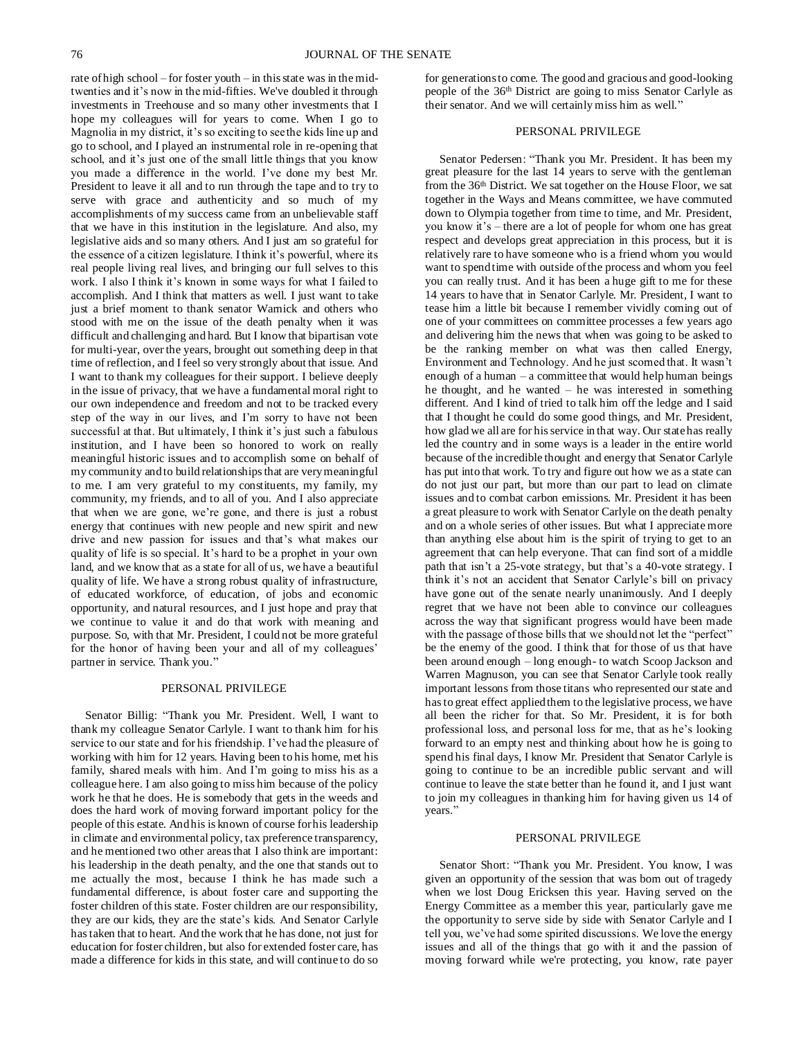rate of high school – for foster youth – in this state was in the mid-twenties and it's now in the mid-fifties. We've doubled it through investments in Treehouse and so many other investments that I hope my colleagues will for years to come. When I go to Magnolia in my district, it's so exciting to see the kids line up and go to school, and I played an instrumental role in re-opening that school, and it's just one of the small little things that you know you made a difference in the world. I've done my best Mr. President to leave it all and to run through the tape and to try to serve with grace and authenticity and so much of my accomplishments of my success came from an unbelievable staff that we have in this institution in the legislature. And also, my legislative aids and so many others. And I just am so grateful for the essence of a citizen legislature. I think it's powerful, where its real people living real lives, and bringing our full selves to this work. I also I think it's known in some ways for what I failed to accomplish. And I think that matters as well. I just want to take just a brief moment to thank senator Warnick and others who stood with me on the issue of the death penalty when it was difficult and challenging and hard. But I know that bipartisan vote for multi-year, over the years, brought out something deep in that time of reflection, and I feel so very strongly about that issue. And I want to thank my colleagues for their support. I believe deeply in the issue of privacy, that we have a fundamental moral right to our own independence and freedom and not to be tracked every step of the way in our lives, and I'm sorry to have not been successful at that. But ultimately, I think it's just such a fabulous institution, and I have been so honored to work on really meaningful historic issues and to accomplish some on behalf of my community and to build relationships that are very meaningful to me. I am very grateful to my constituents, my family, my community, my friends, and to all of you. And I also appreciate that when we are gone, we're gone, and there is just a robust energy that continues with new people and new spirit and new drive and new passion for issues and that's what makes our quality of life is so special. It's hard to be a prophet in your own land, and we know that as a state for all of us, we have a beautiful quality of life. We have a strong robust quality of infrastructure, of educated workforce, of education, of jobs and economic opportunity, and natural resources, and I just hope and pray that we continue to value it and do that work with meaning and purpose. So, with that Mr. President, I could not be more grateful for the honor of having been your and all of my colleagues' partner in service. Thank you."

PERSONAL PRIVILEGE

Senator Billig: "Thank you Mr. President. Well, I want to thank my colleague Senator Carlyle. I want to thank him for his service to our state and for his friendship. I've had the pleasure of working with him for 12 years. Having been to his home, met his family, shared meals with him. And I'm going to miss his as a colleague here. I am also going to miss him because of the policy work he that he does. He is somebody that gets in the weeds and does the hard work of moving forward important policy for the people of this estate. And his is known of course for his leadership in climate and environmental policy, tax preference transparency, and he mentioned two other areas that I also think are important: his leadership in the death penalty, and the one that stands out to me actually the most, because I think he has made such a fundamental difference, is about foster care and supporting the foster children of this state. Foster children are our responsibility, they are our kids, they are the state's kids. And Senator Carlyle has taken that to heart. And the work that he has done, not just for education for foster children, but also for extended foster care, has made a difference for kids in this state, and will continue to do so for generations to come. The good and gracious and good-looking people of the 36th District are going to miss Senator Carlyle as their senator. And we will certainly miss him as well."

PERSONAL PRIVILEGE

Senator Pedersen: "Thank you Mr. President. It has been my great pleasure for the last 14 years to serve with the gentleman from the 36th District. We sat together on the House Floor, we sat together in the Ways and Means committee, we have commuted down to Olympia together from time to time, and Mr. President, you know it's – there are a lot of people for whom one has great respect and develops great appreciation in this process, but it is relatively rare to have someone who is a friend whom you would want to spend time with outside of the process and whom you feel you can really trust. And it has been a huge gift to me for these 14 years to have that in Senator Carlyle. Mr. President, I want to tease him a little bit because I remember vividly coming out of one of your committees on committee processes a few years ago and delivering him the news that when was going to be asked to be the ranking member on what was then called Energy, Environment and Technology. And he just scorned that. It wasn't enough of a human – a committee that would help human beings he thought, and he wanted – he was interested in something different. And I kind of tried to talk him off the ledge and I said that I thought he could do some good things, and Mr. President, how glad we all are for his service in that way. Our state has really led the country and in some ways is a leader in the entire world because of the incredible thought and energy that Senator Carlyle has put into that work. To try and figure out how we as a state can do not just our part, but more than our part to lead on climate issues and to combat carbon emissions. Mr. President it has been a great pleasure to work with Senator Carlyle on the death penalty and on a whole series of other issues. But what I appreciate more than anything else about him is the spirit of trying to get to an agreement that can help everyone. That can find sort of a middle path that isn't a 25-vote strategy, but that's a 40-vote strategy. I think it's not an accident that Senator Carlyle's bill on privacy have gone out of the senate nearly unanimously. And I deeply regret that we have not been able to convince our colleagues across the way that significant progress would have been made with the passage of those bills that we should not let the "perfect" be the enemy of the good. I think that for those of us that have been around enough – long enough- to watch Scoop Jackson and Warren Magnuson, you can see that Senator Carlyle took really important lessons from those titans who represented our state and has to great effect applied them to the legislative process, we have all been the richer for that. So Mr. President, it is for both professional loss, and personal loss for me, that as he's looking forward to an empty nest and thinking about how he is going to spend his final days, I know Mr. President that Senator Carlyle is going to continue to be an incredible public servant and will continue to leave the state better than he found it, and I just want to join my colleagues in thanking him for having given us 14 of years."

PERSONAL PRIVILEGE

Senator Short: "Thank you Mr. President. You know, I was given an opportunity of the session that was born out of tragedy when we lost Doug Ericksen this year. Having served on the Energy Committee as a member this year, particularly gave me the opportunity to serve side by side with Senator Carlyle and I tell you, we've had some spirited discussions. We love the energy issues and all of the things that go with it and the passion of moving forward while we're protecting, you know, rate payer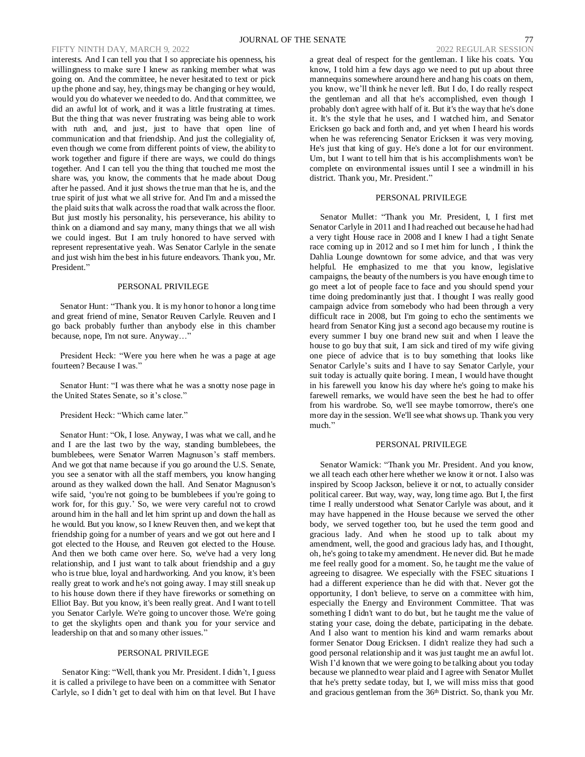interests. And I can tell you that I so appreciate his openness, his willingness to make sure I knew as ranking member what was going on. And the committee, he never hesitated to text or pick up the phone and say, hey, things may be changing or hey would, would you do whatever we needed to do. And that committee, we did an awful lot of work, and it was a little frustrating at times. But the thing that was never frustrating was being able to work with ruth and, and just, just to have that open line of communication and that friendship. And just the collegiality of, even though we come from different points of view, the ability to work together and figure if there are ways, we could do things together. And I can tell you the thing that touched me most the share was, you know, the comments that he made about Doug after he passed. And it just shows the true man that he is, and the true spirit of just what we all strive for. And I'm and a missed the the plaid suits that walk across the road that walk across the floor. But just mostly his personality, his perseverance, his ability to think on a diamond and say many, many things that we all wish we could ingest. But I am truly honored to have served with represent representative yeah. Was Senator Carlyle in the senate and just wish him the best in his future endeavors. Thank you, Mr. President."

## PERSONAL PRIVILEGE

Senator Hunt: "Thank you. It is my honor to honor a long time and great friend of mine, Senator Reuven Carlyle. Reuven and I go back probably further than anybody else in this chamber because, nope, I'm not sure. Anyway…"

President Heck: "Were you here when he was a page at age fourteen? Because I was."

Senator Hunt: "I was there what he was a snotty nose page in the United States Senate, so it's close."

President Heck: "Which came later."

Senator Hunt: "Ok, I lose. Anyway, I was what we call, and he and I are the last two by the way, standing bumblebees, the bumblebees, were Senator Warren Magnuson's staff members. And we got that name because if you go around the U.S. Senate, you see a senator with all the staff members, you know hanging around as they walked down the hall. And Senator Magnuson's wife said, 'you're not going to be bumblebees if you're going to work for, for this guy.' So, we were very careful not to crowd around him in the hall and let him sprint up and down the hall as he would. But you know, so I knew Reuven then, and we kept that friendship going for a number of years and we got out here and I got elected to the House, and Reuven got elected to the House. And then we both came over here. So, we've had a very long relationship, and I just want to talk about friendship and a guy who is true blue, loyal and hardworking. And you know, it's been really great to work and he's not going away. I may still sneak up to his house down there if they have fireworks or something on Elliot Bay. But you know, it's been really great. And I want to tell you Senator Carlyle. We're going to uncover those. We're going to get the skylights open and thank you for your service and leadership on that and so many other issues."

## PERSONAL PRIVILEGE

Senator King: "Well, thank you Mr. President. I didn't, I guess it is called a privilege to have been on a committee with Senator Carlyle, so I didn't get to deal with him on that level. But I have a great deal of respect for the gentleman. I like his coats. You know, I told him a few days ago we need to put up about three mannequins somewhere around here and hang his coats on them, you know, we'll think he never left. But I do, I do really respect the gentleman and all that he's accomplished, even though I probably don't agree with half of it. But it's the way that he's done it. It's the style that he uses, and I watched him, and Senator Ericksen go back and forth and, and yet when I heard his words when he was referencing Senator Ericksen it was very moving. He's just that king of guy. He's done a lot for our environment. Um, but I want to tell him that is his accomplishments won't be complete on environmental issues until I see a windmill in his district. Thank you, Mr. President."

## PERSONAL PRIVILEGE

Senator Mullet: "Thank you Mr. President, I, I first met Senator Carlyle in 2011 and I had reached out because he had had a very tight House race in 2008 and I knew I had a tight Senate race coming up in 2012 and so I met him for lunch , I think the Dahlia Lounge downtown for some advice, and that was very helpful. He emphasized to me that you know, legislative campaigns, the beauty of the numbers is you have enough time to go meet a lot of people face to face and you should spend your time doing predominantly just that. I thought I was really good campaign advice from somebody who had been through a very difficult race in 2008, but I'm going to echo the sentiments we heard from Senator King just a second ago because my routine is every summer I buy one brand new suit and when I leave the house to go buy that suit, I am sick and tired of my wife giving one piece of advice that is to buy something that looks like Senator Carlyle's suits and I have to say Senator Carlyle, your suit today is actually quite boring. I mean, I would have thought in his farewell you know his day where he's going to make his farewell remarks, we would have seen the best he had to offer from his wardrobe. So, we'll see maybe tomorrow, there's one more day in the session. We'll see what shows up. Thank you very much."

## PERSONAL PRIVILEGE

Senator Warnick: "Thank you Mr. President. And you know, we all teach each other here whether we know it or not. I also was inspired by Scoop Jackson, believe it or not, to actually consider political career. But way, way, way, long time ago. But I, the first time I really understood what Senator Carlyle was about, and it may have happened in the House because we served the other body, we served together too, but he used the term good and gracious lady. And when he stood up to talk about my amendment, well, the good and gracious lady has, and I thought, oh, he's going to take my amendment. He never did. But he made me feel really good for a moment. So, he taught me the value of agreeing to disagree. We especially with the FSEC situations I had a different experience than he did with that. Never got the opportunity, I don't believe, to serve on a committee with him, especially the Energy and Environment Committee. That was something I didn't want to do but, but he taught me the value of stating your case, doing the debate, participating in the debate. And I also want to mention his kind and warm remarks about former Senator Doug Ericksen. I didn't realize they had such a good personal relationship and it was just taught me an awful lot. Wish I'd known that we were going to be talking about you today because we planned to wear plaid and I agree with Senator Mullet that he's pretty sedate today, but I, we will miss miss that good and gracious gentleman from the 36th District. So, thank you Mr.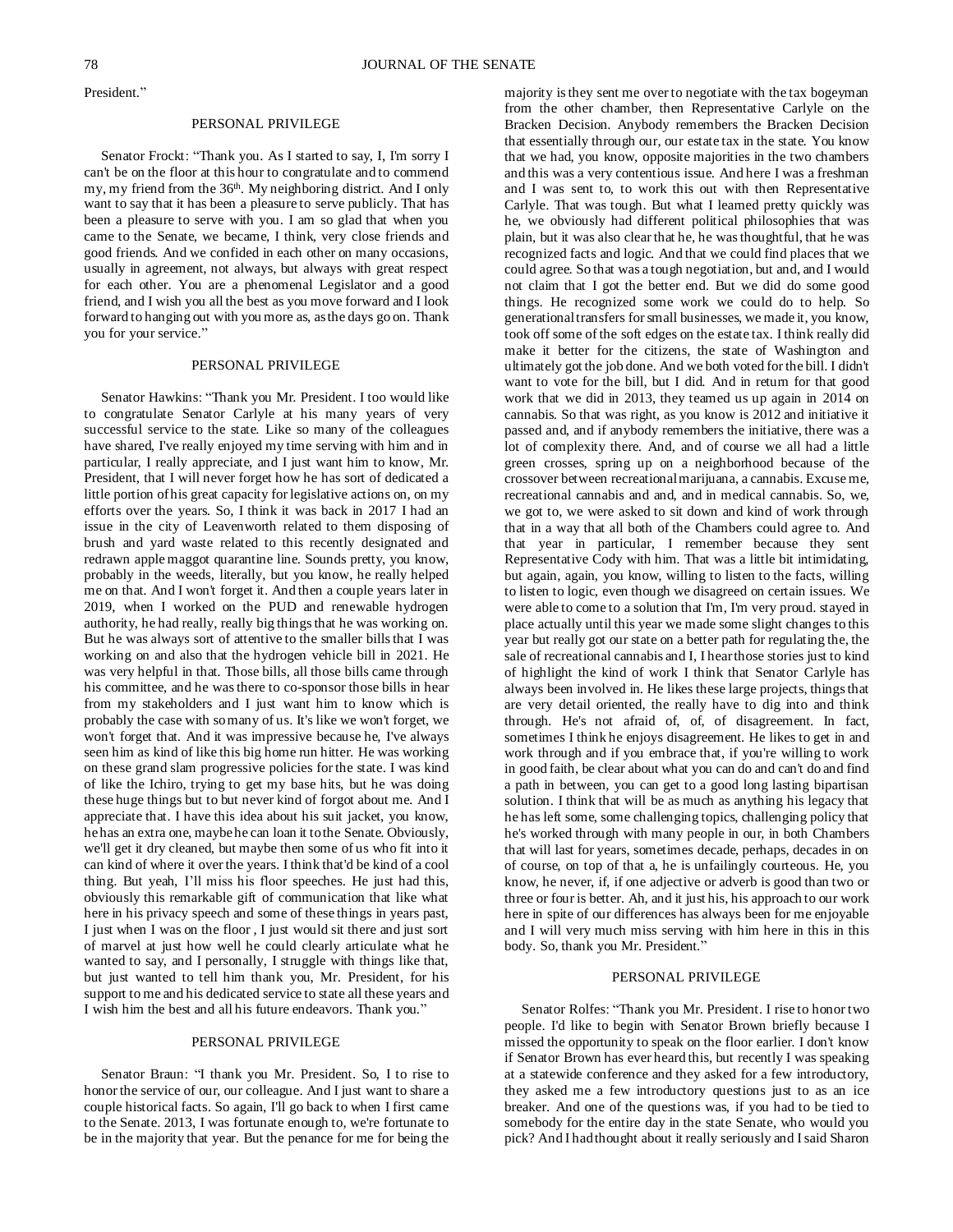President."

PERSONAL PRIVILEGE

Senator Frockt: "Thank you. As I started to say, I, I'm sorry I can't be on the floor at this hour to congratulate and to commend my, my friend from the 36th. My neighboring district. And I only want to say that it has been a pleasure to serve publicly. That has been a pleasure to serve with you. I am so glad that when you came to the Senate, we became, I think, very close friends and good friends. And we confided in each other on many occasions, usually in agreement, not always, but always with great respect for each other. You are a phenomenal Legislator and a good friend, and I wish you all the best as you move forward and I look forward to hanging out with you more as, as the days go on. Thank you for your service."

PERSONAL PRIVILEGE

Senator Hawkins: "Thank you Mr. President. I too would like to congratulate Senator Carlyle at his many years of very successful service to the state. Like so many of the colleagues have shared, I've really enjoyed my time serving with him and in particular, I really appreciate, and I just want him to know, Mr. President, that I will never forget how he has sort of dedicated a little portion of his great capacity for legislative actions on, on my efforts over the years. So, I think it was back in 2017 I had an issue in the city of Leavenworth related to them disposing of brush and yard waste related to this recently designated and redrawn apple maggot quarantine line. Sounds pretty, you know, probably in the weeds, literally, but you know, he really helped me on that. And I won't forget it. And then a couple years later in 2019, when I worked on the PUD and renewable hydrogen authority, he had really, really big things that he was working on. But he was always sort of attentive to the smaller bills that I was working on and also that the hydrogen vehicle bill in 2021. He was very helpful in that. Those bills, all those bills came through his committee, and he was there to co-sponsor those bills in hear from my stakeholders and I just want him to know which is probably the case with so many of us. It's like we won't forget, we won't forget that. And it was impressive because he, I've always seen him as kind of like this big home run hitter. He was working on these grand slam progressive policies for the state. I was kind of like the Ichiro, trying to get my base hits, but he was doing these huge things but to but never kind of forgot about me. And I appreciate that. I have this idea about his suit jacket, you know, he has an extra one, maybe he can loan it to the Senate. Obviously, we'll get it dry cleaned, but maybe then some of us who fit into it can kind of where it over the years. I think that'd be kind of a cool thing. But yeah, I'll miss his floor speeches. He just had this, obviously this remarkable gift of communication that like what here in his privacy speech and some of these things in years past, I just when I was on the floor , I just would sit there and just sort of marvel at just how well he could clearly articulate what he wanted to say, and I personally, I struggle with things like that, but just wanted to tell him thank you, Mr. President, for his support to me and his dedicated service to state all these years and I wish him the best and all his future endeavors. Thank you."

PERSONAL PRIVILEGE

Senator Braun: "I thank you Mr. President. So, I to rise to honor the service of our, our colleague. And I just want to share a couple historical facts. So again, I'll go back to when I first came to the Senate. 2013, I was fortunate enough to, we're fortunate to be in the majority that year. But the penance for me for being the majority is they sent me over to negotiate with the tax bogeyman from the other chamber, then Representative Carlyle on the Bracken Decision. Anybody remembers the Bracken Decision that essentially through our, our estate tax in the state. You know that we had, you know, opposite majorities in the two chambers and this was a very contentious issue. And here I was a freshman and I was sent to, to work this out with then Representative Carlyle. That was tough. But what I learned pretty quickly was he, we obviously had different political philosophies that was plain, but it was also clear that he, he was thoughtful, that he was recognized facts and logic. And that we could find places that we could agree. So that was a tough negotiation, but and, and I would not claim that I got the better end. But we did do some good things. He recognized some work we could do to help. So generational transfers for small businesses, we made it, you know, took off some of the soft edges on the estate tax. I think really did make it better for the citizens, the state of Washington and ultimately got the job done. And we both voted for the bill. I didn't want to vote for the bill, but I did. And in return for that good work that we did in 2013, they teamed us up again in 2014 on cannabis. So that was right, as you know is 2012 and initiative it passed and, and if anybody remembers the initiative, there was a lot of complexity there. And, and of course we all had a little green crosses, spring up on a neighborhood because of the crossover between recreational marijuana, a cannabis. Excuse me, recreational cannabis and and, and in medical cannabis. So, we, we got to, we were asked to sit down and kind of work through that in a way that all both of the Chambers could agree to. And that year in particular, I remember because they sent Representative Cody with him. That was a little bit intimidating, but again, again, you know, willing to listen to the facts, willing to listen to logic, even though we disagreed on certain issues. We were able to come to a solution that I'm, I'm very proud. stayed in place actually until this year we made some slight changes to this year but really got our state on a better path for regulating the, the sale of recreational cannabis and I, I hear those stories just to kind of highlight the kind of work I think that Senator Carlyle has always been involved in. He likes these large projects, things that are very detail oriented, the really have to dig into and think through. He's not afraid of, of, of disagreement. In fact, sometimes I think he enjoys disagreement. He likes to get in and work through and if you embrace that, if you're willing to work in good faith, be clear about what you can do and can't do and find a path in between, you can get to a good long lasting bipartisan solution. I think that will be as much as anything his legacy that he has left some, some challenging topics, challenging policy that he's worked through with many people in our, in both Chambers that will last for years, sometimes decade, perhaps, decades in on of course, on top of that a, he is unfailingly courteous. He, you know, he never, if, if one adjective or adverb is good than two or three or four is better. Ah, and it just his, his approach to our work here in spite of our differences has always been for me enjoyable and I will very much miss serving with him here in this in this body. So, thank you Mr. President."

PERSONAL PRIVILEGE

Senator Rolfes: "Thank you Mr. President. I rise to honor two people. I'd like to begin with Senator Brown briefly because I missed the opportunity to speak on the floor earlier. I don't know if Senator Brown has ever heard this, but recently I was speaking at a statewide conference and they asked for a few introductory, they asked me a few introductory questions just to as an ice breaker. And one of the questions was, if you had to be tied to somebody for the entire day in the state Senate, who would you pick? And I had thought about it really seriously and I said Sharon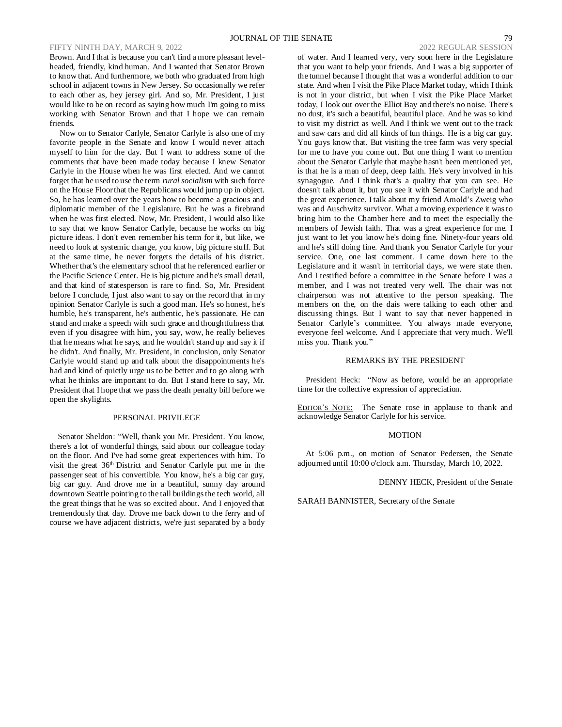Brown. And I that is because you can't find a more pleasant level-headed, friendly, kind human. And I wanted that Senator Brown to know that. And furthermore, we both who graduated from high school in adjacent towns in New Jersey. So occasionally we refer to each other as, hey jersey girl. And so, Mr. President, I just would like to be on record as saying how much I'm going to miss working with Senator Brown and that I hope we can remain friends.

Now on to Senator Carlyle, Senator Carlyle is also one of my favorite people in the Senate and know I would never attach myself to him for the day. But I want to address some of the comments that have been made today because I knew Senator Carlyle in the House when he was first elected. And we cannot forget that he used to use the term *rural socialism* with such force on the House Floor that the Republicans would jump up in object. So, he has learned over the years how to become a gracious and diplomatic member of the Legislature. But he was a firebrand when he was first elected. Now, Mr. President, I would also like to say that we know Senator Carlyle, because he works on big picture ideas. I don't even remember his term for it, but like, we need to look at systemic change, you know, big picture stuff. But at the same time, he never forgets the details of his district. Whether that's the elementary school that he referenced earlier or the Pacific Science Center. He is big picture and he's small detail, and that kind of statesperson is rare to find. So, Mr. President before I conclude, I just also want to say on the record that in my opinion Senator Carlyle is such a good man. He's so honest, he's humble, he's transparent, he's authentic, he's passionate. He can stand and make a speech with such grace and thoughtfulness that even if you disagree with him, you say, wow, he really believes that he means what he says, and he wouldn't stand up and say it if he didn't. And finally, Mr. President, in conclusion, only Senator Carlyle would stand up and talk about the disappointments he's had and kind of quietly urge us to be better and to go along with what he thinks are important to do. But I stand here to say, Mr. President that I hope that we pass the death penalty bill before we open the skylights.

PERSONAL PRIVILEGE

Senator Sheldon: "Well, thank you Mr. President. You know, there's a lot of wonderful things, said about our colleague today on the floor. And I've had some great experiences with him. To visit the great 36th District and Senator Carlyle put me in the passenger seat of his convertible. You know, he's a big car guy, big car guy. And drove me in a beautiful, sunny day around downtown Seattle pointing to the tall buildings the tech world, all the great things that he was so excited about. And I enjoyed that tremendously that day. Drove me back down to the ferry and of course we have adjacent districts, we're just separated by a body of water. And I learned very, very soon here in the Legislature that you want to help your friends. And I was a big supporter of the tunnel because I thought that was a wonderful addition to our state. And when I visit the Pike Place Market today, which I think is not in your district, but when I visit the Pike Place Market today, I look out over the Elliot Bay and there's no noise. There's no dust, it's such a beautiful, beautiful place. And he was so kind to visit my district as well. And I think we went out to the track and saw cars and did all kinds of fun things. He is a big car guy. You guys know that. But visiting the tree farm was very special for me to have you come out. But one thing I want to mention about the Senator Carlyle that maybe hasn't been mentioned yet, is that he is a man of deep, deep faith. He's very involved in his synagogue. And I think that's a quality that you can see. He doesn't talk about it, but you see it with Senator Carlyle and had the great experience. I talk about my friend Arnold's Zweig who was and Auschwitz survivor. What a moving experience it was to bring him to the Chamber here and to meet the especially the members of Jewish faith. That was a great experience for me. I just want to let you know he's doing fine. Ninety-four years old and he's still doing fine. And thank you Senator Carlyle for your service. One, one last comment. I came down here to the Legislature and it wasn't in territorial days, we were state then. And I testified before a committee in the Senate before I was a member, and I was not treated very well. The chair was not chairperson was not attentive to the person speaking. The members on the, on the dais were talking to each other and discussing things. But I want to say that never happened in Senator Carlyle's committee. You always made everyone, everyone feel welcome. And I appreciate that very much. We'll miss you. Thank you."

REMARKS BY THE PRESIDENT

President Heck: "Now as before, would be an appropriate time for the collective expression of appreciation.

EDITOR'S NOTE: The Senate rose in applause to thank and acknowledge Senator Carlyle for his service.

MOTION

At 5:06 p.m., on motion of Senator Pedersen, the Senate adjourned until 10:00 o'clock a.m. Thursday, March 10, 2022.

DENNY HECK, President of the Senate

SARAH BANNISTER, Secretary of the Senate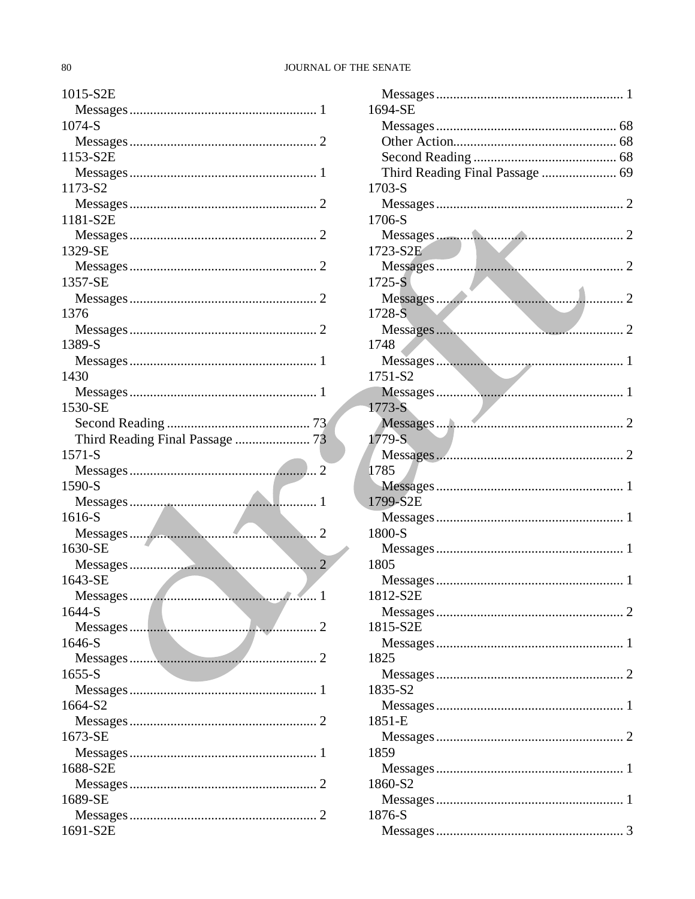1015-S2E
  Messages ...................................................... 1
1074-S
  Messages ...................................................... 2
1153-S2E
  Messages ...................................................... 1
1173-S2
  Messages ...................................................... 2
1181-S2E
  Messages ...................................................... 2
1329-SE
  Messages ...................................................... 2
1357-SE
  Messages ...................................................... 2
1376
  Messages ...................................................... 2
1389-S
  Messages ...................................................... 1
1430
  Messages ...................................................... 1
1530-SE
  Second Reading .......................................... 73
  Third Reading Final Passage ...................... 73
1571-S
  Messages ...................................................... 2
1590-S
  Messages ...................................................... 1
1616-S
  Messages ...................................................... 2
1630-SE
  Messages ...................................................... 2
1643-SE
  Messages ...................................................... 1
1644-S
  Messages ...................................................... 2
1646-S
  Messages ...................................................... 2
1655-S
  Messages ...................................................... 1
1664-S2
  Messages ...................................................... 2
1673-SE
  Messages ...................................................... 1
1688-S2E
  Messages ...................................................... 2
1689-SE
  Messages ...................................................... 2
1691-S2E
  Messages ...................................................... 1
1694-SE
  Messages ...................................................... 68
  Other Action................................................ 68
  Second Reading .......................................... 68
  Third Reading Final Passage ...................... 69
1703-S
  Messages ...................................................... 2
1706-S
  Messages ...................................................... 2
1723-S2E
  Messages ...................................................... 2
1725-S
  Messages ...................................................... 2
1728-S
  Messages ...................................................... 2
1748
  Messages ...................................................... 1
1751-S2
  Messages ...................................................... 1
1773-S
  Messages ...................................................... 2
1779-S
  Messages ...................................................... 2
1785
  Messages ...................................................... 1
1799-S2E
  Messages ...................................................... 1
1800-S
  Messages ...................................................... 1
1805
  Messages ...................................................... 1
1812-S2E
  Messages ...................................................... 2
1815-S2E
  Messages ...................................................... 1
1825
  Messages ...................................................... 2
1835-S2
  Messages ...................................................... 1
1851-E
  Messages ...................................................... 2
1859
  Messages ...................................................... 1
1860-S2
  Messages ...................................................... 1
1876-S
  Messages ...................................................... 3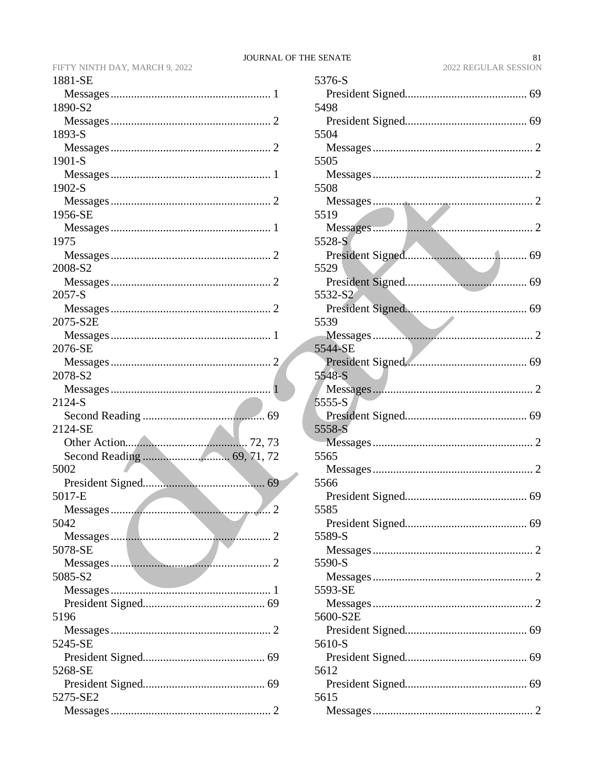1881-SE
  Messages ........................................................ 1
1890-S2
  Messages ........................................................ 2
1893-S
  Messages ........................................................ 2
1901-S
  Messages ........................................................ 1
1902-S
  Messages ........................................................ 2
1956-SE
  Messages ........................................................ 1
1975
  Messages ........................................................ 2
2008-S2
  Messages ........................................................ 2
2057-S
  Messages ........................................................ 2
2075-S2E
  Messages ........................................................ 1
2076-SE
  Messages ........................................................ 2
2078-S2
  Messages ........................................................ 1
2124-S
  Second Reading ........................................... 69
2124-SE
  Other Action........................................... 72, 73
  Second Reading ............................... 69, 71, 72
5002
  President Signed........................................... 69
5017-E
  Messages ........................................................ 2
5042
  Messages ........................................................ 2
5078-SE
  Messages ........................................................ 2
5085-S2
  Messages ........................................................ 1
  President Signed........................................... 69
5196
  Messages ........................................................ 2
5245-SE
  President Signed........................................... 69
5268-SE
  President Signed........................................... 69
5275-SE2
  Messages ........................................................ 2
5376-S
  President Signed........................................... 69
5498
  President Signed........................................... 69
5504
  Messages ........................................................ 2
5505
  Messages ........................................................ 2
5508
  Messages ........................................................ 2
5519
  Messages ........................................................ 2
5528-S
  President Signed........................................... 69
5529
  President Signed........................................... 69
5532-S2
  President Signed........................................... 69
5539
  Messages ........................................................ 2
5544-SE
  President Signed........................................... 69
5548-S
  Messages ........................................................ 2
5555-S
  President Signed........................................... 69
5558-S
  Messages ........................................................ 2
5565
  Messages ........................................................ 2
5566
  President Signed........................................... 69
5585
  President Signed........................................... 69
5589-S
  Messages ........................................................ 2
5590-S
  Messages ........................................................ 2
5593-SE
  Messages ........................................................ 2
5600-S2E
  President Signed........................................... 69
5610-S
  President Signed........................................... 69
5612
  President Signed........................................... 69
5615
  Messages ........................................................ 2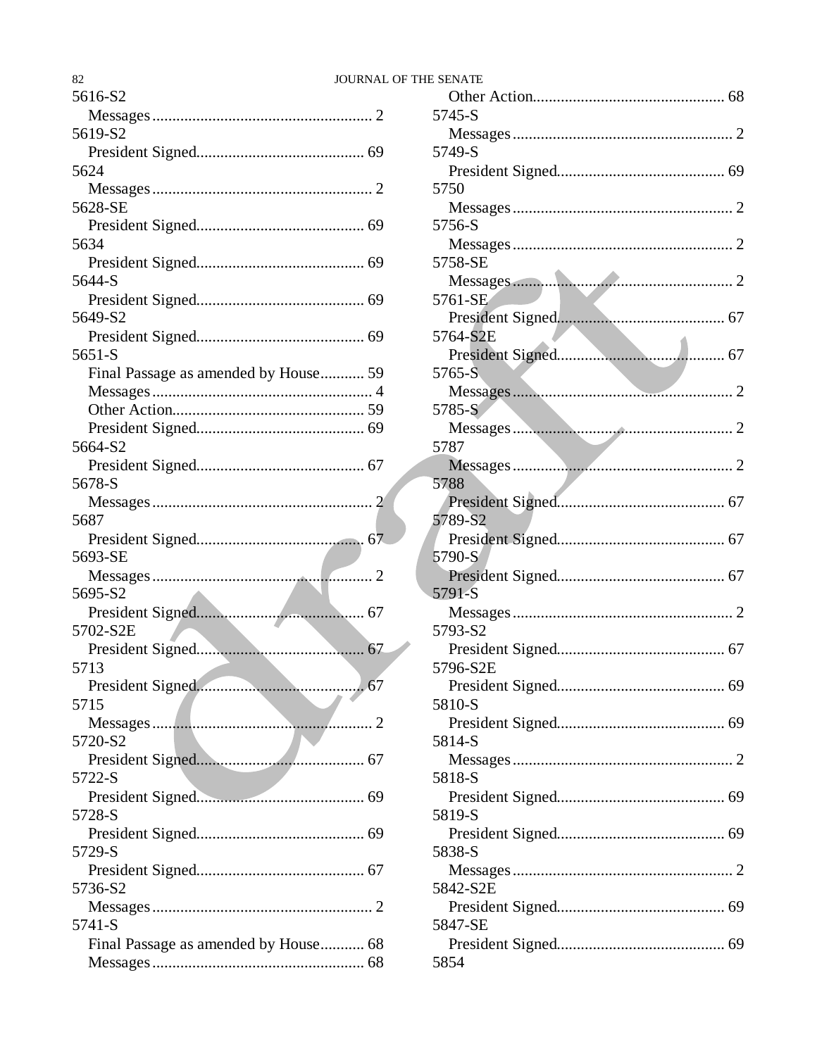5616-S2
  Messages....................................................... 2
5619-S2
  President Signed.......................................... 69
5624
  Messages....................................................... 2
5628-SE
  President Signed.......................................... 69
5634
  President Signed.......................................... 69
5644-S
  President Signed.......................................... 69
5649-S2
  President Signed.......................................... 69
5651-S
  Final Passage as amended by House........... 59
  Messages....................................................... 4
  Other Action................................................ 59
  President Signed.......................................... 69
5664-S2
  President Signed.......................................... 67
5678-S
  Messages....................................................... 2
5687
  President Signed.......................................... 67
5693-SE
  Messages....................................................... 2
5695-S2
  President Signed.......................................... 67
5702-S2E
  President Signed.......................................... 67
5713
  President Signed.......................................... 67
5715
  Messages....................................................... 2
5720-S2
  President Signed.......................................... 67
5722-S
  President Signed.......................................... 69
5728-S
  President Signed.......................................... 69
5729-S
  President Signed.......................................... 67
5736-S2
  Messages....................................................... 2
5741-S
  Final Passage as amended by House........... 68
  Messages..................................................... 68
  Other Action................................................ 68
5745-S
  Messages....................................................... 2
5749-S
  President Signed.......................................... 69
5750
  Messages....................................................... 2
5756-S
  Messages....................................................... 2
5758-SE
  Messages....................................................... 2
5761-SE
  President Signed.......................................... 67
5764-S2E
  President Signed.......................................... 67
5765-S
  Messages....................................................... 2
5785-S
  Messages....................................................... 2
5787
  Messages....................................................... 2
5788
  President Signed.......................................... 67
5789-S2
  President Signed.......................................... 67
5790-S
  President Signed.......................................... 67
5791-S
  Messages....................................................... 2
5793-S2
  President Signed.......................................... 67
5796-S2E
  President Signed.......................................... 69
5810-S
  President Signed.......................................... 69
5814-S
  Messages....................................................... 2
5818-S
  President Signed.......................................... 69
5819-S
  President Signed.......................................... 69
5838-S
  Messages....................................................... 2
5842-S2E
  President Signed.......................................... 69
5847-SE
  President Signed.......................................... 69
5854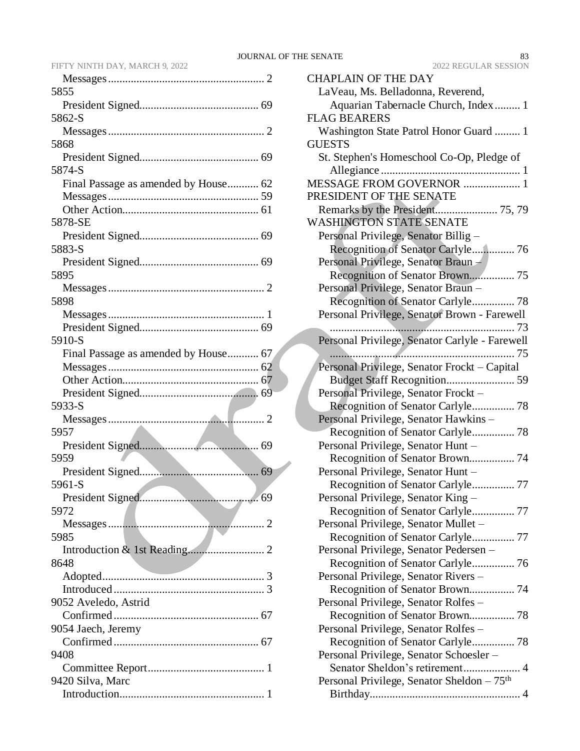Messages....................................................... 2
5855
President Signed.......................................... 69
5862-S
Messages....................................................... 2
5868
President Signed.......................................... 69
5874-S
Final Passage as amended by House........... 62
Messages..................................................... 59
Other Action................................................ 61
5878-SE
President Signed.......................................... 69
5883-S
President Signed.......................................... 69
5895
Messages....................................................... 2
5898
Messages....................................................... 1
President Signed.......................................... 69
5910-S
Final Passage as amended by House........... 67
Messages..................................................... 62
Other Action................................................ 67
President Signed.......................................... 69
5933-S
Messages....................................................... 2
5957
President Signed.......................................... 69
5959
President Signed.......................................... 69
5961-S
President Signed.......................................... 69
5972
Messages....................................................... 2
5985
Introduction & 1st Reading........................... 2
8648
Adopted......................................................... 3
Introduced..................................................... 3
9052 Aveledo, Astrid
Confirmed................................................... 67
9054 Jaech, Jeremy
Confirmed................................................... 67
9408
Committee Report......................................... 1
9420 Silva, Marc
Introduction................................................... 1

CHAPLAIN OF THE DAY
LaVeau, Ms. Belladonna, Reverend, Aquarian Tabernacle Church, Index......... 1
FLAG BEARERS
Washington State Patrol Honor Guard ......... 1
GUESTS
St. Stephen's Homeschool Co-Op, Pledge of Allegiance................................................. 1
MESSAGE FROM GOVERNOR .................... 1
PRESIDENT OF THE SENATE
Remarks by the President...................... 75, 79
WASHINGTON STATE SENATE
Personal Privilege, Senator Billig – Recognition of Senator Carlyle............... 76
Personal Privilege, Senator Braun – Recognition of Senator Brown................ 75
Personal Privilege, Senator Braun – Recognition of Senator Carlyle............... 78
Personal Privilege, Senator Brown - Farewell ................................................................. 73
Personal Privilege, Senator Carlyle - Farewell ................................................................. 75
Personal Privilege, Senator Frockt – Capital Budget Staff Recognition........................ 59
Personal Privilege, Senator Frockt – Recognition of Senator Carlyle............... 78
Personal Privilege, Senator Hawkins – Recognition of Senator Carlyle............... 78
Personal Privilege, Senator Hunt – Recognition of Senator Brown................ 74
Personal Privilege, Senator Hunt – Recognition of Senator Carlyle............... 77
Personal Privilege, Senator King – Recognition of Senator Carlyle............... 77
Personal Privilege, Senator Mullet – Recognition of Senator Carlyle............... 77
Personal Privilege, Senator Pedersen – Recognition of Senator Carlyle............... 76
Personal Privilege, Senator Rivers – Recognition of Senator Brown................ 74
Personal Privilege, Senator Rolfes – Recognition of Senator Brown................ 78
Personal Privilege, Senator Rolfes – Recognition of Senator Carlyle............... 78
Personal Privilege, Senator Schoesler – Senator Sheldon's retirement.................... 4
Personal Privilege, Senator Sheldon – 75th Birthday.................................................... 4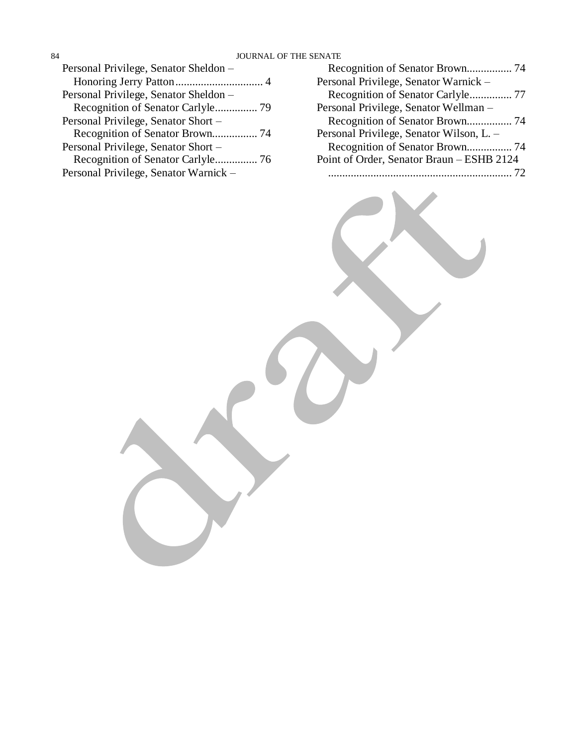Personal Privilege, Senator Sheldon –
Honoring Jerry Patton............................... 4

Personal Privilege, Senator Sheldon –
Recognition of Senator Carlyle............... 79

Personal Privilege, Senator Short –
Recognition of Senator Brown................ 74

Personal Privilege, Senator Short –
Recognition of Senator Carlyle............... 76

Personal Privilege, Senator Warnick –
Recognition of Senator Brown................ 74

Personal Privilege, Senator Warnick –
Recognition of Senator Carlyle............... 77

Personal Privilege, Senator Wellman –
Recognition of Senator Brown................ 74

Personal Privilege, Senator Wilson, L. –
Recognition of Senator Brown................ 74

Point of Order, Senator Braun – ESHB 2124
................................................................ 72